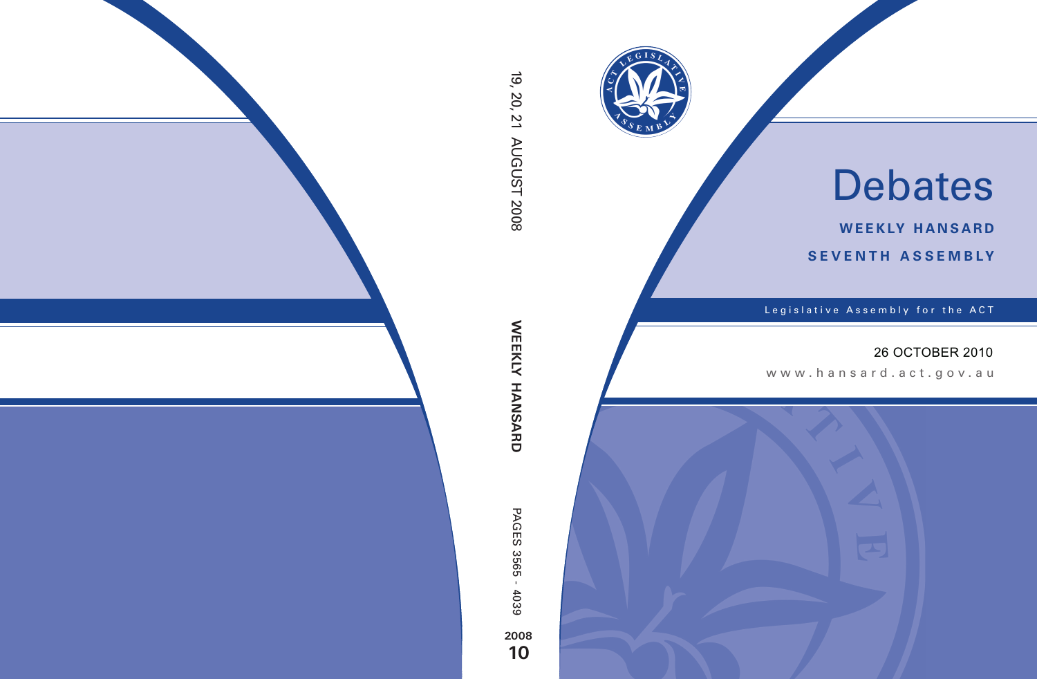# Debates

**WEEKLY HANSARD**

**SEVENTH ASSEMBLY**

Legislative Assembly for the ACT

26 OCTOBER 2010

www.hansard.act.gov.au

19, 20, 21 AUGUST 2008

**WEEKLY HANSARD**

PAGES 3565 - 4039

**2008**

**10**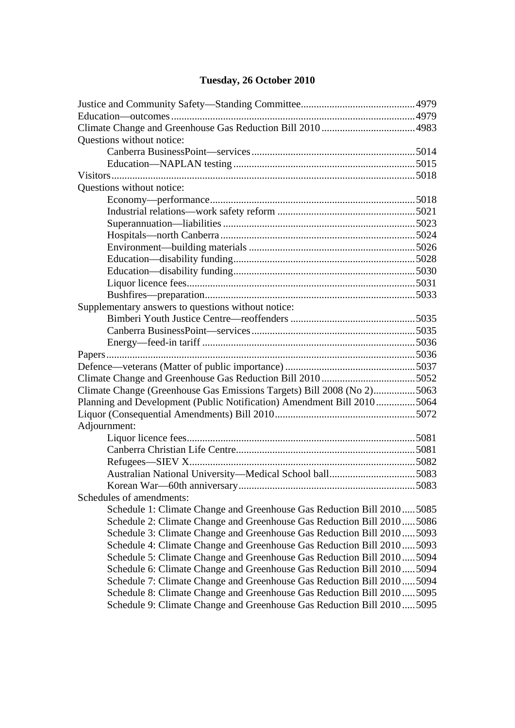## Tuesday, 26 October 2010

Justice and Community Safety—Standing Committee....................4979
Education—outcomes....................4979
Climate Change and Greenhouse Gas Reduction Bill 2010....................4983
Questions without notice:
- Canberra BusinessPoint—services....................5014
- Education—NAPLAN testing....................5015

Visitors....................5018
Questions without notice:
- Economy—performance....................5018
- Industrial relations—work safety reform....................5021
- Superannuation—liabilities....................5023
- Hospitals—north Canberra....................5024
- Environment—building materials....................5026
- Education—disability funding....................5028
- Education—disability funding....................5030
- Liquor licence fees....................5031
- Bushfires—preparation....................5033

Supplementary answers to questions without notice:
- Bimberi Youth Justice Centre—reoffenders....................5035
- Canberra BusinessPoint—services....................5035
- Energy—feed-in tariff....................5036

Papers....................5036
Defence—veterans (Matter of public importance)....................5037
Climate Change and Greenhouse Gas Reduction Bill 2010....................5052
Climate Change (Greenhouse Gas Emissions Targets) Bill 2008 (No 2)....................5063
Planning and Development (Public Notification) Amendment Bill 2010....................5064
Liquor (Consequential Amendments) Bill 2010....................5072
Adjournment:
- Liquor licence fees....................5081
- Canberra Christian Life Centre....................5081
- Refugees—SIEV X....................5082
- Australian National University—Medical School ball....................5083
- Korean War—60th anniversary....................5083

Schedules of amendments:
- Schedule 1: Climate Change and Greenhouse Gas Reduction Bill 2010....................5085
- Schedule 2: Climate Change and Greenhouse Gas Reduction Bill 2010....................5086
- Schedule 3: Climate Change and Greenhouse Gas Reduction Bill 2010....................5093
- Schedule 4: Climate Change and Greenhouse Gas Reduction Bill 2010....................5093
- Schedule 5: Climate Change and Greenhouse Gas Reduction Bill 2010....................5094
- Schedule 6: Climate Change and Greenhouse Gas Reduction Bill 2010....................5094
- Schedule 7: Climate Change and Greenhouse Gas Reduction Bill 2010....................5094
- Schedule 8: Climate Change and Greenhouse Gas Reduction Bill 2010....................5095
- Schedule 9: Climate Change and Greenhouse Gas Reduction Bill 2010....................5095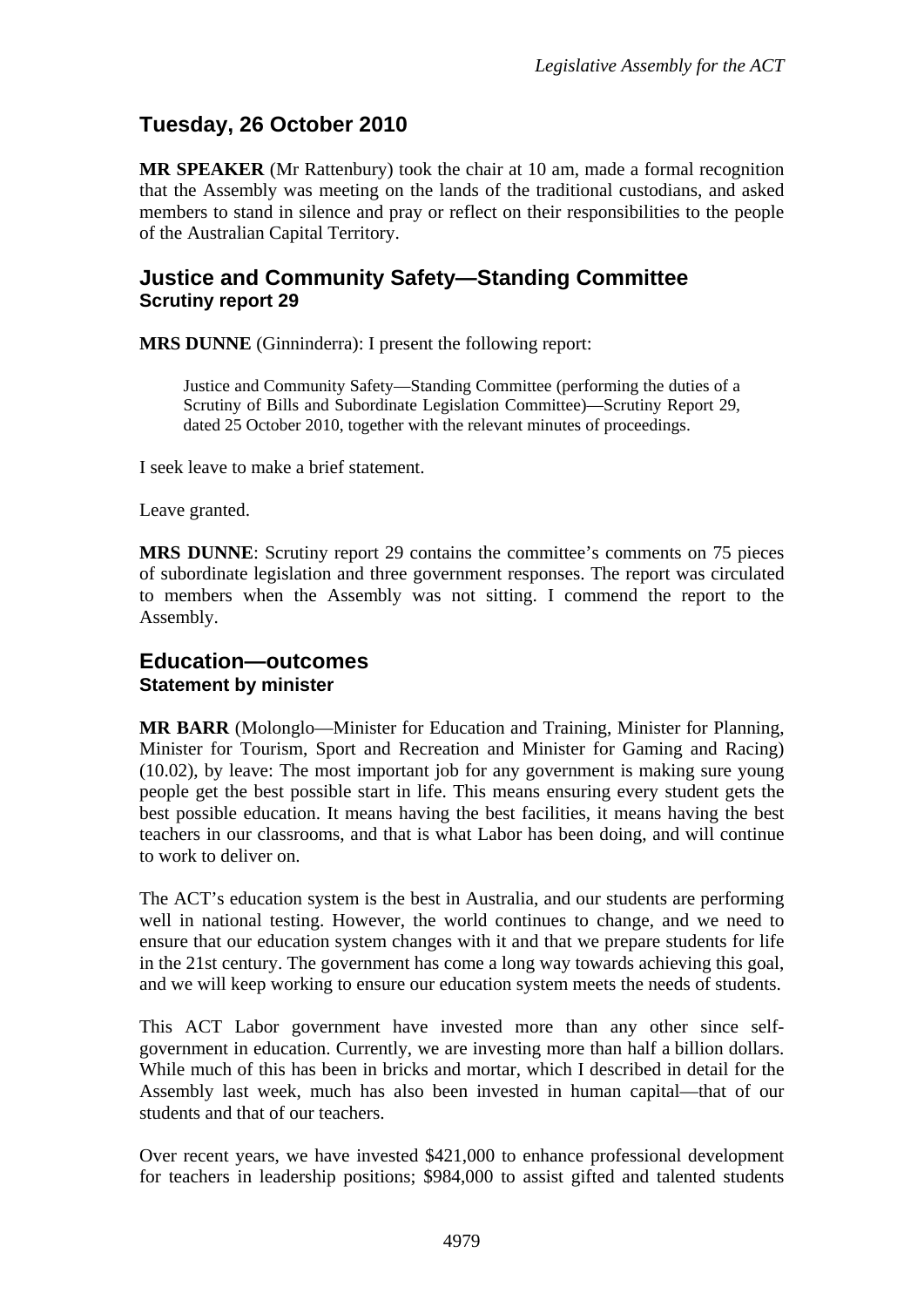## Tuesday, 26 October 2010

**MR SPEAKER** (Mr Rattenbury) took the chair at 10 am, made a formal recognition that the Assembly was meeting on the lands of the traditional custodians, and asked members to stand in silence and pray or reflect on their responsibilities to the people of the Australian Capital Territory.

## Justice and Community Safety—Standing Committee
### Scrutiny report 29

**MRS DUNNE** (Ginninderra): I present the following report:

> Justice and Community Safety—Standing Committee (performing the duties of a Scrutiny of Bills and Subordinate Legislation Committee)—Scrutiny Report 29, dated 25 October 2010, together with the relevant minutes of proceedings.

I seek leave to make a brief statement.

Leave granted.

**MRS DUNNE**: Scrutiny report 29 contains the committee's comments on 75 pieces of subordinate legislation and three government responses. The report was circulated to members when the Assembly was not sitting. I commend the report to the Assembly.

## Education—outcomes
### Statement by minister

**MR BARR** (Molonglo—Minister for Education and Training, Minister for Planning, Minister for Tourism, Sport and Recreation and Minister for Gaming and Racing) (10.02), by leave: The most important job for any government is making sure young people get the best possible start in life. This means ensuring every student gets the best possible education. It means having the best facilities, it means having the best teachers in our classrooms, and that is what Labor has been doing, and will continue to work to deliver on.

The ACT's education system is the best in Australia, and our students are performing well in national testing. However, the world continues to change, and we need to ensure that our education system changes with it and that we prepare students for life in the 21st century. The government has come a long way towards achieving this goal, and we will keep working to ensure our education system meets the needs of students.

This ACT Labor government have invested more than any other since self-government in education. Currently, we are investing more than half a billion dollars. While much of this has been in bricks and mortar, which I described in detail for the Assembly last week, much has also been invested in human capital—that of our students and that of our teachers.

Over recent years, we have invested \$421,000 to enhance professional development for teachers in leadership positions; \$984,000 to assist gifted and talented students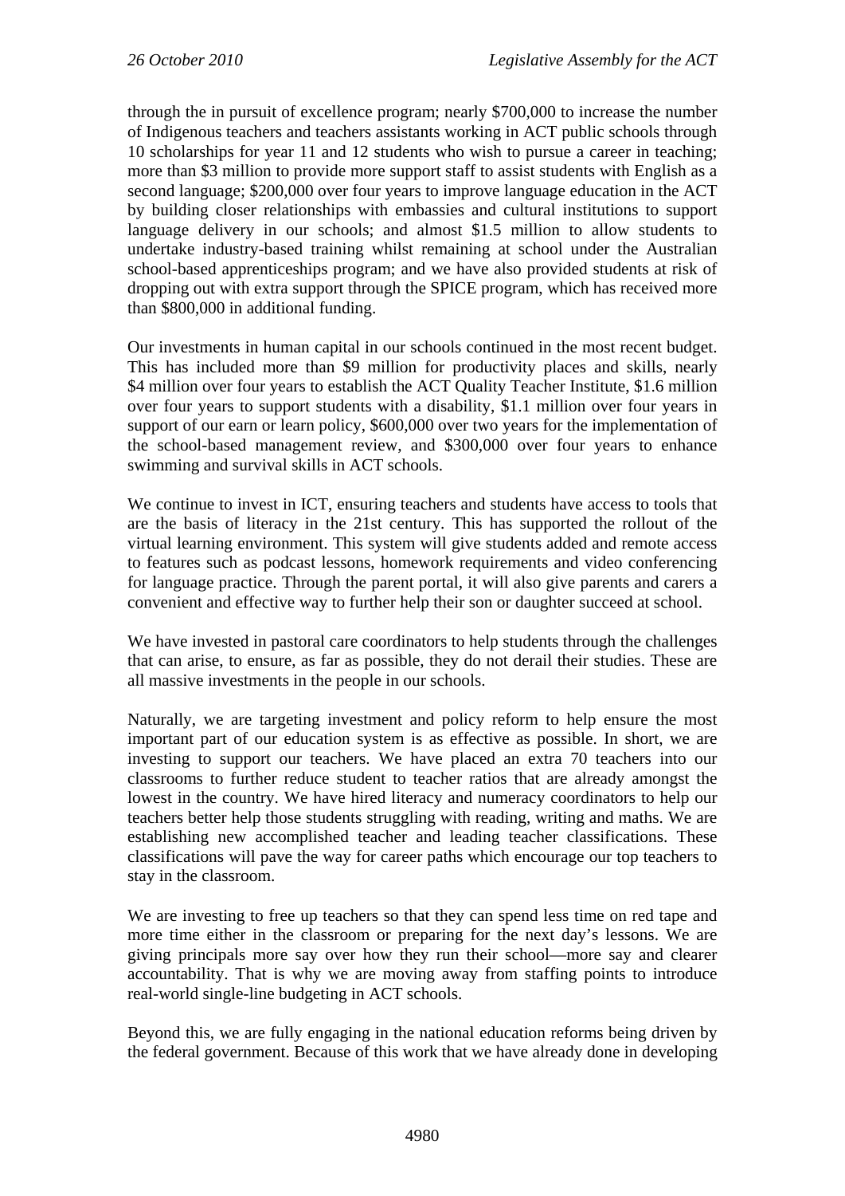through the in pursuit of excellence program; nearly $700,000 to increase the number of Indigenous teachers and teachers assistants working in ACT public schools through 10 scholarships for year 11 and 12 students who wish to pursue a career in teaching; more than $3 million to provide more support staff to assist students with English as a second language; $200,000 over four years to improve language education in the ACT by building closer relationships with embassies and cultural institutions to support language delivery in our schools; and almost $1.5 million to allow students to undertake industry-based training whilst remaining at school under the Australian school-based apprenticeships program; and we have also provided students at risk of dropping out with extra support through the SPICE program, which has received more than $800,000 in additional funding.

Our investments in human capital in our schools continued in the most recent budget. This has included more than $9 million for productivity places and skills, nearly $4 million over four years to establish the ACT Quality Teacher Institute, $1.6 million over four years to support students with a disability, $1.1 million over four years in support of our earn or learn policy, $600,000 over two years for the implementation of the school-based management review, and $300,000 over four years to enhance swimming and survival skills in ACT schools.

We continue to invest in ICT, ensuring teachers and students have access to tools that are the basis of literacy in the 21st century. This has supported the rollout of the virtual learning environment. This system will give students added and remote access to features such as podcast lessons, homework requirements and video conferencing for language practice. Through the parent portal, it will also give parents and carers a convenient and effective way to further help their son or daughter succeed at school.

We have invested in pastoral care coordinators to help students through the challenges that can arise, to ensure, as far as possible, they do not derail their studies. These are all massive investments in the people in our schools.

Naturally, we are targeting investment and policy reform to help ensure the most important part of our education system is as effective as possible. In short, we are investing to support our teachers. We have placed an extra 70 teachers into our classrooms to further reduce student to teacher ratios that are already amongst the lowest in the country. We have hired literacy and numeracy coordinators to help our teachers better help those students struggling with reading, writing and maths. We are establishing new accomplished teacher and leading teacher classifications. These classifications will pave the way for career paths which encourage our top teachers to stay in the classroom.

We are investing to free up teachers so that they can spend less time on red tape and more time either in the classroom or preparing for the next day's lessons. We are giving principals more say over how they run their school—more say and clearer accountability. That is why we are moving away from staffing points to introduce real-world single-line budgeting in ACT schools.

Beyond this, we are fully engaging in the national education reforms being driven by the federal government. Because of this work that we have already done in developing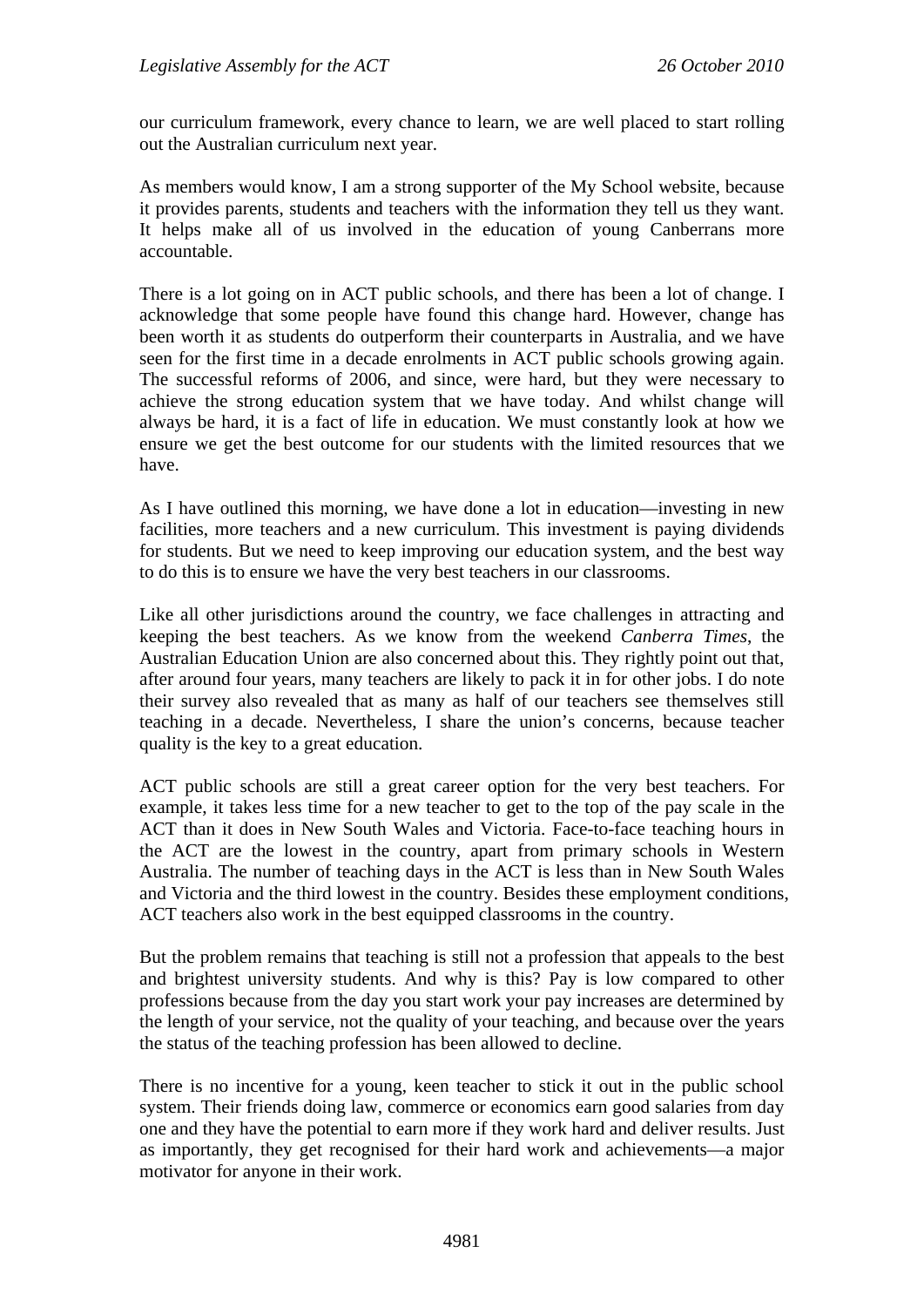our curriculum framework, every chance to learn, we are well placed to start rolling out the Australian curriculum next year.

As members would know, I am a strong supporter of the My School website, because it provides parents, students and teachers with the information they tell us they want. It helps make all of us involved in the education of young Canberrans more accountable.

There is a lot going on in ACT public schools, and there has been a lot of change. I acknowledge that some people have found this change hard. However, change has been worth it as students do outperform their counterparts in Australia, and we have seen for the first time in a decade enrolments in ACT public schools growing again. The successful reforms of 2006, and since, were hard, but they were necessary to achieve the strong education system that we have today. And whilst change will always be hard, it is a fact of life in education. We must constantly look at how we ensure we get the best outcome for our students with the limited resources that we have.

As I have outlined this morning, we have done a lot in education—investing in new facilities, more teachers and a new curriculum. This investment is paying dividends for students. But we need to keep improving our education system, and the best way to do this is to ensure we have the very best teachers in our classrooms.

Like all other jurisdictions around the country, we face challenges in attracting and keeping the best teachers. As we know from the weekend *Canberra Times*, the Australian Education Union are also concerned about this. They rightly point out that, after around four years, many teachers are likely to pack it in for other jobs. I do note their survey also revealed that as many as half of our teachers see themselves still teaching in a decade. Nevertheless, I share the union's concerns, because teacher quality is the key to a great education.

ACT public schools are still a great career option for the very best teachers. For example, it takes less time for a new teacher to get to the top of the pay scale in the ACT than it does in New South Wales and Victoria. Face-to-face teaching hours in the ACT are the lowest in the country, apart from primary schools in Western Australia. The number of teaching days in the ACT is less than in New South Wales and Victoria and the third lowest in the country. Besides these employment conditions, ACT teachers also work in the best equipped classrooms in the country.

But the problem remains that teaching is still not a profession that appeals to the best and brightest university students. And why is this? Pay is low compared to other professions because from the day you start work your pay increases are determined by the length of your service, not the quality of your teaching, and because over the years the status of the teaching profession has been allowed to decline.

There is no incentive for a young, keen teacher to stick it out in the public school system. Their friends doing law, commerce or economics earn good salaries from day one and they have the potential to earn more if they work hard and deliver results. Just as importantly, they get recognised for their hard work and achievements—a major motivator for anyone in their work.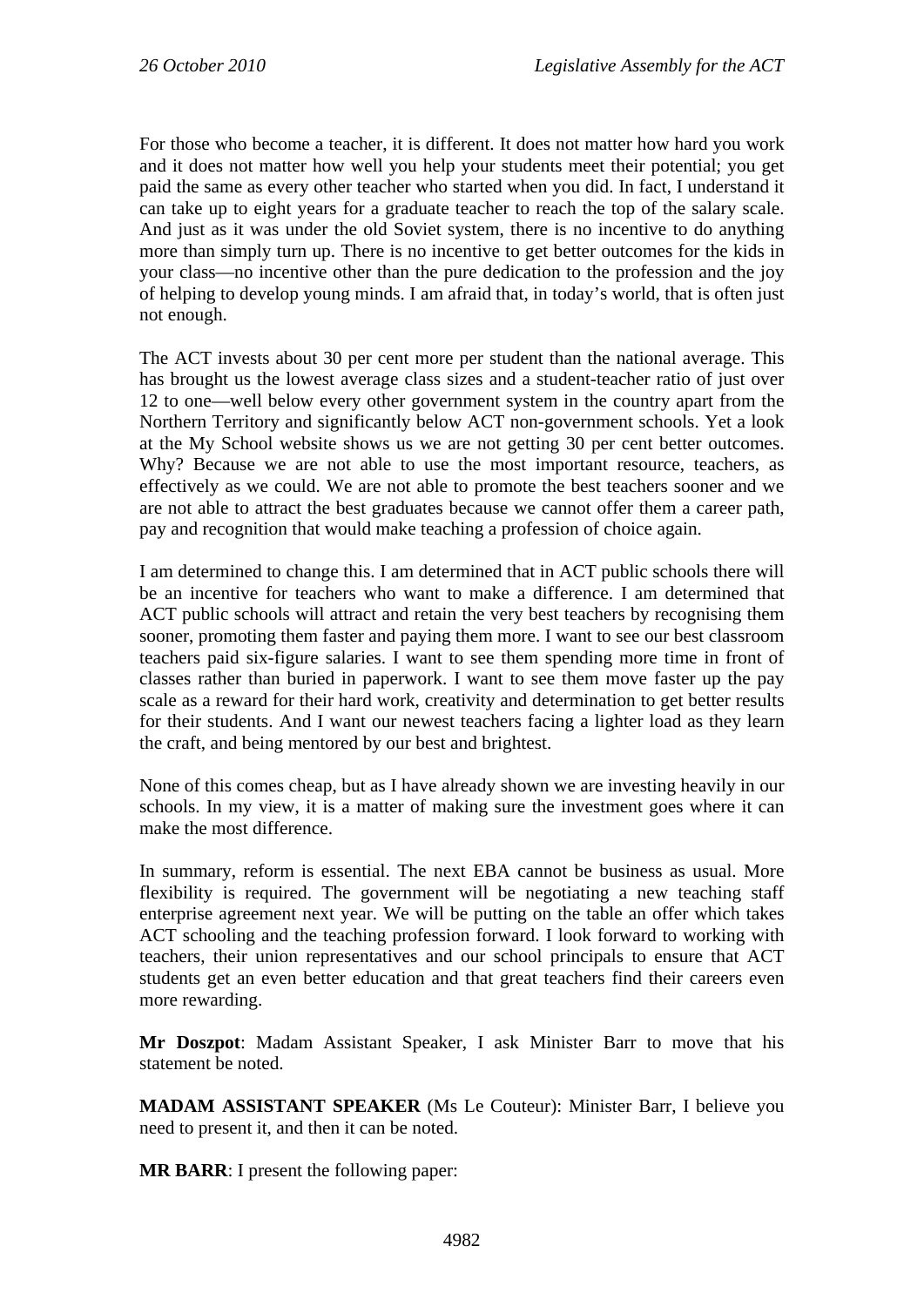For those who become a teacher, it is different. It does not matter how hard you work and it does not matter how well you help your students meet their potential; you get paid the same as every other teacher who started when you did. In fact, I understand it can take up to eight years for a graduate teacher to reach the top of the salary scale. And just as it was under the old Soviet system, there is no incentive to do anything more than simply turn up. There is no incentive to get better outcomes for the kids in your class—no incentive other than the pure dedication to the profession and the joy of helping to develop young minds. I am afraid that, in today's world, that is often just not enough.

The ACT invests about 30 per cent more per student than the national average. This has brought us the lowest average class sizes and a student-teacher ratio of just over 12 to one—well below every other government system in the country apart from the Northern Territory and significantly below ACT non-government schools. Yet a look at the My School website shows us we are not getting 30 per cent better outcomes. Why? Because we are not able to use the most important resource, teachers, as effectively as we could. We are not able to promote the best teachers sooner and we are not able to attract the best graduates because we cannot offer them a career path, pay and recognition that would make teaching a profession of choice again.

I am determined to change this. I am determined that in ACT public schools there will be an incentive for teachers who want to make a difference. I am determined that ACT public schools will attract and retain the very best teachers by recognising them sooner, promoting them faster and paying them more. I want to see our best classroom teachers paid six-figure salaries. I want to see them spending more time in front of classes rather than buried in paperwork. I want to see them move faster up the pay scale as a reward for their hard work, creativity and determination to get better results for their students. And I want our newest teachers facing a lighter load as they learn the craft, and being mentored by our best and brightest.

None of this comes cheap, but as I have already shown we are investing heavily in our schools. In my view, it is a matter of making sure the investment goes where it can make the most difference.

In summary, reform is essential. The next EBA cannot be business as usual. More flexibility is required. The government will be negotiating a new teaching staff enterprise agreement next year. We will be putting on the table an offer which takes ACT schooling and the teaching profession forward. I look forward to working with teachers, their union representatives and our school principals to ensure that ACT students get an even better education and that great teachers find their careers even more rewarding.

**Mr Doszpot**: Madam Assistant Speaker, I ask Minister Barr to move that his statement be noted.

**MADAM ASSISTANT SPEAKER** (Ms Le Couteur): Minister Barr, I believe you need to present it, and then it can be noted.

**MR BARR**: I present the following paper: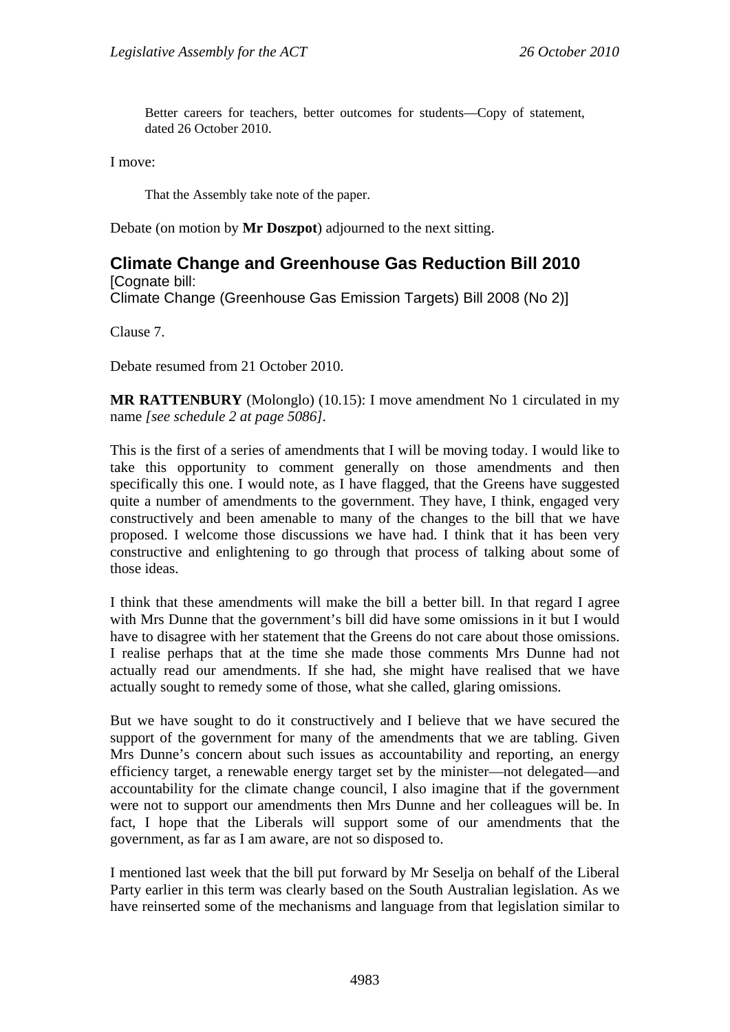Better careers for teachers, better outcomes for students—Copy of statement, dated 26 October 2010.

I move:

That the Assembly take note of the paper.

Debate (on motion by **Mr Doszpot**) adjourned to the next sitting.

## Climate Change and Greenhouse Gas Reduction Bill 2010

[Cognate bill:
Climate Change (Greenhouse Gas Emission Targets) Bill 2008 (No 2)]

Clause 7.

Debate resumed from 21 October 2010.

**MR RATTENBURY** (Molonglo) (10.15): I move amendment No 1 circulated in my name *[see schedule 2 at page 5086]*.

This is the first of a series of amendments that I will be moving today. I would like to take this opportunity to comment generally on those amendments and then specifically this one. I would note, as I have flagged, that the Greens have suggested quite a number of amendments to the government. They have, I think, engaged very constructively and been amenable to many of the changes to the bill that we have proposed. I welcome those discussions we have had. I think that it has been very constructive and enlightening to go through that process of talking about some of those ideas.

I think that these amendments will make the bill a better bill. In that regard I agree with Mrs Dunne that the government's bill did have some omissions in it but I would have to disagree with her statement that the Greens do not care about those omissions. I realise perhaps that at the time she made those comments Mrs Dunne had not actually read our amendments. If she had, she might have realised that we have actually sought to remedy some of those, what she called, glaring omissions.

But we have sought to do it constructively and I believe that we have secured the support of the government for many of the amendments that we are tabling. Given Mrs Dunne's concern about such issues as accountability and reporting, an energy efficiency target, a renewable energy target set by the minister—not delegated—and accountability for the climate change council, I also imagine that if the government were not to support our amendments then Mrs Dunne and her colleagues will be. In fact, I hope that the Liberals will support some of our amendments that the government, as far as I am aware, are not so disposed to.

I mentioned last week that the bill put forward by Mr Seselja on behalf of the Liberal Party earlier in this term was clearly based on the South Australian legislation. As we have reinserted some of the mechanisms and language from that legislation similar to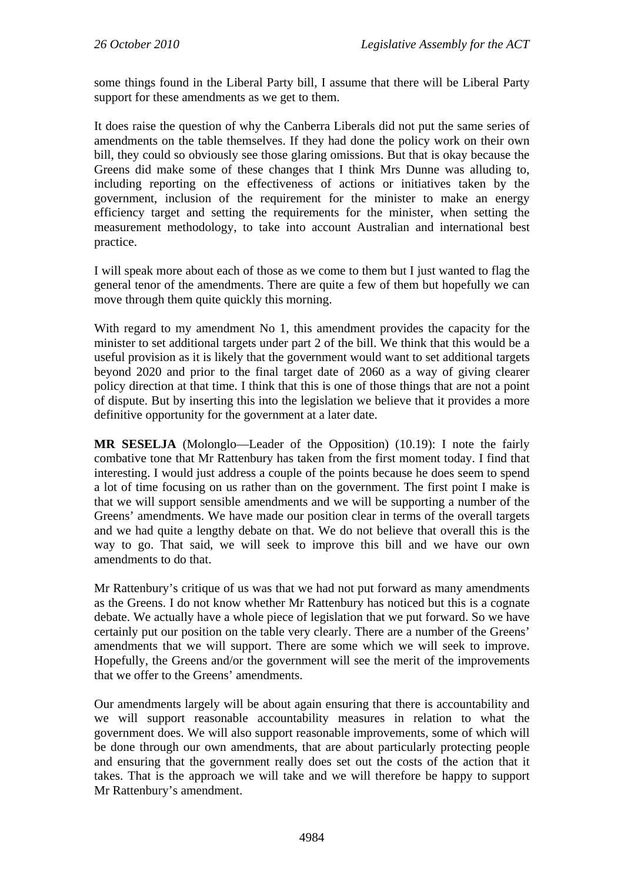some things found in the Liberal Party bill, I assume that there will be Liberal Party support for these amendments as we get to them.

It does raise the question of why the Canberra Liberals did not put the same series of amendments on the table themselves. If they had done the policy work on their own bill, they could so obviously see those glaring omissions. But that is okay because the Greens did make some of these changes that I think Mrs Dunne was alluding to, including reporting on the effectiveness of actions or initiatives taken by the government, inclusion of the requirement for the minister to make an energy efficiency target and setting the requirements for the minister, when setting the measurement methodology, to take into account Australian and international best practice.

I will speak more about each of those as we come to them but I just wanted to flag the general tenor of the amendments. There are quite a few of them but hopefully we can move through them quite quickly this morning.

With regard to my amendment No 1, this amendment provides the capacity for the minister to set additional targets under part 2 of the bill. We think that this would be a useful provision as it is likely that the government would want to set additional targets beyond 2020 and prior to the final target date of 2060 as a way of giving clearer policy direction at that time. I think that this is one of those things that are not a point of dispute. But by inserting this into the legislation we believe that it provides a more definitive opportunity for the government at a later date.

**MR SESELJA** (Molonglo—Leader of the Opposition) (10.19): I note the fairly combative tone that Mr Rattenbury has taken from the first moment today. I find that interesting. I would just address a couple of the points because he does seem to spend a lot of time focusing on us rather than on the government. The first point I make is that we will support sensible amendments and we will be supporting a number of the Greens' amendments. We have made our position clear in terms of the overall targets and we had quite a lengthy debate on that. We do not believe that overall this is the way to go. That said, we will seek to improve this bill and we have our own amendments to do that.

Mr Rattenbury's critique of us was that we had not put forward as many amendments as the Greens. I do not know whether Mr Rattenbury has noticed but this is a cognate debate. We actually have a whole piece of legislation that we put forward. So we have certainly put our position on the table very clearly. There are a number of the Greens' amendments that we will support. There are some which we will seek to improve. Hopefully, the Greens and/or the government will see the merit of the improvements that we offer to the Greens' amendments.

Our amendments largely will be about again ensuring that there is accountability and we will support reasonable accountability measures in relation to what the government does. We will also support reasonable improvements, some of which will be done through our own amendments, that are about particularly protecting people and ensuring that the government really does set out the costs of the action that it takes. That is the approach we will take and we will therefore be happy to support Mr Rattenbury's amendment.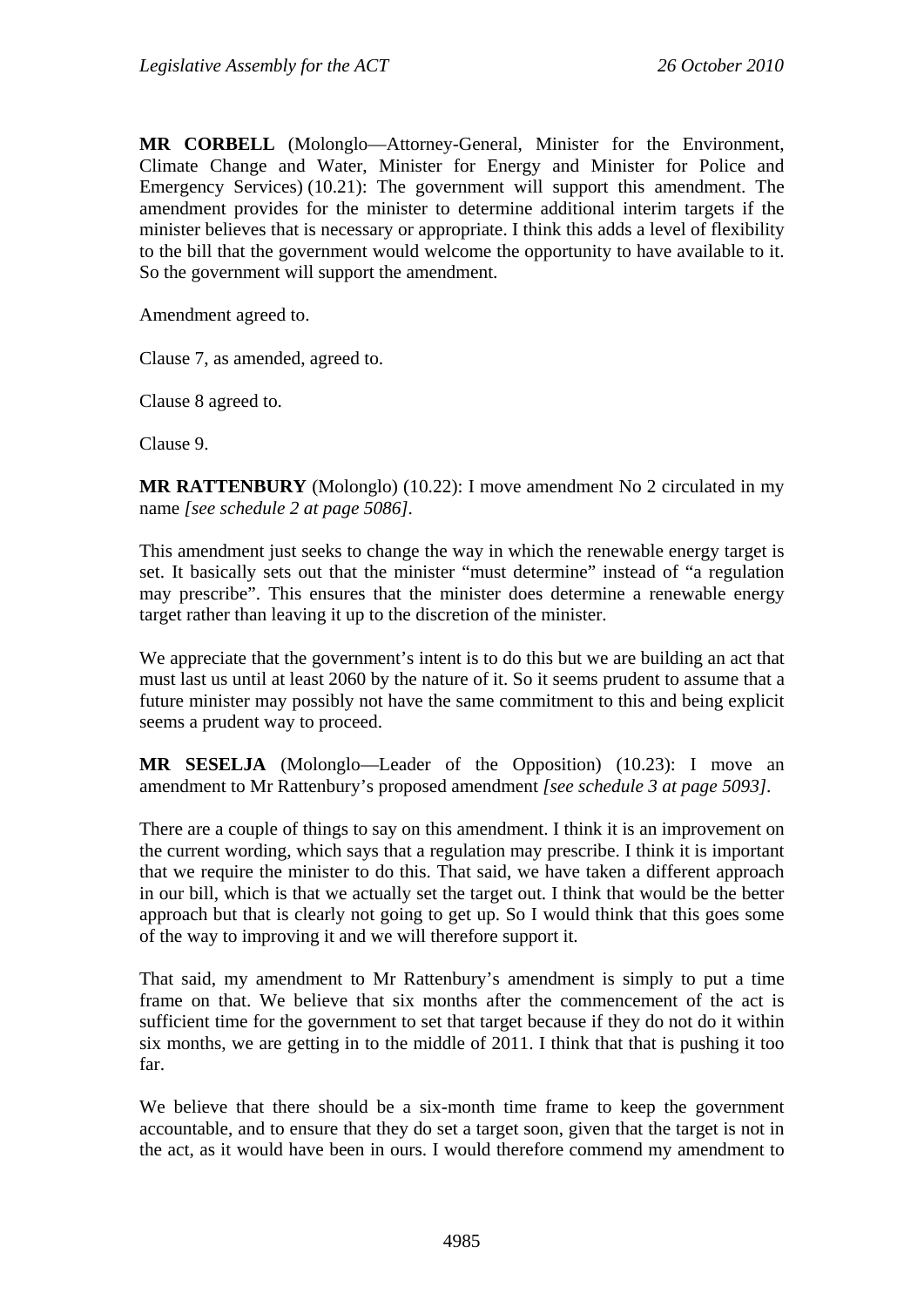**MR CORBELL** (Molonglo—Attorney-General, Minister for the Environment, Climate Change and Water, Minister for Energy and Minister for Police and Emergency Services) (10.21): The government will support this amendment. The amendment provides for the minister to determine additional interim targets if the minister believes that is necessary or appropriate. I think this adds a level of flexibility to the bill that the government would welcome the opportunity to have available to it. So the government will support the amendment.

Amendment agreed to.

Clause 7, as amended, agreed to.

Clause 8 agreed to.

Clause 9.

**MR RATTENBURY** (Molonglo) (10.22): I move amendment No 2 circulated in my name *[see schedule 2 at page 5086]*.

This amendment just seeks to change the way in which the renewable energy target is set. It basically sets out that the minister "must determine" instead of "a regulation may prescribe". This ensures that the minister does determine a renewable energy target rather than leaving it up to the discretion of the minister.

We appreciate that the government's intent is to do this but we are building an act that must last us until at least 2060 by the nature of it. So it seems prudent to assume that a future minister may possibly not have the same commitment to this and being explicit seems a prudent way to proceed.

**MR SESELJA** (Molonglo—Leader of the Opposition) (10.23): I move an amendment to Mr Rattenbury's proposed amendment *[see schedule 3 at page 5093]*.

There are a couple of things to say on this amendment. I think it is an improvement on the current wording, which says that a regulation may prescribe. I think it is important that we require the minister to do this. That said, we have taken a different approach in our bill, which is that we actually set the target out. I think that would be the better approach but that is clearly not going to get up. So I would think that this goes some of the way to improving it and we will therefore support it.

That said, my amendment to Mr Rattenbury's amendment is simply to put a time frame on that. We believe that six months after the commencement of the act is sufficient time for the government to set that target because if they do not do it within six months, we are getting in to the middle of 2011. I think that that is pushing it too far.

We believe that there should be a six-month time frame to keep the government accountable, and to ensure that they do set a target soon, given that the target is not in the act, as it would have been in ours. I would therefore commend my amendment to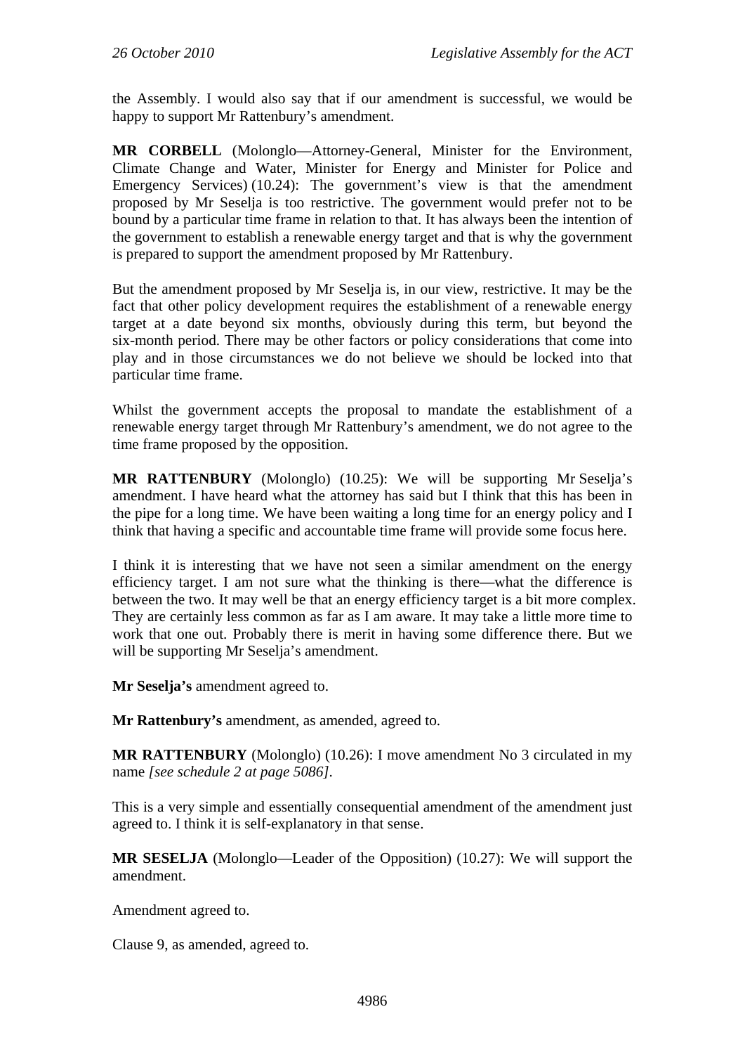the Assembly. I would also say that if our amendment is successful, we would be happy to support Mr Rattenbury's amendment.

**MR CORBELL** (Molonglo—Attorney-General, Minister for the Environment, Climate Change and Water, Minister for Energy and Minister for Police and Emergency Services) (10.24): The government's view is that the amendment proposed by Mr Seselja is too restrictive. The government would prefer not to be bound by a particular time frame in relation to that. It has always been the intention of the government to establish a renewable energy target and that is why the government is prepared to support the amendment proposed by Mr Rattenbury.

But the amendment proposed by Mr Seselja is, in our view, restrictive. It may be the fact that other policy development requires the establishment of a renewable energy target at a date beyond six months, obviously during this term, but beyond the six-month period. There may be other factors or policy considerations that come into play and in those circumstances we do not believe we should be locked into that particular time frame.

Whilst the government accepts the proposal to mandate the establishment of a renewable energy target through Mr Rattenbury's amendment, we do not agree to the time frame proposed by the opposition.

**MR RATTENBURY** (Molonglo) (10.25): We will be supporting Mr Seselja's amendment. I have heard what the attorney has said but I think that this has been in the pipe for a long time. We have been waiting a long time for an energy policy and I think that having a specific and accountable time frame will provide some focus here.

I think it is interesting that we have not seen a similar amendment on the energy efficiency target. I am not sure what the thinking is there—what the difference is between the two. It may well be that an energy efficiency target is a bit more complex. They are certainly less common as far as I am aware. It may take a little more time to work that one out. Probably there is merit in having some difference there. But we will be supporting Mr Seselja's amendment.

**Mr Seselja's** amendment agreed to.

**Mr Rattenbury's** amendment, as amended, agreed to.

**MR RATTENBURY** (Molonglo) (10.26): I move amendment No 3 circulated in my name *[see schedule 2 at page 5086]*.

This is a very simple and essentially consequential amendment of the amendment just agreed to. I think it is self-explanatory in that sense.

**MR SESELJA** (Molonglo—Leader of the Opposition) (10.27): We will support the amendment.

Amendment agreed to.

Clause 9, as amended, agreed to.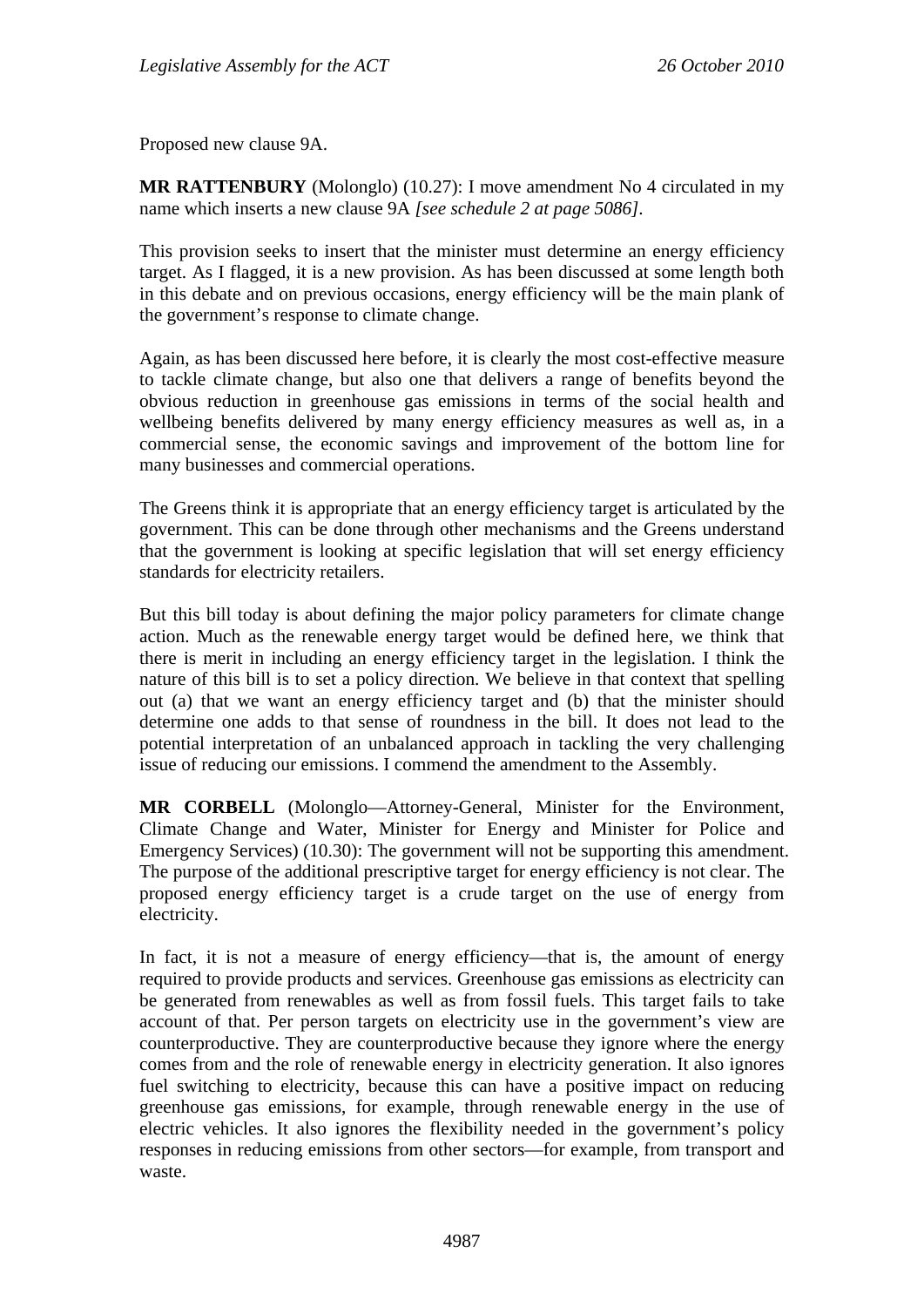Proposed new clause 9A.

**MR RATTENBURY** (Molonglo) (10.27): I move amendment No 4 circulated in my name which inserts a new clause 9A *[see schedule 2 at page 5086]*.

This provision seeks to insert that the minister must determine an energy efficiency target. As I flagged, it is a new provision. As has been discussed at some length both in this debate and on previous occasions, energy efficiency will be the main plank of the government's response to climate change.

Again, as has been discussed here before, it is clearly the most cost-effective measure to tackle climate change, but also one that delivers a range of benefits beyond the obvious reduction in greenhouse gas emissions in terms of the social health and wellbeing benefits delivered by many energy efficiency measures as well as, in a commercial sense, the economic savings and improvement of the bottom line for many businesses and commercial operations.

The Greens think it is appropriate that an energy efficiency target is articulated by the government. This can be done through other mechanisms and the Greens understand that the government is looking at specific legislation that will set energy efficiency standards for electricity retailers.

But this bill today is about defining the major policy parameters for climate change action. Much as the renewable energy target would be defined here, we think that there is merit in including an energy efficiency target in the legislation. I think the nature of this bill is to set a policy direction. We believe in that context that spelling out (a) that we want an energy efficiency target and (b) that the minister should determine one adds to that sense of roundness in the bill. It does not lead to the potential interpretation of an unbalanced approach in tackling the very challenging issue of reducing our emissions. I commend the amendment to the Assembly.

**MR CORBELL** (Molonglo—Attorney-General, Minister for the Environment, Climate Change and Water, Minister for Energy and Minister for Police and Emergency Services) (10.30): The government will not be supporting this amendment. The purpose of the additional prescriptive target for energy efficiency is not clear. The proposed energy efficiency target is a crude target on the use of energy from electricity.

In fact, it is not a measure of energy efficiency—that is, the amount of energy required to provide products and services. Greenhouse gas emissions as electricity can be generated from renewables as well as from fossil fuels. This target fails to take account of that. Per person targets on electricity use in the government's view are counterproductive. They are counterproductive because they ignore where the energy comes from and the role of renewable energy in electricity generation. It also ignores fuel switching to electricity, because this can have a positive impact on reducing greenhouse gas emissions, for example, through renewable energy in the use of electric vehicles. It also ignores the flexibility needed in the government's policy responses in reducing emissions from other sectors—for example, from transport and waste.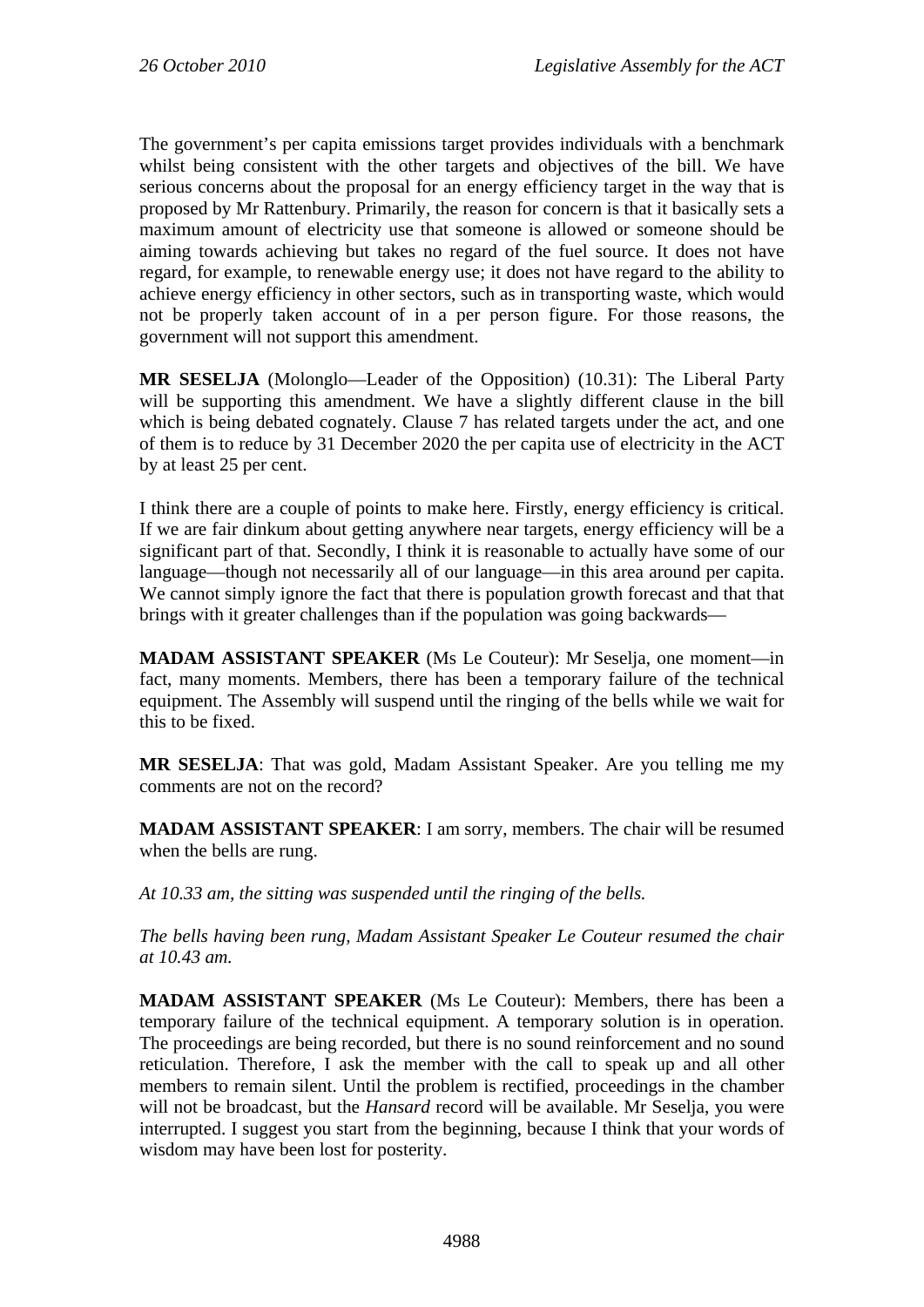The government's per capita emissions target provides individuals with a benchmark whilst being consistent with the other targets and objectives of the bill. We have serious concerns about the proposal for an energy efficiency target in the way that is proposed by Mr Rattenbury. Primarily, the reason for concern is that it basically sets a maximum amount of electricity use that someone is allowed or someone should be aiming towards achieving but takes no regard of the fuel source. It does not have regard, for example, to renewable energy use; it does not have regard to the ability to achieve energy efficiency in other sectors, such as in transporting waste, which would not be properly taken account of in a per person figure. For those reasons, the government will not support this amendment.

**MR SESELJA** (Molonglo—Leader of the Opposition) (10.31): The Liberal Party will be supporting this amendment. We have a slightly different clause in the bill which is being debated cognately. Clause 7 has related targets under the act, and one of them is to reduce by 31 December 2020 the per capita use of electricity in the ACT by at least 25 per cent.

I think there are a couple of points to make here. Firstly, energy efficiency is critical. If we are fair dinkum about getting anywhere near targets, energy efficiency will be a significant part of that. Secondly, I think it is reasonable to actually have some of our language—though not necessarily all of our language—in this area around per capita. We cannot simply ignore the fact that there is population growth forecast and that that brings with it greater challenges than if the population was going backwards—

**MADAM ASSISTANT SPEAKER** (Ms Le Couteur): Mr Seselja, one moment—in fact, many moments. Members, there has been a temporary failure of the technical equipment. The Assembly will suspend until the ringing of the bells while we wait for this to be fixed.

**MR SESELJA**: That was gold, Madam Assistant Speaker. Are you telling me my comments are not on the record?

**MADAM ASSISTANT SPEAKER**: I am sorry, members. The chair will be resumed when the bells are rung.

*At 10.33 am, the sitting was suspended until the ringing of the bells.*

*The bells having been rung, Madam Assistant Speaker Le Couteur resumed the chair at 10.43 am.*

**MADAM ASSISTANT SPEAKER** (Ms Le Couteur): Members, there has been a temporary failure of the technical equipment. A temporary solution is in operation. The proceedings are being recorded, but there is no sound reinforcement and no sound reticulation. Therefore, I ask the member with the call to speak up and all other members to remain silent. Until the problem is rectified, proceedings in the chamber will not be broadcast, but the *Hansard* record will be available. Mr Seselja, you were interrupted. I suggest you start from the beginning, because I think that your words of wisdom may have been lost for posterity.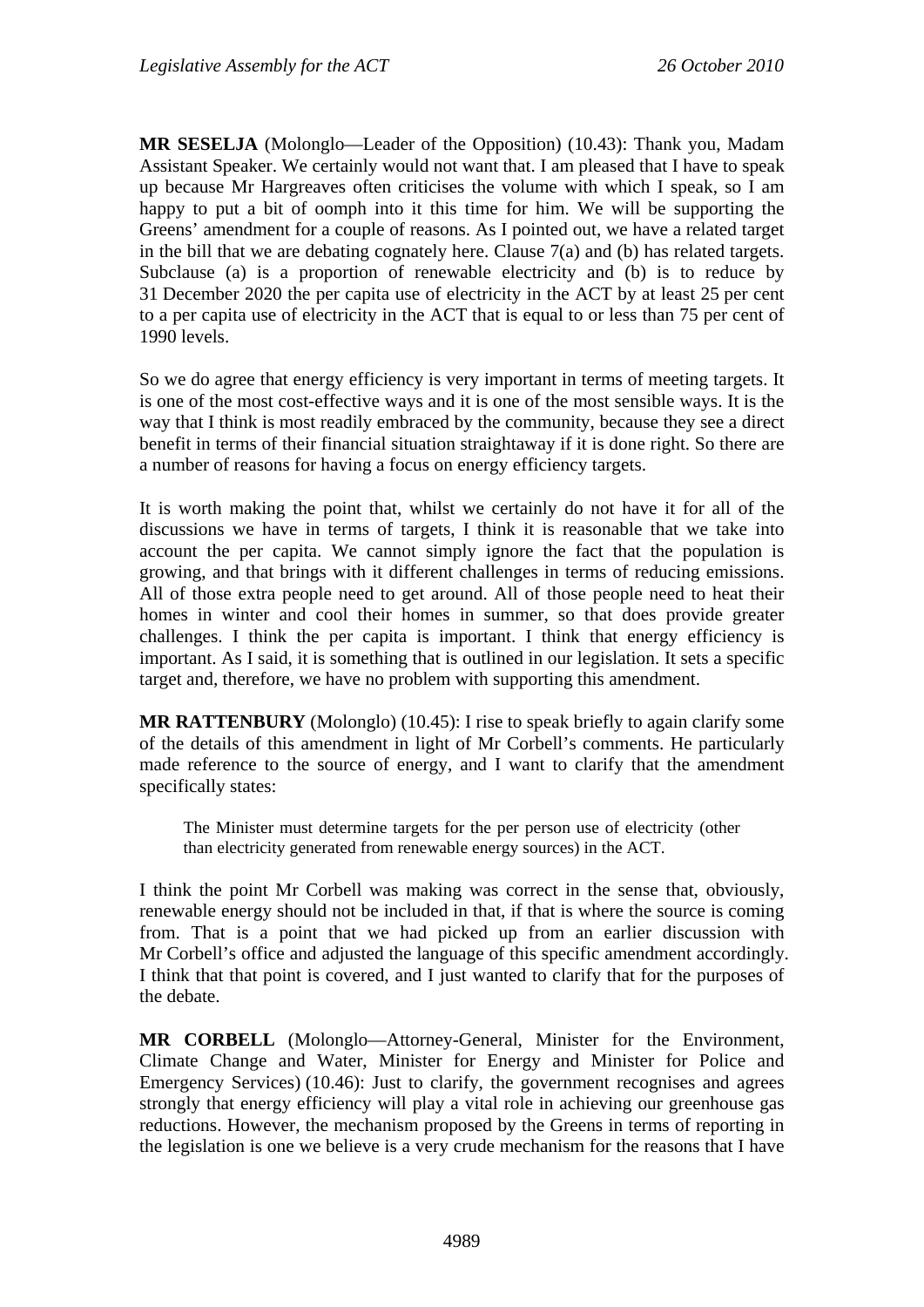**MR SESELJA** (Molonglo—Leader of the Opposition) (10.43): Thank you, Madam Assistant Speaker. We certainly would not want that. I am pleased that I have to speak up because Mr Hargreaves often criticises the volume with which I speak, so I am happy to put a bit of oomph into it this time for him. We will be supporting the Greens' amendment for a couple of reasons. As I pointed out, we have a related target in the bill that we are debating cognately here. Clause 7(a) and (b) has related targets. Subclause (a) is a proportion of renewable electricity and (b) is to reduce by 31 December 2020 the per capita use of electricity in the ACT by at least 25 per cent to a per capita use of electricity in the ACT that is equal to or less than 75 per cent of 1990 levels.

So we do agree that energy efficiency is very important in terms of meeting targets. It is one of the most cost-effective ways and it is one of the most sensible ways. It is the way that I think is most readily embraced by the community, because they see a direct benefit in terms of their financial situation straightaway if it is done right. So there are a number of reasons for having a focus on energy efficiency targets.

It is worth making the point that, whilst we certainly do not have it for all of the discussions we have in terms of targets, I think it is reasonable that we take into account the per capita. We cannot simply ignore the fact that the population is growing, and that brings with it different challenges in terms of reducing emissions. All of those extra people need to get around. All of those people need to heat their homes in winter and cool their homes in summer, so that does provide greater challenges. I think the per capita is important. I think that energy efficiency is important. As I said, it is something that is outlined in our legislation. It sets a specific target and, therefore, we have no problem with supporting this amendment.

**MR RATTENBURY** (Molonglo) (10.45): I rise to speak briefly to again clarify some of the details of this amendment in light of Mr Corbell's comments. He particularly made reference to the source of energy, and I want to clarify that the amendment specifically states:

> The Minister must determine targets for the per person use of electricity (other than electricity generated from renewable energy sources) in the ACT.

I think the point Mr Corbell was making was correct in the sense that, obviously, renewable energy should not be included in that, if that is where the source is coming from. That is a point that we had picked up from an earlier discussion with Mr Corbell's office and adjusted the language of this specific amendment accordingly. I think that that point is covered, and I just wanted to clarify that for the purposes of the debate.

**MR CORBELL** (Molonglo—Attorney-General, Minister for the Environment, Climate Change and Water, Minister for Energy and Minister for Police and Emergency Services) (10.46): Just to clarify, the government recognises and agrees strongly that energy efficiency will play a vital role in achieving our greenhouse gas reductions. However, the mechanism proposed by the Greens in terms of reporting in the legislation is one we believe is a very crude mechanism for the reasons that I have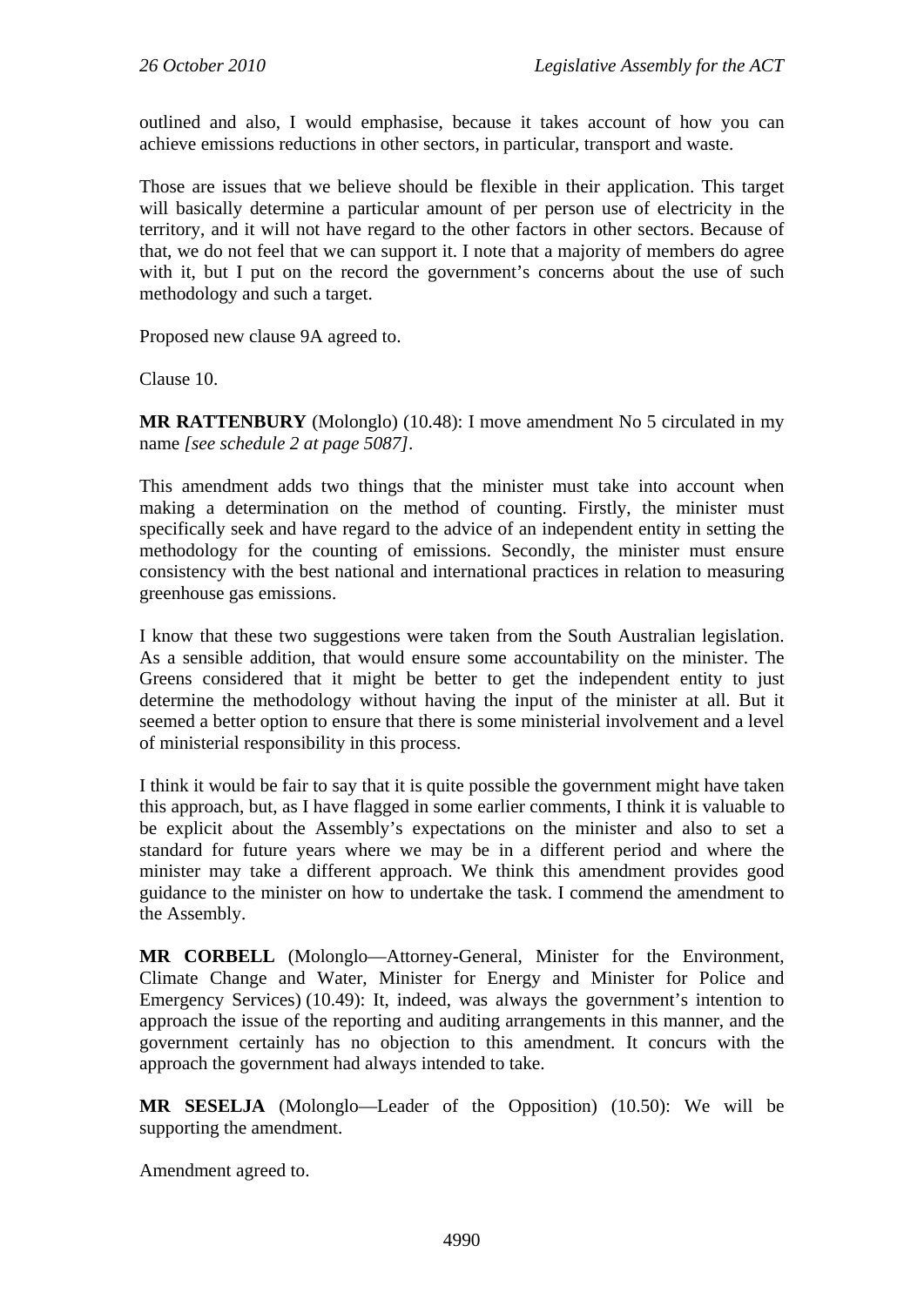outlined and also, I would emphasise, because it takes account of how you can achieve emissions reductions in other sectors, in particular, transport and waste.

Those are issues that we believe should be flexible in their application. This target will basically determine a particular amount of per person use of electricity in the territory, and it will not have regard to the other factors in other sectors. Because of that, we do not feel that we can support it. I note that a majority of members do agree with it, but I put on the record the government's concerns about the use of such methodology and such a target.

Proposed new clause 9A agreed to.

Clause 10.

**MR RATTENBURY** (Molonglo) (10.48): I move amendment No 5 circulated in my name *[see schedule 2 at page 5087]*.

This amendment adds two things that the minister must take into account when making a determination on the method of counting. Firstly, the minister must specifically seek and have regard to the advice of an independent entity in setting the methodology for the counting of emissions. Secondly, the minister must ensure consistency with the best national and international practices in relation to measuring greenhouse gas emissions.

I know that these two suggestions were taken from the South Australian legislation. As a sensible addition, that would ensure some accountability on the minister. The Greens considered that it might be better to get the independent entity to just determine the methodology without having the input of the minister at all. But it seemed a better option to ensure that there is some ministerial involvement and a level of ministerial responsibility in this process.

I think it would be fair to say that it is quite possible the government might have taken this approach, but, as I have flagged in some earlier comments, I think it is valuable to be explicit about the Assembly's expectations on the minister and also to set a standard for future years where we may be in a different period and where the minister may take a different approach. We think this amendment provides good guidance to the minister on how to undertake the task. I commend the amendment to the Assembly.

**MR CORBELL** (Molonglo—Attorney-General, Minister for the Environment, Climate Change and Water, Minister for Energy and Minister for Police and Emergency Services) (10.49): It, indeed, was always the government's intention to approach the issue of the reporting and auditing arrangements in this manner, and the government certainly has no objection to this amendment. It concurs with the approach the government had always intended to take.

**MR SESELJA** (Molonglo—Leader of the Opposition) (10.50): We will be supporting the amendment.

Amendment agreed to.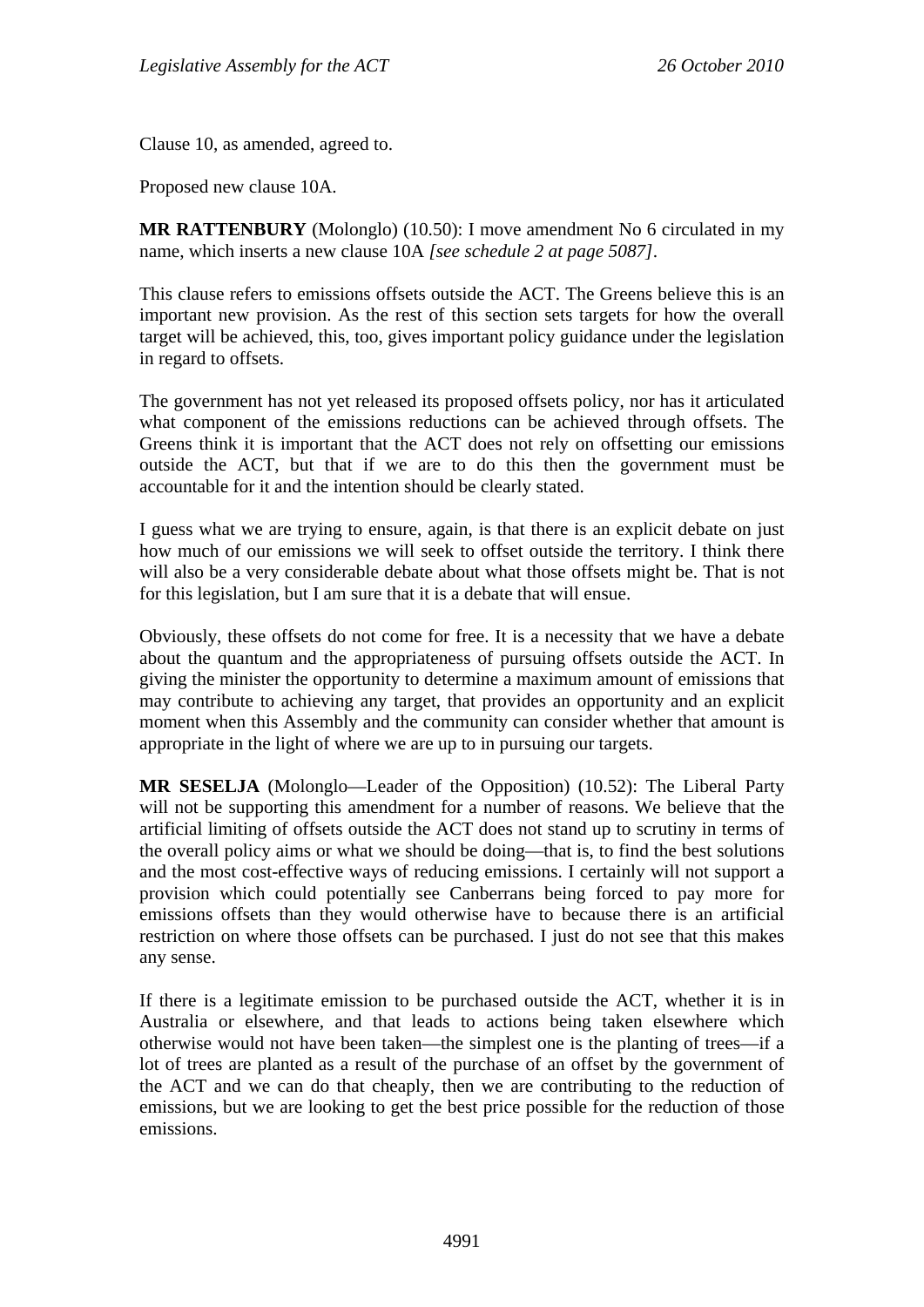Clause 10, as amended, agreed to.

Proposed new clause 10A.

**MR RATTENBURY** (Molonglo) (10.50): I move amendment No 6 circulated in my name, which inserts a new clause 10A *[see schedule 2 at page 5087]*.

This clause refers to emissions offsets outside the ACT. The Greens believe this is an important new provision. As the rest of this section sets targets for how the overall target will be achieved, this, too, gives important policy guidance under the legislation in regard to offsets.

The government has not yet released its proposed offsets policy, nor has it articulated what component of the emissions reductions can be achieved through offsets. The Greens think it is important that the ACT does not rely on offsetting our emissions outside the ACT, but that if we are to do this then the government must be accountable for it and the intention should be clearly stated.

I guess what we are trying to ensure, again, is that there is an explicit debate on just how much of our emissions we will seek to offset outside the territory. I think there will also be a very considerable debate about what those offsets might be. That is not for this legislation, but I am sure that it is a debate that will ensue.

Obviously, these offsets do not come for free. It is a necessity that we have a debate about the quantum and the appropriateness of pursuing offsets outside the ACT. In giving the minister the opportunity to determine a maximum amount of emissions that may contribute to achieving any target, that provides an opportunity and an explicit moment when this Assembly and the community can consider whether that amount is appropriate in the light of where we are up to in pursuing our targets.

**MR SESELJA** (Molonglo—Leader of the Opposition) (10.52): The Liberal Party will not be supporting this amendment for a number of reasons. We believe that the artificial limiting of offsets outside the ACT does not stand up to scrutiny in terms of the overall policy aims or what we should be doing—that is, to find the best solutions and the most cost-effective ways of reducing emissions. I certainly will not support a provision which could potentially see Canberrans being forced to pay more for emissions offsets than they would otherwise have to because there is an artificial restriction on where those offsets can be purchased. I just do not see that this makes any sense.

If there is a legitimate emission to be purchased outside the ACT, whether it is in Australia or elsewhere, and that leads to actions being taken elsewhere which otherwise would not have been taken—the simplest one is the planting of trees—if a lot of trees are planted as a result of the purchase of an offset by the government of the ACT and we can do that cheaply, then we are contributing to the reduction of emissions, but we are looking to get the best price possible for the reduction of those emissions.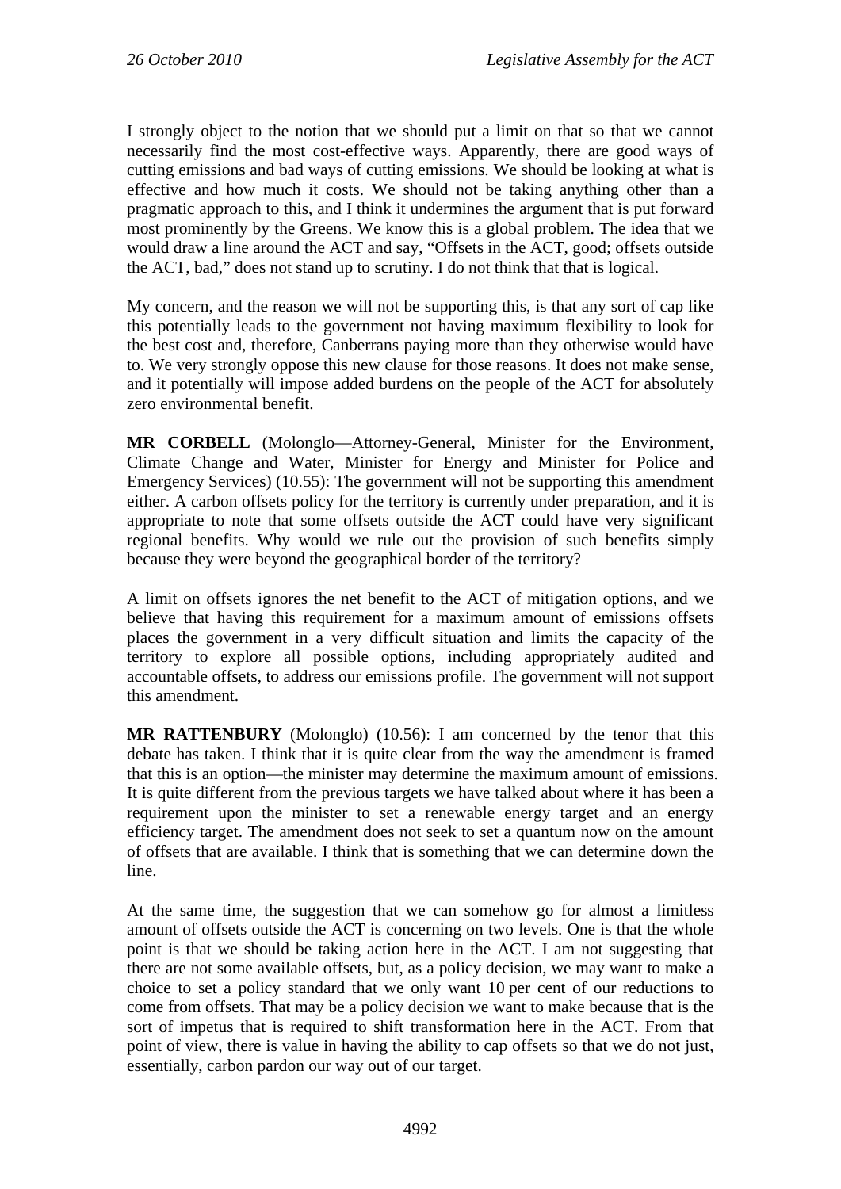I strongly object to the notion that we should put a limit on that so that we cannot necessarily find the most cost-effective ways. Apparently, there are good ways of cutting emissions and bad ways of cutting emissions. We should be looking at what is effective and how much it costs. We should not be taking anything other than a pragmatic approach to this, and I think it undermines the argument that is put forward most prominently by the Greens. We know this is a global problem. The idea that we would draw a line around the ACT and say, "Offsets in the ACT, good; offsets outside the ACT, bad," does not stand up to scrutiny. I do not think that that is logical.

My concern, and the reason we will not be supporting this, is that any sort of cap like this potentially leads to the government not having maximum flexibility to look for the best cost and, therefore, Canberrans paying more than they otherwise would have to. We very strongly oppose this new clause for those reasons. It does not make sense, and it potentially will impose added burdens on the people of the ACT for absolutely zero environmental benefit.

**MR CORBELL** (Molonglo—Attorney-General, Minister for the Environment, Climate Change and Water, Minister for Energy and Minister for Police and Emergency Services) (10.55): The government will not be supporting this amendment either. A carbon offsets policy for the territory is currently under preparation, and it is appropriate to note that some offsets outside the ACT could have very significant regional benefits. Why would we rule out the provision of such benefits simply because they were beyond the geographical border of the territory?

A limit on offsets ignores the net benefit to the ACT of mitigation options, and we believe that having this requirement for a maximum amount of emissions offsets places the government in a very difficult situation and limits the capacity of the territory to explore all possible options, including appropriately audited and accountable offsets, to address our emissions profile. The government will not support this amendment.

**MR RATTENBURY** (Molonglo) (10.56): I am concerned by the tenor that this debate has taken. I think that it is quite clear from the way the amendment is framed that this is an option—the minister may determine the maximum amount of emissions. It is quite different from the previous targets we have talked about where it has been a requirement upon the minister to set a renewable energy target and an energy efficiency target. The amendment does not seek to set a quantum now on the amount of offsets that are available. I think that is something that we can determine down the line.

At the same time, the suggestion that we can somehow go for almost a limitless amount of offsets outside the ACT is concerning on two levels. One is that the whole point is that we should be taking action here in the ACT. I am not suggesting that there are not some available offsets, but, as a policy decision, we may want to make a choice to set a policy standard that we only want 10 per cent of our reductions to come from offsets. That may be a policy decision we want to make because that is the sort of impetus that is required to shift transformation here in the ACT. From that point of view, there is value in having the ability to cap offsets so that we do not just, essentially, carbon pardon our way out of our target.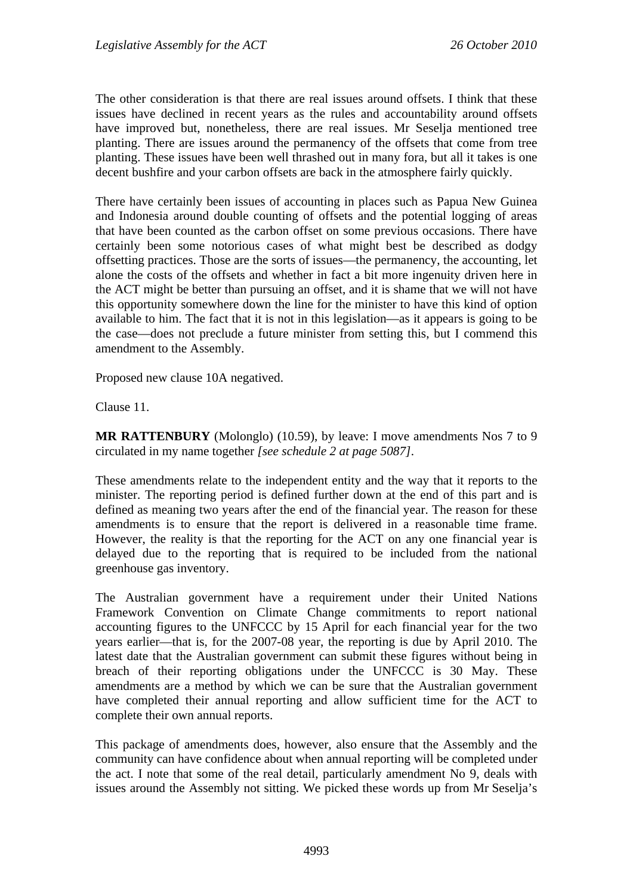The other consideration is that there are real issues around offsets. I think that these issues have declined in recent years as the rules and accountability around offsets have improved but, nonetheless, there are real issues. Mr Seselja mentioned tree planting. There are issues around the permanency of the offsets that come from tree planting. These issues have been well thrashed out in many fora, but all it takes is one decent bushfire and your carbon offsets are back in the atmosphere fairly quickly.

There have certainly been issues of accounting in places such as Papua New Guinea and Indonesia around double counting of offsets and the potential logging of areas that have been counted as the carbon offset on some previous occasions. There have certainly been some notorious cases of what might best be described as dodgy offsetting practices. Those are the sorts of issues—the permanency, the accounting, let alone the costs of the offsets and whether in fact a bit more ingenuity driven here in the ACT might be better than pursuing an offset, and it is shame that we will not have this opportunity somewhere down the line for the minister to have this kind of option available to him. The fact that it is not in this legislation—as it appears is going to be the case—does not preclude a future minister from setting this, but I commend this amendment to the Assembly.

Proposed new clause 10A negatived.

Clause 11.

**MR RATTENBURY** (Molonglo) (10.59), by leave: I move amendments Nos 7 to 9 circulated in my name together *[see schedule 2 at page 5087]*.

These amendments relate to the independent entity and the way that it reports to the minister. The reporting period is defined further down at the end of this part and is defined as meaning two years after the end of the financial year. The reason for these amendments is to ensure that the report is delivered in a reasonable time frame. However, the reality is that the reporting for the ACT on any one financial year is delayed due to the reporting that is required to be included from the national greenhouse gas inventory.

The Australian government have a requirement under their United Nations Framework Convention on Climate Change commitments to report national accounting figures to the UNFCCC by 15 April for each financial year for the two years earlier—that is, for the 2007-08 year, the reporting is due by April 2010. The latest date that the Australian government can submit these figures without being in breach of their reporting obligations under the UNFCCC is 30 May. These amendments are a method by which we can be sure that the Australian government have completed their annual reporting and allow sufficient time for the ACT to complete their own annual reports.

This package of amendments does, however, also ensure that the Assembly and the community can have confidence about when annual reporting will be completed under the act. I note that some of the real detail, particularly amendment No 9, deals with issues around the Assembly not sitting. We picked these words up from Mr Seselja's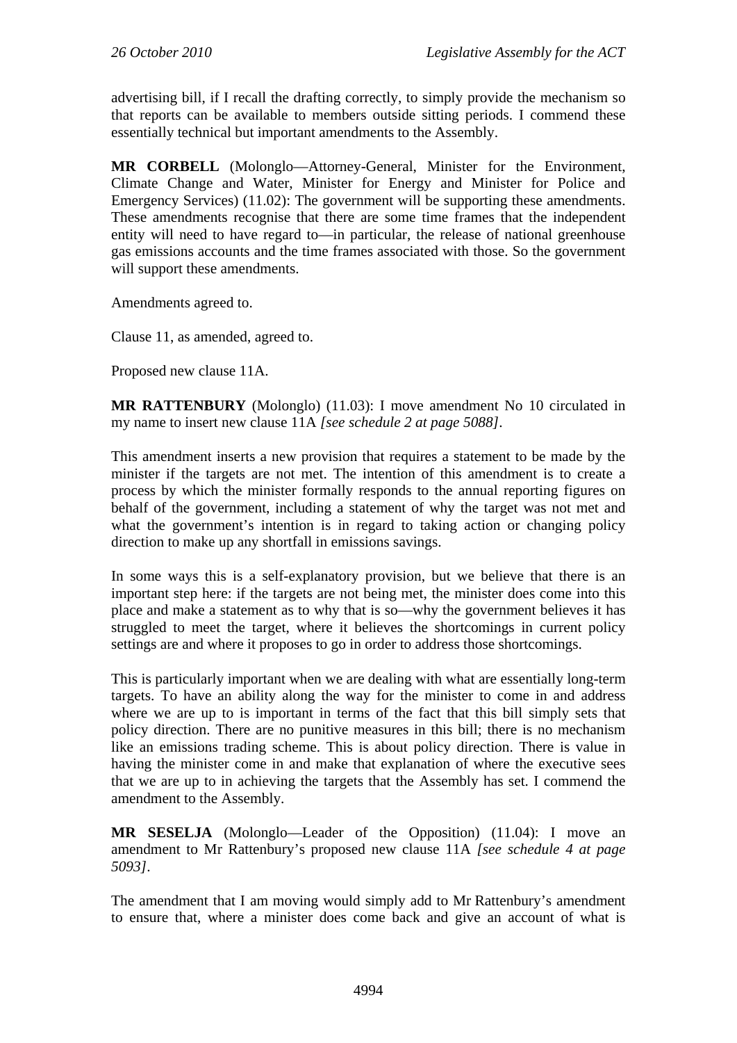advertising bill, if I recall the drafting correctly, to simply provide the mechanism so that reports can be available to members outside sitting periods. I commend these essentially technical but important amendments to the Assembly.

**MR CORBELL** (Molonglo—Attorney-General, Minister for the Environment, Climate Change and Water, Minister for Energy and Minister for Police and Emergency Services) (11.02): The government will be supporting these amendments. These amendments recognise that there are some time frames that the independent entity will need to have regard to—in particular, the release of national greenhouse gas emissions accounts and the time frames associated with those. So the government will support these amendments.

Amendments agreed to.

Clause 11, as amended, agreed to.

Proposed new clause 11A.

**MR RATTENBURY** (Molonglo) (11.03): I move amendment No 10 circulated in my name to insert new clause 11A *[see schedule 2 at page 5088]*.

This amendment inserts a new provision that requires a statement to be made by the minister if the targets are not met. The intention of this amendment is to create a process by which the minister formally responds to the annual reporting figures on behalf of the government, including a statement of why the target was not met and what the government's intention is in regard to taking action or changing policy direction to make up any shortfall in emissions savings.

In some ways this is a self-explanatory provision, but we believe that there is an important step here: if the targets are not being met, the minister does come into this place and make a statement as to why that is so—why the government believes it has struggled to meet the target, where it believes the shortcomings in current policy settings are and where it proposes to go in order to address those shortcomings.

This is particularly important when we are dealing with what are essentially long-term targets. To have an ability along the way for the minister to come in and address where we are up to is important in terms of the fact that this bill simply sets that policy direction. There are no punitive measures in this bill; there is no mechanism like an emissions trading scheme. This is about policy direction. There is value in having the minister come in and make that explanation of where the executive sees that we are up to in achieving the targets that the Assembly has set. I commend the amendment to the Assembly.

**MR SESELJA** (Molonglo—Leader of the Opposition) (11.04): I move an amendment to Mr Rattenbury's proposed new clause 11A *[see schedule 4 at page 5093]*.

The amendment that I am moving would simply add to Mr Rattenbury's amendment to ensure that, where a minister does come back and give an account of what is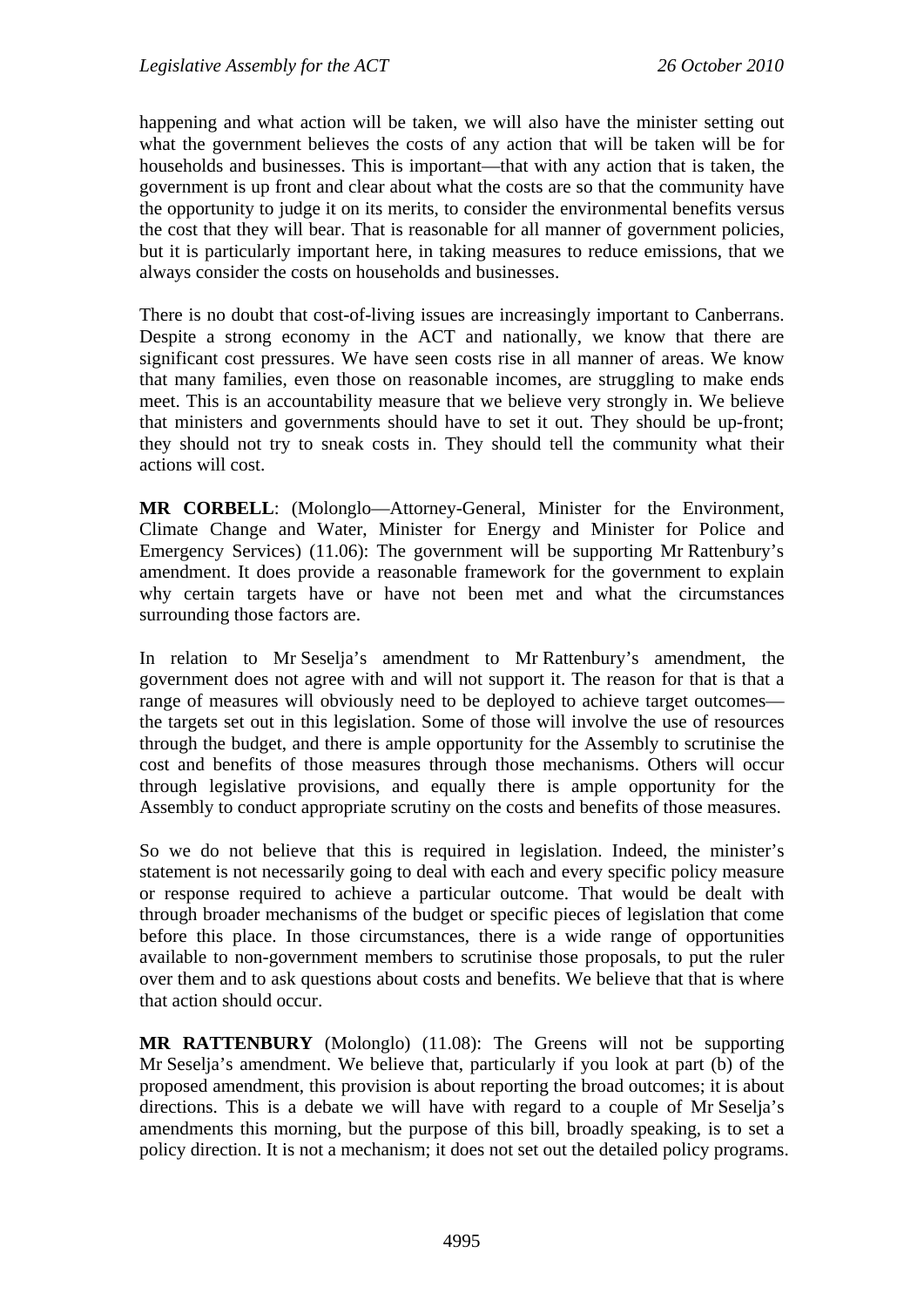happening and what action will be taken, we will also have the minister setting out what the government believes the costs of any action that will be taken will be for households and businesses. This is important—that with any action that is taken, the government is up front and clear about what the costs are so that the community have the opportunity to judge it on its merits, to consider the environmental benefits versus the cost that they will bear. That is reasonable for all manner of government policies, but it is particularly important here, in taking measures to reduce emissions, that we always consider the costs on households and businesses.

There is no doubt that cost-of-living issues are increasingly important to Canberrans. Despite a strong economy in the ACT and nationally, we know that there are significant cost pressures. We have seen costs rise in all manner of areas. We know that many families, even those on reasonable incomes, are struggling to make ends meet. This is an accountability measure that we believe very strongly in. We believe that ministers and governments should have to set it out. They should be up-front; they should not try to sneak costs in. They should tell the community what their actions will cost.

**MR CORBELL**: (Molonglo—Attorney-General, Minister for the Environment, Climate Change and Water, Minister for Energy and Minister for Police and Emergency Services) (11.06): The government will be supporting Mr Rattenbury's amendment. It does provide a reasonable framework for the government to explain why certain targets have or have not been met and what the circumstances surrounding those factors are.

In relation to Mr Seselja's amendment to Mr Rattenbury's amendment, the government does not agree with and will not support it. The reason for that is that a range of measures will obviously need to be deployed to achieve target outcomes—the targets set out in this legislation. Some of those will involve the use of resources through the budget, and there is ample opportunity for the Assembly to scrutinise the cost and benefits of those measures through those mechanisms. Others will occur through legislative provisions, and equally there is ample opportunity for the Assembly to conduct appropriate scrutiny on the costs and benefits of those measures.

So we do not believe that this is required in legislation. Indeed, the minister's statement is not necessarily going to deal with each and every specific policy measure or response required to achieve a particular outcome. That would be dealt with through broader mechanisms of the budget or specific pieces of legislation that come before this place. In those circumstances, there is a wide range of opportunities available to non-government members to scrutinise those proposals, to put the ruler over them and to ask questions about costs and benefits. We believe that that is where that action should occur.

**MR RATTENBURY** (Molonglo) (11.08): The Greens will not be supporting Mr Seselja's amendment. We believe that, particularly if you look at part (b) of the proposed amendment, this provision is about reporting the broad outcomes; it is about directions. This is a debate we will have with regard to a couple of Mr Seselja's amendments this morning, but the purpose of this bill, broadly speaking, is to set a policy direction. It is not a mechanism; it does not set out the detailed policy programs.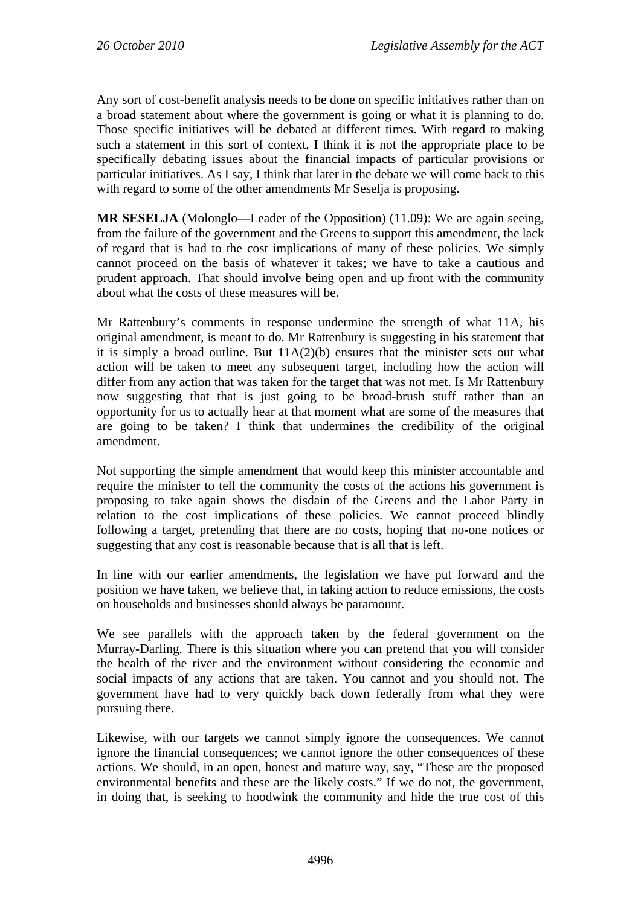Any sort of cost-benefit analysis needs to be done on specific initiatives rather than on a broad statement about where the government is going or what it is planning to do. Those specific initiatives will be debated at different times. With regard to making such a statement in this sort of context, I think it is not the appropriate place to be specifically debating issues about the financial impacts of particular provisions or particular initiatives. As I say, I think that later in the debate we will come back to this with regard to some of the other amendments Mr Seselja is proposing.

**MR SESELJA** (Molonglo—Leader of the Opposition) (11.09): We are again seeing, from the failure of the government and the Greens to support this amendment, the lack of regard that is had to the cost implications of many of these policies. We simply cannot proceed on the basis of whatever it takes; we have to take a cautious and prudent approach. That should involve being open and up front with the community about what the costs of these measures will be.

Mr Rattenbury's comments in response undermine the strength of what 11A, his original amendment, is meant to do. Mr Rattenbury is suggesting in his statement that it is simply a broad outline. But 11A(2)(b) ensures that the minister sets out what action will be taken to meet any subsequent target, including how the action will differ from any action that was taken for the target that was not met. Is Mr Rattenbury now suggesting that that is just going to be broad-brush stuff rather than an opportunity for us to actually hear at that moment what are some of the measures that are going to be taken? I think that undermines the credibility of the original amendment.

Not supporting the simple amendment that would keep this minister accountable and require the minister to tell the community the costs of the actions his government is proposing to take again shows the disdain of the Greens and the Labor Party in relation to the cost implications of these policies. We cannot proceed blindly following a target, pretending that there are no costs, hoping that no-one notices or suggesting that any cost is reasonable because that is all that is left.

In line with our earlier amendments, the legislation we have put forward and the position we have taken, we believe that, in taking action to reduce emissions, the costs on households and businesses should always be paramount.

We see parallels with the approach taken by the federal government on the Murray-Darling. There is this situation where you can pretend that you will consider the health of the river and the environment without considering the economic and social impacts of any actions that are taken. You cannot and you should not. The government have had to very quickly back down federally from what they were pursuing there.

Likewise, with our targets we cannot simply ignore the consequences. We cannot ignore the financial consequences; we cannot ignore the other consequences of these actions. We should, in an open, honest and mature way, say, "These are the proposed environmental benefits and these are the likely costs." If we do not, the government, in doing that, is seeking to hoodwink the community and hide the true cost of this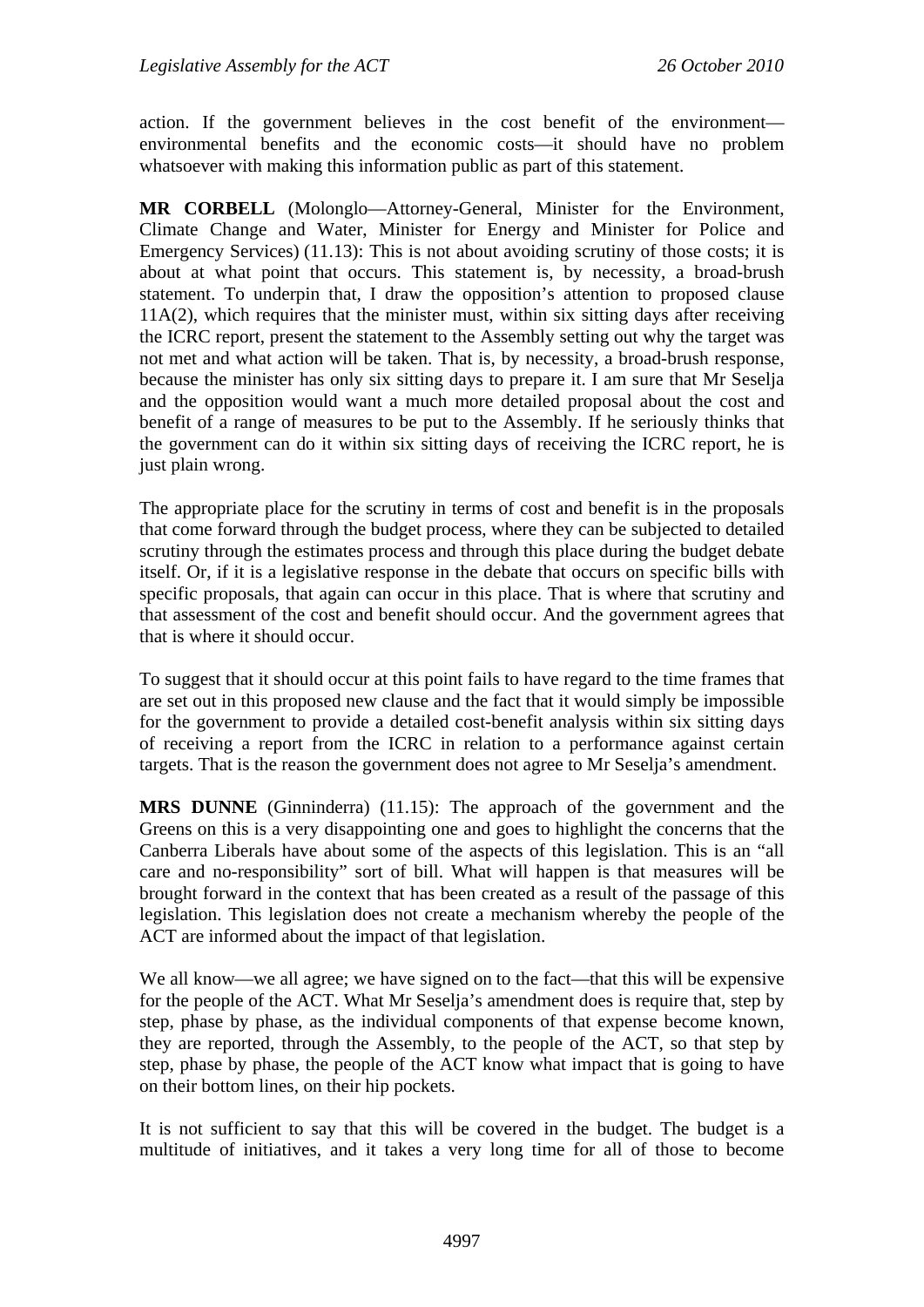action. If the government believes in the cost benefit of the environment—environmental benefits and the economic costs—it should have no problem whatsoever with making this information public as part of this statement.

**MR CORBELL** (Molonglo—Attorney-General, Minister for the Environment, Climate Change and Water, Minister for Energy and Minister for Police and Emergency Services) (11.13): This is not about avoiding scrutiny of those costs; it is about at what point that occurs. This statement is, by necessity, a broad-brush statement. To underpin that, I draw the opposition's attention to proposed clause 11A(2), which requires that the minister must, within six sitting days after receiving the ICRC report, present the statement to the Assembly setting out why the target was not met and what action will be taken. That is, by necessity, a broad-brush response, because the minister has only six sitting days to prepare it. I am sure that Mr Seselja and the opposition would want a much more detailed proposal about the cost and benefit of a range of measures to be put to the Assembly. If he seriously thinks that the government can do it within six sitting days of receiving the ICRC report, he is just plain wrong.

The appropriate place for the scrutiny in terms of cost and benefit is in the proposals that come forward through the budget process, where they can be subjected to detailed scrutiny through the estimates process and through this place during the budget debate itself. Or, if it is a legislative response in the debate that occurs on specific bills with specific proposals, that again can occur in this place. That is where that scrutiny and that assessment of the cost and benefit should occur. And the government agrees that that is where it should occur.

To suggest that it should occur at this point fails to have regard to the time frames that are set out in this proposed new clause and the fact that it would simply be impossible for the government to provide a detailed cost-benefit analysis within six sitting days of receiving a report from the ICRC in relation to a performance against certain targets. That is the reason the government does not agree to Mr Seselja's amendment.

**MRS DUNNE** (Ginninderra) (11.15): The approach of the government and the Greens on this is a very disappointing one and goes to highlight the concerns that the Canberra Liberals have about some of the aspects of this legislation. This is an "all care and no-responsibility" sort of bill. What will happen is that measures will be brought forward in the context that has been created as a result of the passage of this legislation. This legislation does not create a mechanism whereby the people of the ACT are informed about the impact of that legislation.

We all know—we all agree; we have signed on to the fact—that this will be expensive for the people of the ACT. What Mr Seselja's amendment does is require that, step by step, phase by phase, as the individual components of that expense become known, they are reported, through the Assembly, to the people of the ACT, so that step by step, phase by phase, the people of the ACT know what impact that is going to have on their bottom lines, on their hip pockets.

It is not sufficient to say that this will be covered in the budget. The budget is a multitude of initiatives, and it takes a very long time for all of those to become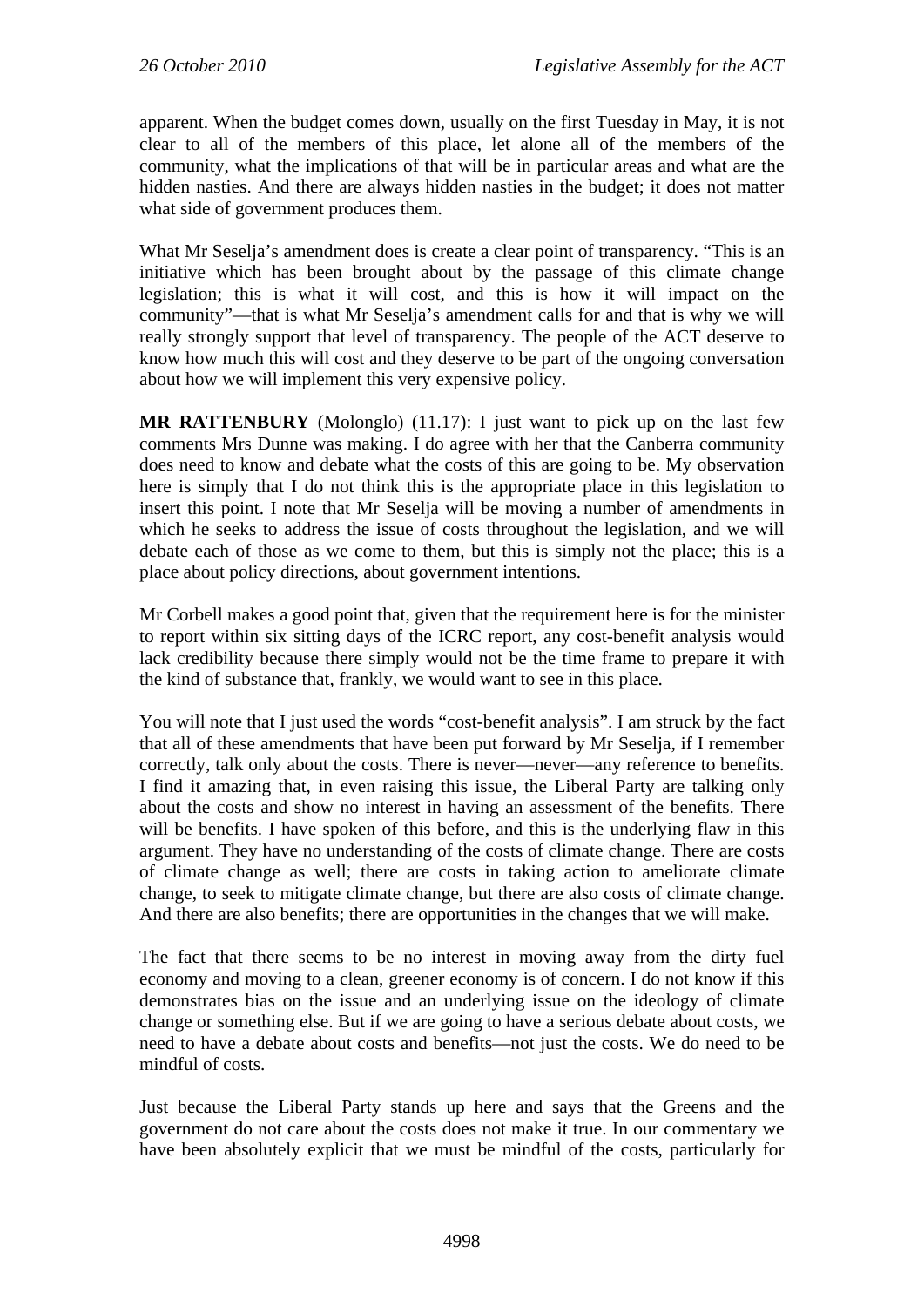apparent. When the budget comes down, usually on the first Tuesday in May, it is not clear to all of the members of this place, let alone all of the members of the community, what the implications of that will be in particular areas and what are the hidden nasties. And there are always hidden nasties in the budget; it does not matter what side of government produces them.

What Mr Seselja's amendment does is create a clear point of transparency. "This is an initiative which has been brought about by the passage of this climate change legislation; this is what it will cost, and this is how it will impact on the community"—that is what Mr Seselja's amendment calls for and that is why we will really strongly support that level of transparency. The people of the ACT deserve to know how much this will cost and they deserve to be part of the ongoing conversation about how we will implement this very expensive policy.

**MR RATTENBURY** (Molonglo) (11.17): I just want to pick up on the last few comments Mrs Dunne was making. I do agree with her that the Canberra community does need to know and debate what the costs of this are going to be. My observation here is simply that I do not think this is the appropriate place in this legislation to insert this point. I note that Mr Seselja will be moving a number of amendments in which he seeks to address the issue of costs throughout the legislation, and we will debate each of those as we come to them, but this is simply not the place; this is a place about policy directions, about government intentions.

Mr Corbell makes a good point that, given that the requirement here is for the minister to report within six sitting days of the ICRC report, any cost-benefit analysis would lack credibility because there simply would not be the time frame to prepare it with the kind of substance that, frankly, we would want to see in this place.

You will note that I just used the words "cost-benefit analysis". I am struck by the fact that all of these amendments that have been put forward by Mr Seselja, if I remember correctly, talk only about the costs. There is never—never—any reference to benefits. I find it amazing that, in even raising this issue, the Liberal Party are talking only about the costs and show no interest in having an assessment of the benefits. There will be benefits. I have spoken of this before, and this is the underlying flaw in this argument. They have no understanding of the costs of climate change. There are costs of climate change as well; there are costs in taking action to ameliorate climate change, to seek to mitigate climate change, but there are also costs of climate change. And there are also benefits; there are opportunities in the changes that we will make.

The fact that there seems to be no interest in moving away from the dirty fuel economy and moving to a clean, greener economy is of concern. I do not know if this demonstrates bias on the issue and an underlying issue on the ideology of climate change or something else. But if we are going to have a serious debate about costs, we need to have a debate about costs and benefits—not just the costs. We do need to be mindful of costs.

Just because the Liberal Party stands up here and says that the Greens and the government do not care about the costs does not make it true. In our commentary we have been absolutely explicit that we must be mindful of the costs, particularly for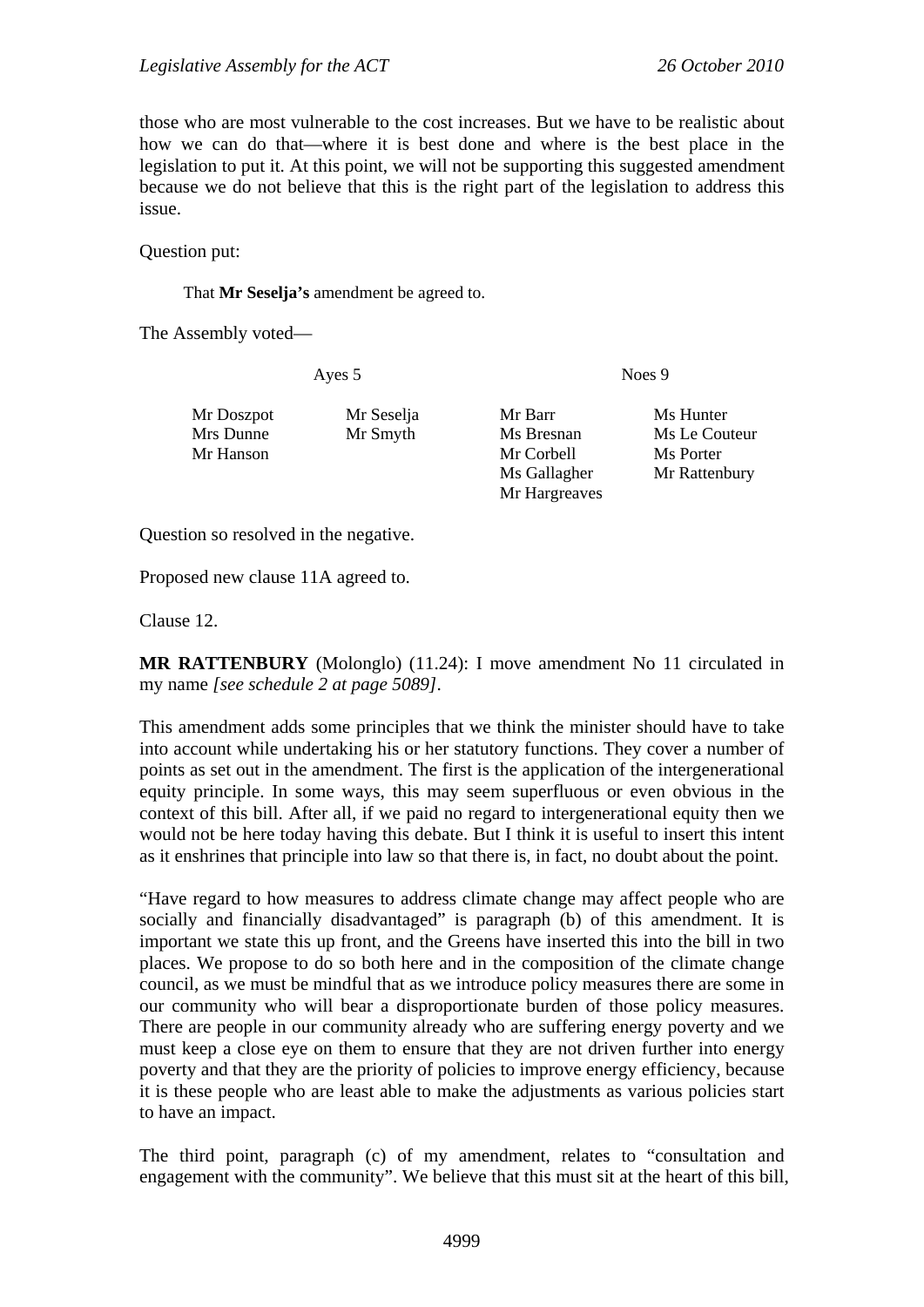those who are most vulnerable to the cost increases. But we have to be realistic about how we can do that—where it is best done and where is the best place in the legislation to put it. At this point, we will not be supporting this suggested amendment because we do not believe that this is the right part of the legislation to address this issue.

Question put:

That **Mr Seselja's** amendment be agreed to.

The Assembly voted—

| Ayes 5 | | Noes 9 | |
|---|---|---|---|
| Mr Doszpot | Mr Seselja | Mr Barr | Ms Hunter |
| Mrs Dunne | Mr Smyth | Ms Bresnan | Ms Le Couteur |
| Mr Hanson | | Mr Corbell | Ms Porter |
| | | Ms Gallagher | Mr Rattenbury |
| | | Mr Hargreaves | |

Question so resolved in the negative.

Proposed new clause 11A agreed to.

Clause 12.

**MR RATTENBURY** (Molonglo) (11.24): I move amendment No 11 circulated in my name *[see schedule 2 at page 5089]*.

This amendment adds some principles that we think the minister should have to take into account while undertaking his or her statutory functions. They cover a number of points as set out in the amendment. The first is the application of the intergenerational equity principle. In some ways, this may seem superfluous or even obvious in the context of this bill. After all, if we paid no regard to intergenerational equity then we would not be here today having this debate. But I think it is useful to insert this intent as it enshrines that principle into law so that there is, in fact, no doubt about the point.

"Have regard to how measures to address climate change may affect people who are socially and financially disadvantaged" is paragraph (b) of this amendment. It is important we state this up front, and the Greens have inserted this into the bill in two places. We propose to do so both here and in the composition of the climate change council, as we must be mindful that as we introduce policy measures there are some in our community who will bear a disproportionate burden of those policy measures. There are people in our community already who are suffering energy poverty and we must keep a close eye on them to ensure that they are not driven further into energy poverty and that they are the priority of policies to improve energy efficiency, because it is these people who are least able to make the adjustments as various policies start to have an impact.

The third point, paragraph (c) of my amendment, relates to "consultation and engagement with the community". We believe that this must sit at the heart of this bill,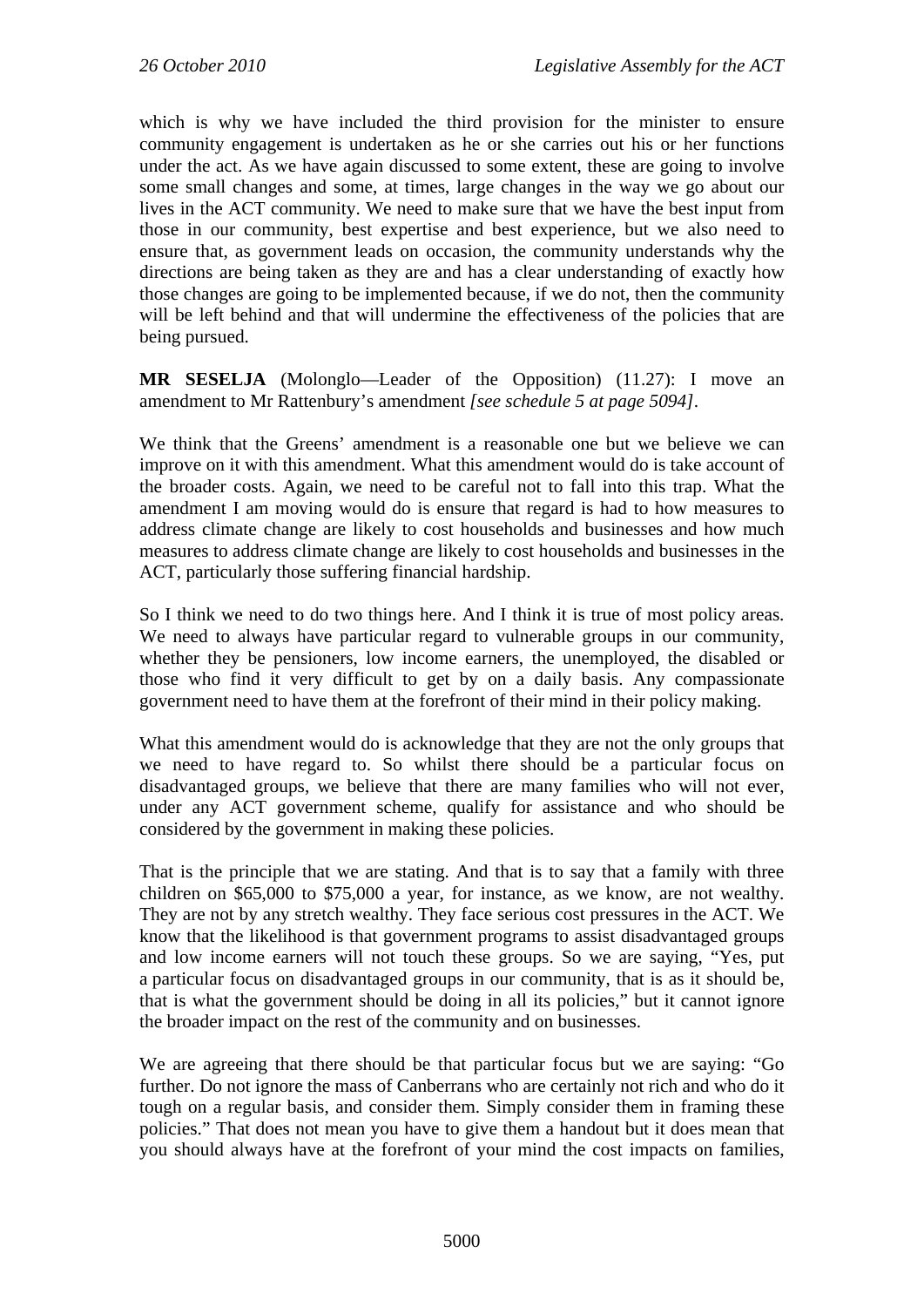which is why we have included the third provision for the minister to ensure community engagement is undertaken as he or she carries out his or her functions under the act. As we have again discussed to some extent, these are going to involve some small changes and some, at times, large changes in the way we go about our lives in the ACT community. We need to make sure that we have the best input from those in our community, best expertise and best experience, but we also need to ensure that, as government leads on occasion, the community understands why the directions are being taken as they are and has a clear understanding of exactly how those changes are going to be implemented because, if we do not, then the community will be left behind and that will undermine the effectiveness of the policies that are being pursued.

**MR SESELJA** (Molonglo—Leader of the Opposition) (11.27): I move an amendment to Mr Rattenbury's amendment *[see schedule 5 at page 5094]*.

We think that the Greens' amendment is a reasonable one but we believe we can improve on it with this amendment. What this amendment would do is take account of the broader costs. Again, we need to be careful not to fall into this trap. What the amendment I am moving would do is ensure that regard is had to how measures to address climate change are likely to cost households and businesses and how much measures to address climate change are likely to cost households and businesses in the ACT, particularly those suffering financial hardship.

So I think we need to do two things here. And I think it is true of most policy areas. We need to always have particular regard to vulnerable groups in our community, whether they be pensioners, low income earners, the unemployed, the disabled or those who find it very difficult to get by on a daily basis. Any compassionate government need to have them at the forefront of their mind in their policy making.

What this amendment would do is acknowledge that they are not the only groups that we need to have regard to. So whilst there should be a particular focus on disadvantaged groups, we believe that there are many families who will not ever, under any ACT government scheme, qualify for assistance and who should be considered by the government in making these policies.

That is the principle that we are stating. And that is to say that a family with three children on $65,000 to $75,000 a year, for instance, as we know, are not wealthy. They are not by any stretch wealthy. They face serious cost pressures in the ACT. We know that the likelihood is that government programs to assist disadvantaged groups and low income earners will not touch these groups. So we are saying, "Yes, put a particular focus on disadvantaged groups in our community, that is as it should be, that is what the government should be doing in all its policies," but it cannot ignore the broader impact on the rest of the community and on businesses.

We are agreeing that there should be that particular focus but we are saying: "Go further. Do not ignore the mass of Canberrans who are certainly not rich and who do it tough on a regular basis, and consider them. Simply consider them in framing these policies." That does not mean you have to give them a handout but it does mean that you should always have at the forefront of your mind the cost impacts on families,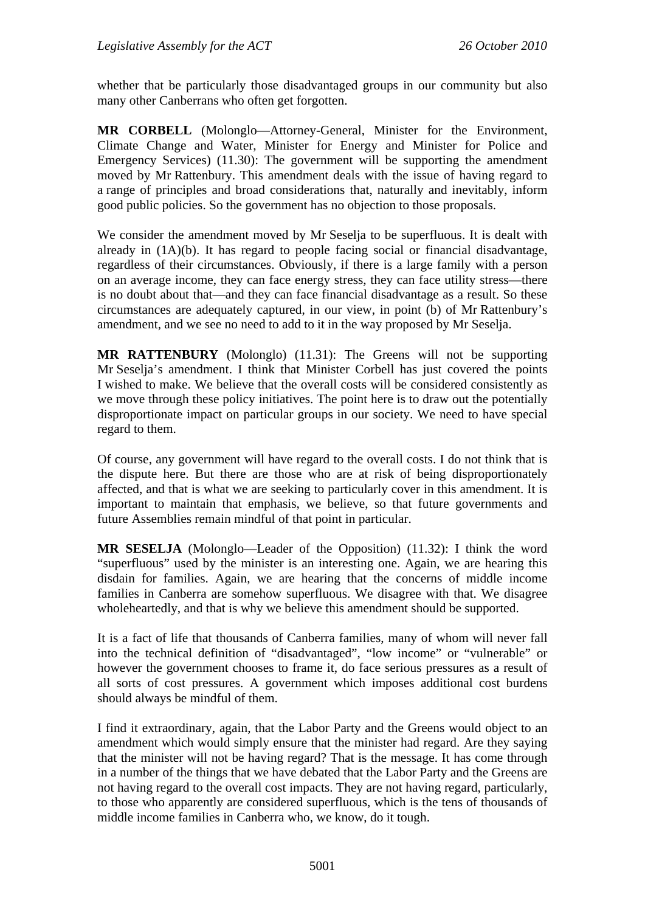whether that be particularly those disadvantaged groups in our community but also many other Canberrans who often get forgotten.

**MR CORBELL** (Molonglo—Attorney-General, Minister for the Environment, Climate Change and Water, Minister for Energy and Minister for Police and Emergency Services) (11.30): The government will be supporting the amendment moved by Mr Rattenbury. This amendment deals with the issue of having regard to a range of principles and broad considerations that, naturally and inevitably, inform good public policies. So the government has no objection to those proposals.

We consider the amendment moved by Mr Seselja to be superfluous. It is dealt with already in (1A)(b). It has regard to people facing social or financial disadvantage, regardless of their circumstances. Obviously, if there is a large family with a person on an average income, they can face energy stress, they can face utility stress—there is no doubt about that—and they can face financial disadvantage as a result. So these circumstances are adequately captured, in our view, in point (b) of Mr Rattenbury's amendment, and we see no need to add to it in the way proposed by Mr Seselja.

**MR RATTENBURY** (Molonglo) (11.31): The Greens will not be supporting Mr Seselja's amendment. I think that Minister Corbell has just covered the points I wished to make. We believe that the overall costs will be considered consistently as we move through these policy initiatives. The point here is to draw out the potentially disproportionate impact on particular groups in our society. We need to have special regard to them.

Of course, any government will have regard to the overall costs. I do not think that is the dispute here. But there are those who are at risk of being disproportionately affected, and that is what we are seeking to particularly cover in this amendment. It is important to maintain that emphasis, we believe, so that future governments and future Assemblies remain mindful of that point in particular.

**MR SESELJA** (Molonglo—Leader of the Opposition) (11.32): I think the word "superfluous" used by the minister is an interesting one. Again, we are hearing this disdain for families. Again, we are hearing that the concerns of middle income families in Canberra are somehow superfluous. We disagree with that. We disagree wholeheartedly, and that is why we believe this amendment should be supported.

It is a fact of life that thousands of Canberra families, many of whom will never fall into the technical definition of "disadvantaged", "low income" or "vulnerable" or however the government chooses to frame it, do face serious pressures as a result of all sorts of cost pressures. A government which imposes additional cost burdens should always be mindful of them.

I find it extraordinary, again, that the Labor Party and the Greens would object to an amendment which would simply ensure that the minister had regard. Are they saying that the minister will not be having regard? That is the message. It has come through in a number of the things that we have debated that the Labor Party and the Greens are not having regard to the overall cost impacts. They are not having regard, particularly, to those who apparently are considered superfluous, which is the tens of thousands of middle income families in Canberra who, we know, do it tough.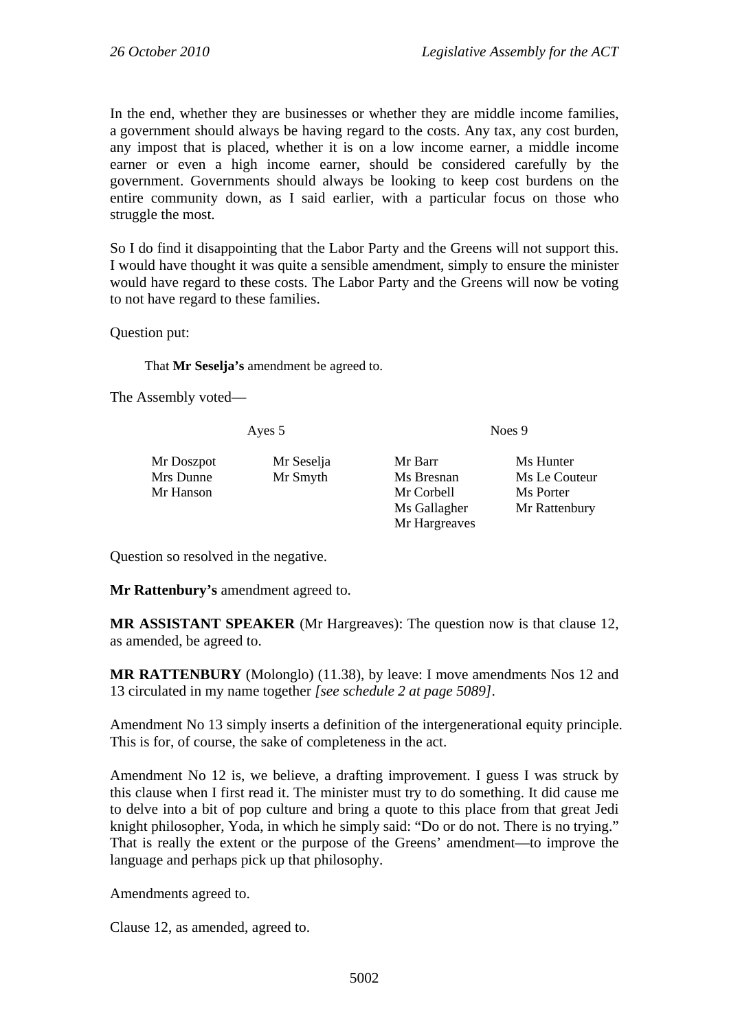In the end, whether they are businesses or whether they are middle income families, a government should always be having regard to the costs. Any tax, any cost burden, any impost that is placed, whether it is on a low income earner, a middle income earner or even a high income earner, should be considered carefully by the government. Governments should always be looking to keep cost burdens on the entire community down, as I said earlier, with a particular focus on those who struggle the most.

So I do find it disappointing that the Labor Party and the Greens will not support this. I would have thought it was quite a sensible amendment, simply to ensure the minister would have regard to these costs. The Labor Party and the Greens will now be voting to not have regard to these families.

Question put:

That **Mr Seselja's** amendment be agreed to.

The Assembly voted—

| Ayes 5 | | Noes 9 | |
|---|---|---|---|
| Mr Doszpot | Mr Seselja | Mr Barr | Ms Hunter |
| Mrs Dunne | Mr Smyth | Ms Bresnan | Ms Le Couteur |
| Mr Hanson | | Mr Corbell | Ms Porter |
| | | Ms Gallagher | Mr Rattenbury |
| | | Mr Hargreaves | |

Question so resolved in the negative.

**Mr Rattenbury's** amendment agreed to.

**MR ASSISTANT SPEAKER** (Mr Hargreaves): The question now is that clause 12, as amended, be agreed to.

**MR RATTENBURY** (Molonglo) (11.38), by leave: I move amendments Nos 12 and 13 circulated in my name together *[see schedule 2 at page 5089]*.

Amendment No 13 simply inserts a definition of the intergenerational equity principle. This is for, of course, the sake of completeness in the act.

Amendment No 12 is, we believe, a drafting improvement. I guess I was struck by this clause when I first read it. The minister must try to do something. It did cause me to delve into a bit of pop culture and bring a quote to this place from that great Jedi knight philosopher, Yoda, in which he simply said: "Do or do not. There is no trying." That is really the extent or the purpose of the Greens' amendment—to improve the language and perhaps pick up that philosophy.

Amendments agreed to.

Clause 12, as amended, agreed to.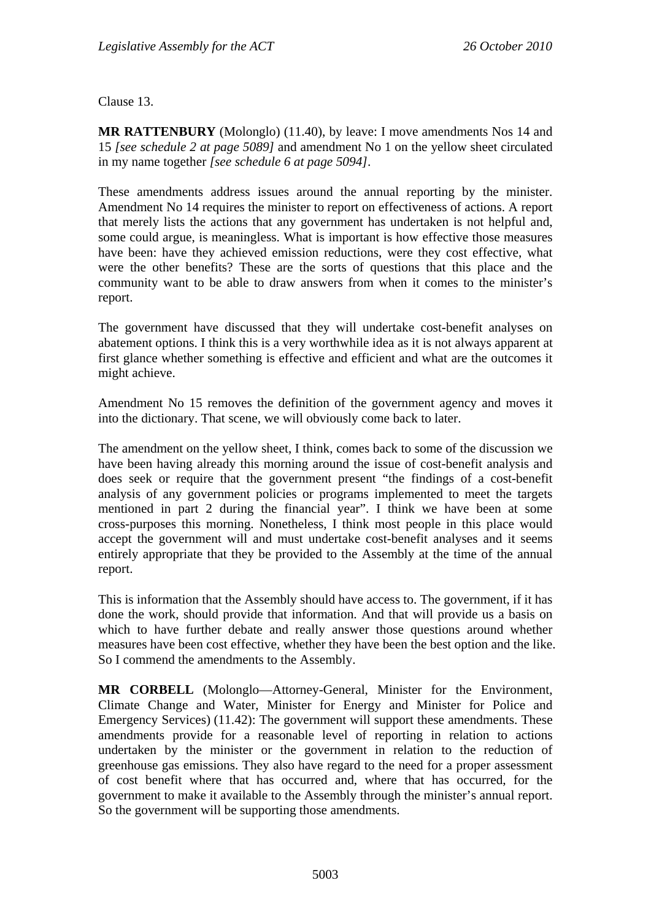Clause 13.

**MR RATTENBURY** (Molonglo) (11.40), by leave: I move amendments Nos 14 and 15 *[see schedule 2 at page 5089]* and amendment No 1 on the yellow sheet circulated in my name together *[see schedule 6 at page 5094]*.

These amendments address issues around the annual reporting by the minister. Amendment No 14 requires the minister to report on effectiveness of actions. A report that merely lists the actions that any government has undertaken is not helpful and, some could argue, is meaningless. What is important is how effective those measures have been: have they achieved emission reductions, were they cost effective, what were the other benefits? These are the sorts of questions that this place and the community want to be able to draw answers from when it comes to the minister's report.

The government have discussed that they will undertake cost-benefit analyses on abatement options. I think this is a very worthwhile idea as it is not always apparent at first glance whether something is effective and efficient and what are the outcomes it might achieve.

Amendment No 15 removes the definition of the government agency and moves it into the dictionary. That scene, we will obviously come back to later.

The amendment on the yellow sheet, I think, comes back to some of the discussion we have been having already this morning around the issue of cost-benefit analysis and does seek or require that the government present "the findings of a cost-benefit analysis of any government policies or programs implemented to meet the targets mentioned in part 2 during the financial year". I think we have been at some cross-purposes this morning. Nonetheless, I think most people in this place would accept the government will and must undertake cost-benefit analyses and it seems entirely appropriate that they be provided to the Assembly at the time of the annual report.

This is information that the Assembly should have access to. The government, if it has done the work, should provide that information. And that will provide us a basis on which to have further debate and really answer those questions around whether measures have been cost effective, whether they have been the best option and the like. So I commend the amendments to the Assembly.

**MR CORBELL** (Molonglo—Attorney-General, Minister for the Environment, Climate Change and Water, Minister for Energy and Minister for Police and Emergency Services) (11.42): The government will support these amendments. These amendments provide for a reasonable level of reporting in relation to actions undertaken by the minister or the government in relation to the reduction of greenhouse gas emissions. They also have regard to the need for a proper assessment of cost benefit where that has occurred and, where that has occurred, for the government to make it available to the Assembly through the minister's annual report. So the government will be supporting those amendments.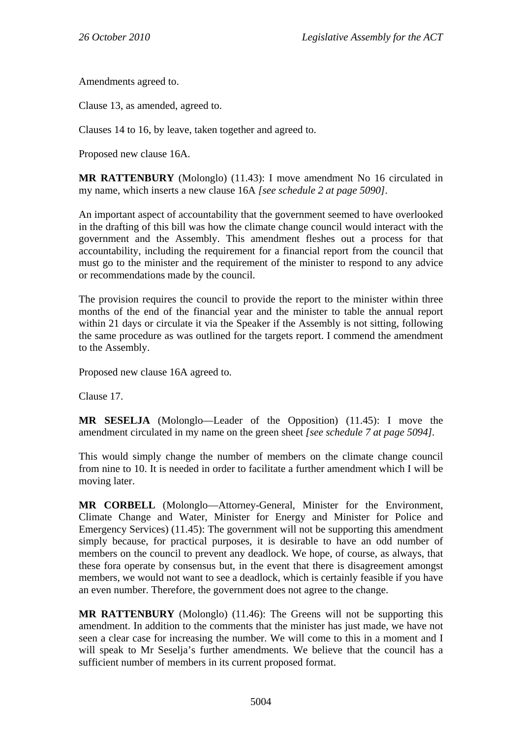Amendments agreed to.

Clause 13, as amended, agreed to.

Clauses 14 to 16, by leave, taken together and agreed to.

Proposed new clause 16A.

**MR RATTENBURY** (Molonglo) (11.43): I move amendment No 16 circulated in my name, which inserts a new clause 16A *[see schedule 2 at page 5090]*.

An important aspect of accountability that the government seemed to have overlooked in the drafting of this bill was how the climate change council would interact with the government and the Assembly. This amendment fleshes out a process for that accountability, including the requirement for a financial report from the council that must go to the minister and the requirement of the minister to respond to any advice or recommendations made by the council.

The provision requires the council to provide the report to the minister within three months of the end of the financial year and the minister to table the annual report within 21 days or circulate it via the Speaker if the Assembly is not sitting, following the same procedure as was outlined for the targets report. I commend the amendment to the Assembly.

Proposed new clause 16A agreed to.

Clause 17.

**MR SESELJA** (Molonglo—Leader of the Opposition) (11.45): I move the amendment circulated in my name on the green sheet *[see schedule 7 at page 5094]*.

This would simply change the number of members on the climate change council from nine to 10. It is needed in order to facilitate a further amendment which I will be moving later.

**MR CORBELL** (Molonglo—Attorney-General, Minister for the Environment, Climate Change and Water, Minister for Energy and Minister for Police and Emergency Services) (11.45): The government will not be supporting this amendment simply because, for practical purposes, it is desirable to have an odd number of members on the council to prevent any deadlock. We hope, of course, as always, that these fora operate by consensus but, in the event that there is disagreement amongst members, we would not want to see a deadlock, which is certainly feasible if you have an even number. Therefore, the government does not agree to the change.

**MR RATTENBURY** (Molonglo) (11.46): The Greens will not be supporting this amendment. In addition to the comments that the minister has just made, we have not seen a clear case for increasing the number. We will come to this in a moment and I will speak to Mr Seselja's further amendments. We believe that the council has a sufficient number of members in its current proposed format.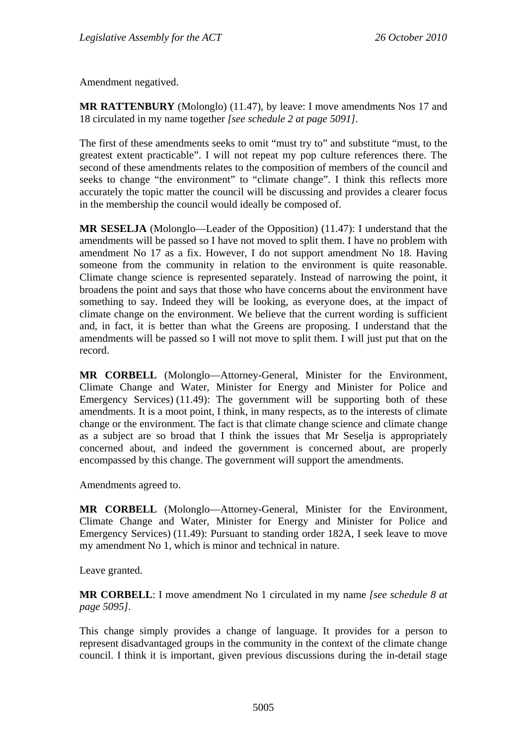Amendment negatived.

**MR RATTENBURY** (Molonglo) (11.47), by leave: I move amendments Nos 17 and 18 circulated in my name together *[see schedule 2 at page 5091]*.

The first of these amendments seeks to omit "must try to" and substitute "must, to the greatest extent practicable". I will not repeat my pop culture references there. The second of these amendments relates to the composition of members of the council and seeks to change "the environment" to "climate change". I think this reflects more accurately the topic matter the council will be discussing and provides a clearer focus in the membership the council would ideally be composed of.

**MR SESELJA** (Molonglo—Leader of the Opposition) (11.47): I understand that the amendments will be passed so I have not moved to split them. I have no problem with amendment No 17 as a fix. However, I do not support amendment No 18. Having someone from the community in relation to the environment is quite reasonable. Climate change science is represented separately. Instead of narrowing the point, it broadens the point and says that those who have concerns about the environment have something to say. Indeed they will be looking, as everyone does, at the impact of climate change on the environment. We believe that the current wording is sufficient and, in fact, it is better than what the Greens are proposing. I understand that the amendments will be passed so I will not move to split them. I will just put that on the record.

**MR CORBELL** (Molonglo—Attorney-General, Minister for the Environment, Climate Change and Water, Minister for Energy and Minister for Police and Emergency Services) (11.49): The government will be supporting both of these amendments. It is a moot point, I think, in many respects, as to the interests of climate change or the environment. The fact is that climate change science and climate change as a subject are so broad that I think the issues that Mr Seselja is appropriately concerned about, and indeed the government is concerned about, are properly encompassed by this change. The government will support the amendments.

Amendments agreed to.

**MR CORBELL** (Molonglo—Attorney-General, Minister for the Environment, Climate Change and Water, Minister for Energy and Minister for Police and Emergency Services) (11.49): Pursuant to standing order 182A, I seek leave to move my amendment No 1, which is minor and technical in nature.

Leave granted.

**MR CORBELL**: I move amendment No 1 circulated in my name *[see schedule 8 at page 5095]*.

This change simply provides a change of language. It provides for a person to represent disadvantaged groups in the community in the context of the climate change council. I think it is important, given previous discussions during the in-detail stage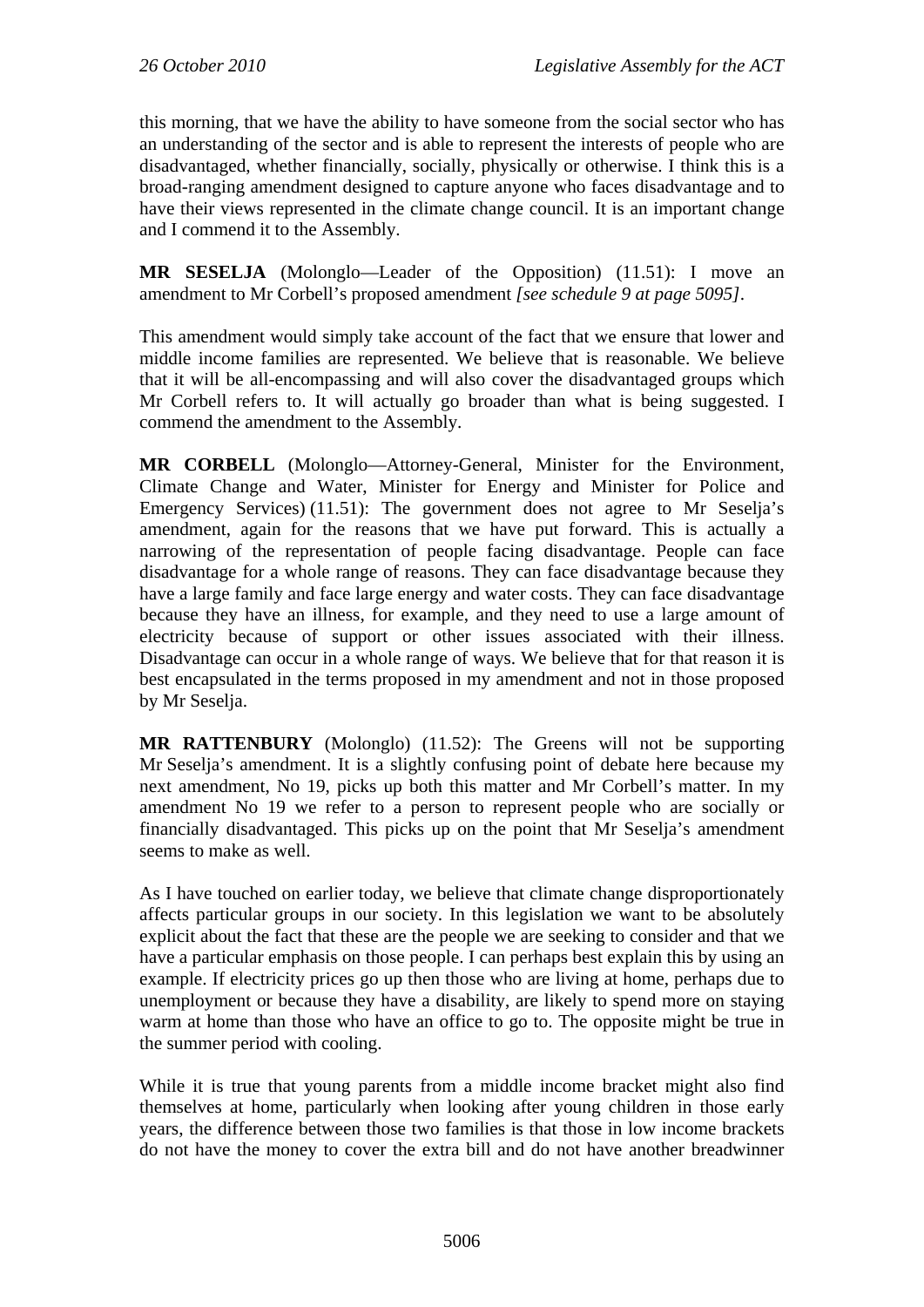this morning, that we have the ability to have someone from the social sector who has an understanding of the sector and is able to represent the interests of people who are disadvantaged, whether financially, socially, physically or otherwise. I think this is a broad-ranging amendment designed to capture anyone who faces disadvantage and to have their views represented in the climate change council. It is an important change and I commend it to the Assembly.

**MR SESELJA** (Molonglo—Leader of the Opposition) (11.51): I move an amendment to Mr Corbell's proposed amendment *[see schedule 9 at page 5095]*.

This amendment would simply take account of the fact that we ensure that lower and middle income families are represented. We believe that is reasonable. We believe that it will be all-encompassing and will also cover the disadvantaged groups which Mr Corbell refers to. It will actually go broader than what is being suggested. I commend the amendment to the Assembly.

**MR CORBELL** (Molonglo—Attorney-General, Minister for the Environment, Climate Change and Water, Minister for Energy and Minister for Police and Emergency Services) (11.51): The government does not agree to Mr Seselja's amendment, again for the reasons that we have put forward. This is actually a narrowing of the representation of people facing disadvantage. People can face disadvantage for a whole range of reasons. They can face disadvantage because they have a large family and face large energy and water costs. They can face disadvantage because they have an illness, for example, and they need to use a large amount of electricity because of support or other issues associated with their illness. Disadvantage can occur in a whole range of ways. We believe that for that reason it is best encapsulated in the terms proposed in my amendment and not in those proposed by Mr Seselja.

**MR RATTENBURY** (Molonglo) (11.52): The Greens will not be supporting Mr Seselja's amendment. It is a slightly confusing point of debate here because my next amendment, No 19, picks up both this matter and Mr Corbell's matter. In my amendment No 19 we refer to a person to represent people who are socially or financially disadvantaged. This picks up on the point that Mr Seselja's amendment seems to make as well.

As I have touched on earlier today, we believe that climate change disproportionately affects particular groups in our society. In this legislation we want to be absolutely explicit about the fact that these are the people we are seeking to consider and that we have a particular emphasis on those people. I can perhaps best explain this by using an example. If electricity prices go up then those who are living at home, perhaps due to unemployment or because they have a disability, are likely to spend more on staying warm at home than those who have an office to go to. The opposite might be true in the summer period with cooling.

While it is true that young parents from a middle income bracket might also find themselves at home, particularly when looking after young children in those early years, the difference between those two families is that those in low income brackets do not have the money to cover the extra bill and do not have another breadwinner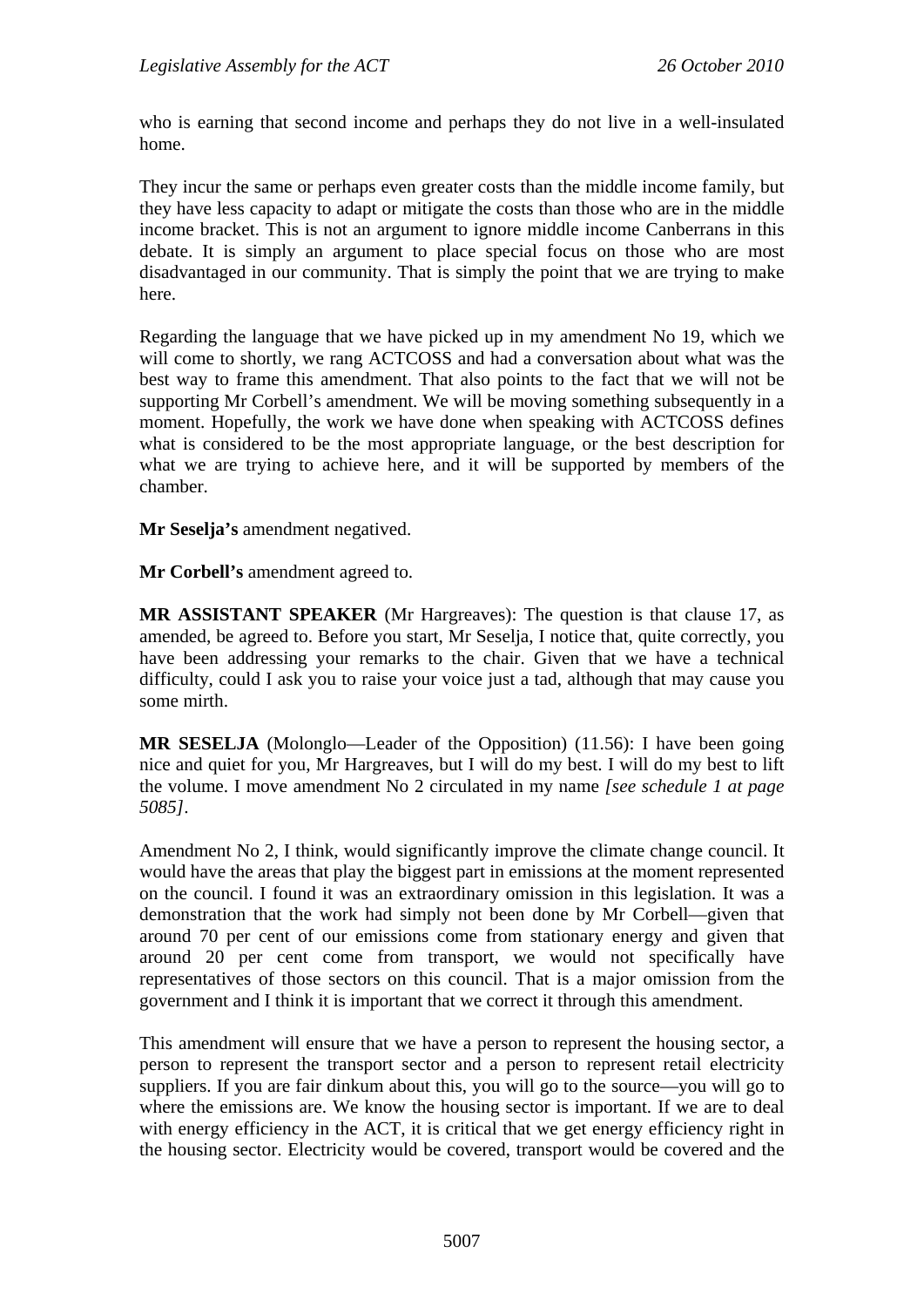who is earning that second income and perhaps they do not live in a well-insulated home.

They incur the same or perhaps even greater costs than the middle income family, but they have less capacity to adapt or mitigate the costs than those who are in the middle income bracket. This is not an argument to ignore middle income Canberrans in this debate. It is simply an argument to place special focus on those who are most disadvantaged in our community. That is simply the point that we are trying to make here.

Regarding the language that we have picked up in my amendment No 19, which we will come to shortly, we rang ACTCOSS and had a conversation about what was the best way to frame this amendment. That also points to the fact that we will not be supporting Mr Corbell's amendment. We will be moving something subsequently in a moment. Hopefully, the work we have done when speaking with ACTCOSS defines what is considered to be the most appropriate language, or the best description for what we are trying to achieve here, and it will be supported by members of the chamber.

**Mr Seselja's** amendment negatived.

**Mr Corbell's** amendment agreed to.

**MR ASSISTANT SPEAKER** (Mr Hargreaves): The question is that clause 17, as amended, be agreed to. Before you start, Mr Seselja, I notice that, quite correctly, you have been addressing your remarks to the chair. Given that we have a technical difficulty, could I ask you to raise your voice just a tad, although that may cause you some mirth.

**MR SESELJA** (Molonglo—Leader of the Opposition) (11.56): I have been going nice and quiet for you, Mr Hargreaves, but I will do my best. I will do my best to lift the volume. I move amendment No 2 circulated in my name *[see schedule 1 at page 5085]*.

Amendment No 2, I think, would significantly improve the climate change council. It would have the areas that play the biggest part in emissions at the moment represented on the council. I found it was an extraordinary omission in this legislation. It was a demonstration that the work had simply not been done by Mr Corbell—given that around 70 per cent of our emissions come from stationary energy and given that around 20 per cent come from transport, we would not specifically have representatives of those sectors on this council. That is a major omission from the government and I think it is important that we correct it through this amendment.

This amendment will ensure that we have a person to represent the housing sector, a person to represent the transport sector and a person to represent retail electricity suppliers. If you are fair dinkum about this, you will go to the source—you will go to where the emissions are. We know the housing sector is important. If we are to deal with energy efficiency in the ACT, it is critical that we get energy efficiency right in the housing sector. Electricity would be covered, transport would be covered and the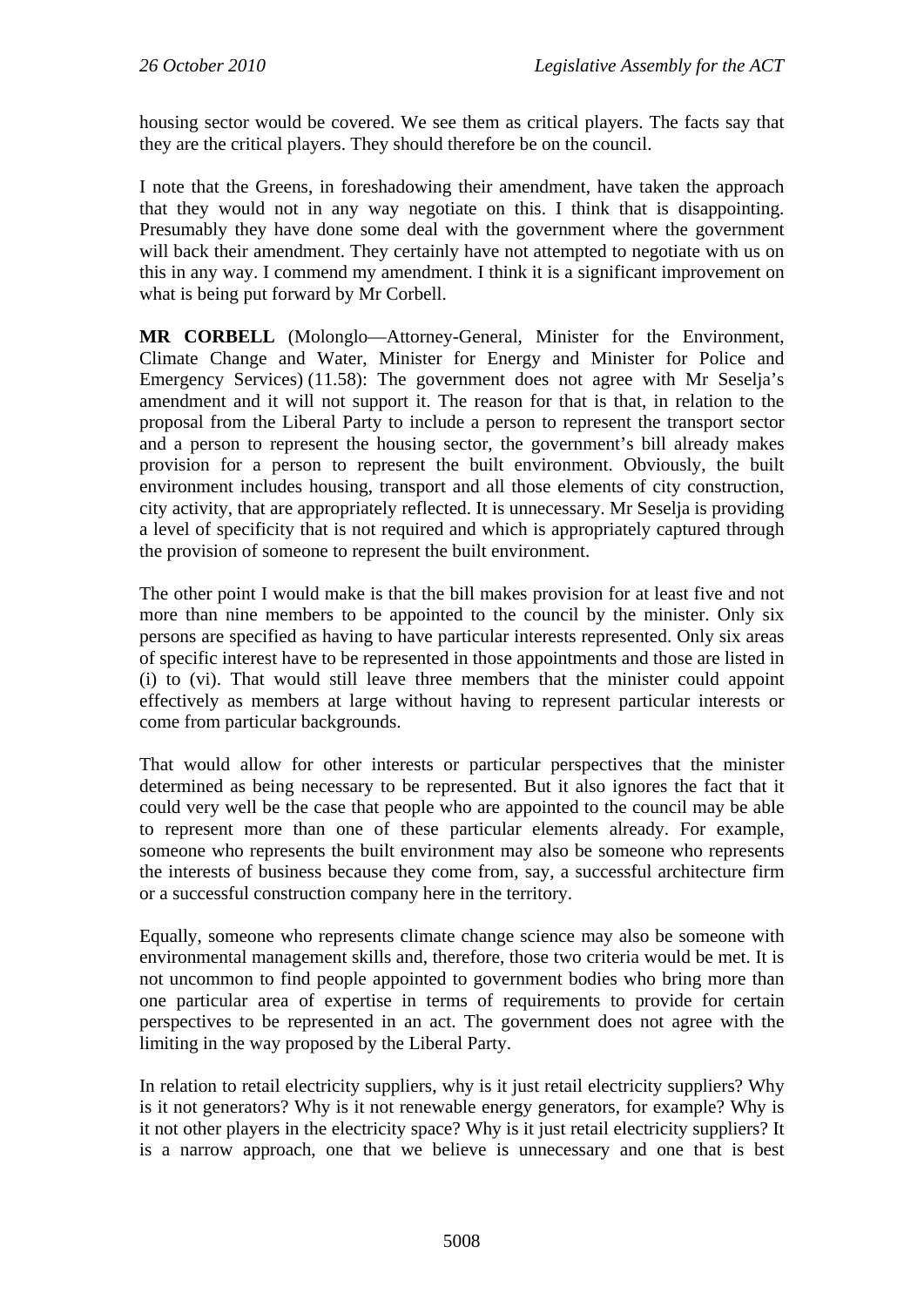housing sector would be covered. We see them as critical players. The facts say that they are the critical players. They should therefore be on the council.

I note that the Greens, in foreshadowing their amendment, have taken the approach that they would not in any way negotiate on this. I think that is disappointing. Presumably they have done some deal with the government where the government will back their amendment. They certainly have not attempted to negotiate with us on this in any way. I commend my amendment. I think it is a significant improvement on what is being put forward by Mr Corbell.

**MR CORBELL** (Molonglo—Attorney-General, Minister for the Environment, Climate Change and Water, Minister for Energy and Minister for Police and Emergency Services) (11.58): The government does not agree with Mr Seselja's amendment and it will not support it. The reason for that is that, in relation to the proposal from the Liberal Party to include a person to represent the transport sector and a person to represent the housing sector, the government's bill already makes provision for a person to represent the built environment. Obviously, the built environment includes housing, transport and all those elements of city construction, city activity, that are appropriately reflected. It is unnecessary. Mr Seselja is providing a level of specificity that is not required and which is appropriately captured through the provision of someone to represent the built environment.

The other point I would make is that the bill makes provision for at least five and not more than nine members to be appointed to the council by the minister. Only six persons are specified as having to have particular interests represented. Only six areas of specific interest have to be represented in those appointments and those are listed in (i) to (vi). That would still leave three members that the minister could appoint effectively as members at large without having to represent particular interests or come from particular backgrounds.

That would allow for other interests or particular perspectives that the minister determined as being necessary to be represented. But it also ignores the fact that it could very well be the case that people who are appointed to the council may be able to represent more than one of these particular elements already. For example, someone who represents the built environment may also be someone who represents the interests of business because they come from, say, a successful architecture firm or a successful construction company here in the territory.

Equally, someone who represents climate change science may also be someone with environmental management skills and, therefore, those two criteria would be met. It is not uncommon to find people appointed to government bodies who bring more than one particular area of expertise in terms of requirements to provide for certain perspectives to be represented in an act. The government does not agree with the limiting in the way proposed by the Liberal Party.

In relation to retail electricity suppliers, why is it just retail electricity suppliers? Why is it not generators? Why is it not renewable energy generators, for example? Why is it not other players in the electricity space? Why is it just retail electricity suppliers? It is a narrow approach, one that we believe is unnecessary and one that is best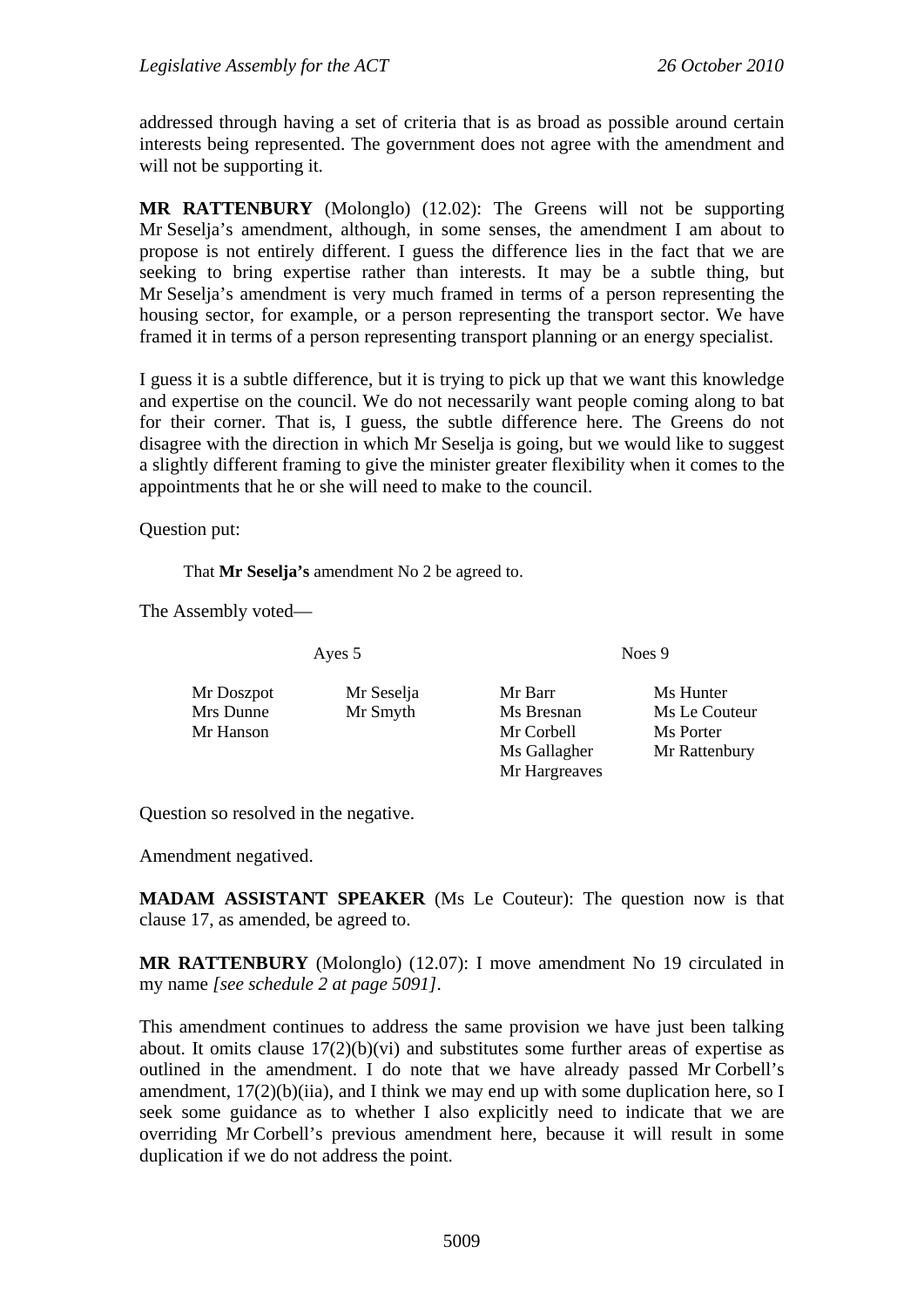addressed through having a set of criteria that is as broad as possible around certain interests being represented. The government does not agree with the amendment and will not be supporting it.

**MR RATTENBURY** (Molonglo) (12.02): The Greens will not be supporting Mr Seselja's amendment, although, in some senses, the amendment I am about to propose is not entirely different. I guess the difference lies in the fact that we are seeking to bring expertise rather than interests. It may be a subtle thing, but Mr Seselja's amendment is very much framed in terms of a person representing the housing sector, for example, or a person representing the transport sector. We have framed it in terms of a person representing transport planning or an energy specialist.

I guess it is a subtle difference, but it is trying to pick up that we want this knowledge and expertise on the council. We do not necessarily want people coming along to bat for their corner. That is, I guess, the subtle difference here. The Greens do not disagree with the direction in which Mr Seselja is going, but we would like to suggest a slightly different framing to give the minister greater flexibility when it comes to the appointments that he or she will need to make to the council.

Question put:

> That **Mr Seselja's** amendment No 2 be agreed to.

The Assembly voted—

| Ayes 5 | | Noes 9 | |
|---|---|---|---|
| Mr Doszpot | Mr Seselja | Mr Barr | Ms Hunter |
| Mrs Dunne | Mr Smyth | Ms Bresnan | Ms Le Couteur |
| Mr Hanson | | Mr Corbell | Ms Porter |
| | | Ms Gallagher | Mr Rattenbury |
| | | Mr Hargreaves | |

Question so resolved in the negative.

Amendment negatived.

**MADAM ASSISTANT SPEAKER** (Ms Le Couteur): The question now is that clause 17, as amended, be agreed to.

**MR RATTENBURY** (Molonglo) (12.07): I move amendment No 19 circulated in my name *[see schedule 2 at page 5091]*.

This amendment continues to address the same provision we have just been talking about. It omits clause 17(2)(b)(vi) and substitutes some further areas of expertise as outlined in the amendment. I do note that we have already passed Mr Corbell's amendment, 17(2)(b)(iia), and I think we may end up with some duplication here, so I seek some guidance as to whether I also explicitly need to indicate that we are overriding Mr Corbell's previous amendment here, because it will result in some duplication if we do not address the point.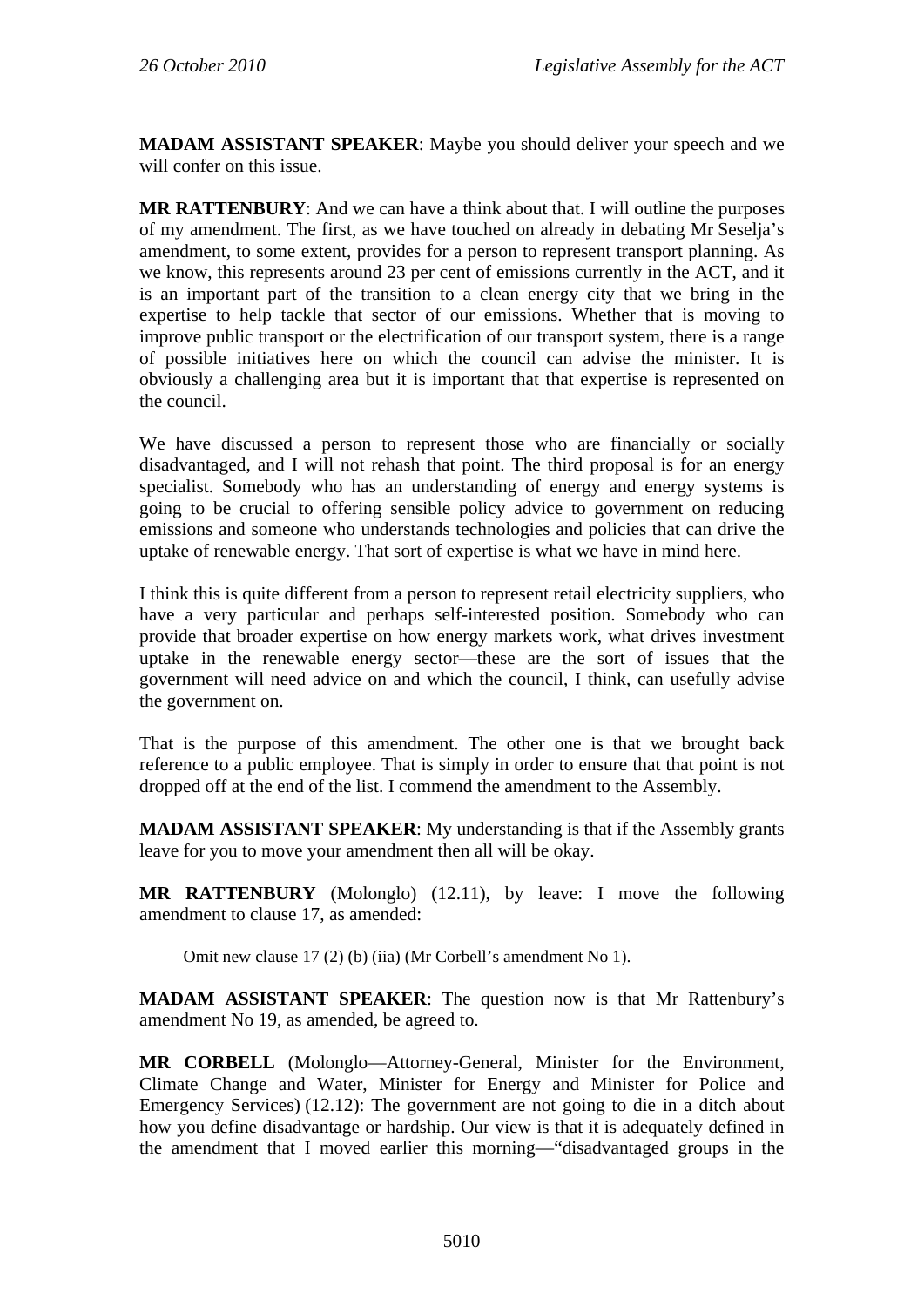**MADAM ASSISTANT SPEAKER**: Maybe you should deliver your speech and we will confer on this issue.

**MR RATTENBURY**: And we can have a think about that. I will outline the purposes of my amendment. The first, as we have touched on already in debating Mr Seselja's amendment, to some extent, provides for a person to represent transport planning. As we know, this represents around 23 per cent of emissions currently in the ACT, and it is an important part of the transition to a clean energy city that we bring in the expertise to help tackle that sector of our emissions. Whether that is moving to improve public transport or the electrification of our transport system, there is a range of possible initiatives here on which the council can advise the minister. It is obviously a challenging area but it is important that that expertise is represented on the council.

We have discussed a person to represent those who are financially or socially disadvantaged, and I will not rehash that point. The third proposal is for an energy specialist. Somebody who has an understanding of energy and energy systems is going to be crucial to offering sensible policy advice to government on reducing emissions and someone who understands technologies and policies that can drive the uptake of renewable energy. That sort of expertise is what we have in mind here.

I think this is quite different from a person to represent retail electricity suppliers, who have a very particular and perhaps self-interested position. Somebody who can provide that broader expertise on how energy markets work, what drives investment uptake in the renewable energy sector—these are the sort of issues that the government will need advice on and which the council, I think, can usefully advise the government on.

That is the purpose of this amendment. The other one is that we brought back reference to a public employee. That is simply in order to ensure that that point is not dropped off at the end of the list. I commend the amendment to the Assembly.

**MADAM ASSISTANT SPEAKER**: My understanding is that if the Assembly grants leave for you to move your amendment then all will be okay.

**MR RATTENBURY** (Molonglo) (12.11), by leave: I move the following amendment to clause 17, as amended:

> Omit new clause 17 (2) (b) (iia) (Mr Corbell's amendment No 1).

**MADAM ASSISTANT SPEAKER**: The question now is that Mr Rattenbury's amendment No 19, as amended, be agreed to.

**MR CORBELL** (Molonglo—Attorney-General, Minister for the Environment, Climate Change and Water, Minister for Energy and Minister for Police and Emergency Services) (12.12): The government are not going to die in a ditch about how you define disadvantage or hardship. Our view is that it is adequately defined in the amendment that I moved earlier this morning—"disadvantaged groups in the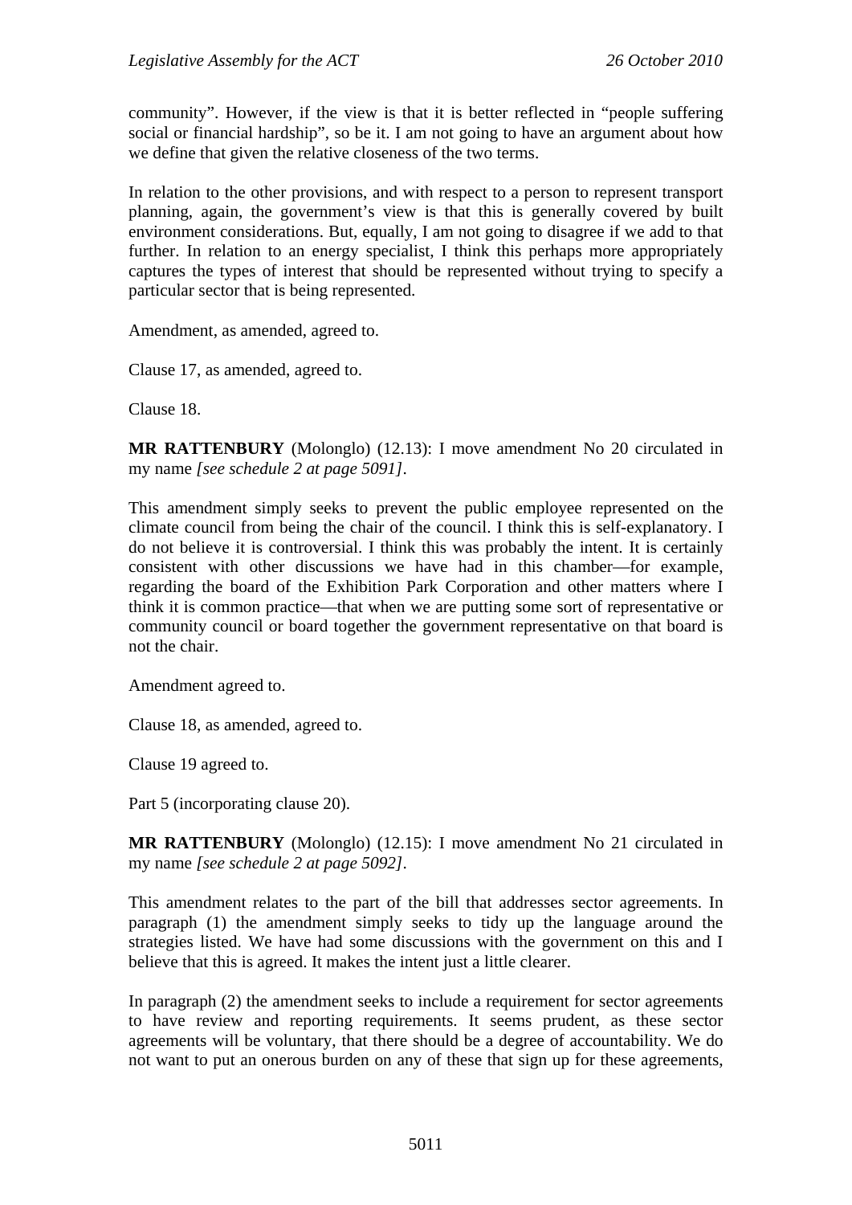community". However, if the view is that it is better reflected in "people suffering social or financial hardship", so be it. I am not going to have an argument about how we define that given the relative closeness of the two terms.

In relation to the other provisions, and with respect to a person to represent transport planning, again, the government's view is that this is generally covered by built environment considerations. But, equally, I am not going to disagree if we add to that further. In relation to an energy specialist, I think this perhaps more appropriately captures the types of interest that should be represented without trying to specify a particular sector that is being represented.

Amendment, as amended, agreed to.

Clause 17, as amended, agreed to.

Clause 18.

**MR RATTENBURY** (Molonglo) (12.13): I move amendment No 20 circulated in my name *[see schedule 2 at page 5091]*.

This amendment simply seeks to prevent the public employee represented on the climate council from being the chair of the council. I think this is self-explanatory. I do not believe it is controversial. I think this was probably the intent. It is certainly consistent with other discussions we have had in this chamber—for example, regarding the board of the Exhibition Park Corporation and other matters where I think it is common practice—that when we are putting some sort of representative or community council or board together the government representative on that board is not the chair.

Amendment agreed to.

Clause 18, as amended, agreed to.

Clause 19 agreed to.

Part 5 (incorporating clause 20).

**MR RATTENBURY** (Molonglo) (12.15): I move amendment No 21 circulated in my name *[see schedule 2 at page 5092]*.

This amendment relates to the part of the bill that addresses sector agreements. In paragraph (1) the amendment simply seeks to tidy up the language around the strategies listed. We have had some discussions with the government on this and I believe that this is agreed. It makes the intent just a little clearer.

In paragraph (2) the amendment seeks to include a requirement for sector agreements to have review and reporting requirements. It seems prudent, as these sector agreements will be voluntary, that there should be a degree of accountability. We do not want to put an onerous burden on any of these that sign up for these agreements,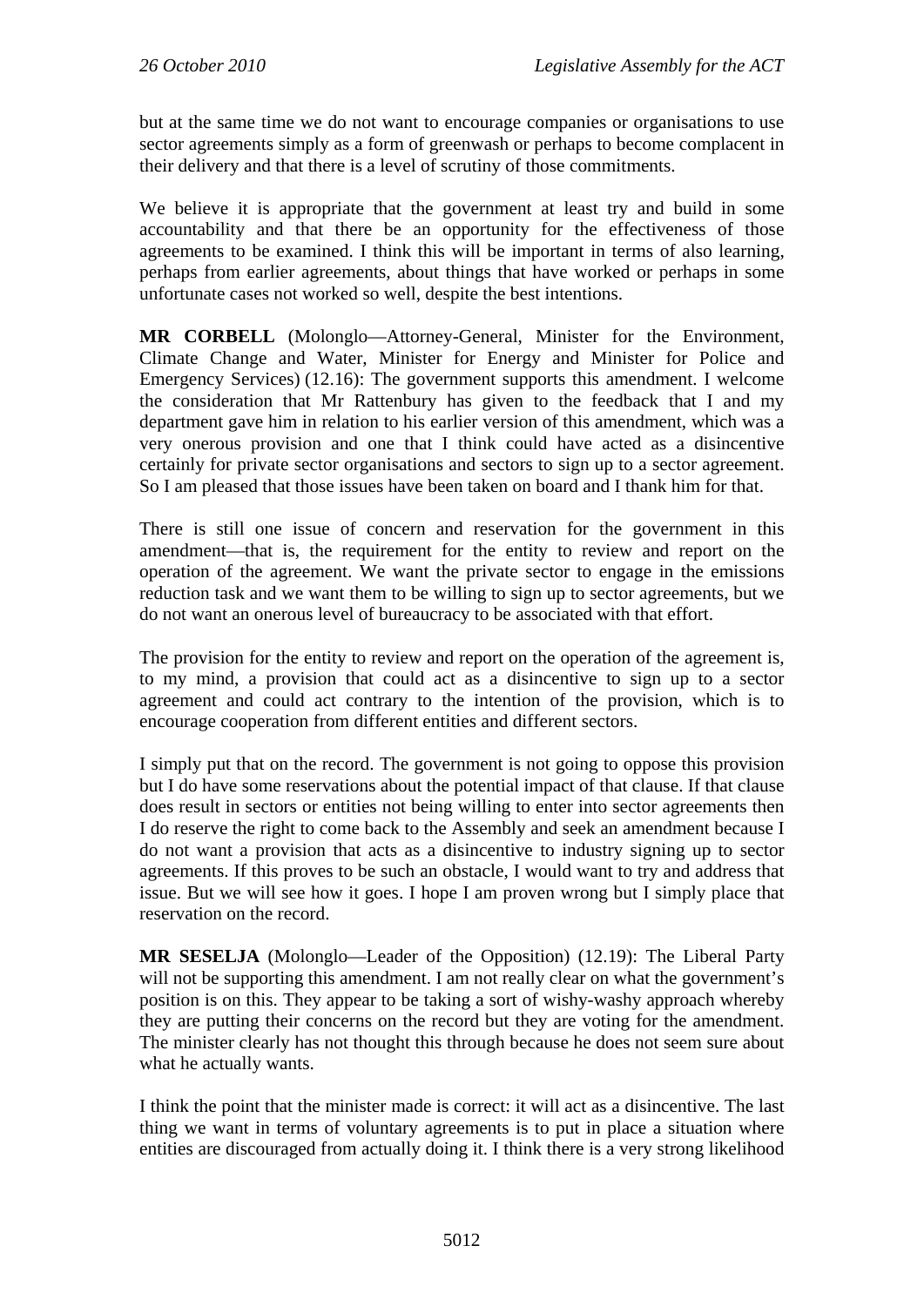but at the same time we do not want to encourage companies or organisations to use sector agreements simply as a form of greenwash or perhaps to become complacent in their delivery and that there is a level of scrutiny of those commitments.

We believe it is appropriate that the government at least try and build in some accountability and that there be an opportunity for the effectiveness of those agreements to be examined. I think this will be important in terms of also learning, perhaps from earlier agreements, about things that have worked or perhaps in some unfortunate cases not worked so well, despite the best intentions.

**MR CORBELL** (Molonglo—Attorney-General, Minister for the Environment, Climate Change and Water, Minister for Energy and Minister for Police and Emergency Services) (12.16): The government supports this amendment. I welcome the consideration that Mr Rattenbury has given to the feedback that I and my department gave him in relation to his earlier version of this amendment, which was a very onerous provision and one that I think could have acted as a disincentive certainly for private sector organisations and sectors to sign up to a sector agreement. So I am pleased that those issues have been taken on board and I thank him for that.

There is still one issue of concern and reservation for the government in this amendment—that is, the requirement for the entity to review and report on the operation of the agreement. We want the private sector to engage in the emissions reduction task and we want them to be willing to sign up to sector agreements, but we do not want an onerous level of bureaucracy to be associated with that effort.

The provision for the entity to review and report on the operation of the agreement is, to my mind, a provision that could act as a disincentive to sign up to a sector agreement and could act contrary to the intention of the provision, which is to encourage cooperation from different entities and different sectors.

I simply put that on the record. The government is not going to oppose this provision but I do have some reservations about the potential impact of that clause. If that clause does result in sectors or entities not being willing to enter into sector agreements then I do reserve the right to come back to the Assembly and seek an amendment because I do not want a provision that acts as a disincentive to industry signing up to sector agreements. If this proves to be such an obstacle, I would want to try and address that issue. But we will see how it goes. I hope I am proven wrong but I simply place that reservation on the record.

**MR SESELJA** (Molonglo—Leader of the Opposition) (12.19): The Liberal Party will not be supporting this amendment. I am not really clear on what the government's position is on this. They appear to be taking a sort of wishy-washy approach whereby they are putting their concerns on the record but they are voting for the amendment. The minister clearly has not thought this through because he does not seem sure about what he actually wants.

I think the point that the minister made is correct: it will act as a disincentive. The last thing we want in terms of voluntary agreements is to put in place a situation where entities are discouraged from actually doing it. I think there is a very strong likelihood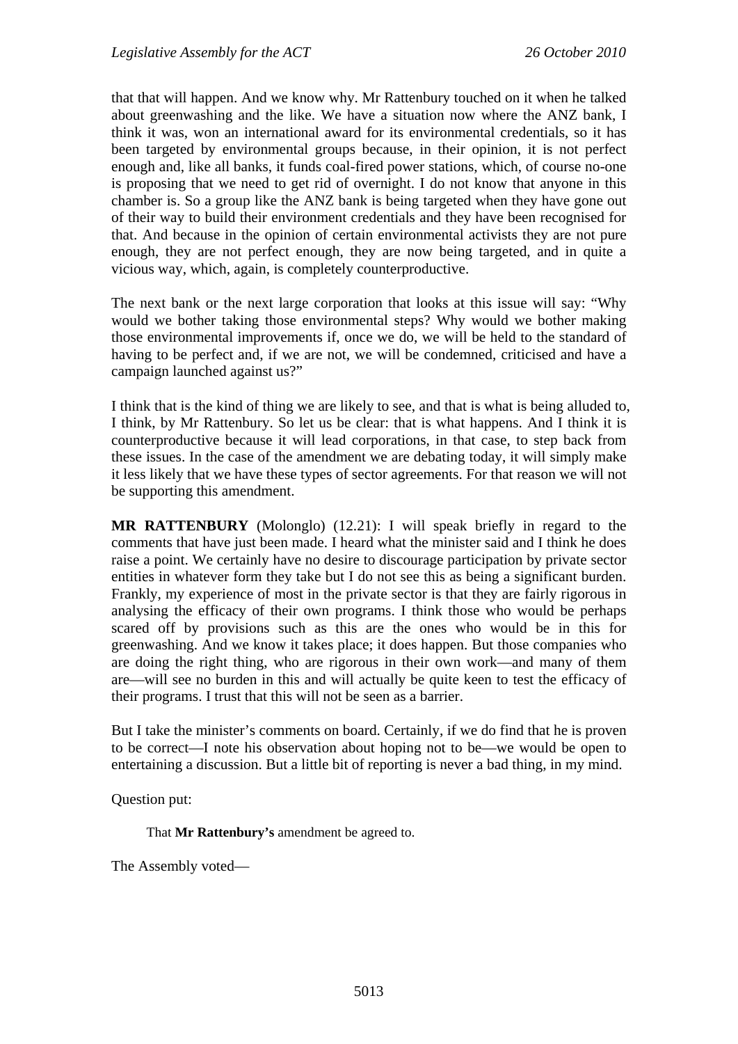that that will happen. And we know why. Mr Rattenbury touched on it when he talked about greenwashing and the like. We have a situation now where the ANZ bank, I think it was, won an international award for its environmental credentials, so it has been targeted by environmental groups because, in their opinion, it is not perfect enough and, like all banks, it funds coal-fired power stations, which, of course no-one is proposing that we need to get rid of overnight. I do not know that anyone in this chamber is. So a group like the ANZ bank is being targeted when they have gone out of their way to build their environment credentials and they have been recognised for that. And because in the opinion of certain environmental activists they are not pure enough, they are not perfect enough, they are now being targeted, and in quite a vicious way, which, again, is completely counterproductive.

The next bank or the next large corporation that looks at this issue will say: "Why would we bother taking those environmental steps? Why would we bother making those environmental improvements if, once we do, we will be held to the standard of having to be perfect and, if we are not, we will be condemned, criticised and have a campaign launched against us?"

I think that is the kind of thing we are likely to see, and that is what is being alluded to, I think, by Mr Rattenbury. So let us be clear: that is what happens. And I think it is counterproductive because it will lead corporations, in that case, to step back from these issues. In the case of the amendment we are debating today, it will simply make it less likely that we have these types of sector agreements. For that reason we will not be supporting this amendment.

**MR RATTENBURY** (Molonglo) (12.21): I will speak briefly in regard to the comments that have just been made. I heard what the minister said and I think he does raise a point. We certainly have no desire to discourage participation by private sector entities in whatever form they take but I do not see this as being a significant burden. Frankly, my experience of most in the private sector is that they are fairly rigorous in analysing the efficacy of their own programs. I think those who would be perhaps scared off by provisions such as this are the ones who would be in this for greenwashing. And we know it takes place; it does happen. But those companies who are doing the right thing, who are rigorous in their own work—and many of them are—will see no burden in this and will actually be quite keen to test the efficacy of their programs. I trust that this will not be seen as a barrier.

But I take the minister's comments on board. Certainly, if we do find that he is proven to be correct—I note his observation about hoping not to be—we would be open to entertaining a discussion. But a little bit of reporting is never a bad thing, in my mind.

Question put:

> That **Mr Rattenbury's** amendment be agreed to.

The Assembly voted—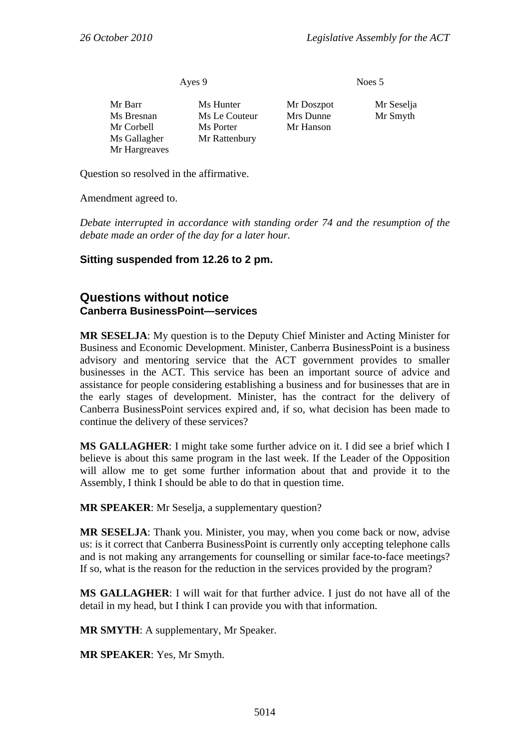| Ayes 9 | | Noes 5 | |
|---|---|---|---|
| Mr Barr | Ms Hunter | Mr Doszpot | Mr Seselja |
| Ms Bresnan | Ms Le Couteur | Mrs Dunne | Mr Smyth |
| Mr Corbell | Ms Porter | Mr Hanson | |
| Ms Gallagher | Mr Rattenbury | | |
| Mr Hargreaves | | | |

Question so resolved in the affirmative.

Amendment agreed to.

*Debate interrupted in accordance with standing order 74 and the resumption of the debate made an order of the day for a later hour.*

**Sitting suspended from 12.26 to 2 pm.**

## Questions without notice

### Canberra BusinessPoint—services

**MR SESELJA**: My question is to the Deputy Chief Minister and Acting Minister for Business and Economic Development. Minister, Canberra BusinessPoint is a business advisory and mentoring service that the ACT government provides to smaller businesses in the ACT. This service has been an important source of advice and assistance for people considering establishing a business and for businesses that are in the early stages of development. Minister, has the contract for the delivery of Canberra BusinessPoint services expired and, if so, what decision has been made to continue the delivery of these services?

**MS GALLAGHER**: I might take some further advice on it. I did see a brief which I believe is about this same program in the last week. If the Leader of the Opposition will allow me to get some further information about that and provide it to the Assembly, I think I should be able to do that in question time.

**MR SPEAKER**: Mr Seselja, a supplementary question?

**MR SESELJA**: Thank you. Minister, you may, when you come back or now, advise us: is it correct that Canberra BusinessPoint is currently only accepting telephone calls and is not making any arrangements for counselling or similar face-to-face meetings? If so, what is the reason for the reduction in the services provided by the program?

**MS GALLAGHER**: I will wait for that further advice. I just do not have all of the detail in my head, but I think I can provide you with that information.

**MR SMYTH**: A supplementary, Mr Speaker.

**MR SPEAKER**: Yes, Mr Smyth.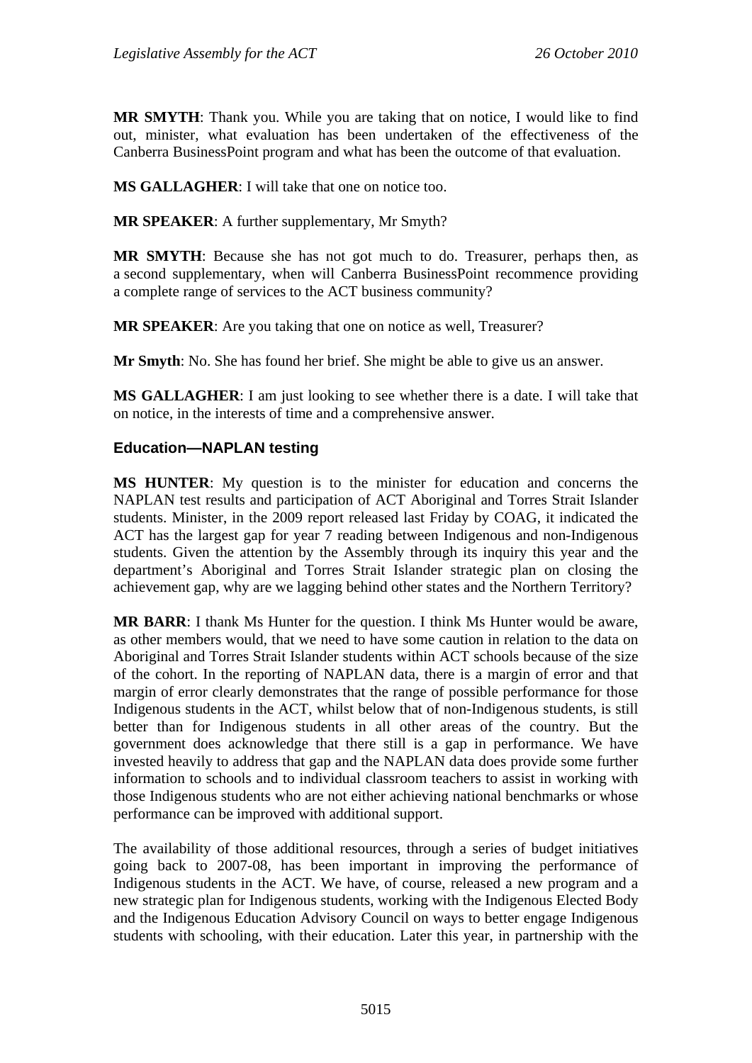**MR SMYTH**: Thank you. While you are taking that on notice, I would like to find out, minister, what evaluation has been undertaken of the effectiveness of the Canberra BusinessPoint program and what has been the outcome of that evaluation.

**MS GALLAGHER**: I will take that one on notice too.

**MR SPEAKER**: A further supplementary, Mr Smyth?

**MR SMYTH**: Because she has not got much to do. Treasurer, perhaps then, as a second supplementary, when will Canberra BusinessPoint recommence providing a complete range of services to the ACT business community?

**MR SPEAKER**: Are you taking that one on notice as well, Treasurer?

**Mr Smyth**: No. She has found her brief. She might be able to give us an answer.

**MS GALLAGHER**: I am just looking to see whether there is a date. I will take that on notice, in the interests of time and a comprehensive answer.

## Education—NAPLAN testing

**MS HUNTER**: My question is to the minister for education and concerns the NAPLAN test results and participation of ACT Aboriginal and Torres Strait Islander students. Minister, in the 2009 report released last Friday by COAG, it indicated the ACT has the largest gap for year 7 reading between Indigenous and non-Indigenous students. Given the attention by the Assembly through its inquiry this year and the department's Aboriginal and Torres Strait Islander strategic plan on closing the achievement gap, why are we lagging behind other states and the Northern Territory?

**MR BARR**: I thank Ms Hunter for the question. I think Ms Hunter would be aware, as other members would, that we need to have some caution in relation to the data on Aboriginal and Torres Strait Islander students within ACT schools because of the size of the cohort. In the reporting of NAPLAN data, there is a margin of error and that margin of error clearly demonstrates that the range of possible performance for those Indigenous students in the ACT, whilst below that of non-Indigenous students, is still better than for Indigenous students in all other areas of the country. But the government does acknowledge that there still is a gap in performance. We have invested heavily to address that gap and the NAPLAN data does provide some further information to schools and to individual classroom teachers to assist in working with those Indigenous students who are not either achieving national benchmarks or whose performance can be improved with additional support.

The availability of those additional resources, through a series of budget initiatives going back to 2007-08, has been important in improving the performance of Indigenous students in the ACT. We have, of course, released a new program and a new strategic plan for Indigenous students, working with the Indigenous Elected Body and the Indigenous Education Advisory Council on ways to better engage Indigenous students with schooling, with their education. Later this year, in partnership with the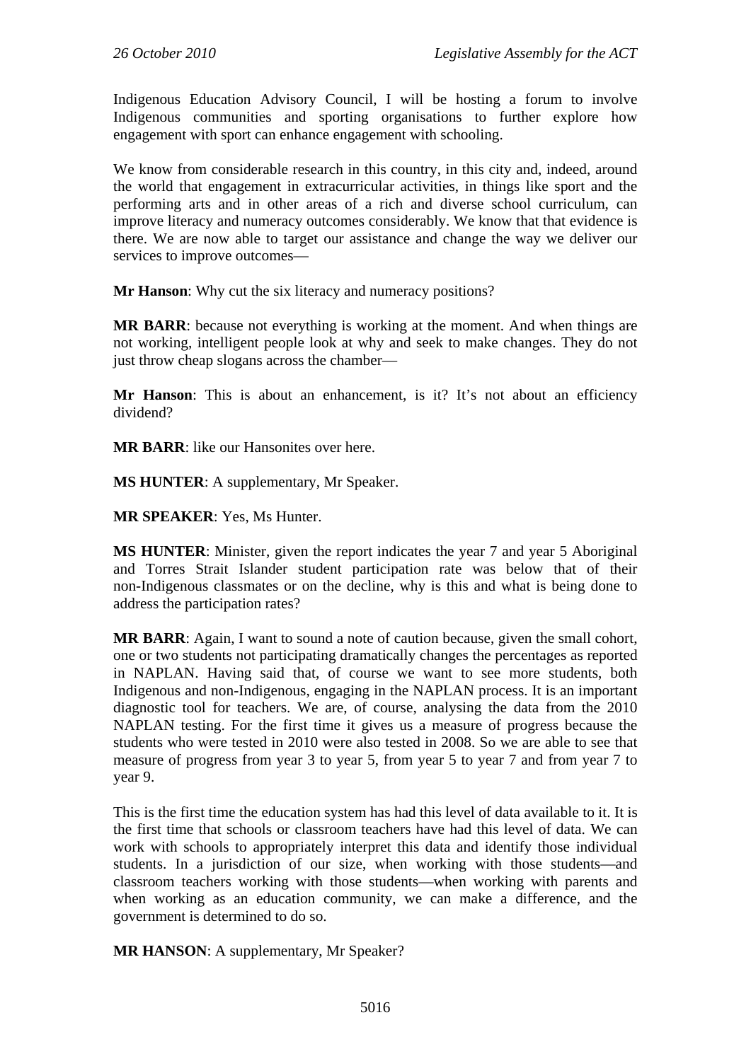Indigenous Education Advisory Council, I will be hosting a forum to involve Indigenous communities and sporting organisations to further explore how engagement with sport can enhance engagement with schooling.

We know from considerable research in this country, in this city and, indeed, around the world that engagement in extracurricular activities, in things like sport and the performing arts and in other areas of a rich and diverse school curriculum, can improve literacy and numeracy outcomes considerably. We know that that evidence is there. We are now able to target our assistance and change the way we deliver our services to improve outcomes—

**Mr Hanson**: Why cut the six literacy and numeracy positions?

**MR BARR**: because not everything is working at the moment. And when things are not working, intelligent people look at why and seek to make changes. They do not just throw cheap slogans across the chamber—

**Mr Hanson**: This is about an enhancement, is it? It's not about an efficiency dividend?

**MR BARR**: like our Hansonites over here.

**MS HUNTER**: A supplementary, Mr Speaker.

**MR SPEAKER**: Yes, Ms Hunter.

**MS HUNTER**: Minister, given the report indicates the year 7 and year 5 Aboriginal and Torres Strait Islander student participation rate was below that of their non-Indigenous classmates or on the decline, why is this and what is being done to address the participation rates?

**MR BARR**: Again, I want to sound a note of caution because, given the small cohort, one or two students not participating dramatically changes the percentages as reported in NAPLAN. Having said that, of course we want to see more students, both Indigenous and non-Indigenous, engaging in the NAPLAN process. It is an important diagnostic tool for teachers. We are, of course, analysing the data from the 2010 NAPLAN testing. For the first time it gives us a measure of progress because the students who were tested in 2010 were also tested in 2008. So we are able to see that measure of progress from year 3 to year 5, from year 5 to year 7 and from year 7 to year 9.

This is the first time the education system has had this level of data available to it. It is the first time that schools or classroom teachers have had this level of data. We can work with schools to appropriately interpret this data and identify those individual students. In a jurisdiction of our size, when working with those students—and classroom teachers working with those students—when working with parents and when working as an education community, we can make a difference, and the government is determined to do so.

**MR HANSON**: A supplementary, Mr Speaker?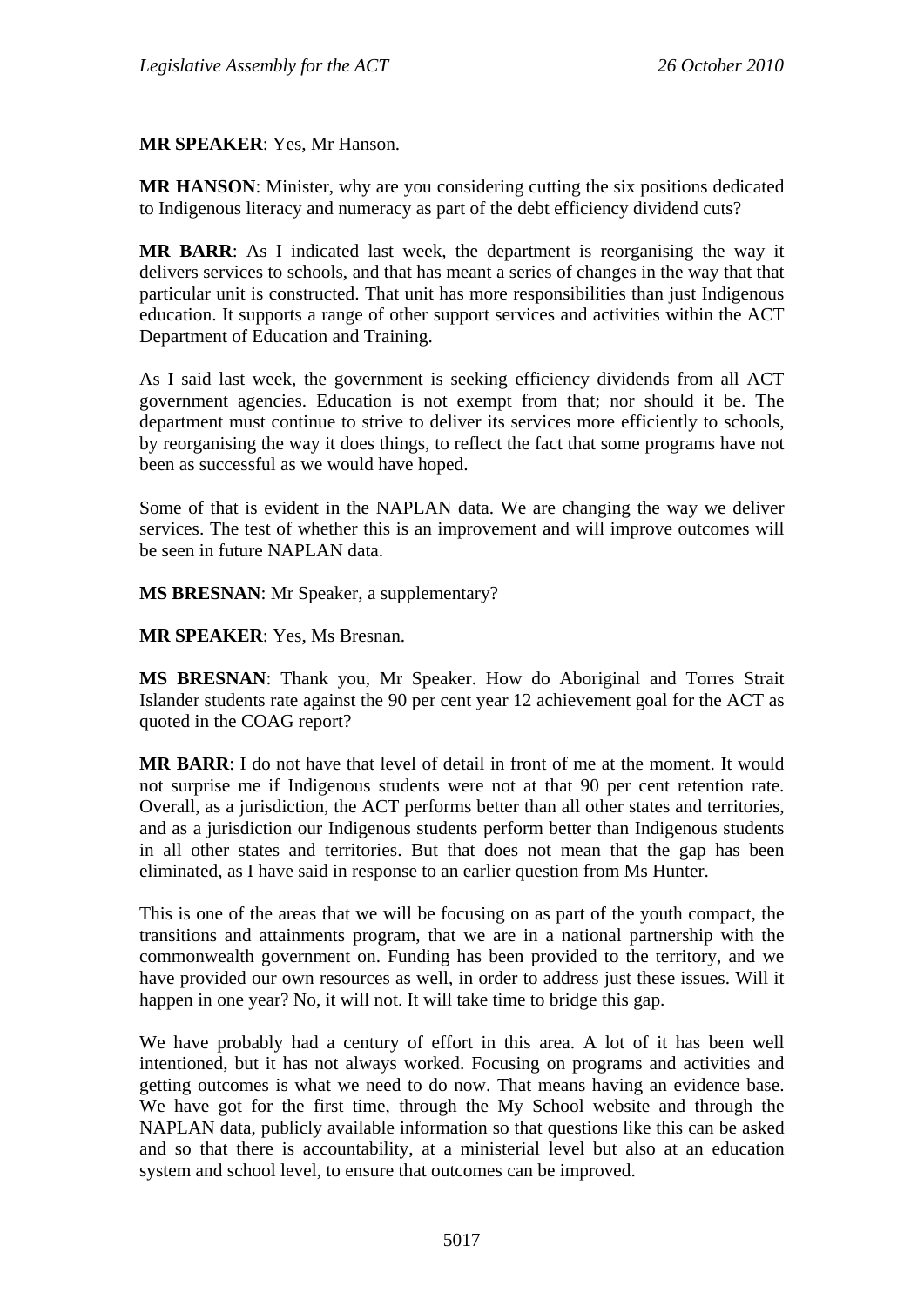**MR SPEAKER**: Yes, Mr Hanson.

**MR HANSON**: Minister, why are you considering cutting the six positions dedicated to Indigenous literacy and numeracy as part of the debt efficiency dividend cuts?

**MR BARR**: As I indicated last week, the department is reorganising the way it delivers services to schools, and that has meant a series of changes in the way that that particular unit is constructed. That unit has more responsibilities than just Indigenous education. It supports a range of other support services and activities within the ACT Department of Education and Training.

As I said last week, the government is seeking efficiency dividends from all ACT government agencies. Education is not exempt from that; nor should it be. The department must continue to strive to deliver its services more efficiently to schools, by reorganising the way it does things, to reflect the fact that some programs have not been as successful as we would have hoped.

Some of that is evident in the NAPLAN data. We are changing the way we deliver services. The test of whether this is an improvement and will improve outcomes will be seen in future NAPLAN data.

**MS BRESNAN**: Mr Speaker, a supplementary?

**MR SPEAKER**: Yes, Ms Bresnan.

**MS BRESNAN**: Thank you, Mr Speaker. How do Aboriginal and Torres Strait Islander students rate against the 90 per cent year 12 achievement goal for the ACT as quoted in the COAG report?

**MR BARR**: I do not have that level of detail in front of me at the moment. It would not surprise me if Indigenous students were not at that 90 per cent retention rate. Overall, as a jurisdiction, the ACT performs better than all other states and territories, and as a jurisdiction our Indigenous students perform better than Indigenous students in all other states and territories. But that does not mean that the gap has been eliminated, as I have said in response to an earlier question from Ms Hunter.

This is one of the areas that we will be focusing on as part of the youth compact, the transitions and attainments program, that we are in a national partnership with the commonwealth government on. Funding has been provided to the territory, and we have provided our own resources as well, in order to address just these issues. Will it happen in one year? No, it will not. It will take time to bridge this gap.

We have probably had a century of effort in this area. A lot of it has been well intentioned, but it has not always worked. Focusing on programs and activities and getting outcomes is what we need to do now. That means having an evidence base. We have got for the first time, through the My School website and through the NAPLAN data, publicly available information so that questions like this can be asked and so that there is accountability, at a ministerial level but also at an education system and school level, to ensure that outcomes can be improved.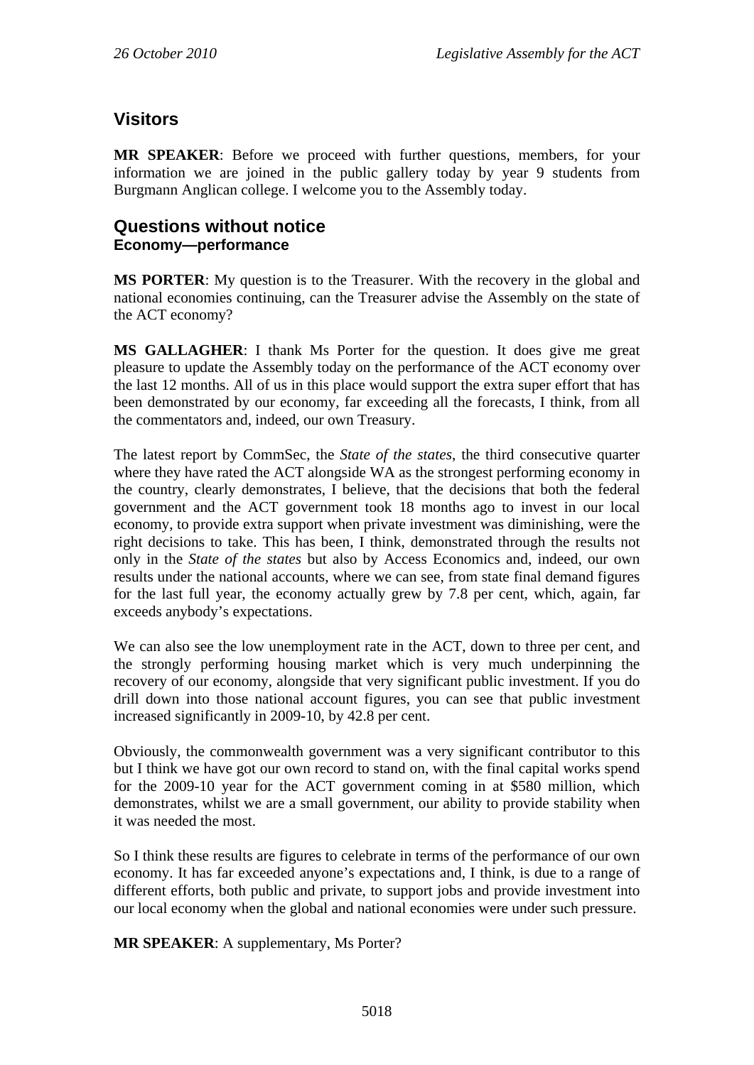## Visitors

**MR SPEAKER**: Before we proceed with further questions, members, for your information we are joined in the public gallery today by year 9 students from Burgmann Anglican college. I welcome you to the Assembly today.

## Questions without notice
### Economy—performance

**MS PORTER**: My question is to the Treasurer. With the recovery in the global and national economies continuing, can the Treasurer advise the Assembly on the state of the ACT economy?

**MS GALLAGHER**: I thank Ms Porter for the question. It does give me great pleasure to update the Assembly today on the performance of the ACT economy over the last 12 months. All of us in this place would support the extra super effort that has been demonstrated by our economy, far exceeding all the forecasts, I think, from all the commentators and, indeed, our own Treasury.

The latest report by CommSec, the *State of the states*, the third consecutive quarter where they have rated the ACT alongside WA as the strongest performing economy in the country, clearly demonstrates, I believe, that the decisions that both the federal government and the ACT government took 18 months ago to invest in our local economy, to provide extra support when private investment was diminishing, were the right decisions to take. This has been, I think, demonstrated through the results not only in the *State of the states* but also by Access Economics and, indeed, our own results under the national accounts, where we can see, from state final demand figures for the last full year, the economy actually grew by 7.8 per cent, which, again, far exceeds anybody's expectations.

We can also see the low unemployment rate in the ACT, down to three per cent, and the strongly performing housing market which is very much underpinning the recovery of our economy, alongside that very significant public investment. If you do drill down into those national account figures, you can see that public investment increased significantly in 2009-10, by 42.8 per cent.

Obviously, the commonwealth government was a very significant contributor to this but I think we have got our own record to stand on, with the final capital works spend for the 2009-10 year for the ACT government coming in at $580 million, which demonstrates, whilst we are a small government, our ability to provide stability when it was needed the most.

So I think these results are figures to celebrate in terms of the performance of our own economy. It has far exceeded anyone's expectations and, I think, is due to a range of different efforts, both public and private, to support jobs and provide investment into our local economy when the global and national economies were under such pressure.

**MR SPEAKER**: A supplementary, Ms Porter?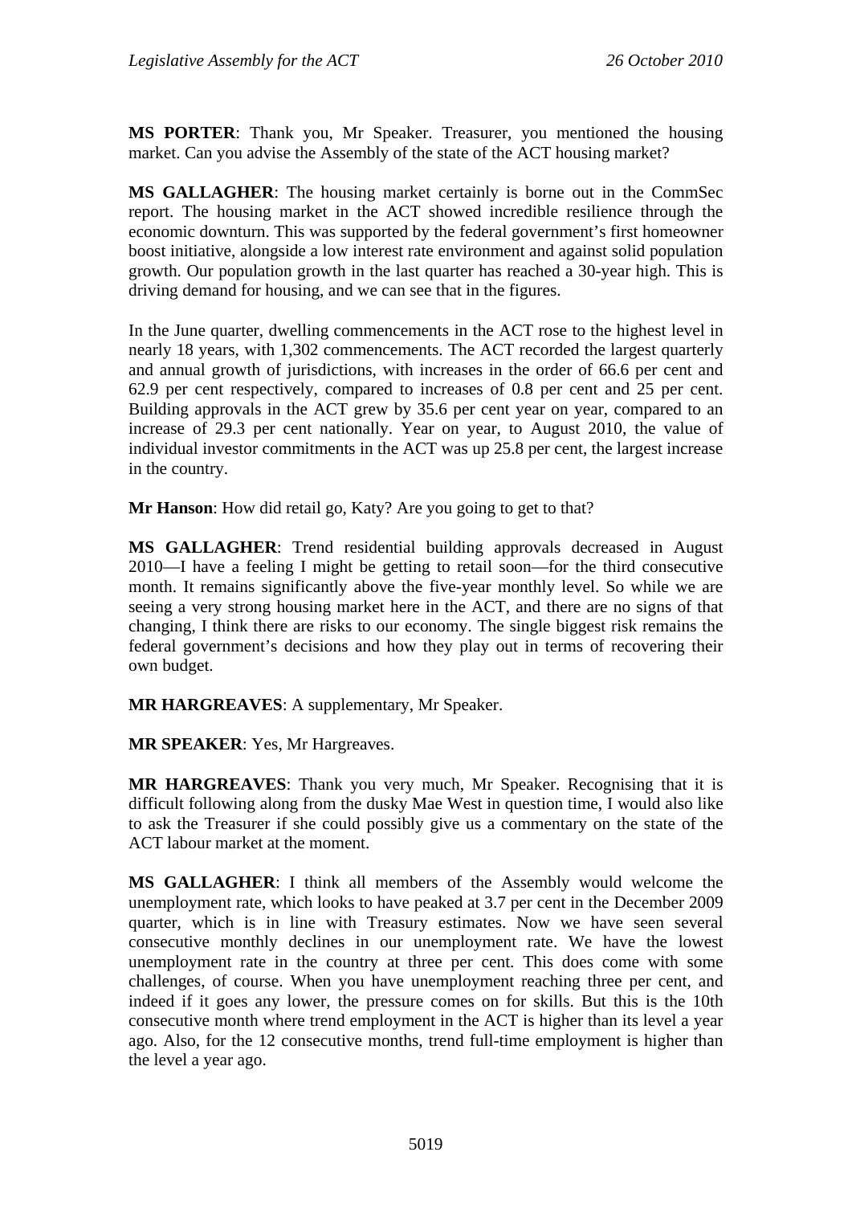**MS PORTER**: Thank you, Mr Speaker. Treasurer, you mentioned the housing market. Can you advise the Assembly of the state of the ACT housing market?

**MS GALLAGHER**: The housing market certainly is borne out in the CommSec report. The housing market in the ACT showed incredible resilience through the economic downturn. This was supported by the federal government's first homeowner boost initiative, alongside a low interest rate environment and against solid population growth. Our population growth in the last quarter has reached a 30-year high. This is driving demand for housing, and we can see that in the figures.

In the June quarter, dwelling commencements in the ACT rose to the highest level in nearly 18 years, with 1,302 commencements. The ACT recorded the largest quarterly and annual growth of jurisdictions, with increases in the order of 66.6 per cent and 62.9 per cent respectively, compared to increases of 0.8 per cent and 25 per cent. Building approvals in the ACT grew by 35.6 per cent year on year, compared to an increase of 29.3 per cent nationally. Year on year, to August 2010, the value of individual investor commitments in the ACT was up 25.8 per cent, the largest increase in the country.

**Mr Hanson**: How did retail go, Katy? Are you going to get to that?

**MS GALLAGHER**: Trend residential building approvals decreased in August 2010—I have a feeling I might be getting to retail soon—for the third consecutive month. It remains significantly above the five-year monthly level. So while we are seeing a very strong housing market here in the ACT, and there are no signs of that changing, I think there are risks to our economy. The single biggest risk remains the federal government's decisions and how they play out in terms of recovering their own budget.

**MR HARGREAVES**: A supplementary, Mr Speaker.

**MR SPEAKER**: Yes, Mr Hargreaves.

**MR HARGREAVES**: Thank you very much, Mr Speaker. Recognising that it is difficult following along from the dusky Mae West in question time, I would also like to ask the Treasurer if she could possibly give us a commentary on the state of the ACT labour market at the moment.

**MS GALLAGHER**: I think all members of the Assembly would welcome the unemployment rate, which looks to have peaked at 3.7 per cent in the December 2009 quarter, which is in line with Treasury estimates. Now we have seen several consecutive monthly declines in our unemployment rate. We have the lowest unemployment rate in the country at three per cent. This does come with some challenges, of course. When you have unemployment reaching three per cent, and indeed if it goes any lower, the pressure comes on for skills. But this is the 10th consecutive month where trend employment in the ACT is higher than its level a year ago. Also, for the 12 consecutive months, trend full-time employment is higher than the level a year ago.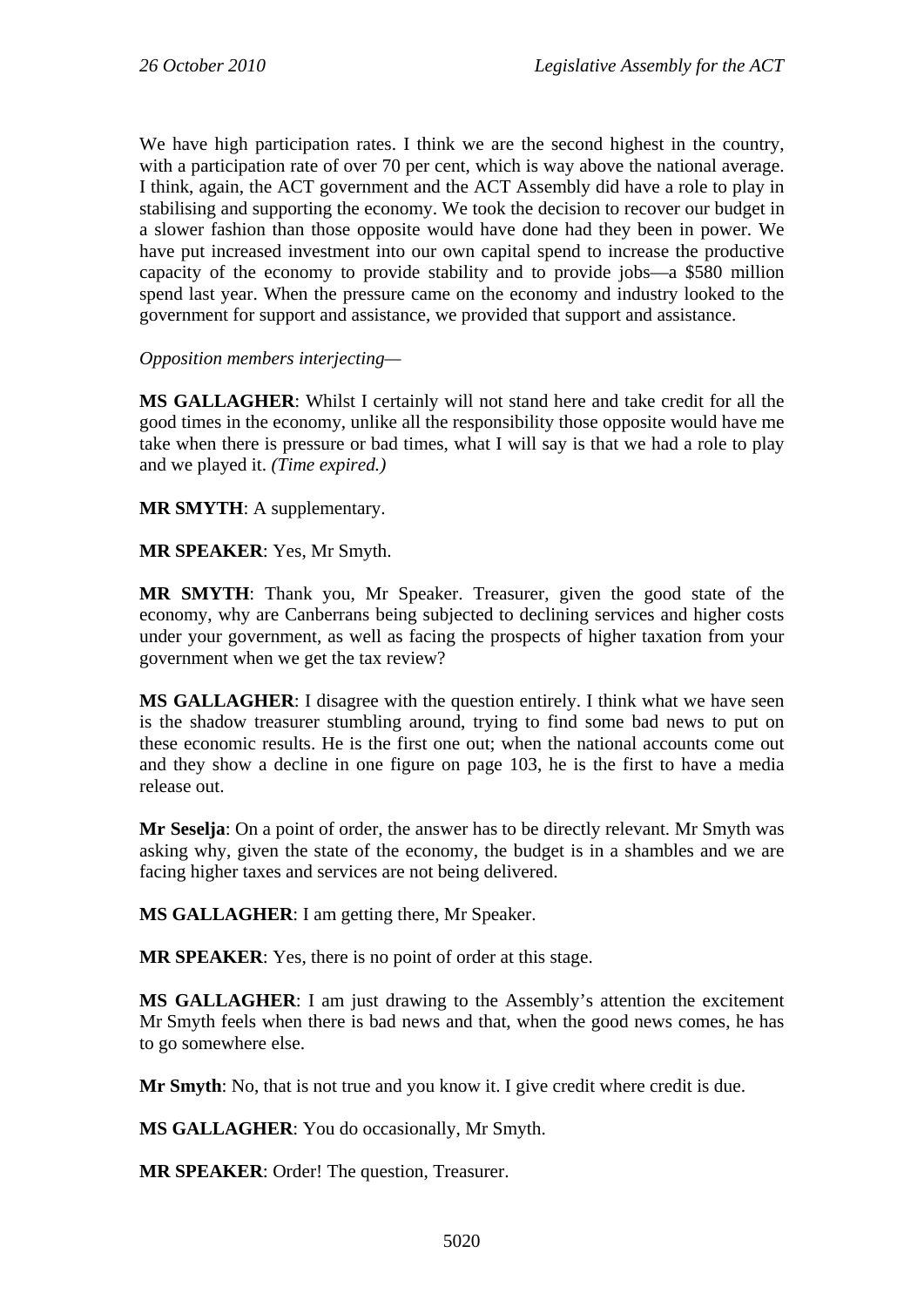We have high participation rates. I think we are the second highest in the country, with a participation rate of over 70 per cent, which is way above the national average. I think, again, the ACT government and the ACT Assembly did have a role to play in stabilising and supporting the economy. We took the decision to recover our budget in a slower fashion than those opposite would have done had they been in power. We have put increased investment into our own capital spend to increase the productive capacity of the economy to provide stability and to provide jobs—a $580 million spend last year. When the pressure came on the economy and industry looked to the government for support and assistance, we provided that support and assistance.

*Opposition members interjecting—*

**MS GALLAGHER**: Whilst I certainly will not stand here and take credit for all the good times in the economy, unlike all the responsibility those opposite would have me take when there is pressure or bad times, what I will say is that we had a role to play and we played it. *(Time expired.)*

**MR SMYTH**: A supplementary.

**MR SPEAKER**: Yes, Mr Smyth.

**MR SMYTH**: Thank you, Mr Speaker. Treasurer, given the good state of the economy, why are Canberrans being subjected to declining services and higher costs under your government, as well as facing the prospects of higher taxation from your government when we get the tax review?

**MS GALLAGHER**: I disagree with the question entirely. I think what we have seen is the shadow treasurer stumbling around, trying to find some bad news to put on these economic results. He is the first one out; when the national accounts come out and they show a decline in one figure on page 103, he is the first to have a media release out.

**Mr Seselja**: On a point of order, the answer has to be directly relevant. Mr Smyth was asking why, given the state of the economy, the budget is in a shambles and we are facing higher taxes and services are not being delivered.

**MS GALLAGHER**: I am getting there, Mr Speaker.

**MR SPEAKER**: Yes, there is no point of order at this stage.

**MS GALLAGHER**: I am just drawing to the Assembly's attention the excitement Mr Smyth feels when there is bad news and that, when the good news comes, he has to go somewhere else.

**Mr Smyth**: No, that is not true and you know it. I give credit where credit is due.

**MS GALLAGHER**: You do occasionally, Mr Smyth.

**MR SPEAKER**: Order! The question, Treasurer.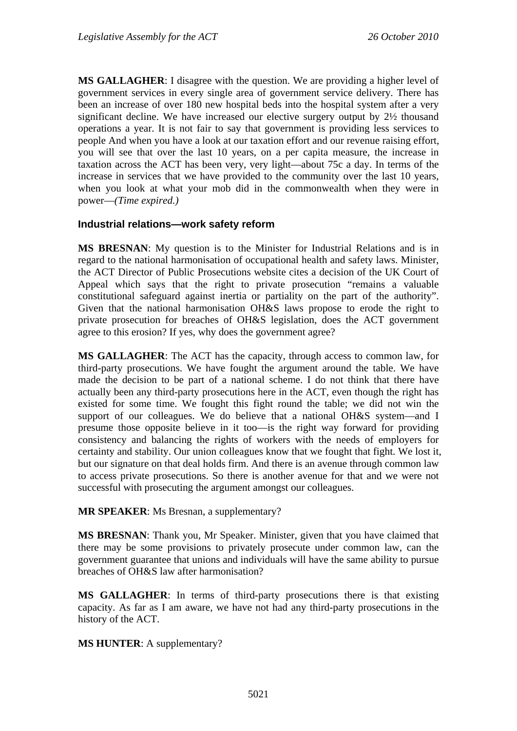**MS GALLAGHER**: I disagree with the question. We are providing a higher level of government services in every single area of government service delivery. There has been an increase of over 180 new hospital beds into the hospital system after a very significant decline. We have increased our elective surgery output by 2½ thousand operations a year. It is not fair to say that government is providing less services to people And when you have a look at our taxation effort and our revenue raising effort, you will see that over the last 10 years, on a per capita measure, the increase in taxation across the ACT has been very, very light—about 75c a day. In terms of the increase in services that we have provided to the community over the last 10 years, when you look at what your mob did in the commonwealth when they were in power—*(Time expired.)*

### Industrial relations—work safety reform

**MS BRESNAN**: My question is to the Minister for Industrial Relations and is in regard to the national harmonisation of occupational health and safety laws. Minister, the ACT Director of Public Prosecutions website cites a decision of the UK Court of Appeal which says that the right to private prosecution "remains a valuable constitutional safeguard against inertia or partiality on the part of the authority". Given that the national harmonisation OH&S laws propose to erode the right to private prosecution for breaches of OH&S legislation, does the ACT government agree to this erosion? If yes, why does the government agree?

**MS GALLAGHER**: The ACT has the capacity, through access to common law, for third-party prosecutions. We have fought the argument around the table. We have made the decision to be part of a national scheme. I do not think that there have actually been any third-party prosecutions here in the ACT, even though the right has existed for some time. We fought this fight round the table; we did not win the support of our colleagues. We do believe that a national OH&S system—and I presume those opposite believe in it too—is the right way forward for providing consistency and balancing the rights of workers with the needs of employers for certainty and stability. Our union colleagues know that we fought that fight. We lost it, but our signature on that deal holds firm. And there is an avenue through common law to access private prosecutions. So there is another avenue for that and we were not successful with prosecuting the argument amongst our colleagues.

**MR SPEAKER**: Ms Bresnan, a supplementary?

**MS BRESNAN**: Thank you, Mr Speaker. Minister, given that you have claimed that there may be some provisions to privately prosecute under common law, can the government guarantee that unions and individuals will have the same ability to pursue breaches of OH&S law after harmonisation?

**MS GALLAGHER**: In terms of third-party prosecutions there is that existing capacity. As far as I am aware, we have not had any third-party prosecutions in the history of the ACT.

**MS HUNTER**: A supplementary?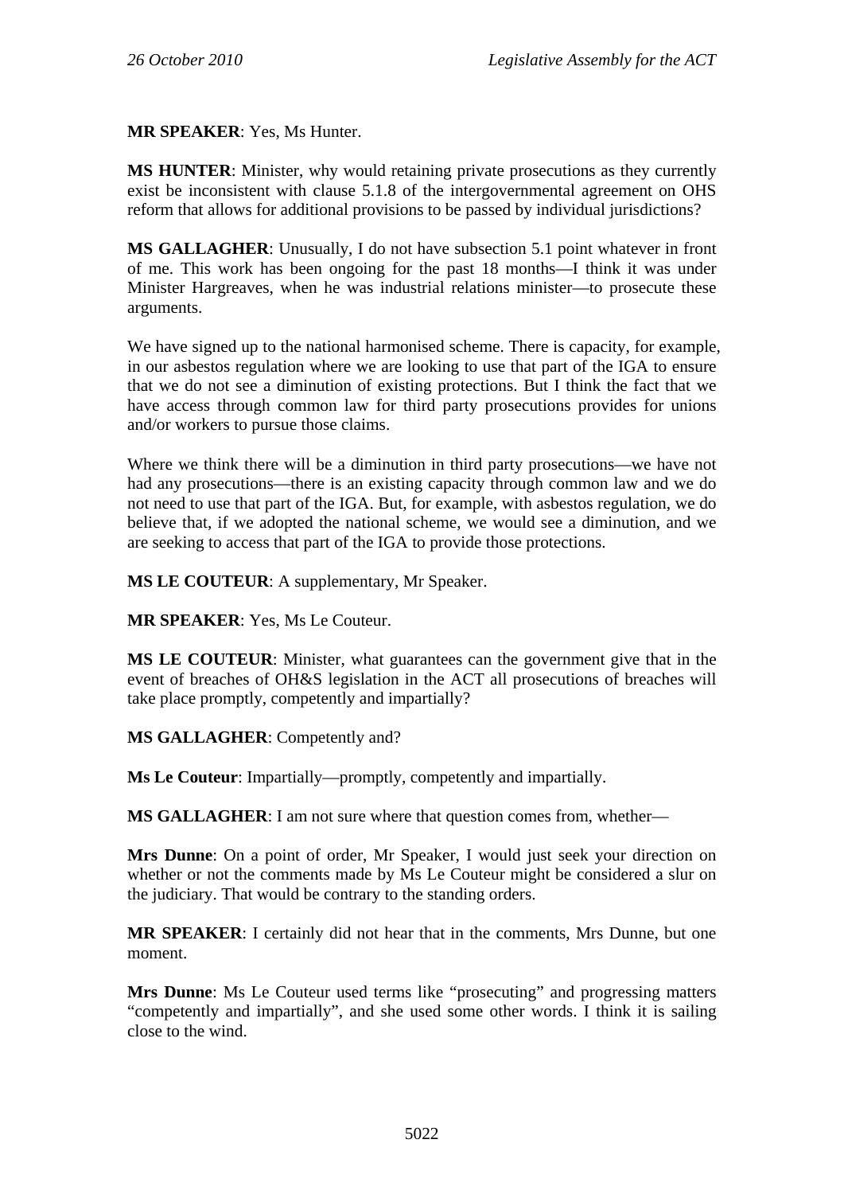**MR SPEAKER**: Yes, Ms Hunter.

**MS HUNTER**: Minister, why would retaining private prosecutions as they currently exist be inconsistent with clause 5.1.8 of the intergovernmental agreement on OHS reform that allows for additional provisions to be passed by individual jurisdictions?

**MS GALLAGHER**: Unusually, I do not have subsection 5.1 point whatever in front of me. This work has been ongoing for the past 18 months—I think it was under Minister Hargreaves, when he was industrial relations minister—to prosecute these arguments.

We have signed up to the national harmonised scheme. There is capacity, for example, in our asbestos regulation where we are looking to use that part of the IGA to ensure that we do not see a diminution of existing protections. But I think the fact that we have access through common law for third party prosecutions provides for unions and/or workers to pursue those claims.

Where we think there will be a diminution in third party prosecutions—we have not had any prosecutions—there is an existing capacity through common law and we do not need to use that part of the IGA. But, for example, with asbestos regulation, we do believe that, if we adopted the national scheme, we would see a diminution, and we are seeking to access that part of the IGA to provide those protections.

**MS LE COUTEUR**: A supplementary, Mr Speaker.

**MR SPEAKER**: Yes, Ms Le Couteur.

**MS LE COUTEUR**: Minister, what guarantees can the government give that in the event of breaches of OH&S legislation in the ACT all prosecutions of breaches will take place promptly, competently and impartially?

**MS GALLAGHER**: Competently and?

**Ms Le Couteur**: Impartially—promptly, competently and impartially.

**MS GALLAGHER**: I am not sure where that question comes from, whether—

**Mrs Dunne**: On a point of order, Mr Speaker, I would just seek your direction on whether or not the comments made by Ms Le Couteur might be considered a slur on the judiciary. That would be contrary to the standing orders.

**MR SPEAKER**: I certainly did not hear that in the comments, Mrs Dunne, but one moment.

**Mrs Dunne**: Ms Le Couteur used terms like "prosecuting" and progressing matters "competently and impartially", and she used some other words. I think it is sailing close to the wind.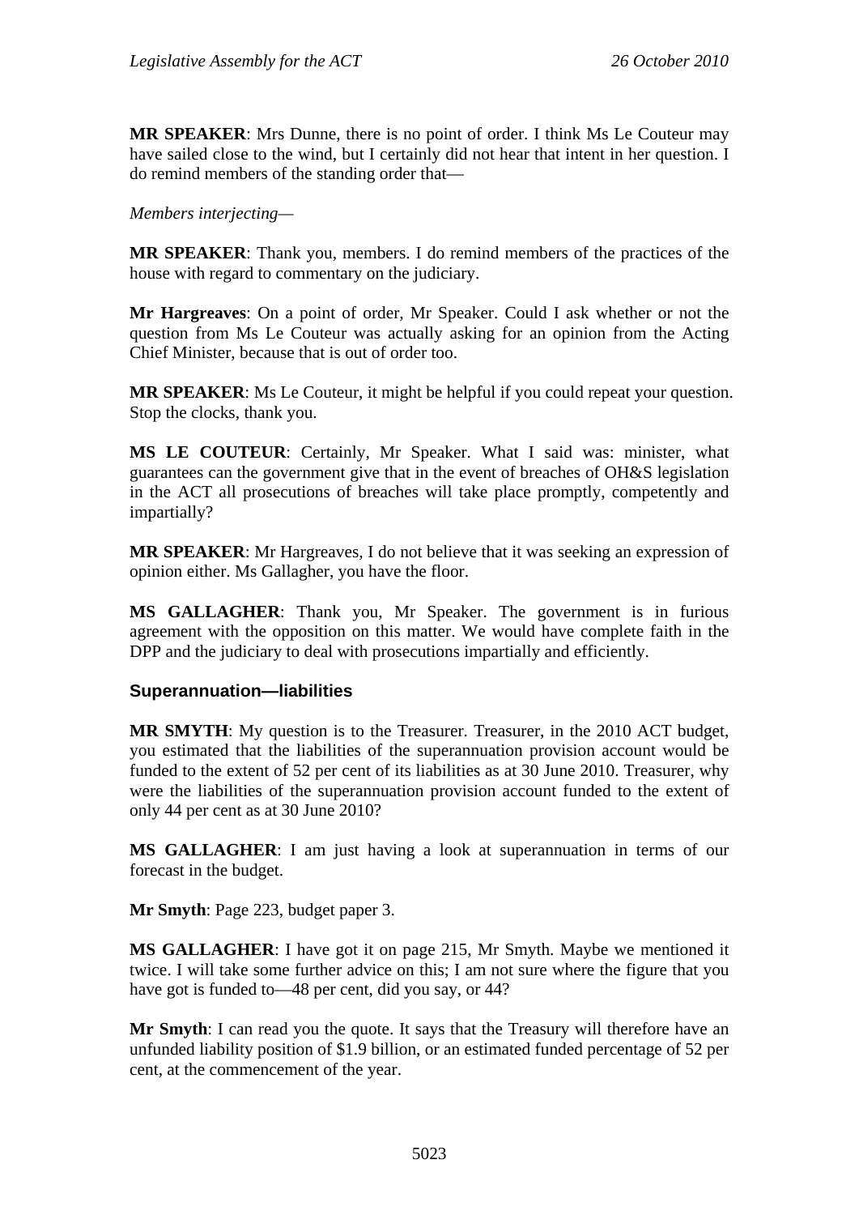**MR SPEAKER**: Mrs Dunne, there is no point of order. I think Ms Le Couteur may have sailed close to the wind, but I certainly did not hear that intent in her question. I do remind members of the standing order that—

*Members interjecting*—

**MR SPEAKER**: Thank you, members. I do remind members of the practices of the house with regard to commentary on the judiciary.

**Mr Hargreaves**: On a point of order, Mr Speaker. Could I ask whether or not the question from Ms Le Couteur was actually asking for an opinion from the Acting Chief Minister, because that is out of order too.

**MR SPEAKER**: Ms Le Couteur, it might be helpful if you could repeat your question. Stop the clocks, thank you.

**MS LE COUTEUR**: Certainly, Mr Speaker. What I said was: minister, what guarantees can the government give that in the event of breaches of OH&S legislation in the ACT all prosecutions of breaches will take place promptly, competently and impartially?

**MR SPEAKER**: Mr Hargreaves, I do not believe that it was seeking an expression of opinion either. Ms Gallagher, you have the floor.

**MS GALLAGHER**: Thank you, Mr Speaker. The government is in furious agreement with the opposition on this matter. We would have complete faith in the DPP and the judiciary to deal with prosecutions impartially and efficiently.

### Superannuation—liabilities

**MR SMYTH**: My question is to the Treasurer. Treasurer, in the 2010 ACT budget, you estimated that the liabilities of the superannuation provision account would be funded to the extent of 52 per cent of its liabilities as at 30 June 2010. Treasurer, why were the liabilities of the superannuation provision account funded to the extent of only 44 per cent as at 30 June 2010?

**MS GALLAGHER**: I am just having a look at superannuation in terms of our forecast in the budget.

**Mr Smyth**: Page 223, budget paper 3.

**MS GALLAGHER**: I have got it on page 215, Mr Smyth. Maybe we mentioned it twice. I will take some further advice on this; I am not sure where the figure that you have got is funded to—48 per cent, did you say, or 44?

**Mr Smyth**: I can read you the quote. It says that the Treasury will therefore have an unfunded liability position of $1.9 billion, or an estimated funded percentage of 52 per cent, at the commencement of the year.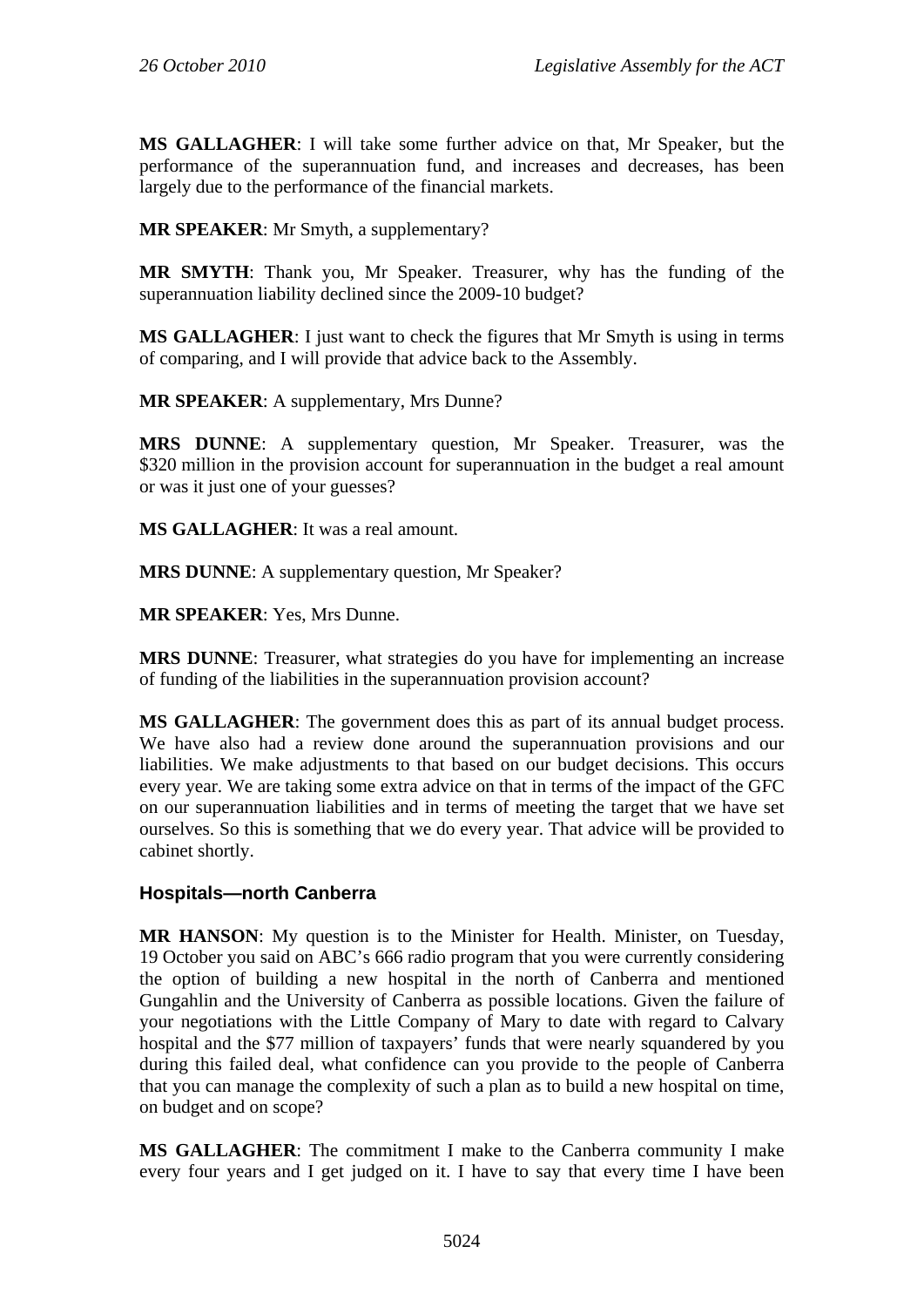**MS GALLAGHER**: I will take some further advice on that, Mr Speaker, but the performance of the superannuation fund, and increases and decreases, has been largely due to the performance of the financial markets.

**MR SPEAKER**: Mr Smyth, a supplementary?

**MR SMYTH**: Thank you, Mr Speaker. Treasurer, why has the funding of the superannuation liability declined since the 2009-10 budget?

**MS GALLAGHER**: I just want to check the figures that Mr Smyth is using in terms of comparing, and I will provide that advice back to the Assembly.

**MR SPEAKER**: A supplementary, Mrs Dunne?

**MRS DUNNE**: A supplementary question, Mr Speaker. Treasurer, was the $320 million in the provision account for superannuation in the budget a real amount or was it just one of your guesses?

**MS GALLAGHER**: It was a real amount.

**MRS DUNNE**: A supplementary question, Mr Speaker?

**MR SPEAKER**: Yes, Mrs Dunne.

**MRS DUNNE**: Treasurer, what strategies do you have for implementing an increase of funding of the liabilities in the superannuation provision account?

**MS GALLAGHER**: The government does this as part of its annual budget process. We have also had a review done around the superannuation provisions and our liabilities. We make adjustments to that based on our budget decisions. This occurs every year. We are taking some extra advice on that in terms of the impact of the GFC on our superannuation liabilities and in terms of meeting the target that we have set ourselves. So this is something that we do every year. That advice will be provided to cabinet shortly.

### Hospitals—north Canberra

**MR HANSON**: My question is to the Minister for Health. Minister, on Tuesday, 19 October you said on ABC's 666 radio program that you were currently considering the option of building a new hospital in the north of Canberra and mentioned Gungahlin and the University of Canberra as possible locations. Given the failure of your negotiations with the Little Company of Mary to date with regard to Calvary hospital and the $77 million of taxpayers' funds that were nearly squandered by you during this failed deal, what confidence can you provide to the people of Canberra that you can manage the complexity of such a plan as to build a new hospital on time, on budget and on scope?

**MS GALLAGHER**: The commitment I make to the Canberra community I make every four years and I get judged on it. I have to say that every time I have been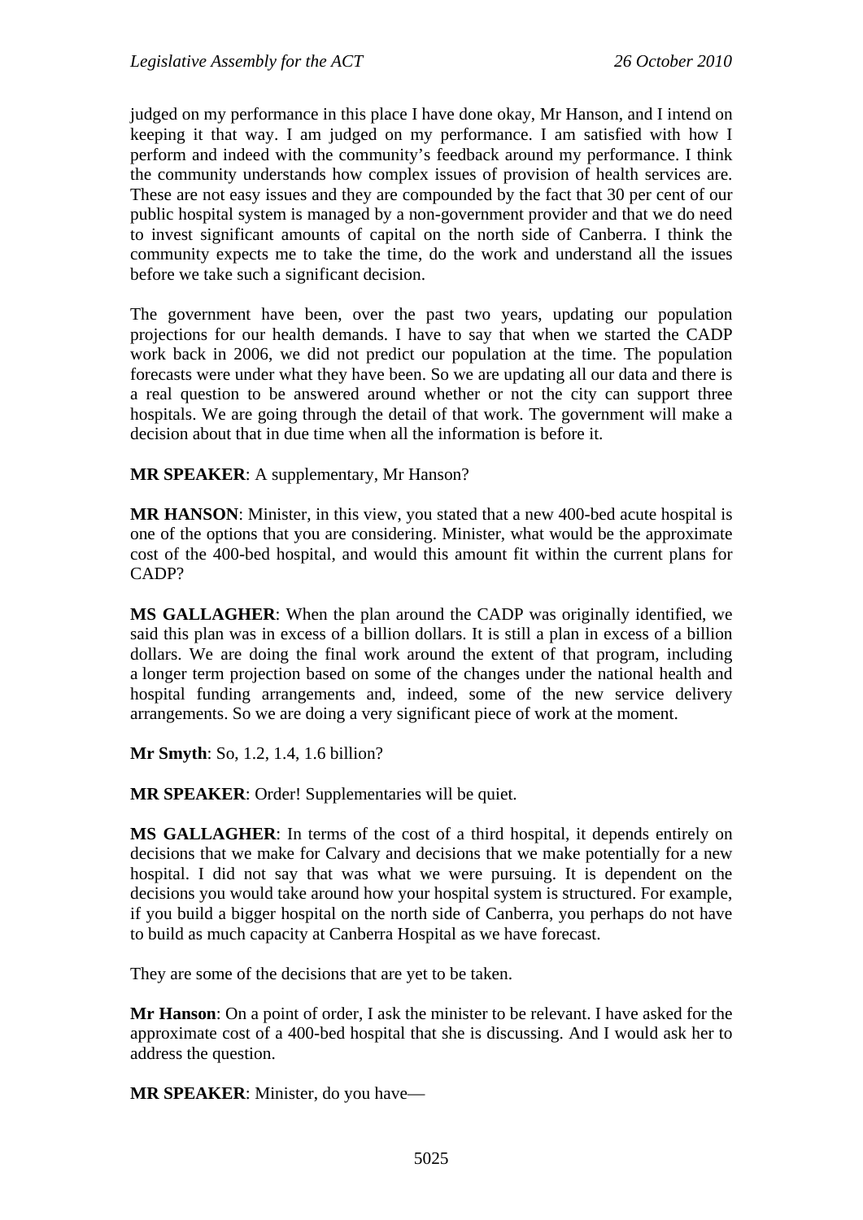judged on my performance in this place I have done okay, Mr Hanson, and I intend on keeping it that way. I am judged on my performance. I am satisfied with how I perform and indeed with the community's feedback around my performance. I think the community understands how complex issues of provision of health services are. These are not easy issues and they are compounded by the fact that 30 per cent of our public hospital system is managed by a non-government provider and that we do need to invest significant amounts of capital on the north side of Canberra. I think the community expects me to take the time, do the work and understand all the issues before we take such a significant decision.

The government have been, over the past two years, updating our population projections for our health demands. I have to say that when we started the CADP work back in 2006, we did not predict our population at the time. The population forecasts were under what they have been. So we are updating all our data and there is a real question to be answered around whether or not the city can support three hospitals. We are going through the detail of that work. The government will make a decision about that in due time when all the information is before it.

**MR SPEAKER**: A supplementary, Mr Hanson?

**MR HANSON**: Minister, in this view, you stated that a new 400-bed acute hospital is one of the options that you are considering. Minister, what would be the approximate cost of the 400-bed hospital, and would this amount fit within the current plans for CADP?

**MS GALLAGHER**: When the plan around the CADP was originally identified, we said this plan was in excess of a billion dollars. It is still a plan in excess of a billion dollars. We are doing the final work around the extent of that program, including a longer term projection based on some of the changes under the national health and hospital funding arrangements and, indeed, some of the new service delivery arrangements. So we are doing a very significant piece of work at the moment.

**Mr Smyth**: So, 1.2, 1.4, 1.6 billion?

**MR SPEAKER**: Order! Supplementaries will be quiet.

**MS GALLAGHER**: In terms of the cost of a third hospital, it depends entirely on decisions that we make for Calvary and decisions that we make potentially for a new hospital. I did not say that was what we were pursuing. It is dependent on the decisions you would take around how your hospital system is structured. For example, if you build a bigger hospital on the north side of Canberra, you perhaps do not have to build as much capacity at Canberra Hospital as we have forecast.

They are some of the decisions that are yet to be taken.

**Mr Hanson**: On a point of order, I ask the minister to be relevant. I have asked for the approximate cost of a 400-bed hospital that she is discussing. And I would ask her to address the question.

**MR SPEAKER**: Minister, do you have—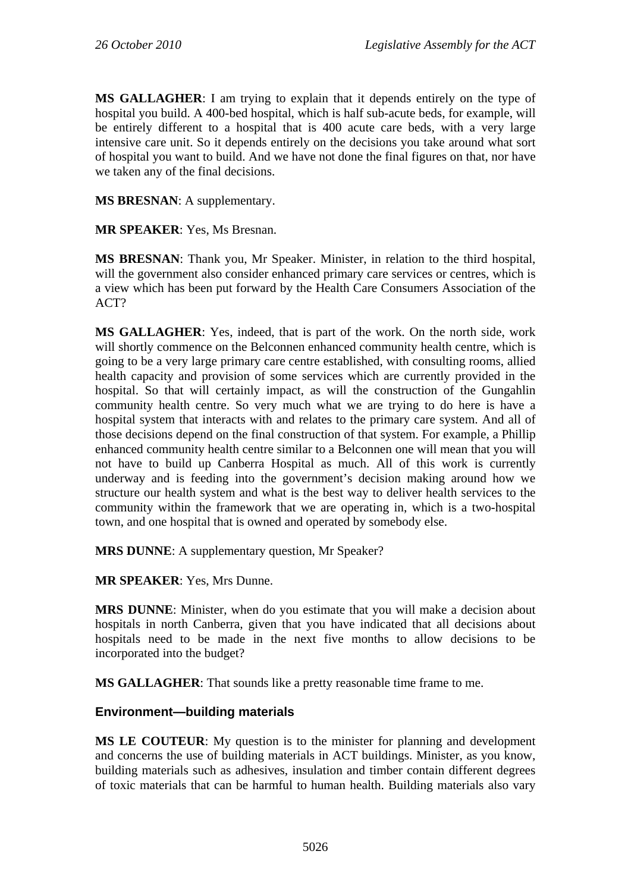**MS GALLAGHER**: I am trying to explain that it depends entirely on the type of hospital you build. A 400-bed hospital, which is half sub-acute beds, for example, will be entirely different to a hospital that is 400 acute care beds, with a very large intensive care unit. So it depends entirely on the decisions you take around what sort of hospital you want to build. And we have not done the final figures on that, nor have we taken any of the final decisions.

**MS BRESNAN**: A supplementary.

**MR SPEAKER**: Yes, Ms Bresnan.

**MS BRESNAN**: Thank you, Mr Speaker. Minister, in relation to the third hospital, will the government also consider enhanced primary care services or centres, which is a view which has been put forward by the Health Care Consumers Association of the ACT?

**MS GALLAGHER**: Yes, indeed, that is part of the work. On the north side, work will shortly commence on the Belconnen enhanced community health centre, which is going to be a very large primary care centre established, with consulting rooms, allied health capacity and provision of some services which are currently provided in the hospital. So that will certainly impact, as will the construction of the Gungahlin community health centre. So very much what we are trying to do here is have a hospital system that interacts with and relates to the primary care system. And all of those decisions depend on the final construction of that system. For example, a Phillip enhanced community health centre similar to a Belconnen one will mean that you will not have to build up Canberra Hospital as much. All of this work is currently underway and is feeding into the government's decision making around how we structure our health system and what is the best way to deliver health services to the community within the framework that we are operating in, which is a two-hospital town, and one hospital that is owned and operated by somebody else.

**MRS DUNNE**: A supplementary question, Mr Speaker?

**MR SPEAKER**: Yes, Mrs Dunne.

**MRS DUNNE**: Minister, when do you estimate that you will make a decision about hospitals in north Canberra, given that you have indicated that all decisions about hospitals need to be made in the next five months to allow decisions to be incorporated into the budget?

**MS GALLAGHER**: That sounds like a pretty reasonable time frame to me.

### Environment—building materials

**MS LE COUTEUR**: My question is to the minister for planning and development and concerns the use of building materials in ACT buildings. Minister, as you know, building materials such as adhesives, insulation and timber contain different degrees of toxic materials that can be harmful to human health. Building materials also vary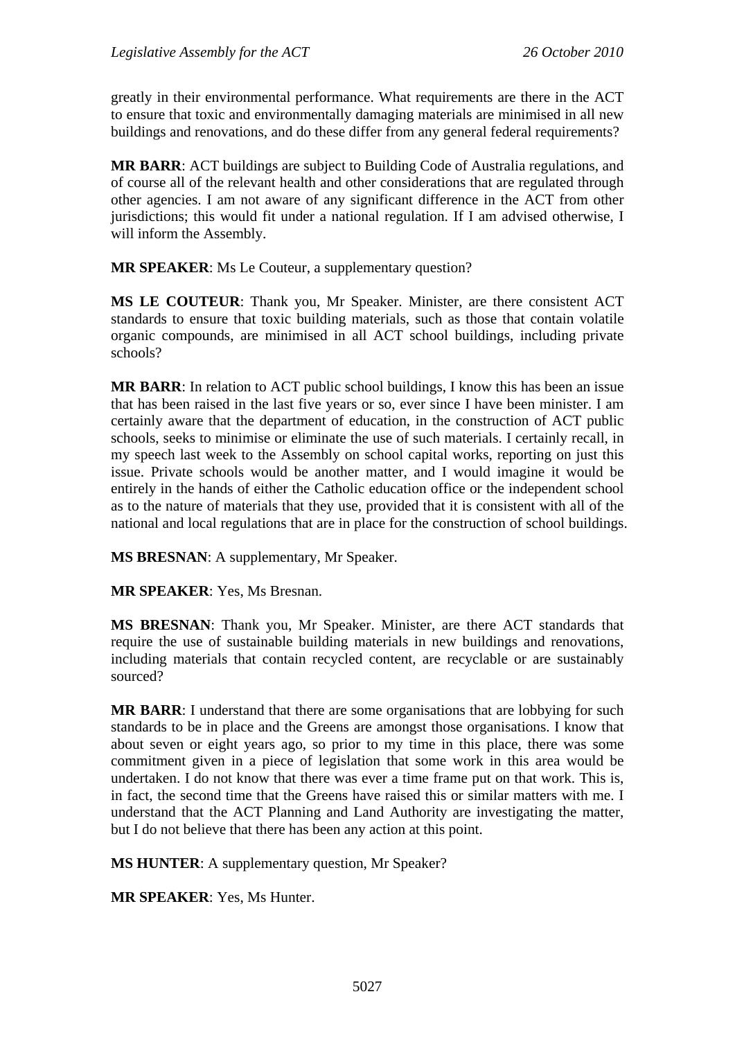greatly in their environmental performance. What requirements are there in the ACT to ensure that toxic and environmentally damaging materials are minimised in all new buildings and renovations, and do these differ from any general federal requirements?

**MR BARR**: ACT buildings are subject to Building Code of Australia regulations, and of course all of the relevant health and other considerations that are regulated through other agencies. I am not aware of any significant difference in the ACT from other jurisdictions; this would fit under a national regulation. If I am advised otherwise, I will inform the Assembly.

**MR SPEAKER**: Ms Le Couteur, a supplementary question?

**MS LE COUTEUR**: Thank you, Mr Speaker. Minister, are there consistent ACT standards to ensure that toxic building materials, such as those that contain volatile organic compounds, are minimised in all ACT school buildings, including private schools?

**MR BARR**: In relation to ACT public school buildings, I know this has been an issue that has been raised in the last five years or so, ever since I have been minister. I am certainly aware that the department of education, in the construction of ACT public schools, seeks to minimise or eliminate the use of such materials. I certainly recall, in my speech last week to the Assembly on school capital works, reporting on just this issue. Private schools would be another matter, and I would imagine it would be entirely in the hands of either the Catholic education office or the independent school as to the nature of materials that they use, provided that it is consistent with all of the national and local regulations that are in place for the construction of school buildings.

**MS BRESNAN**: A supplementary, Mr Speaker.

**MR SPEAKER**: Yes, Ms Bresnan.

**MS BRESNAN**: Thank you, Mr Speaker. Minister, are there ACT standards that require the use of sustainable building materials in new buildings and renovations, including materials that contain recycled content, are recyclable or are sustainably sourced?

**MR BARR**: I understand that there are some organisations that are lobbying for such standards to be in place and the Greens are amongst those organisations. I know that about seven or eight years ago, so prior to my time in this place, there was some commitment given in a piece of legislation that some work in this area would be undertaken. I do not know that there was ever a time frame put on that work. This is, in fact, the second time that the Greens have raised this or similar matters with me. I understand that the ACT Planning and Land Authority are investigating the matter, but I do not believe that there has been any action at this point.

**MS HUNTER**: A supplementary question, Mr Speaker?

**MR SPEAKER**: Yes, Ms Hunter.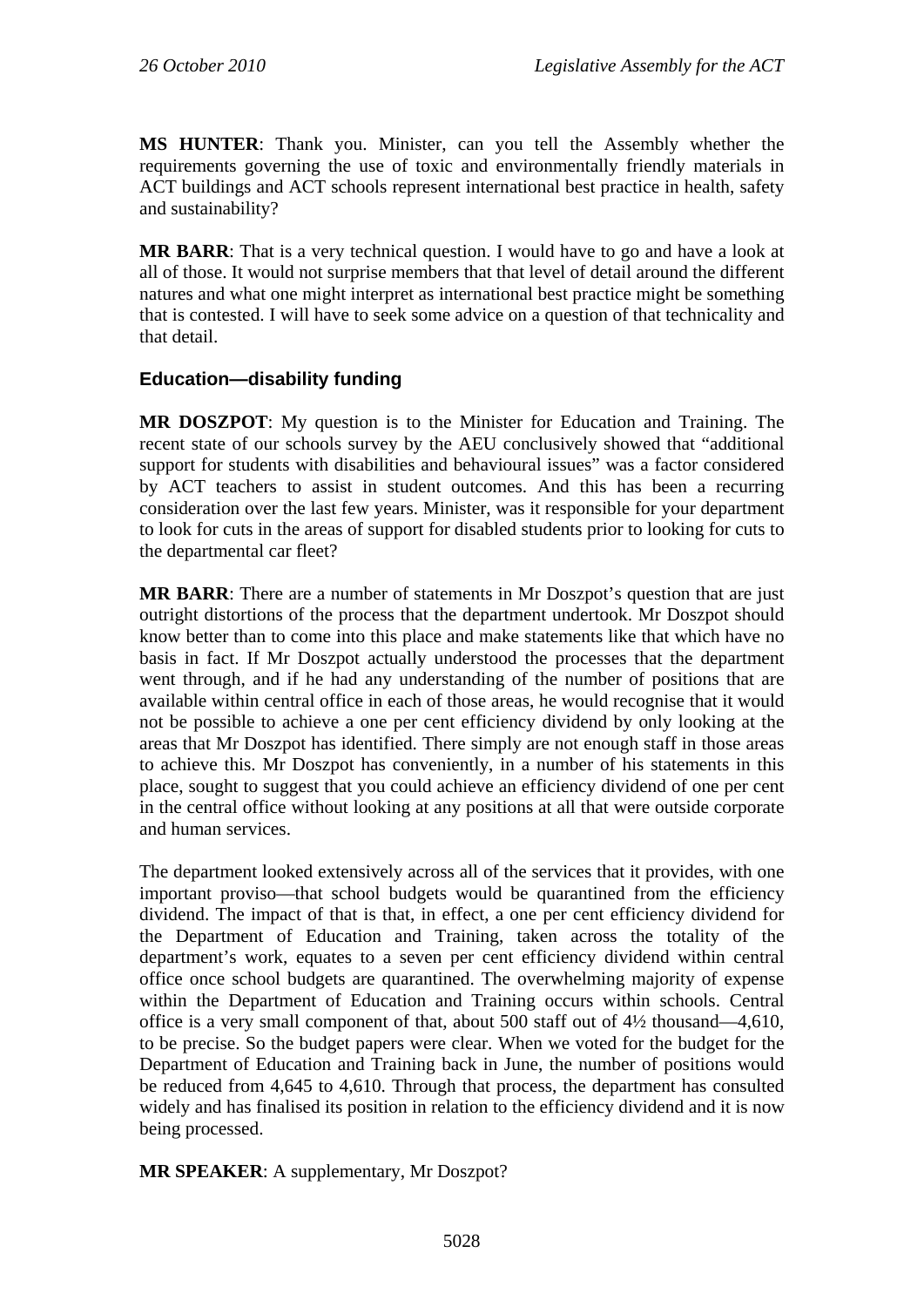**MS HUNTER**: Thank you. Minister, can you tell the Assembly whether the requirements governing the use of toxic and environmentally friendly materials in ACT buildings and ACT schools represent international best practice in health, safety and sustainability?

**MR BARR**: That is a very technical question. I would have to go and have a look at all of those. It would not surprise members that that level of detail around the different natures and what one might interpret as international best practice might be something that is contested. I will have to seek some advice on a question of that technicality and that detail.

## Education—disability funding

**MR DOSZPOT**: My question is to the Minister for Education and Training. The recent state of our schools survey by the AEU conclusively showed that "additional support for students with disabilities and behavioural issues" was a factor considered by ACT teachers to assist in student outcomes. And this has been a recurring consideration over the last few years. Minister, was it responsible for your department to look for cuts in the areas of support for disabled students prior to looking for cuts to the departmental car fleet?

**MR BARR**: There are a number of statements in Mr Doszpot's question that are just outright distortions of the process that the department undertook. Mr Doszpot should know better than to come into this place and make statements like that which have no basis in fact. If Mr Doszpot actually understood the processes that the department went through, and if he had any understanding of the number of positions that are available within central office in each of those areas, he would recognise that it would not be possible to achieve a one per cent efficiency dividend by only looking at the areas that Mr Doszpot has identified. There simply are not enough staff in those areas to achieve this. Mr Doszpot has conveniently, in a number of his statements in this place, sought to suggest that you could achieve an efficiency dividend of one per cent in the central office without looking at any positions at all that were outside corporate and human services.

The department looked extensively across all of the services that it provides, with one important proviso—that school budgets would be quarantined from the efficiency dividend. The impact of that is that, in effect, a one per cent efficiency dividend for the Department of Education and Training, taken across the totality of the department's work, equates to a seven per cent efficiency dividend within central office once school budgets are quarantined. The overwhelming majority of expense within the Department of Education and Training occurs within schools. Central office is a very small component of that, about 500 staff out of 4½ thousand—4,610, to be precise. So the budget papers were clear. When we voted for the budget for the Department of Education and Training back in June, the number of positions would be reduced from 4,645 to 4,610. Through that process, the department has consulted widely and has finalised its position in relation to the efficiency dividend and it is now being processed.

**MR SPEAKER**: A supplementary, Mr Doszpot?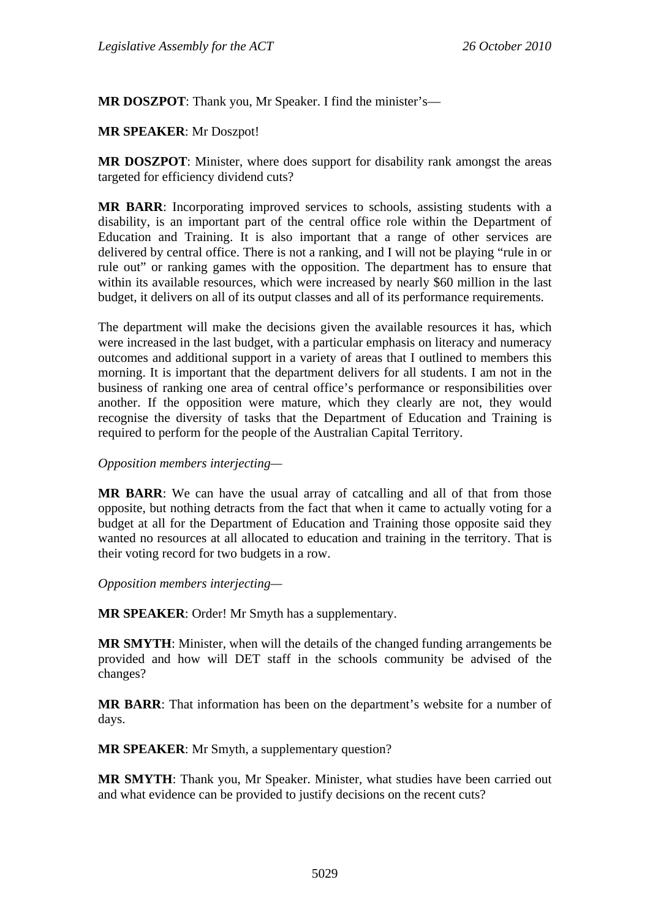**MR DOSZPOT**: Thank you, Mr Speaker. I find the minister's—

**MR SPEAKER**: Mr Doszpot!

**MR DOSZPOT**: Minister, where does support for disability rank amongst the areas targeted for efficiency dividend cuts?

**MR BARR**: Incorporating improved services to schools, assisting students with a disability, is an important part of the central office role within the Department of Education and Training. It is also important that a range of other services are delivered by central office. There is not a ranking, and I will not be playing "rule in or rule out" or ranking games with the opposition. The department has to ensure that within its available resources, which were increased by nearly $60 million in the last budget, it delivers on all of its output classes and all of its performance requirements.

The department will make the decisions given the available resources it has, which were increased in the last budget, with a particular emphasis on literacy and numeracy outcomes and additional support in a variety of areas that I outlined to members this morning. It is important that the department delivers for all students. I am not in the business of ranking one area of central office's performance or responsibilities over another. If the opposition were mature, which they clearly are not, they would recognise the diversity of tasks that the Department of Education and Training is required to perform for the people of the Australian Capital Territory.

*Opposition members interjecting*—

**MR BARR**: We can have the usual array of catcalling and all of that from those opposite, but nothing detracts from the fact that when it came to actually voting for a budget at all for the Department of Education and Training those opposite said they wanted no resources at all allocated to education and training in the territory. That is their voting record for two budgets in a row.

*Opposition members interjecting*—

**MR SPEAKER**: Order! Mr Smyth has a supplementary.

**MR SMYTH**: Minister, when will the details of the changed funding arrangements be provided and how will DET staff in the schools community be advised of the changes?

**MR BARR**: That information has been on the department's website for a number of days.

**MR SPEAKER**: Mr Smyth, a supplementary question?

**MR SMYTH**: Thank you, Mr Speaker. Minister, what studies have been carried out and what evidence can be provided to justify decisions on the recent cuts?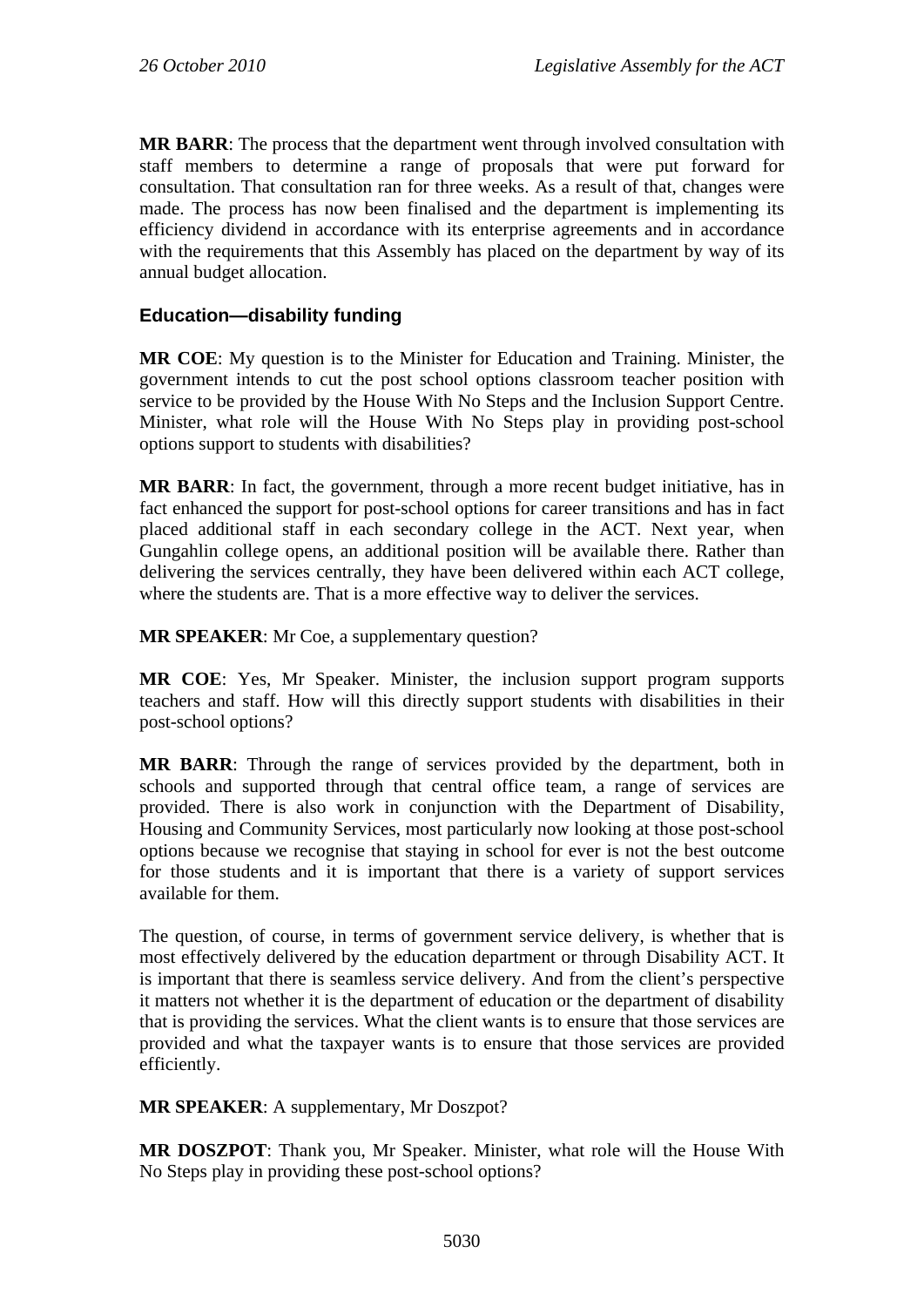**MR BARR**: The process that the department went through involved consultation with staff members to determine a range of proposals that were put forward for consultation. That consultation ran for three weeks. As a result of that, changes were made. The process has now been finalised and the department is implementing its efficiency dividend in accordance with its enterprise agreements and in accordance with the requirements that this Assembly has placed on the department by way of its annual budget allocation.

### Education—disability funding

**MR COE**: My question is to the Minister for Education and Training. Minister, the government intends to cut the post school options classroom teacher position with service to be provided by the House With No Steps and the Inclusion Support Centre. Minister, what role will the House With No Steps play in providing post-school options support to students with disabilities?

**MR BARR**: In fact, the government, through a more recent budget initiative, has in fact enhanced the support for post-school options for career transitions and has in fact placed additional staff in each secondary college in the ACT. Next year, when Gungahlin college opens, an additional position will be available there. Rather than delivering the services centrally, they have been delivered within each ACT college, where the students are. That is a more effective way to deliver the services.

**MR SPEAKER**: Mr Coe, a supplementary question?

**MR COE**: Yes, Mr Speaker. Minister, the inclusion support program supports teachers and staff. How will this directly support students with disabilities in their post-school options?

**MR BARR**: Through the range of services provided by the department, both in schools and supported through that central office team, a range of services are provided. There is also work in conjunction with the Department of Disability, Housing and Community Services, most particularly now looking at those post-school options because we recognise that staying in school for ever is not the best outcome for those students and it is important that there is a variety of support services available for them.

The question, of course, in terms of government service delivery, is whether that is most effectively delivered by the education department or through Disability ACT. It is important that there is seamless service delivery. And from the client's perspective it matters not whether it is the department of education or the department of disability that is providing the services. What the client wants is to ensure that those services are provided and what the taxpayer wants is to ensure that those services are provided efficiently.

**MR SPEAKER**: A supplementary, Mr Doszpot?

**MR DOSZPOT**: Thank you, Mr Speaker. Minister, what role will the House With No Steps play in providing these post-school options?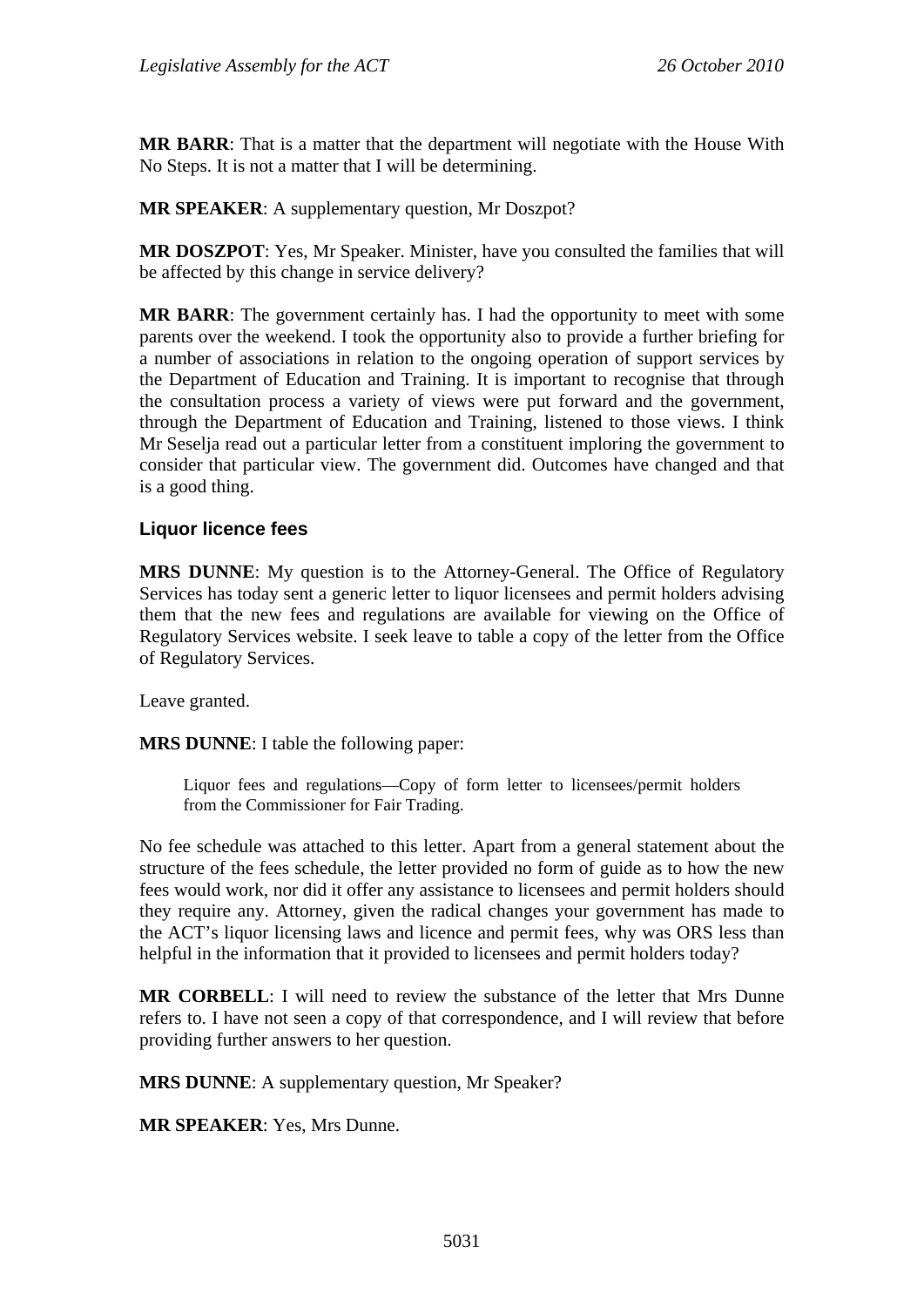**MR BARR**: That is a matter that the department will negotiate with the House With No Steps. It is not a matter that I will be determining.

**MR SPEAKER**: A supplementary question, Mr Doszpot?

**MR DOSZPOT**: Yes, Mr Speaker. Minister, have you consulted the families that will be affected by this change in service delivery?

**MR BARR**: The government certainly has. I had the opportunity to meet with some parents over the weekend. I took the opportunity also to provide a further briefing for a number of associations in relation to the ongoing operation of support services by the Department of Education and Training. It is important to recognise that through the consultation process a variety of views were put forward and the government, through the Department of Education and Training, listened to those views. I think Mr Seselja read out a particular letter from a constituent imploring the government to consider that particular view. The government did. Outcomes have changed and that is a good thing.

### Liquor licence fees

**MRS DUNNE**: My question is to the Attorney-General. The Office of Regulatory Services has today sent a generic letter to liquor licensees and permit holders advising them that the new fees and regulations are available for viewing on the Office of Regulatory Services website. I seek leave to table a copy of the letter from the Office of Regulatory Services.

Leave granted.

**MRS DUNNE**: I table the following paper:

> Liquor fees and regulations—Copy of form letter to licensees/permit holders from the Commissioner for Fair Trading.

No fee schedule was attached to this letter. Apart from a general statement about the structure of the fees schedule, the letter provided no form of guide as to how the new fees would work, nor did it offer any assistance to licensees and permit holders should they require any. Attorney, given the radical changes your government has made to the ACT's liquor licensing laws and licence and permit fees, why was ORS less than helpful in the information that it provided to licensees and permit holders today?

**MR CORBELL**: I will need to review the substance of the letter that Mrs Dunne refers to. I have not seen a copy of that correspondence, and I will review that before providing further answers to her question.

**MRS DUNNE**: A supplementary question, Mr Speaker?

**MR SPEAKER**: Yes, Mrs Dunne.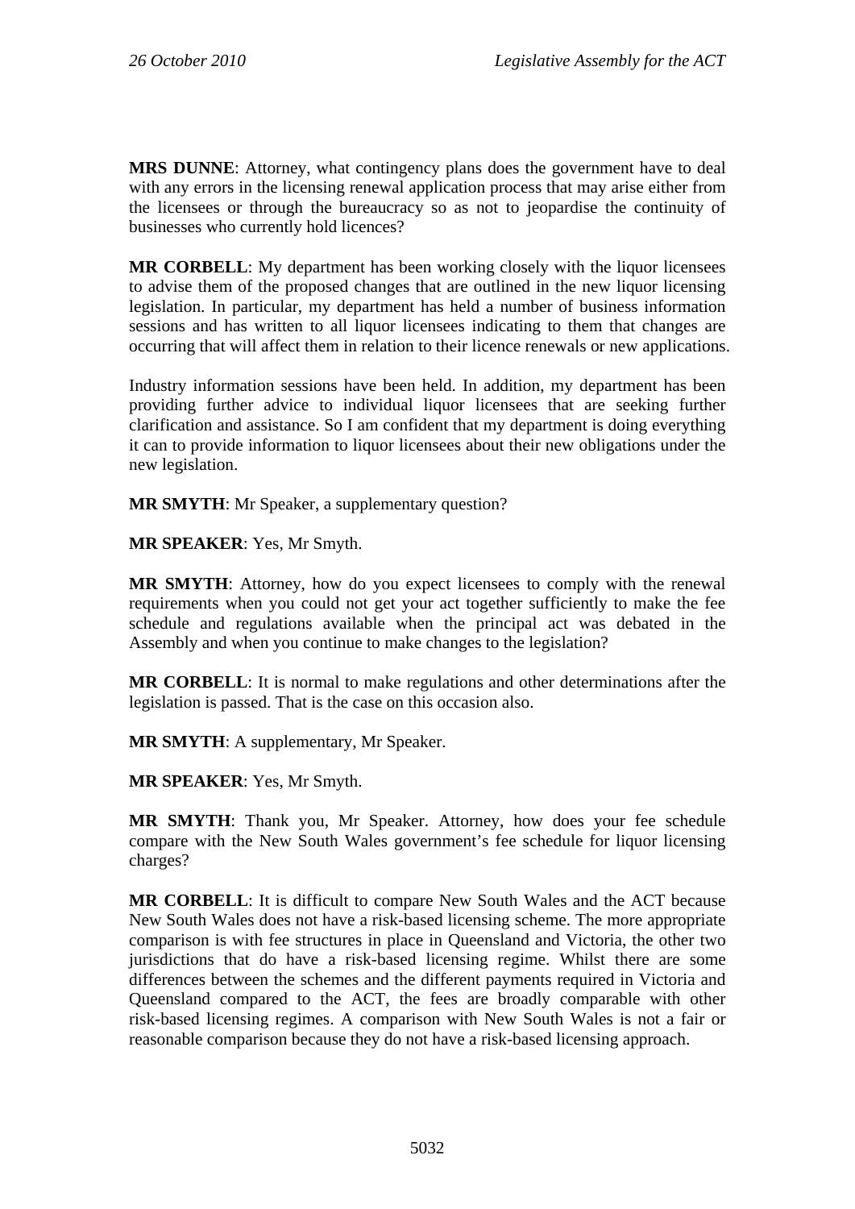**MRS DUNNE**: Attorney, what contingency plans does the government have to deal with any errors in the licensing renewal application process that may arise either from the licensees or through the bureaucracy so as not to jeopardise the continuity of businesses who currently hold licences?

**MR CORBELL**: My department has been working closely with the liquor licensees to advise them of the proposed changes that are outlined in the new liquor licensing legislation. In particular, my department has held a number of business information sessions and has written to all liquor licensees indicating to them that changes are occurring that will affect them in relation to their licence renewals or new applications.

Industry information sessions have been held. In addition, my department has been providing further advice to individual liquor licensees that are seeking further clarification and assistance. So I am confident that my department is doing everything it can to provide information to liquor licensees about their new obligations under the new legislation.

**MR SMYTH**: Mr Speaker, a supplementary question?

**MR SPEAKER**: Yes, Mr Smyth.

**MR SMYTH**: Attorney, how do you expect licensees to comply with the renewal requirements when you could not get your act together sufficiently to make the fee schedule and regulations available when the principal act was debated in the Assembly and when you continue to make changes to the legislation?

**MR CORBELL**: It is normal to make regulations and other determinations after the legislation is passed. That is the case on this occasion also.

**MR SMYTH**: A supplementary, Mr Speaker.

**MR SPEAKER**: Yes, Mr Smyth.

**MR SMYTH**: Thank you, Mr Speaker. Attorney, how does your fee schedule compare with the New South Wales government's fee schedule for liquor licensing charges?

**MR CORBELL**: It is difficult to compare New South Wales and the ACT because New South Wales does not have a risk-based licensing scheme. The more appropriate comparison is with fee structures in place in Queensland and Victoria, the other two jurisdictions that do have a risk-based licensing regime. Whilst there are some differences between the schemes and the different payments required in Victoria and Queensland compared to the ACT, the fees are broadly comparable with other risk-based licensing regimes. A comparison with New South Wales is not a fair or reasonable comparison because they do not have a risk-based licensing approach.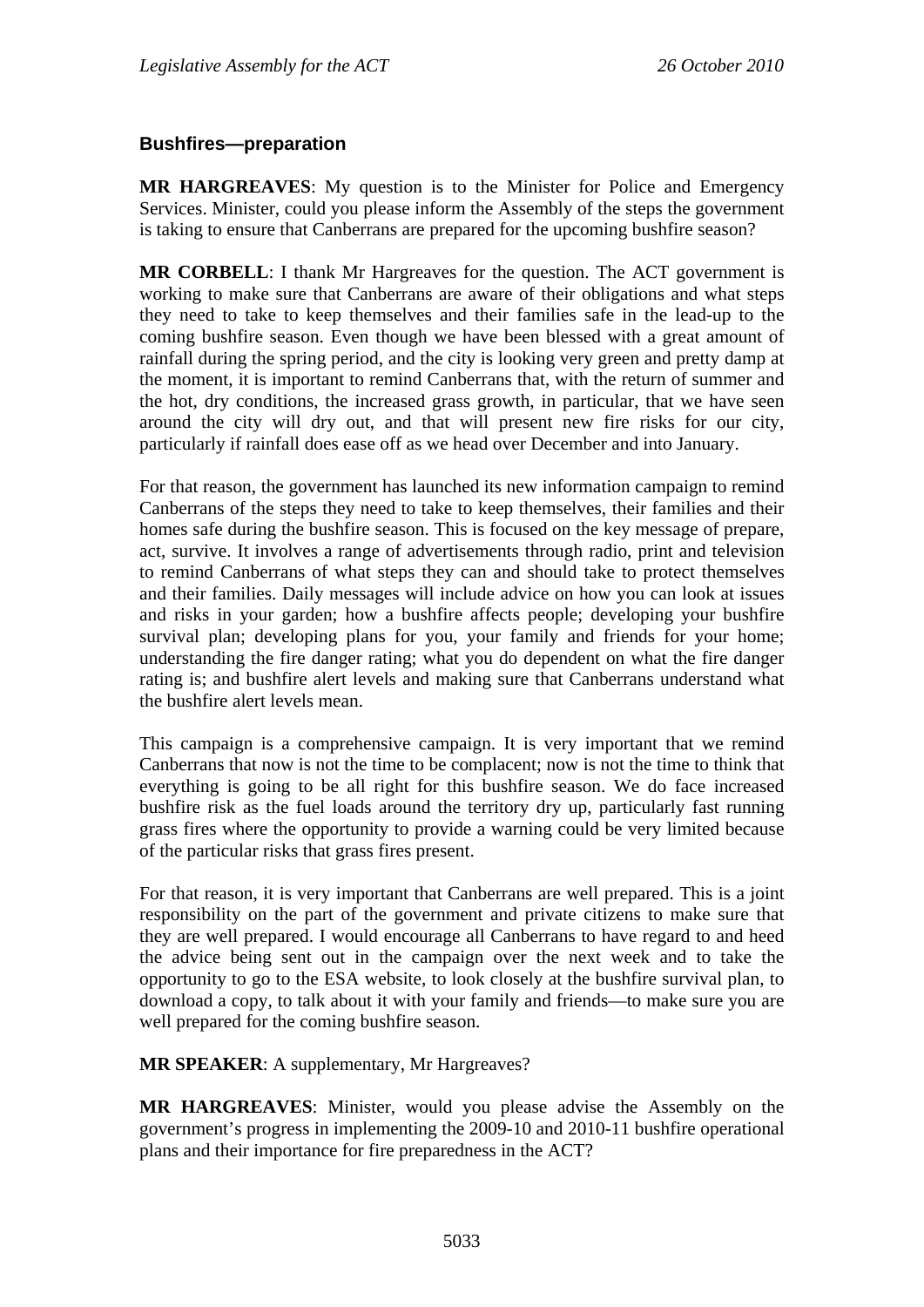### Bushfires—preparation

**MR HARGREAVES**: My question is to the Minister for Police and Emergency Services. Minister, could you please inform the Assembly of the steps the government is taking to ensure that Canberrans are prepared for the upcoming bushfire season?

**MR CORBELL**: I thank Mr Hargreaves for the question. The ACT government is working to make sure that Canberrans are aware of their obligations and what steps they need to take to keep themselves and their families safe in the lead-up to the coming bushfire season. Even though we have been blessed with a great amount of rainfall during the spring period, and the city is looking very green and pretty damp at the moment, it is important to remind Canberrans that, with the return of summer and the hot, dry conditions, the increased grass growth, in particular, that we have seen around the city will dry out, and that will present new fire risks for our city, particularly if rainfall does ease off as we head over December and into January.

For that reason, the government has launched its new information campaign to remind Canberrans of the steps they need to take to keep themselves, their families and their homes safe during the bushfire season. This is focused on the key message of prepare, act, survive. It involves a range of advertisements through radio, print and television to remind Canberrans of what steps they can and should take to protect themselves and their families. Daily messages will include advice on how you can look at issues and risks in your garden; how a bushfire affects people; developing your bushfire survival plan; developing plans for you, your family and friends for your home; understanding the fire danger rating; what you do dependent on what the fire danger rating is; and bushfire alert levels and making sure that Canberrans understand what the bushfire alert levels mean.

This campaign is a comprehensive campaign. It is very important that we remind Canberrans that now is not the time to be complacent; now is not the time to think that everything is going to be all right for this bushfire season. We do face increased bushfire risk as the fuel loads around the territory dry up, particularly fast running grass fires where the opportunity to provide a warning could be very limited because of the particular risks that grass fires present.

For that reason, it is very important that Canberrans are well prepared. This is a joint responsibility on the part of the government and private citizens to make sure that they are well prepared. I would encourage all Canberrans to have regard to and heed the advice being sent out in the campaign over the next week and to take the opportunity to go to the ESA website, to look closely at the bushfire survival plan, to download a copy, to talk about it with your family and friends—to make sure you are well prepared for the coming bushfire season.

**MR SPEAKER**: A supplementary, Mr Hargreaves?

**MR HARGREAVES**: Minister, would you please advise the Assembly on the government's progress in implementing the 2009-10 and 2010-11 bushfire operational plans and their importance for fire preparedness in the ACT?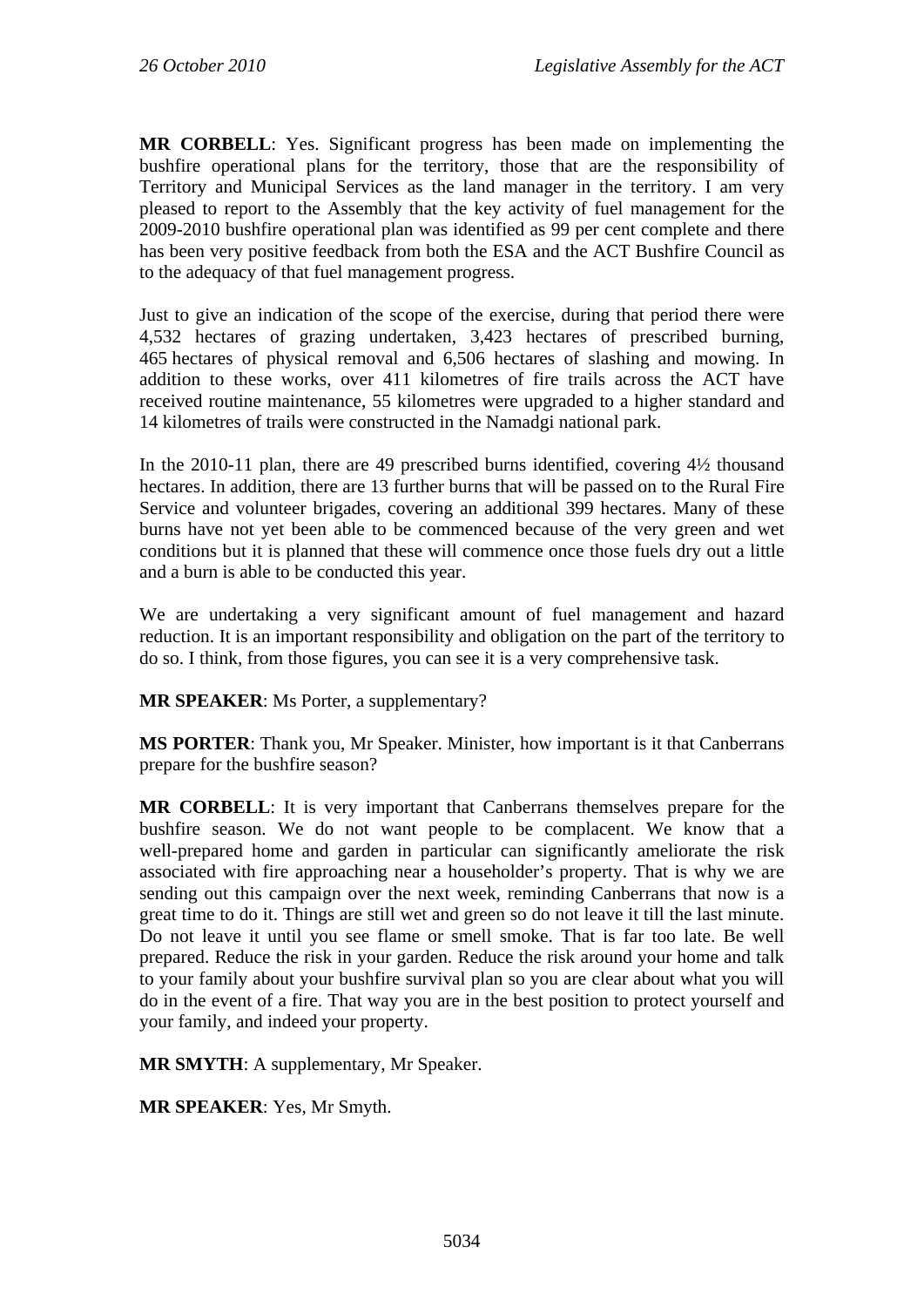**MR CORBELL**: Yes. Significant progress has been made on implementing the bushfire operational plans for the territory, those that are the responsibility of Territory and Municipal Services as the land manager in the territory. I am very pleased to report to the Assembly that the key activity of fuel management for the 2009-2010 bushfire operational plan was identified as 99 per cent complete and there has been very positive feedback from both the ESA and the ACT Bushfire Council as to the adequacy of that fuel management progress.

Just to give an indication of the scope of the exercise, during that period there were 4,532 hectares of grazing undertaken, 3,423 hectares of prescribed burning, 465 hectares of physical removal and 6,506 hectares of slashing and mowing. In addition to these works, over 411 kilometres of fire trails across the ACT have received routine maintenance, 55 kilometres were upgraded to a higher standard and 14 kilometres of trails were constructed in the Namadgi national park.

In the 2010-11 plan, there are 49 prescribed burns identified, covering 4½ thousand hectares. In addition, there are 13 further burns that will be passed on to the Rural Fire Service and volunteer brigades, covering an additional 399 hectares. Many of these burns have not yet been able to be commenced because of the very green and wet conditions but it is planned that these will commence once those fuels dry out a little and a burn is able to be conducted this year.

We are undertaking a very significant amount of fuel management and hazard reduction. It is an important responsibility and obligation on the part of the territory to do so. I think, from those figures, you can see it is a very comprehensive task.

**MR SPEAKER**: Ms Porter, a supplementary?

**MS PORTER**: Thank you, Mr Speaker. Minister, how important is it that Canberrans prepare for the bushfire season?

**MR CORBELL**: It is very important that Canberrans themselves prepare for the bushfire season. We do not want people to be complacent. We know that a well-prepared home and garden in particular can significantly ameliorate the risk associated with fire approaching near a householder's property. That is why we are sending out this campaign over the next week, reminding Canberrans that now is a great time to do it. Things are still wet and green so do not leave it till the last minute. Do not leave it until you see flame or smell smoke. That is far too late. Be well prepared. Reduce the risk in your garden. Reduce the risk around your home and talk to your family about your bushfire survival plan so you are clear about what you will do in the event of a fire. That way you are in the best position to protect yourself and your family, and indeed your property.

**MR SMYTH**: A supplementary, Mr Speaker.

**MR SPEAKER**: Yes, Mr Smyth.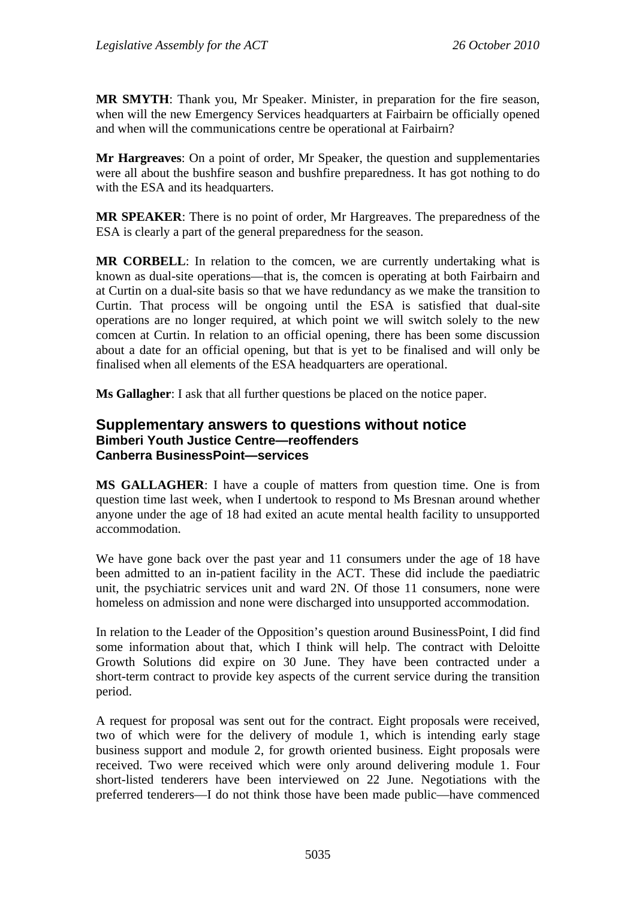**MR SMYTH**: Thank you, Mr Speaker. Minister, in preparation for the fire season, when will the new Emergency Services headquarters at Fairbairn be officially opened and when will the communications centre be operational at Fairbairn?

**Mr Hargreaves**: On a point of order, Mr Speaker, the question and supplementaries were all about the bushfire season and bushfire preparedness. It has got nothing to do with the ESA and its headquarters.

**MR SPEAKER**: There is no point of order, Mr Hargreaves. The preparedness of the ESA is clearly a part of the general preparedness for the season.

**MR CORBELL**: In relation to the comcen, we are currently undertaking what is known as dual-site operations—that is, the comcen is operating at both Fairbairn and at Curtin on a dual-site basis so that we have redundancy as we make the transition to Curtin. That process will be ongoing until the ESA is satisfied that dual-site operations are no longer required, at which point we will switch solely to the new comcen at Curtin. In relation to an official opening, there has been some discussion about a date for an official opening, but that is yet to be finalised and will only be finalised when all elements of the ESA headquarters are operational.

**Ms Gallagher**: I ask that all further questions be placed on the notice paper.

## Supplementary answers to questions without notice
### Bimberi Youth Justice Centre—reoffenders
### Canberra BusinessPoint—services

**MS GALLAGHER**: I have a couple of matters from question time. One is from question time last week, when I undertook to respond to Ms Bresnan around whether anyone under the age of 18 had exited an acute mental health facility to unsupported accommodation.

We have gone back over the past year and 11 consumers under the age of 18 have been admitted to an in-patient facility in the ACT. These did include the paediatric unit, the psychiatric services unit and ward 2N. Of those 11 consumers, none were homeless on admission and none were discharged into unsupported accommodation.

In relation to the Leader of the Opposition's question around BusinessPoint, I did find some information about that, which I think will help. The contract with Deloitte Growth Solutions did expire on 30 June. They have been contracted under a short-term contract to provide key aspects of the current service during the transition period.

A request for proposal was sent out for the contract. Eight proposals were received, two of which were for the delivery of module 1, which is intending early stage business support and module 2, for growth oriented business. Eight proposals were received. Two were received which were only around delivering module 1. Four short-listed tenderers have been interviewed on 22 June. Negotiations with the preferred tenderers—I do not think those have been made public—have commenced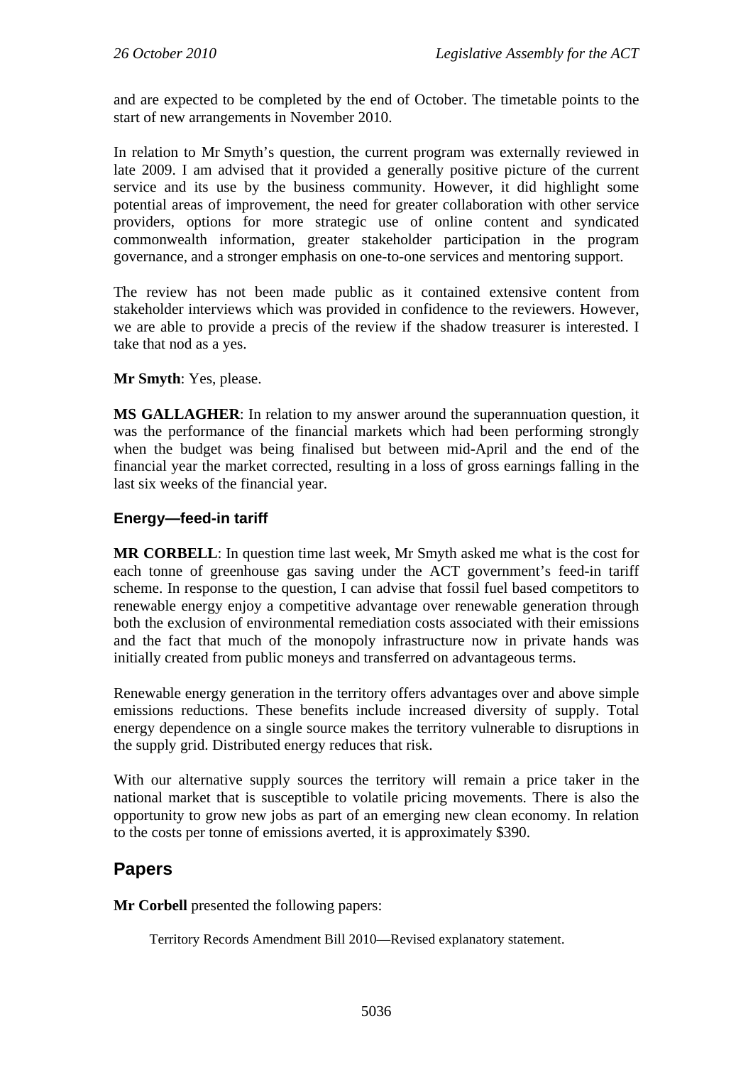and are expected to be completed by the end of October. The timetable points to the start of new arrangements in November 2010.

In relation to Mr Smyth's question, the current program was externally reviewed in late 2009. I am advised that it provided a generally positive picture of the current service and its use by the business community. However, it did highlight some potential areas of improvement, the need for greater collaboration with other service providers, options for more strategic use of online content and syndicated commonwealth information, greater stakeholder participation in the program governance, and a stronger emphasis on one-to-one services and mentoring support.

The review has not been made public as it contained extensive content from stakeholder interviews which was provided in confidence to the reviewers. However, we are able to provide a precis of the review if the shadow treasurer is interested. I take that nod as a yes.

**Mr Smyth**: Yes, please.

**MS GALLAGHER**: In relation to my answer around the superannuation question, it was the performance of the financial markets which had been performing strongly when the budget was being finalised but between mid-April and the end of the financial year the market corrected, resulting in a loss of gross earnings falling in the last six weeks of the financial year.

### Energy—feed-in tariff

**MR CORBELL**: In question time last week, Mr Smyth asked me what is the cost for each tonne of greenhouse gas saving under the ACT government's feed-in tariff scheme. In response to the question, I can advise that fossil fuel based competitors to renewable energy enjoy a competitive advantage over renewable generation through both the exclusion of environmental remediation costs associated with their emissions and the fact that much of the monopoly infrastructure now in private hands was initially created from public moneys and transferred on advantageous terms.

Renewable energy generation in the territory offers advantages over and above simple emissions reductions. These benefits include increased diversity of supply. Total energy dependence on a single source makes the territory vulnerable to disruptions in the supply grid. Distributed energy reduces that risk.

With our alternative supply sources the territory will remain a price taker in the national market that is susceptible to volatile pricing movements. There is also the opportunity to grow new jobs as part of an emerging new clean economy. In relation to the costs per tonne of emissions averted, it is approximately $390.

## Papers

**Mr Corbell** presented the following papers:

> Territory Records Amendment Bill 2010—Revised explanatory statement.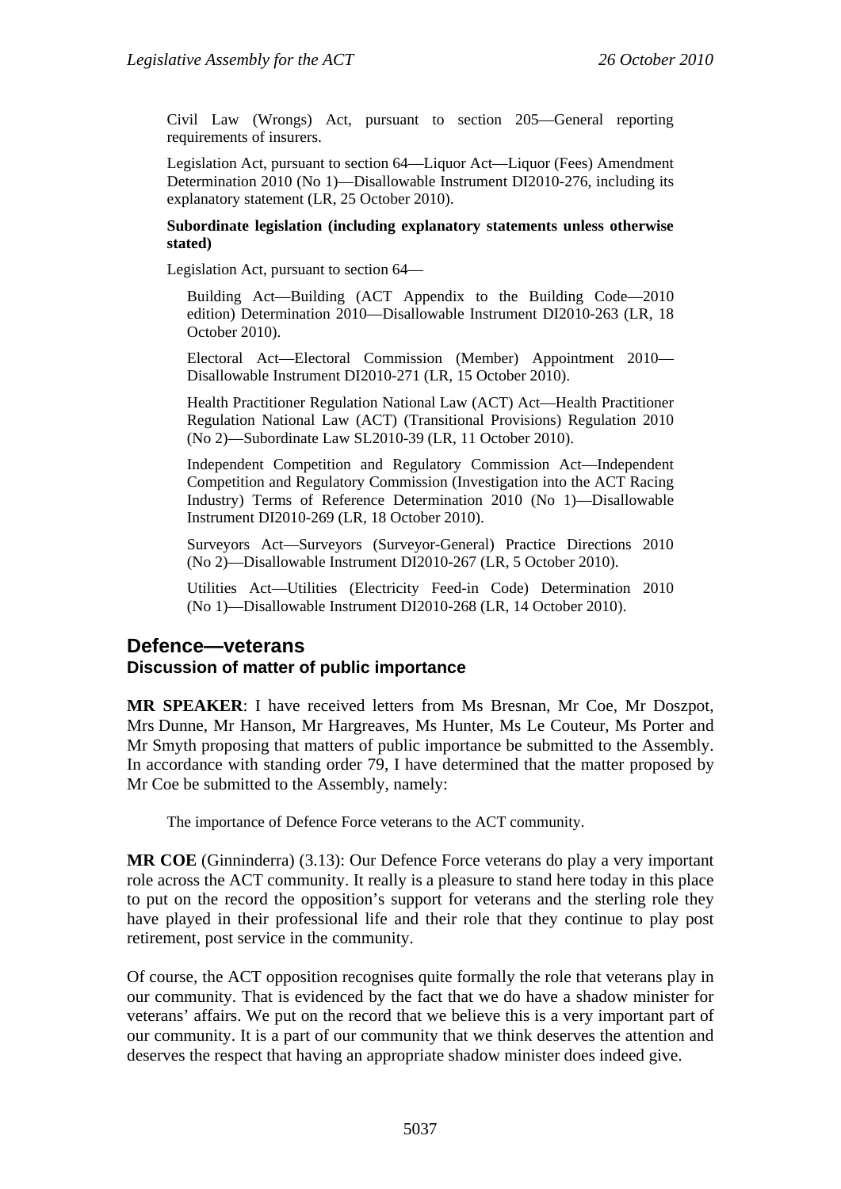Civil Law (Wrongs) Act, pursuant to section 205—General reporting requirements of insurers.

Legislation Act, pursuant to section 64—Liquor Act—Liquor (Fees) Amendment Determination 2010 (No 1)—Disallowable Instrument DI2010-276, including its explanatory statement (LR, 25 October 2010).

**Subordinate legislation (including explanatory statements unless otherwise stated)**

Legislation Act, pursuant to section 64—

Building Act—Building (ACT Appendix to the Building Code—2010 edition) Determination 2010—Disallowable Instrument DI2010-263 (LR, 18 October 2010).

Electoral Act—Electoral Commission (Member) Appointment 2010—Disallowable Instrument DI2010-271 (LR, 15 October 2010).

Health Practitioner Regulation National Law (ACT) Act—Health Practitioner Regulation National Law (ACT) (Transitional Provisions) Regulation 2010 (No 2)—Subordinate Law SL2010-39 (LR, 11 October 2010).

Independent Competition and Regulatory Commission Act—Independent Competition and Regulatory Commission (Investigation into the ACT Racing Industry) Terms of Reference Determination 2010 (No 1)—Disallowable Instrument DI2010-269 (LR, 18 October 2010).

Surveyors Act—Surveyors (Surveyor-General) Practice Directions 2010 (No 2)—Disallowable Instrument DI2010-267 (LR, 5 October 2010).

Utilities Act—Utilities (Electricity Feed-in Code) Determination 2010 (No 1)—Disallowable Instrument DI2010-268 (LR, 14 October 2010).

## Defence—veterans
### Discussion of matter of public importance

**MR SPEAKER**: I have received letters from Ms Bresnan, Mr Coe, Mr Doszpot, Mrs Dunne, Mr Hanson, Mr Hargreaves, Ms Hunter, Ms Le Couteur, Ms Porter and Mr Smyth proposing that matters of public importance be submitted to the Assembly. In accordance with standing order 79, I have determined that the matter proposed by Mr Coe be submitted to the Assembly, namely:

The importance of Defence Force veterans to the ACT community.

**MR COE** (Ginninderra) (3.13): Our Defence Force veterans do play a very important role across the ACT community. It really is a pleasure to stand here today in this place to put on the record the opposition's support for veterans and the sterling role they have played in their professional life and their role that they continue to play post retirement, post service in the community.

Of course, the ACT opposition recognises quite formally the role that veterans play in our community. That is evidenced by the fact that we do have a shadow minister for veterans' affairs. We put on the record that we believe this is a very important part of our community. It is a part of our community that we think deserves the attention and deserves the respect that having an appropriate shadow minister does indeed give.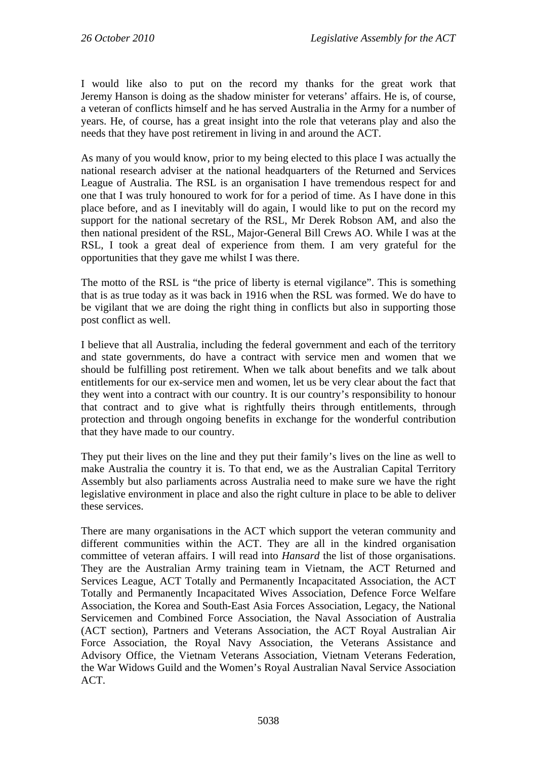I would like also to put on the record my thanks for the great work that Jeremy Hanson is doing as the shadow minister for veterans' affairs. He is, of course, a veteran of conflicts himself and he has served Australia in the Army for a number of years. He, of course, has a great insight into the role that veterans play and also the needs that they have post retirement in living in and around the ACT.

As many of you would know, prior to my being elected to this place I was actually the national research adviser at the national headquarters of the Returned and Services League of Australia. The RSL is an organisation I have tremendous respect for and one that I was truly honoured to work for for a period of time. As I have done in this place before, and as I inevitably will do again, I would like to put on the record my support for the national secretary of the RSL, Mr Derek Robson AM, and also the then national president of the RSL, Major-General Bill Crews AO. While I was at the RSL, I took a great deal of experience from them. I am very grateful for the opportunities that they gave me whilst I was there.

The motto of the RSL is "the price of liberty is eternal vigilance". This is something that is as true today as it was back in 1916 when the RSL was formed. We do have to be vigilant that we are doing the right thing in conflicts but also in supporting those post conflict as well.

I believe that all Australia, including the federal government and each of the territory and state governments, do have a contract with service men and women that we should be fulfilling post retirement. When we talk about benefits and we talk about entitlements for our ex-service men and women, let us be very clear about the fact that they went into a contract with our country. It is our country's responsibility to honour that contract and to give what is rightfully theirs through entitlements, through protection and through ongoing benefits in exchange for the wonderful contribution that they have made to our country.

They put their lives on the line and they put their family's lives on the line as well to make Australia the country it is. To that end, we as the Australian Capital Territory Assembly but also parliaments across Australia need to make sure we have the right legislative environment in place and also the right culture in place to be able to deliver these services.

There are many organisations in the ACT which support the veteran community and different communities within the ACT. They are all in the kindred organisation committee of veteran affairs. I will read into *Hansard* the list of those organisations. They are the Australian Army training team in Vietnam, the ACT Returned and Services League, ACT Totally and Permanently Incapacitated Association, the ACT Totally and Permanently Incapacitated Wives Association, Defence Force Welfare Association, the Korea and South-East Asia Forces Association, Legacy, the National Servicemen and Combined Force Association, the Naval Association of Australia (ACT section), Partners and Veterans Association, the ACT Royal Australian Air Force Association, the Royal Navy Association, the Veterans Assistance and Advisory Office, the Vietnam Veterans Association, Vietnam Veterans Federation, the War Widows Guild and the Women's Royal Australian Naval Service Association ACT.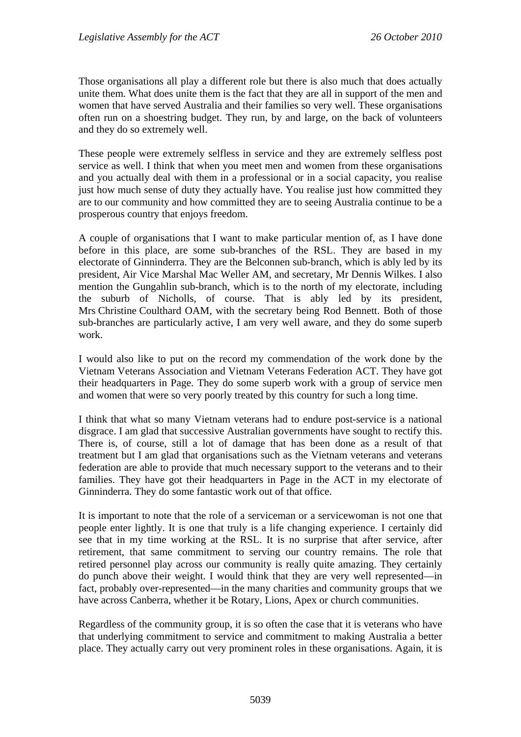Those organisations all play a different role but there is also much that does actually unite them. What does unite them is the fact that they are all in support of the men and women that have served Australia and their families so very well. These organisations often run on a shoestring budget. They run, by and large, on the back of volunteers and they do so extremely well.

These people were extremely selfless in service and they are extremely selfless post service as well. I think that when you meet men and women from these organisations and you actually deal with them in a professional or in a social capacity, you realise just how much sense of duty they actually have. You realise just how committed they are to our community and how committed they are to seeing Australia continue to be a prosperous country that enjoys freedom.

A couple of organisations that I want to make particular mention of, as I have done before in this place, are some sub-branches of the RSL. They are based in my electorate of Ginninderra. They are the Belconnen sub-branch, which is ably led by its president, Air Vice Marshal Mac Weller AM, and secretary, Mr Dennis Wilkes. I also mention the Gungahlin sub-branch, which is to the north of my electorate, including the suburb of Nicholls, of course. That is ably led by its president, Mrs Christine Coulthard OAM, with the secretary being Rod Bennett. Both of those sub-branches are particularly active, I am very well aware, and they do some superb work.

I would also like to put on the record my commendation of the work done by the Vietnam Veterans Association and Vietnam Veterans Federation ACT. They have got their headquarters in Page. They do some superb work with a group of service men and women that were so very poorly treated by this country for such a long time.

I think that what so many Vietnam veterans had to endure post-service is a national disgrace. I am glad that successive Australian governments have sought to rectify this. There is, of course, still a lot of damage that has been done as a result of that treatment but I am glad that organisations such as the Vietnam veterans and veterans federation are able to provide that much necessary support to the veterans and to their families. They have got their headquarters in Page in the ACT in my electorate of Ginninderra. They do some fantastic work out of that office.

It is important to note that the role of a serviceman or a servicewoman is not one that people enter lightly. It is one that truly is a life changing experience. I certainly did see that in my time working at the RSL. It is no surprise that after service, after retirement, that same commitment to serving our country remains. The role that retired personnel play across our community is really quite amazing. They certainly do punch above their weight. I would think that they are very well represented—in fact, probably over-represented—in the many charities and community groups that we have across Canberra, whether it be Rotary, Lions, Apex or church communities.

Regardless of the community group, it is so often the case that it is veterans who have that underlying commitment to service and commitment to making Australia a better place. They actually carry out very prominent roles in these organisations. Again, it is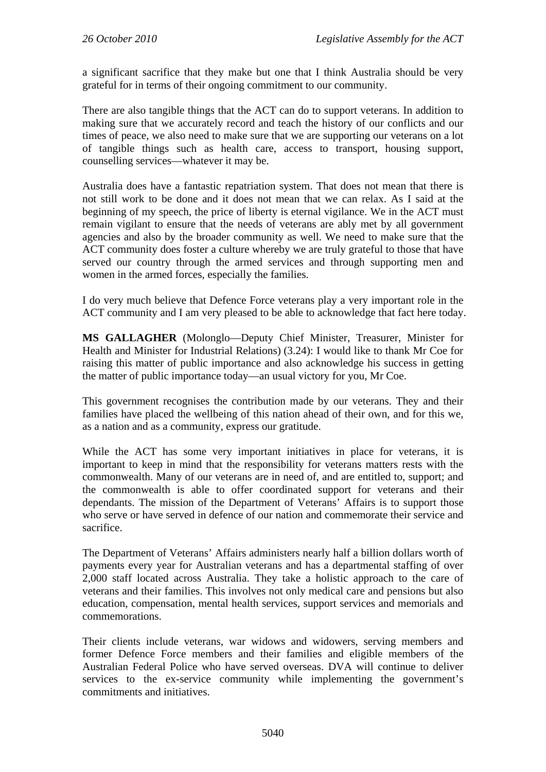a significant sacrifice that they make but one that I think Australia should be very grateful for in terms of their ongoing commitment to our community.

There are also tangible things that the ACT can do to support veterans. In addition to making sure that we accurately record and teach the history of our conflicts and our times of peace, we also need to make sure that we are supporting our veterans on a lot of tangible things such as health care, access to transport, housing support, counselling services—whatever it may be.

Australia does have a fantastic repatriation system. That does not mean that there is not still work to be done and it does not mean that we can relax. As I said at the beginning of my speech, the price of liberty is eternal vigilance. We in the ACT must remain vigilant to ensure that the needs of veterans are ably met by all government agencies and also by the broader community as well. We need to make sure that the ACT community does foster a culture whereby we are truly grateful to those that have served our country through the armed services and through supporting men and women in the armed forces, especially the families.

I do very much believe that Defence Force veterans play a very important role in the ACT community and I am very pleased to be able to acknowledge that fact here today.

**MS GALLAGHER** (Molonglo—Deputy Chief Minister, Treasurer, Minister for Health and Minister for Industrial Relations) (3.24): I would like to thank Mr Coe for raising this matter of public importance and also acknowledge his success in getting the matter of public importance today—an usual victory for you, Mr Coe.

This government recognises the contribution made by our veterans. They and their families have placed the wellbeing of this nation ahead of their own, and for this we, as a nation and as a community, express our gratitude.

While the ACT has some very important initiatives in place for veterans, it is important to keep in mind that the responsibility for veterans matters rests with the commonwealth. Many of our veterans are in need of, and are entitled to, support; and the commonwealth is able to offer coordinated support for veterans and their dependants. The mission of the Department of Veterans' Affairs is to support those who serve or have served in defence of our nation and commemorate their service and sacrifice.

The Department of Veterans' Affairs administers nearly half a billion dollars worth of payments every year for Australian veterans and has a departmental staffing of over 2,000 staff located across Australia. They take a holistic approach to the care of veterans and their families. This involves not only medical care and pensions but also education, compensation, mental health services, support services and memorials and commemorations.

Their clients include veterans, war widows and widowers, serving members and former Defence Force members and their families and eligible members of the Australian Federal Police who have served overseas. DVA will continue to deliver services to the ex-service community while implementing the government's commitments and initiatives.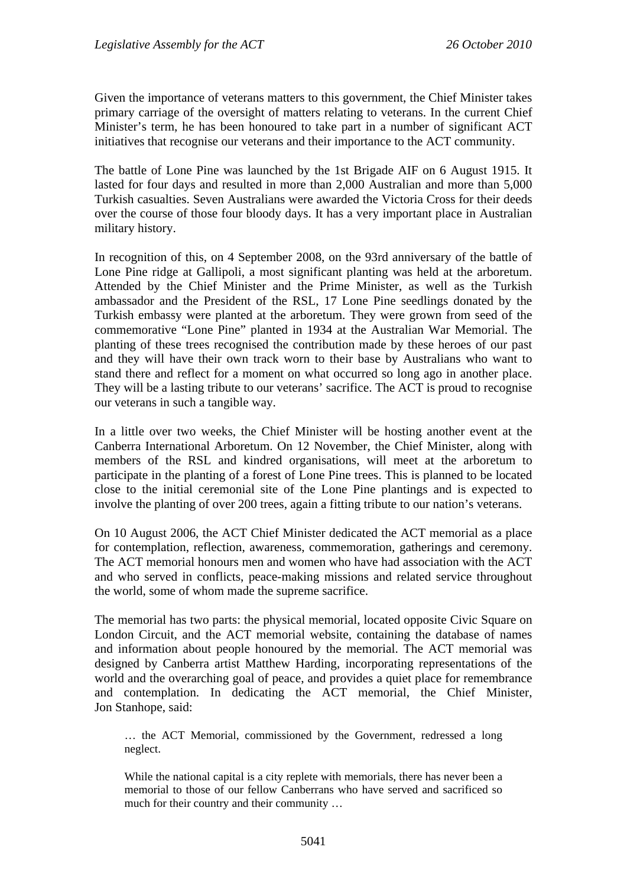Given the importance of veterans matters to this government, the Chief Minister takes primary carriage of the oversight of matters relating to veterans. In the current Chief Minister's term, he has been honoured to take part in a number of significant ACT initiatives that recognise our veterans and their importance to the ACT community.

The battle of Lone Pine was launched by the 1st Brigade AIF on 6 August 1915. It lasted for four days and resulted in more than 2,000 Australian and more than 5,000 Turkish casualties. Seven Australians were awarded the Victoria Cross for their deeds over the course of those four bloody days. It has a very important place in Australian military history.

In recognition of this, on 4 September 2008, on the 93rd anniversary of the battle of Lone Pine ridge at Gallipoli, a most significant planting was held at the arboretum. Attended by the Chief Minister and the Prime Minister, as well as the Turkish ambassador and the President of the RSL, 17 Lone Pine seedlings donated by the Turkish embassy were planted at the arboretum. They were grown from seed of the commemorative "Lone Pine" planted in 1934 at the Australian War Memorial. The planting of these trees recognised the contribution made by these heroes of our past and they will have their own track worn to their base by Australians who want to stand there and reflect for a moment on what occurred so long ago in another place. They will be a lasting tribute to our veterans' sacrifice. The ACT is proud to recognise our veterans in such a tangible way.

In a little over two weeks, the Chief Minister will be hosting another event at the Canberra International Arboretum. On 12 November, the Chief Minister, along with members of the RSL and kindred organisations, will meet at the arboretum to participate in the planting of a forest of Lone Pine trees. This is planned to be located close to the initial ceremonial site of the Lone Pine plantings and is expected to involve the planting of over 200 trees, again a fitting tribute to our nation's veterans.

On 10 August 2006, the ACT Chief Minister dedicated the ACT memorial as a place for contemplation, reflection, awareness, commemoration, gatherings and ceremony. The ACT memorial honours men and women who have had association with the ACT and who served in conflicts, peace-making missions and related service throughout the world, some of whom made the supreme sacrifice.

The memorial has two parts: the physical memorial, located opposite Civic Square on London Circuit, and the ACT memorial website, containing the database of names and information about people honoured by the memorial. The ACT memorial was designed by Canberra artist Matthew Harding, incorporating representations of the world and the overarching goal of peace, and provides a quiet place for remembrance and contemplation. In dedicating the ACT memorial, the Chief Minister, Jon Stanhope, said:

> … the ACT Memorial, commissioned by the Government, redressed a long neglect.
>
> While the national capital is a city replete with memorials, there has never been a memorial to those of our fellow Canberrans who have served and sacrificed so much for their country and their community …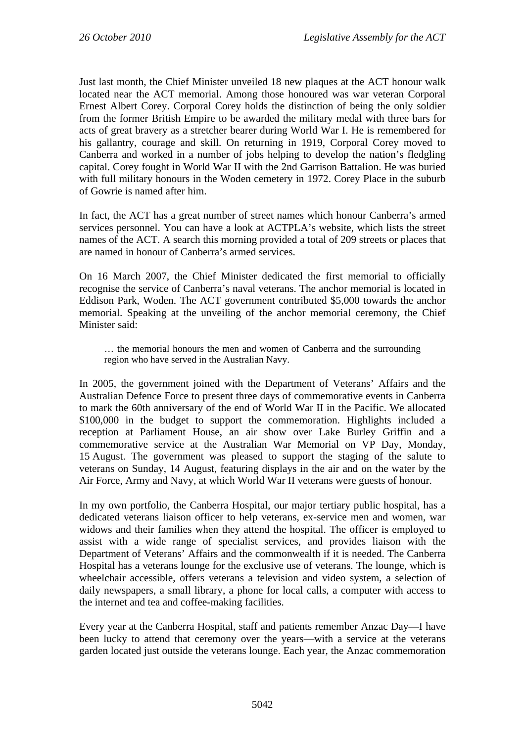Just last month, the Chief Minister unveiled 18 new plaques at the ACT honour walk located near the ACT memorial. Among those honoured was war veteran Corporal Ernest Albert Corey. Corporal Corey holds the distinction of being the only soldier from the former British Empire to be awarded the military medal with three bars for acts of great bravery as a stretcher bearer during World War I. He is remembered for his gallantry, courage and skill. On returning in 1919, Corporal Corey moved to Canberra and worked in a number of jobs helping to develop the nation's fledgling capital. Corey fought in World War II with the 2nd Garrison Battalion. He was buried with full military honours in the Woden cemetery in 1972. Corey Place in the suburb of Gowrie is named after him.

In fact, the ACT has a great number of street names which honour Canberra's armed services personnel. You can have a look at ACTPLA's website, which lists the street names of the ACT. A search this morning provided a total of 209 streets or places that are named in honour of Canberra's armed services.

On 16 March 2007, the Chief Minister dedicated the first memorial to officially recognise the service of Canberra's naval veterans. The anchor memorial is located in Eddison Park, Woden. The ACT government contributed $5,000 towards the anchor memorial. Speaking at the unveiling of the anchor memorial ceremony, the Chief Minister said:

> … the memorial honours the men and women of Canberra and the surrounding region who have served in the Australian Navy.

In 2005, the government joined with the Department of Veterans' Affairs and the Australian Defence Force to present three days of commemorative events in Canberra to mark the 60th anniversary of the end of World War II in the Pacific. We allocated $100,000 in the budget to support the commemoration. Highlights included a reception at Parliament House, an air show over Lake Burley Griffin and a commemorative service at the Australian War Memorial on VP Day, Monday, 15 August. The government was pleased to support the staging of the salute to veterans on Sunday, 14 August, featuring displays in the air and on the water by the Air Force, Army and Navy, at which World War II veterans were guests of honour.

In my own portfolio, the Canberra Hospital, our major tertiary public hospital, has a dedicated veterans liaison officer to help veterans, ex-service men and women, war widows and their families when they attend the hospital. The officer is employed to assist with a wide range of specialist services, and provides liaison with the Department of Veterans' Affairs and the commonwealth if it is needed. The Canberra Hospital has a veterans lounge for the exclusive use of veterans. The lounge, which is wheelchair accessible, offers veterans a television and video system, a selection of daily newspapers, a small library, a phone for local calls, a computer with access to the internet and tea and coffee-making facilities.

Every year at the Canberra Hospital, staff and patients remember Anzac Day—I have been lucky to attend that ceremony over the years—with a service at the veterans garden located just outside the veterans lounge. Each year, the Anzac commemoration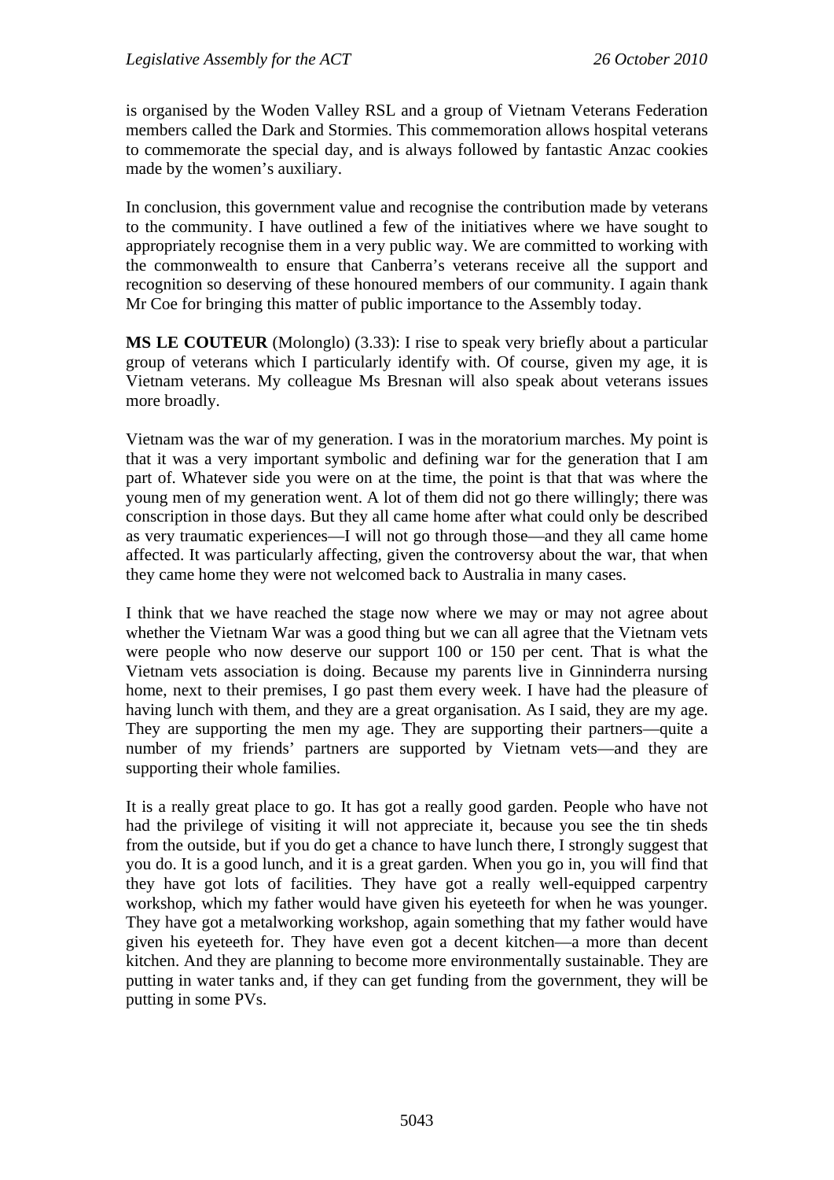is organised by the Woden Valley RSL and a group of Vietnam Veterans Federation members called the Dark and Stormies. This commemoration allows hospital veterans to commemorate the special day, and is always followed by fantastic Anzac cookies made by the women's auxiliary.

In conclusion, this government value and recognise the contribution made by veterans to the community. I have outlined a few of the initiatives where we have sought to appropriately recognise them in a very public way. We are committed to working with the commonwealth to ensure that Canberra's veterans receive all the support and recognition so deserving of these honoured members of our community. I again thank Mr Coe for bringing this matter of public importance to the Assembly today.

**MS LE COUTEUR** (Molonglo) (3.33): I rise to speak very briefly about a particular group of veterans which I particularly identify with. Of course, given my age, it is Vietnam veterans. My colleague Ms Bresnan will also speak about veterans issues more broadly.

Vietnam was the war of my generation. I was in the moratorium marches. My point is that it was a very important symbolic and defining war for the generation that I am part of. Whatever side you were on at the time, the point is that that was where the young men of my generation went. A lot of them did not go there willingly; there was conscription in those days. But they all came home after what could only be described as very traumatic experiences—I will not go through those—and they all came home affected. It was particularly affecting, given the controversy about the war, that when they came home they were not welcomed back to Australia in many cases.

I think that we have reached the stage now where we may or may not agree about whether the Vietnam War was a good thing but we can all agree that the Vietnam vets were people who now deserve our support 100 or 150 per cent. That is what the Vietnam vets association is doing. Because my parents live in Ginninderra nursing home, next to their premises, I go past them every week. I have had the pleasure of having lunch with them, and they are a great organisation. As I said, they are my age. They are supporting the men my age. They are supporting their partners—quite a number of my friends' partners are supported by Vietnam vets—and they are supporting their whole families.

It is a really great place to go. It has got a really good garden. People who have not had the privilege of visiting it will not appreciate it, because you see the tin sheds from the outside, but if you do get a chance to have lunch there, I strongly suggest that you do. It is a good lunch, and it is a great garden. When you go in, you will find that they have got lots of facilities. They have got a really well-equipped carpentry workshop, which my father would have given his eyeteeth for when he was younger. They have got a metalworking workshop, again something that my father would have given his eyeteeth for. They have even got a decent kitchen—a more than decent kitchen. And they are planning to become more environmentally sustainable. They are putting in water tanks and, if they can get funding from the government, they will be putting in some PVs.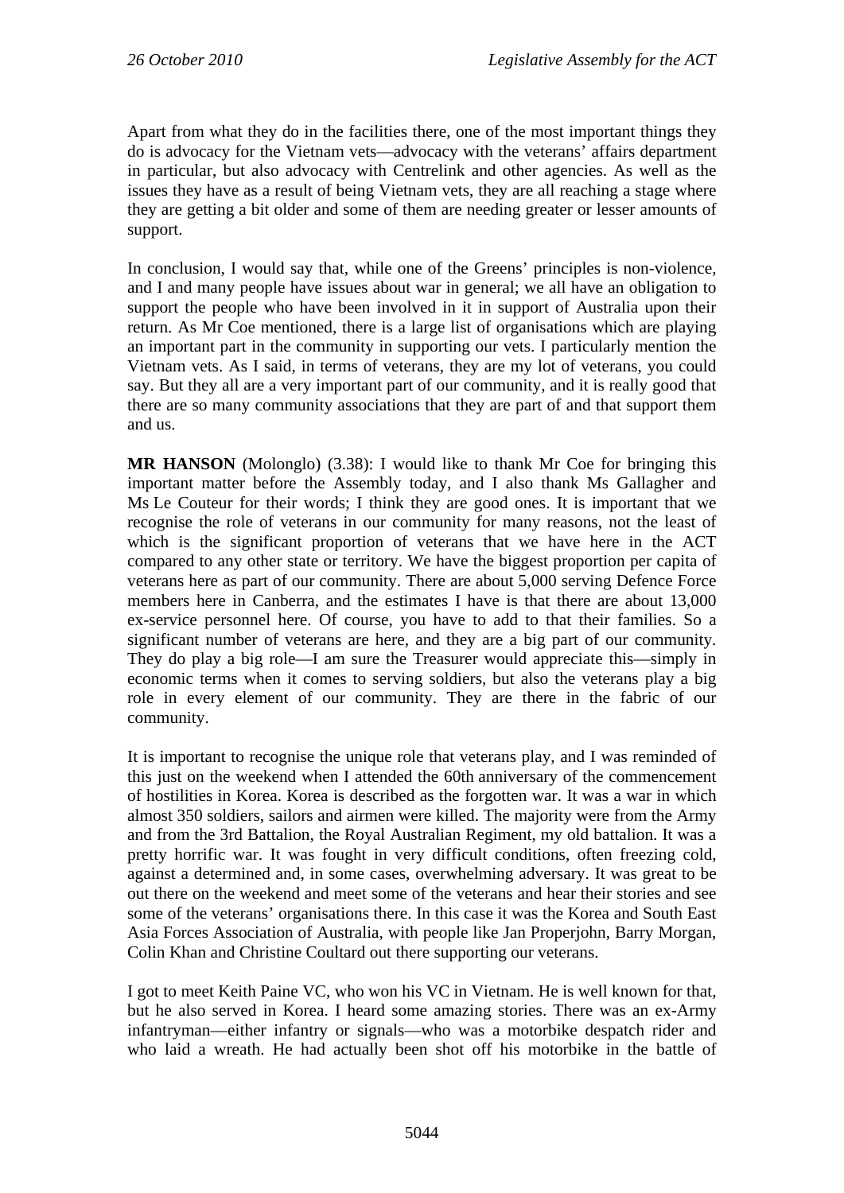Apart from what they do in the facilities there, one of the most important things they do is advocacy for the Vietnam vets—advocacy with the veterans' affairs department in particular, but also advocacy with Centrelink and other agencies. As well as the issues they have as a result of being Vietnam vets, they are all reaching a stage where they are getting a bit older and some of them are needing greater or lesser amounts of support.

In conclusion, I would say that, while one of the Greens' principles is non-violence, and I and many people have issues about war in general; we all have an obligation to support the people who have been involved in it in support of Australia upon their return. As Mr Coe mentioned, there is a large list of organisations which are playing an important part in the community in supporting our vets. I particularly mention the Vietnam vets. As I said, in terms of veterans, they are my lot of veterans, you could say. But they all are a very important part of our community, and it is really good that there are so many community associations that they are part of and that support them and us.

**MR HANSON** (Molonglo) (3.38): I would like to thank Mr Coe for bringing this important matter before the Assembly today, and I also thank Ms Gallagher and Ms Le Couteur for their words; I think they are good ones. It is important that we recognise the role of veterans in our community for many reasons, not the least of which is the significant proportion of veterans that we have here in the ACT compared to any other state or territory. We have the biggest proportion per capita of veterans here as part of our community. There are about 5,000 serving Defence Force members here in Canberra, and the estimates I have is that there are about 13,000 ex-service personnel here. Of course, you have to add to that their families. So a significant number of veterans are here, and they are a big part of our community. They do play a big role—I am sure the Treasurer would appreciate this—simply in economic terms when it comes to serving soldiers, but also the veterans play a big role in every element of our community. They are there in the fabric of our community.

It is important to recognise the unique role that veterans play, and I was reminded of this just on the weekend when I attended the 60th anniversary of the commencement of hostilities in Korea. Korea is described as the forgotten war. It was a war in which almost 350 soldiers, sailors and airmen were killed. The majority were from the Army and from the 3rd Battalion, the Royal Australian Regiment, my old battalion. It was a pretty horrific war. It was fought in very difficult conditions, often freezing cold, against a determined and, in some cases, overwhelming adversary. It was great to be out there on the weekend and meet some of the veterans and hear their stories and see some of the veterans' organisations there. In this case it was the Korea and South East Asia Forces Association of Australia, with people like Jan Properjohn, Barry Morgan, Colin Khan and Christine Coultard out there supporting our veterans.

I got to meet Keith Paine VC, who won his VC in Vietnam. He is well known for that, but he also served in Korea. I heard some amazing stories. There was an ex-Army infantryman—either infantry or signals—who was a motorbike despatch rider and who laid a wreath. He had actually been shot off his motorbike in the battle of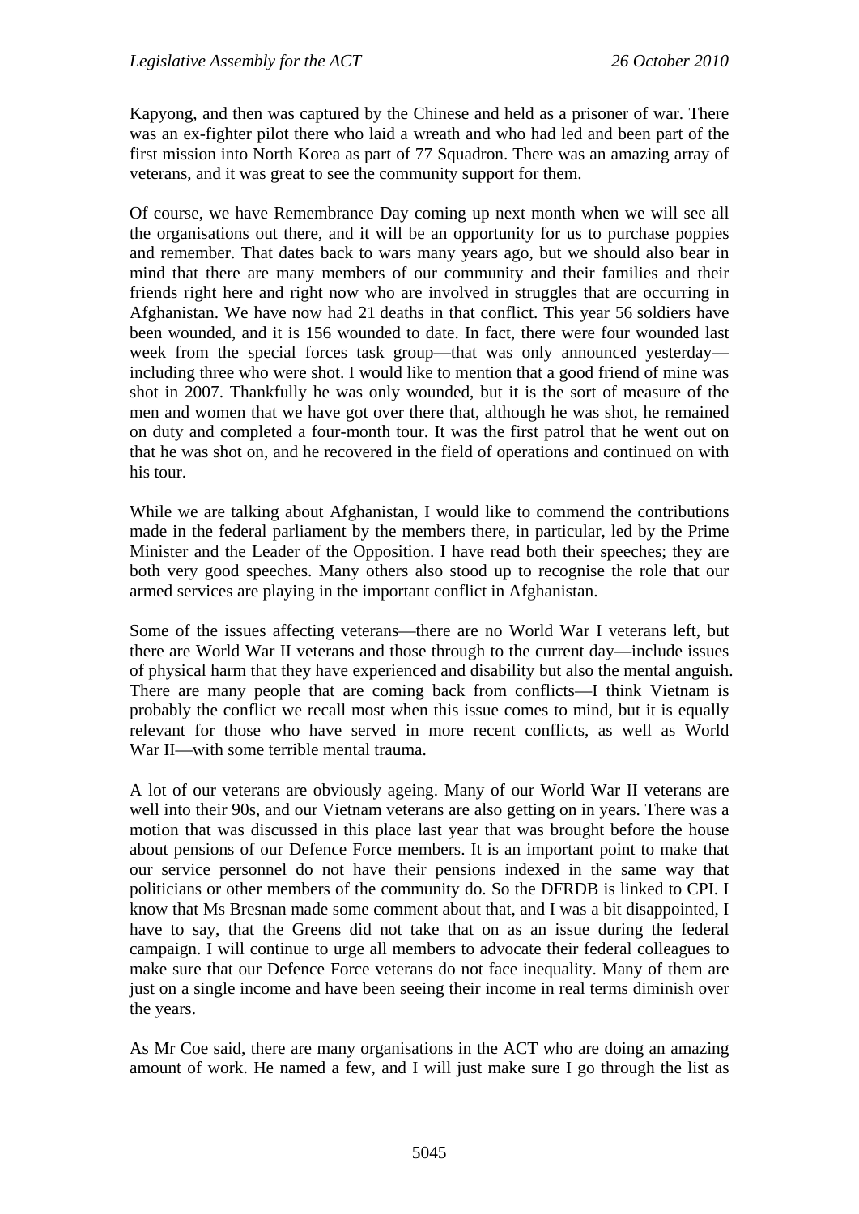Kapyong, and then was captured by the Chinese and held as a prisoner of war. There was an ex-fighter pilot there who laid a wreath and who had led and been part of the first mission into North Korea as part of 77 Squadron. There was an amazing array of veterans, and it was great to see the community support for them.

Of course, we have Remembrance Day coming up next month when we will see all the organisations out there, and it will be an opportunity for us to purchase poppies and remember. That dates back to wars many years ago, but we should also bear in mind that there are many members of our community and their families and their friends right here and right now who are involved in struggles that are occurring in Afghanistan. We have now had 21 deaths in that conflict. This year 56 soldiers have been wounded, and it is 156 wounded to date. In fact, there were four wounded last week from the special forces task group—that was only announced yesterday—including three who were shot. I would like to mention that a good friend of mine was shot in 2007. Thankfully he was only wounded, but it is the sort of measure of the men and women that we have got over there that, although he was shot, he remained on duty and completed a four-month tour. It was the first patrol that he went out on that he was shot on, and he recovered in the field of operations and continued on with his tour.

While we are talking about Afghanistan, I would like to commend the contributions made in the federal parliament by the members there, in particular, led by the Prime Minister and the Leader of the Opposition. I have read both their speeches; they are both very good speeches. Many others also stood up to recognise the role that our armed services are playing in the important conflict in Afghanistan.

Some of the issues affecting veterans—there are no World War I veterans left, but there are World War II veterans and those through to the current day—include issues of physical harm that they have experienced and disability but also the mental anguish. There are many people that are coming back from conflicts—I think Vietnam is probably the conflict we recall most when this issue comes to mind, but it is equally relevant for those who have served in more recent conflicts, as well as World War II—with some terrible mental trauma.

A lot of our veterans are obviously ageing. Many of our World War II veterans are well into their 90s, and our Vietnam veterans are also getting on in years. There was a motion that was discussed in this place last year that was brought before the house about pensions of our Defence Force members. It is an important point to make that our service personnel do not have their pensions indexed in the same way that politicians or other members of the community do. So the DFRDB is linked to CPI. I know that Ms Bresnan made some comment about that, and I was a bit disappointed, I have to say, that the Greens did not take that on as an issue during the federal campaign. I will continue to urge all members to advocate their federal colleagues to make sure that our Defence Force veterans do not face inequality. Many of them are just on a single income and have been seeing their income in real terms diminish over the years.

As Mr Coe said, there are many organisations in the ACT who are doing an amazing amount of work. He named a few, and I will just make sure I go through the list as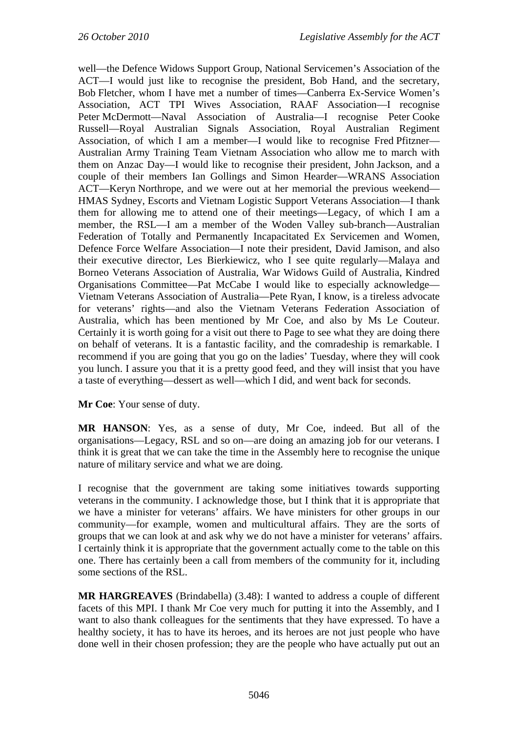well—the Defence Widows Support Group, National Servicemen's Association of the ACT—I would just like to recognise the president, Bob Hand, and the secretary, Bob Fletcher, whom I have met a number of times—Canberra Ex-Service Women's Association, ACT TPI Wives Association, RAAF Association—I recognise Peter McDermott—Naval Association of Australia—I recognise Peter Cooke Russell—Royal Australian Signals Association, Royal Australian Regiment Association, of which I am a member—I would like to recognise Fred Pfitzner—Australian Army Training Team Vietnam Association who allow me to march with them on Anzac Day—I would like to recognise their president, John Jackson, and a couple of their members Ian Gollings and Simon Hearder—WRANS Association ACT—Keryn Northrope, and we were out at her memorial the previous weekend—HMAS Sydney, Escorts and Vietnam Logistic Support Veterans Association—I thank them for allowing me to attend one of their meetings—Legacy, of which I am a member, the RSL—I am a member of the Woden Valley sub-branch—Australian Federation of Totally and Permanently Incapacitated Ex Servicemen and Women, Defence Force Welfare Association—I note their president, David Jamison, and also their executive director, Les Bierkiewicz, who I see quite regularly—Malaya and Borneo Veterans Association of Australia, War Widows Guild of Australia, Kindred Organisations Committee—Pat McCabe I would like to especially acknowledge—Vietnam Veterans Association of Australia—Pete Ryan, I know, is a tireless advocate for veterans' rights—and also the Vietnam Veterans Federation Association of Australia, which has been mentioned by Mr Coe, and also by Ms Le Couteur. Certainly it is worth going for a visit out there to Page to see what they are doing there on behalf of veterans. It is a fantastic facility, and the comradeship is remarkable. I recommend if you are going that you go on the ladies' Tuesday, where they will cook you lunch. I assure you that it is a pretty good feed, and they will insist that you have a taste of everything—dessert as well—which I did, and went back for seconds.

**Mr Coe**: Your sense of duty.

**MR HANSON**: Yes, as a sense of duty, Mr Coe, indeed. But all of the organisations—Legacy, RSL and so on—are doing an amazing job for our veterans. I think it is great that we can take the time in the Assembly here to recognise the unique nature of military service and what we are doing.

I recognise that the government are taking some initiatives towards supporting veterans in the community. I acknowledge those, but I think that it is appropriate that we have a minister for veterans' affairs. We have ministers for other groups in our community—for example, women and multicultural affairs. They are the sorts of groups that we can look at and ask why we do not have a minister for veterans' affairs. I certainly think it is appropriate that the government actually come to the table on this one. There has certainly been a call from members of the community for it, including some sections of the RSL.

**MR HARGREAVES** (Brindabella) (3.48): I wanted to address a couple of different facets of this MPI. I thank Mr Coe very much for putting it into the Assembly, and I want to also thank colleagues for the sentiments that they have expressed. To have a healthy society, it has to have its heroes, and its heroes are not just people who have done well in their chosen profession; they are the people who have actually put out an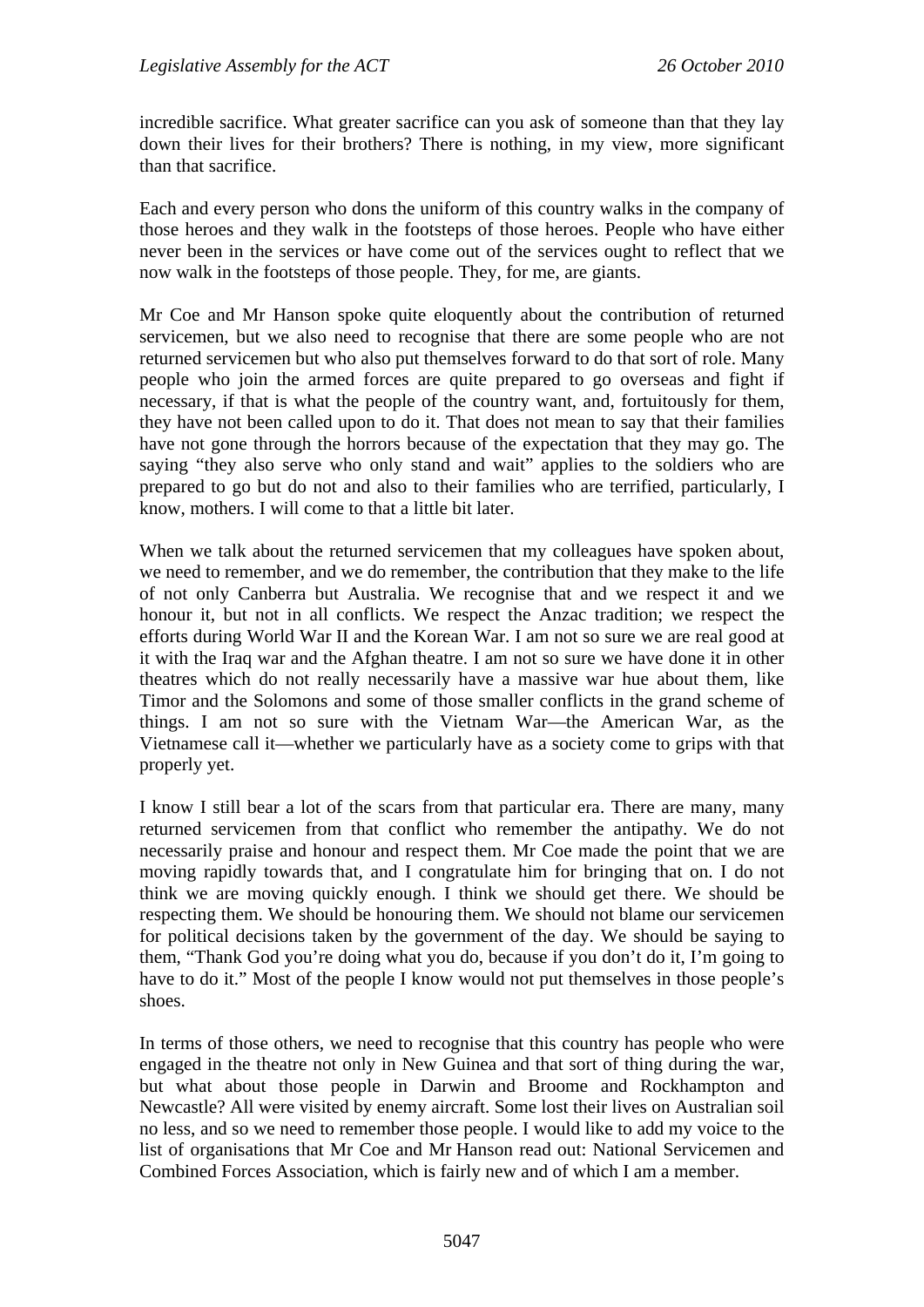incredible sacrifice. What greater sacrifice can you ask of someone than that they lay down their lives for their brothers? There is nothing, in my view, more significant than that sacrifice.

Each and every person who dons the uniform of this country walks in the company of those heroes and they walk in the footsteps of those heroes. People who have either never been in the services or have come out of the services ought to reflect that we now walk in the footsteps of those people. They, for me, are giants.

Mr Coe and Mr Hanson spoke quite eloquently about the contribution of returned servicemen, but we also need to recognise that there are some people who are not returned servicemen but who also put themselves forward to do that sort of role. Many people who join the armed forces are quite prepared to go overseas and fight if necessary, if that is what the people of the country want, and, fortuitously for them, they have not been called upon to do it. That does not mean to say that their families have not gone through the horrors because of the expectation that they may go. The saying "they also serve who only stand and wait" applies to the soldiers who are prepared to go but do not and also to their families who are terrified, particularly, I know, mothers. I will come to that a little bit later.

When we talk about the returned servicemen that my colleagues have spoken about, we need to remember, and we do remember, the contribution that they make to the life of not only Canberra but Australia. We recognise that and we respect it and we honour it, but not in all conflicts. We respect the Anzac tradition; we respect the efforts during World War II and the Korean War. I am not so sure we are real good at it with the Iraq war and the Afghan theatre. I am not so sure we have done it in other theatres which do not really necessarily have a massive war hue about them, like Timor and the Solomons and some of those smaller conflicts in the grand scheme of things. I am not so sure with the Vietnam War—the American War, as the Vietnamese call it—whether we particularly have as a society come to grips with that properly yet.

I know I still bear a lot of the scars from that particular era. There are many, many returned servicemen from that conflict who remember the antipathy. We do not necessarily praise and honour and respect them. Mr Coe made the point that we are moving rapidly towards that, and I congratulate him for bringing that on. I do not think we are moving quickly enough. I think we should get there. We should be respecting them. We should be honouring them. We should not blame our servicemen for political decisions taken by the government of the day. We should be saying to them, "Thank God you're doing what you do, because if you don't do it, I'm going to have to do it." Most of the people I know would not put themselves in those people's shoes.

In terms of those others, we need to recognise that this country has people who were engaged in the theatre not only in New Guinea and that sort of thing during the war, but what about those people in Darwin and Broome and Rockhampton and Newcastle? All were visited by enemy aircraft. Some lost their lives on Australian soil no less, and so we need to remember those people. I would like to add my voice to the list of organisations that Mr Coe and Mr Hanson read out: National Servicemen and Combined Forces Association, which is fairly new and of which I am a member.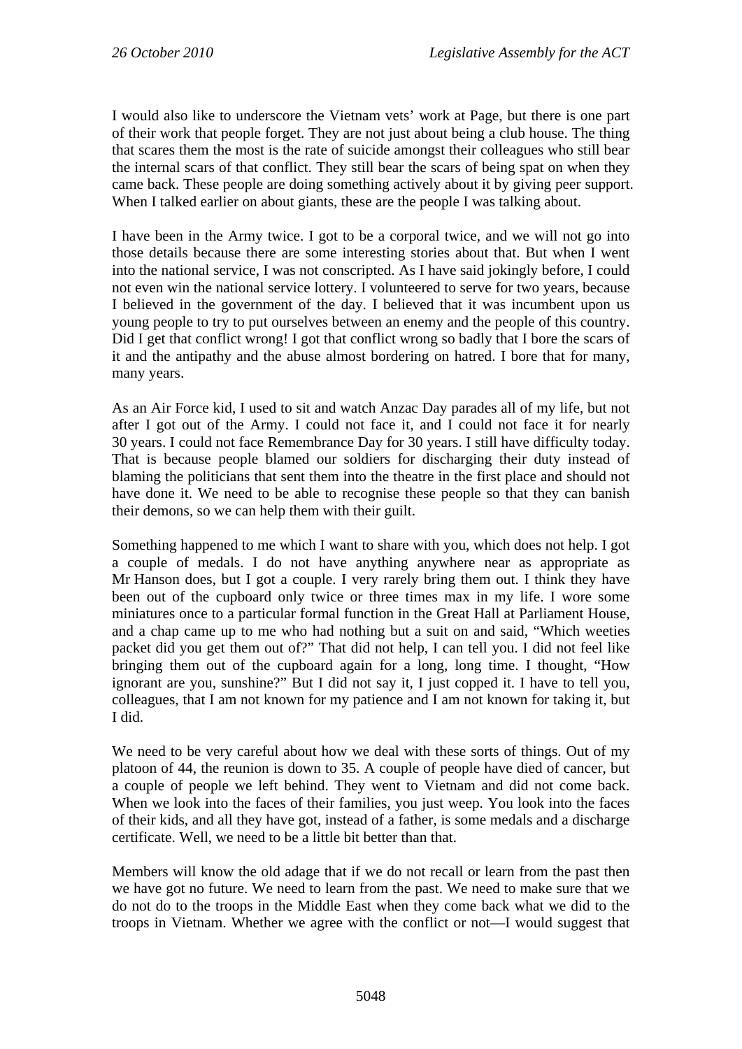I would also like to underscore the Vietnam vets' work at Page, but there is one part of their work that people forget. They are not just about being a club house. The thing that scares them the most is the rate of suicide amongst their colleagues who still bear the internal scars of that conflict. They still bear the scars of being spat on when they came back. These people are doing something actively about it by giving peer support. When I talked earlier on about giants, these are the people I was talking about.

I have been in the Army twice. I got to be a corporal twice, and we will not go into those details because there are some interesting stories about that. But when I went into the national service, I was not conscripted. As I have said jokingly before, I could not even win the national service lottery. I volunteered to serve for two years, because I believed in the government of the day. I believed that it was incumbent upon us young people to try to put ourselves between an enemy and the people of this country. Did I get that conflict wrong! I got that conflict wrong so badly that I bore the scars of it and the antipathy and the abuse almost bordering on hatred. I bore that for many, many years.

As an Air Force kid, I used to sit and watch Anzac Day parades all of my life, but not after I got out of the Army. I could not face it, and I could not face it for nearly 30 years. I could not face Remembrance Day for 30 years. I still have difficulty today. That is because people blamed our soldiers for discharging their duty instead of blaming the politicians that sent them into the theatre in the first place and should not have done it. We need to be able to recognise these people so that they can banish their demons, so we can help them with their guilt.

Something happened to me which I want to share with you, which does not help. I got a couple of medals. I do not have anything anywhere near as appropriate as Mr Hanson does, but I got a couple. I very rarely bring them out. I think they have been out of the cupboard only twice or three times max in my life. I wore some miniatures once to a particular formal function in the Great Hall at Parliament House, and a chap came up to me who had nothing but a suit on and said, "Which weeties packet did you get them out of?" That did not help, I can tell you. I did not feel like bringing them out of the cupboard again for a long, long time. I thought, "How ignorant are you, sunshine?" But I did not say it, I just copped it. I have to tell you, colleagues, that I am not known for my patience and I am not known for taking it, but I did.

We need to be very careful about how we deal with these sorts of things. Out of my platoon of 44, the reunion is down to 35. A couple of people have died of cancer, but a couple of people we left behind. They went to Vietnam and did not come back. When we look into the faces of their families, you just weep. You look into the faces of their kids, and all they have got, instead of a father, is some medals and a discharge certificate. Well, we need to be a little bit better than that.

Members will know the old adage that if we do not recall or learn from the past then we have got no future. We need to learn from the past. We need to make sure that we do not do to the troops in the Middle East when they come back what we did to the troops in Vietnam. Whether we agree with the conflict or not—I would suggest that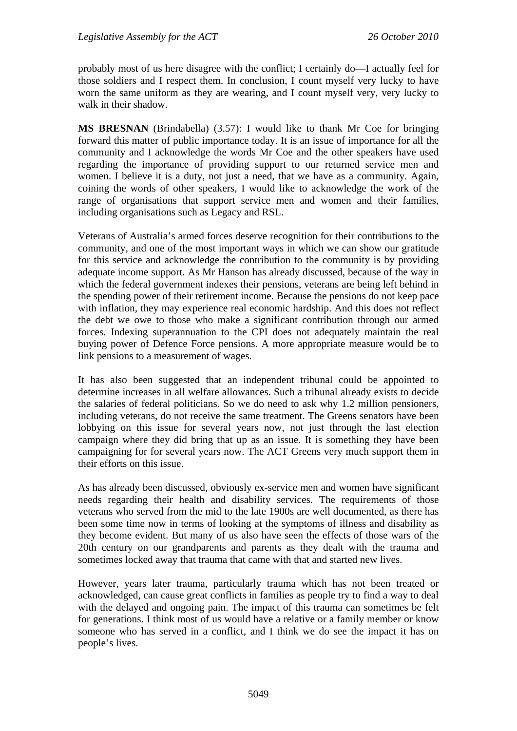probably most of us here disagree with the conflict; I certainly do—I actually feel for those soldiers and I respect them. In conclusion, I count myself very lucky to have worn the same uniform as they are wearing, and I count myself very, very lucky to walk in their shadow.

**MS BRESNAN** (Brindabella) (3.57): I would like to thank Mr Coe for bringing forward this matter of public importance today. It is an issue of importance for all the community and I acknowledge the words Mr Coe and the other speakers have used regarding the importance of providing support to our returned service men and women. I believe it is a duty, not just a need, that we have as a community. Again, coining the words of other speakers, I would like to acknowledge the work of the range of organisations that support service men and women and their families, including organisations such as Legacy and RSL.

Veterans of Australia's armed forces deserve recognition for their contributions to the community, and one of the most important ways in which we can show our gratitude for this service and acknowledge the contribution to the community is by providing adequate income support. As Mr Hanson has already discussed, because of the way in which the federal government indexes their pensions, veterans are being left behind in the spending power of their retirement income. Because the pensions do not keep pace with inflation, they may experience real economic hardship. And this does not reflect the debt we owe to those who make a significant contribution through our armed forces. Indexing superannuation to the CPI does not adequately maintain the real buying power of Defence Force pensions. A more appropriate measure would be to link pensions to a measurement of wages.

It has also been suggested that an independent tribunal could be appointed to determine increases in all welfare allowances. Such a tribunal already exists to decide the salaries of federal politicians. So we do need to ask why 1.2 million pensioners, including veterans, do not receive the same treatment. The Greens senators have been lobbying on this issue for several years now, not just through the last election campaign where they did bring that up as an issue. It is something they have been campaigning for for several years now. The ACT Greens very much support them in their efforts on this issue.

As has already been discussed, obviously ex-service men and women have significant needs regarding their health and disability services. The requirements of those veterans who served from the mid to the late 1900s are well documented, as there has been some time now in terms of looking at the symptoms of illness and disability as they become evident. But many of us also have seen the effects of those wars of the 20th century on our grandparents and parents as they dealt with the trauma and sometimes locked away that trauma that came with that and started new lives.

However, years later trauma, particularly trauma which has not been treated or acknowledged, can cause great conflicts in families as people try to find a way to deal with the delayed and ongoing pain. The impact of this trauma can sometimes be felt for generations. I think most of us would have a relative or a family member or know someone who has served in a conflict, and I think we do see the impact it has on people's lives.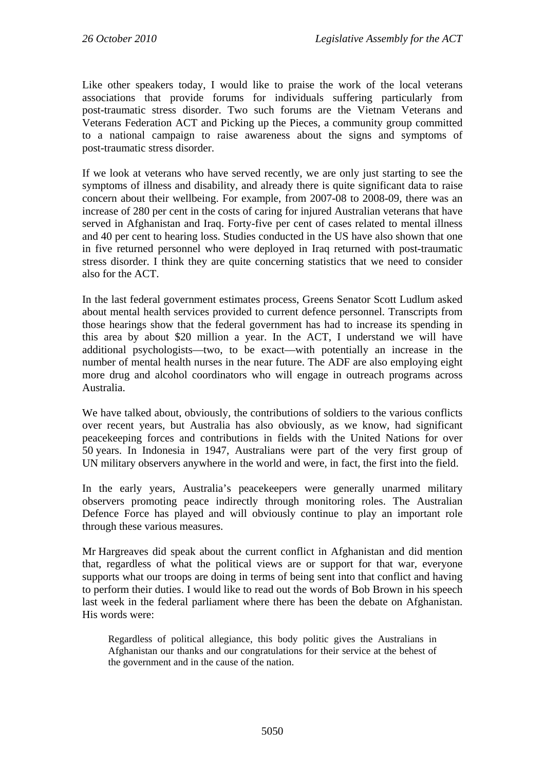Like other speakers today, I would like to praise the work of the local veterans associations that provide forums for individuals suffering particularly from post-traumatic stress disorder. Two such forums are the Vietnam Veterans and Veterans Federation ACT and Picking up the Pieces, a community group committed to a national campaign to raise awareness about the signs and symptoms of post-traumatic stress disorder.

If we look at veterans who have served recently, we are only just starting to see the symptoms of illness and disability, and already there is quite significant data to raise concern about their wellbeing. For example, from 2007-08 to 2008-09, there was an increase of 280 per cent in the costs of caring for injured Australian veterans that have served in Afghanistan and Iraq. Forty-five per cent of cases related to mental illness and 40 per cent to hearing loss. Studies conducted in the US have also shown that one in five returned personnel who were deployed in Iraq returned with post-traumatic stress disorder. I think they are quite concerning statistics that we need to consider also for the ACT.

In the last federal government estimates process, Greens Senator Scott Ludlum asked about mental health services provided to current defence personnel. Transcripts from those hearings show that the federal government has had to increase its spending in this area by about $20 million a year. In the ACT, I understand we will have additional psychologists—two, to be exact—with potentially an increase in the number of mental health nurses in the near future. The ADF are also employing eight more drug and alcohol coordinators who will engage in outreach programs across Australia.

We have talked about, obviously, the contributions of soldiers to the various conflicts over recent years, but Australia has also obviously, as we know, had significant peacekeeping forces and contributions in fields with the United Nations for over 50 years. In Indonesia in 1947, Australians were part of the very first group of UN military observers anywhere in the world and were, in fact, the first into the field.

In the early years, Australia's peacekeepers were generally unarmed military observers promoting peace indirectly through monitoring roles. The Australian Defence Force has played and will obviously continue to play an important role through these various measures.

Mr Hargreaves did speak about the current conflict in Afghanistan and did mention that, regardless of what the political views are or support for that war, everyone supports what our troops are doing in terms of being sent into that conflict and having to perform their duties. I would like to read out the words of Bob Brown in his speech last week in the federal parliament where there has been the debate on Afghanistan. His words were:

> Regardless of political allegiance, this body politic gives the Australians in Afghanistan our thanks and our congratulations for their service at the behest of the government and in the cause of the nation.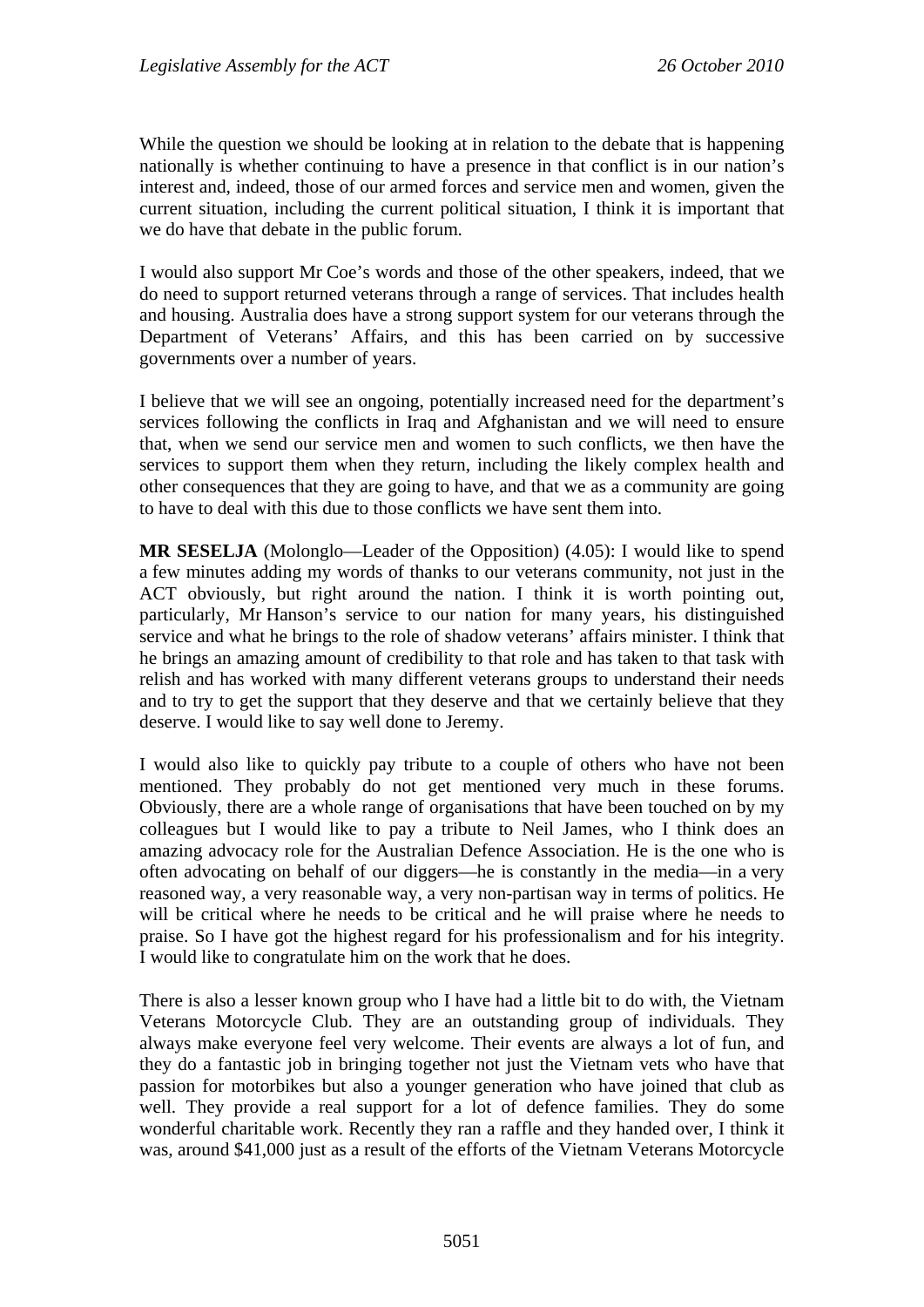While the question we should be looking at in relation to the debate that is happening nationally is whether continuing to have a presence in that conflict is in our nation's interest and, indeed, those of our armed forces and service men and women, given the current situation, including the current political situation, I think it is important that we do have that debate in the public forum.

I would also support Mr Coe's words and those of the other speakers, indeed, that we do need to support returned veterans through a range of services. That includes health and housing. Australia does have a strong support system for our veterans through the Department of Veterans' Affairs, and this has been carried on by successive governments over a number of years.

I believe that we will see an ongoing, potentially increased need for the department's services following the conflicts in Iraq and Afghanistan and we will need to ensure that, when we send our service men and women to such conflicts, we then have the services to support them when they return, including the likely complex health and other consequences that they are going to have, and that we as a community are going to have to deal with this due to those conflicts we have sent them into.

**MR SESELJA** (Molonglo—Leader of the Opposition) (4.05): I would like to spend a few minutes adding my words of thanks to our veterans community, not just in the ACT obviously, but right around the nation. I think it is worth pointing out, particularly, Mr Hanson's service to our nation for many years, his distinguished service and what he brings to the role of shadow veterans' affairs minister. I think that he brings an amazing amount of credibility to that role and has taken to that task with relish and has worked with many different veterans groups to understand their needs and to try to get the support that they deserve and that we certainly believe that they deserve. I would like to say well done to Jeremy.

I would also like to quickly pay tribute to a couple of others who have not been mentioned. They probably do not get mentioned very much in these forums. Obviously, there are a whole range of organisations that have been touched on by my colleagues but I would like to pay a tribute to Neil James, who I think does an amazing advocacy role for the Australian Defence Association. He is the one who is often advocating on behalf of our diggers—he is constantly in the media—in a very reasoned way, a very reasonable way, a very non-partisan way in terms of politics. He will be critical where he needs to be critical and he will praise where he needs to praise. So I have got the highest regard for his professionalism and for his integrity. I would like to congratulate him on the work that he does.

There is also a lesser known group who I have had a little bit to do with, the Vietnam Veterans Motorcycle Club. They are an outstanding group of individuals. They always make everyone feel very welcome. Their events are always a lot of fun, and they do a fantastic job in bringing together not just the Vietnam vets who have that passion for motorbikes but also a younger generation who have joined that club as well. They provide a real support for a lot of defence families. They do some wonderful charitable work. Recently they ran a raffle and they handed over, I think it was, around $41,000 just as a result of the efforts of the Vietnam Veterans Motorcycle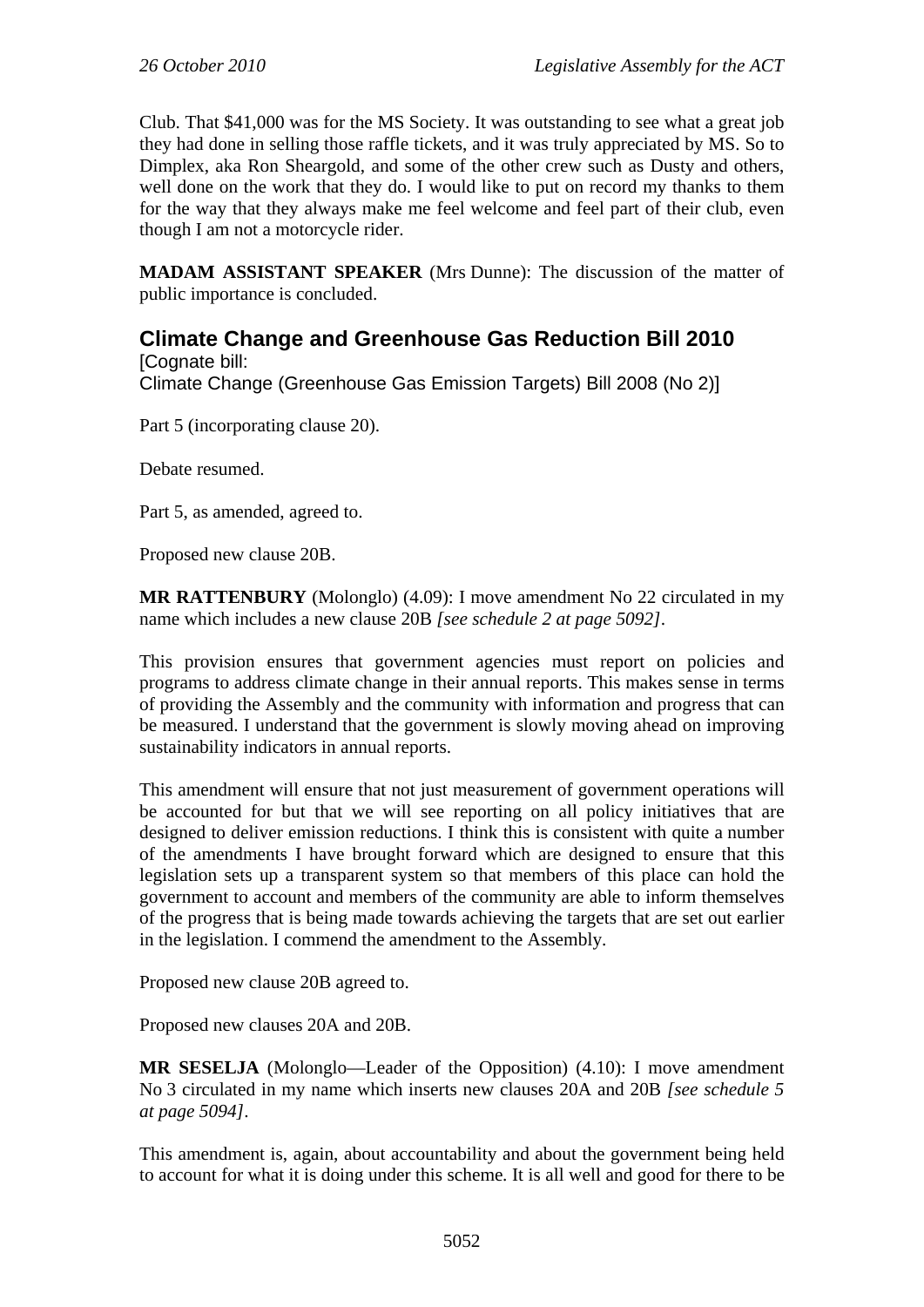Club. That $41,000 was for the MS Society. It was outstanding to see what a great job they had done in selling those raffle tickets, and it was truly appreciated by MS. So to Dimplex, aka Ron Sheargold, and some of the other crew such as Dusty and others, well done on the work that they do. I would like to put on record my thanks to them for the way that they always make me feel welcome and feel part of their club, even though I am not a motorcycle rider.

**MADAM ASSISTANT SPEAKER** (Mrs Dunne): The discussion of the matter of public importance is concluded.

## Climate Change and Greenhouse Gas Reduction Bill 2010

[Cognate bill:
Climate Change (Greenhouse Gas Emission Targets) Bill 2008 (No 2)]

Part 5 (incorporating clause 20).

Debate resumed.

Part 5, as amended, agreed to.

Proposed new clause 20B.

**MR RATTENBURY** (Molonglo) (4.09): I move amendment No 22 circulated in my name which includes a new clause 20B *[see schedule 2 at page 5092]*.

This provision ensures that government agencies must report on policies and programs to address climate change in their annual reports. This makes sense in terms of providing the Assembly and the community with information and progress that can be measured. I understand that the government is slowly moving ahead on improving sustainability indicators in annual reports.

This amendment will ensure that not just measurement of government operations will be accounted for but that we will see reporting on all policy initiatives that are designed to deliver emission reductions. I think this is consistent with quite a number of the amendments I have brought forward which are designed to ensure that this legislation sets up a transparent system so that members of this place can hold the government to account and members of the community are able to inform themselves of the progress that is being made towards achieving the targets that are set out earlier in the legislation. I commend the amendment to the Assembly.

Proposed new clause 20B agreed to.

Proposed new clauses 20A and 20B.

**MR SESELJA** (Molonglo—Leader of the Opposition) (4.10): I move amendment No 3 circulated in my name which inserts new clauses 20A and 20B *[see schedule 5 at page 5094]*.

This amendment is, again, about accountability and about the government being held to account for what it is doing under this scheme. It is all well and good for there to be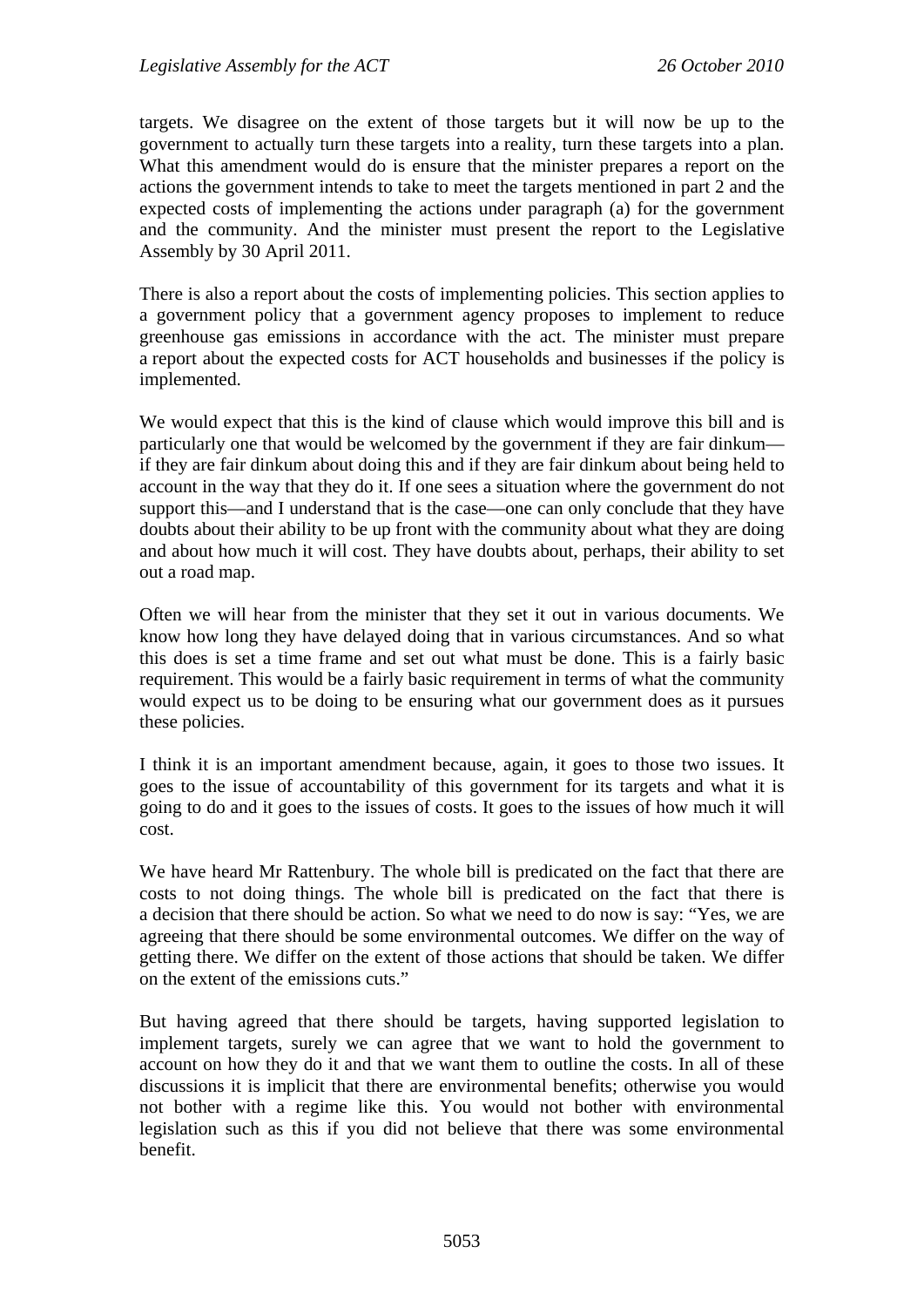targets. We disagree on the extent of those targets but it will now be up to the government to actually turn these targets into a reality, turn these targets into a plan. What this amendment would do is ensure that the minister prepares a report on the actions the government intends to take to meet the targets mentioned in part 2 and the expected costs of implementing the actions under paragraph (a) for the government and the community. And the minister must present the report to the Legislative Assembly by 30 April 2011.

There is also a report about the costs of implementing policies. This section applies to a government policy that a government agency proposes to implement to reduce greenhouse gas emissions in accordance with the act. The minister must prepare a report about the expected costs for ACT households and businesses if the policy is implemented.

We would expect that this is the kind of clause which would improve this bill and is particularly one that would be welcomed by the government if they are fair dinkum—if they are fair dinkum about doing this and if they are fair dinkum about being held to account in the way that they do it. If one sees a situation where the government do not support this—and I understand that is the case—one can only conclude that they have doubts about their ability to be up front with the community about what they are doing and about how much it will cost. They have doubts about, perhaps, their ability to set out a road map.

Often we will hear from the minister that they set it out in various documents. We know how long they have delayed doing that in various circumstances. And so what this does is set a time frame and set out what must be done. This is a fairly basic requirement. This would be a fairly basic requirement in terms of what the community would expect us to be doing to be ensuring what our government does as it pursues these policies.

I think it is an important amendment because, again, it goes to those two issues. It goes to the issue of accountability of this government for its targets and what it is going to do and it goes to the issues of costs. It goes to the issues of how much it will cost.

We have heard Mr Rattenbury. The whole bill is predicated on the fact that there are costs to not doing things. The whole bill is predicated on the fact that there is a decision that there should be action. So what we need to do now is say: "Yes, we are agreeing that there should be some environmental outcomes. We differ on the way of getting there. We differ on the extent of those actions that should be taken. We differ on the extent of the emissions cuts."

But having agreed that there should be targets, having supported legislation to implement targets, surely we can agree that we want to hold the government to account on how they do it and that we want them to outline the costs. In all of these discussions it is implicit that there are environmental benefits; otherwise you would not bother with a regime like this. You would not bother with environmental legislation such as this if you did not believe that there was some environmental benefit.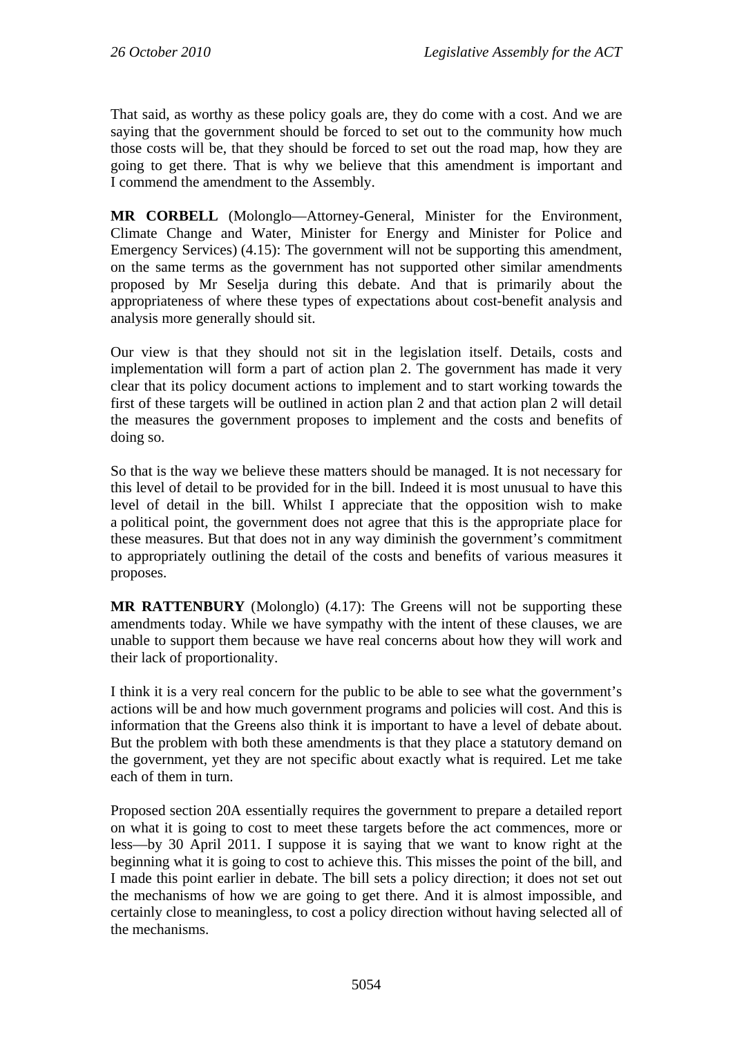That said, as worthy as these policy goals are, they do come with a cost. And we are saying that the government should be forced to set out to the community how much those costs will be, that they should be forced to set out the road map, how they are going to get there. That is why we believe that this amendment is important and I commend the amendment to the Assembly.

**MR CORBELL** (Molonglo—Attorney-General, Minister for the Environment, Climate Change and Water, Minister for Energy and Minister for Police and Emergency Services) (4.15): The government will not be supporting this amendment, on the same terms as the government has not supported other similar amendments proposed by Mr Seselja during this debate. And that is primarily about the appropriateness of where these types of expectations about cost-benefit analysis and analysis more generally should sit.

Our view is that they should not sit in the legislation itself. Details, costs and implementation will form a part of action plan 2. The government has made it very clear that its policy document actions to implement and to start working towards the first of these targets will be outlined in action plan 2 and that action plan 2 will detail the measures the government proposes to implement and the costs and benefits of doing so.

So that is the way we believe these matters should be managed. It is not necessary for this level of detail to be provided for in the bill. Indeed it is most unusual to have this level of detail in the bill. Whilst I appreciate that the opposition wish to make a political point, the government does not agree that this is the appropriate place for these measures. But that does not in any way diminish the government's commitment to appropriately outlining the detail of the costs and benefits of various measures it proposes.

**MR RATTENBURY** (Molonglo) (4.17): The Greens will not be supporting these amendments today. While we have sympathy with the intent of these clauses, we are unable to support them because we have real concerns about how they will work and their lack of proportionality.

I think it is a very real concern for the public to be able to see what the government's actions will be and how much government programs and policies will cost. And this is information that the Greens also think it is important to have a level of debate about. But the problem with both these amendments is that they place a statutory demand on the government, yet they are not specific about exactly what is required. Let me take each of them in turn.

Proposed section 20A essentially requires the government to prepare a detailed report on what it is going to cost to meet these targets before the act commences, more or less—by 30 April 2011. I suppose it is saying that we want to know right at the beginning what it is going to cost to achieve this. This misses the point of the bill, and I made this point earlier in debate. The bill sets a policy direction; it does not set out the mechanisms of how we are going to get there. And it is almost impossible, and certainly close to meaningless, to cost a policy direction without having selected all of the mechanisms.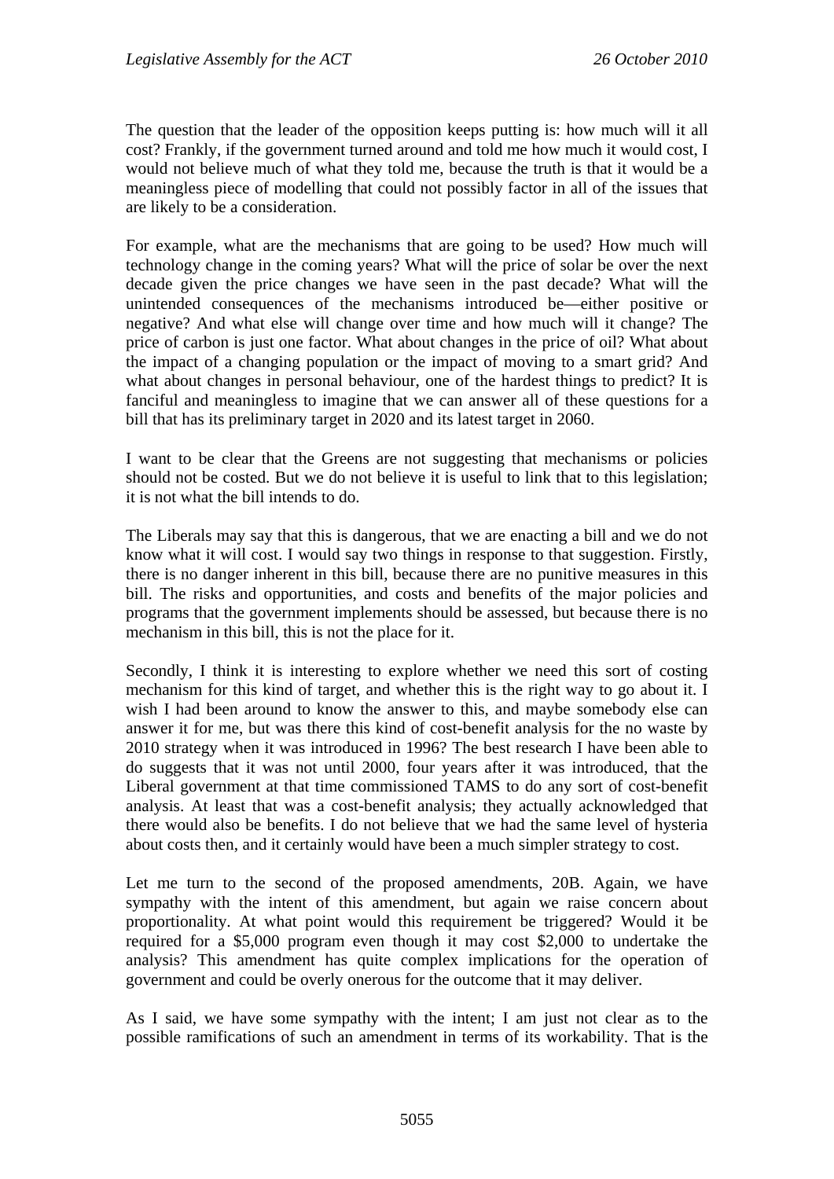The question that the leader of the opposition keeps putting is: how much will it all cost? Frankly, if the government turned around and told me how much it would cost, I would not believe much of what they told me, because the truth is that it would be a meaningless piece of modelling that could not possibly factor in all of the issues that are likely to be a consideration.

For example, what are the mechanisms that are going to be used? How much will technology change in the coming years? What will the price of solar be over the next decade given the price changes we have seen in the past decade? What will the unintended consequences of the mechanisms introduced be—either positive or negative? And what else will change over time and how much will it change? The price of carbon is just one factor. What about changes in the price of oil? What about the impact of a changing population or the impact of moving to a smart grid? And what about changes in personal behaviour, one of the hardest things to predict? It is fanciful and meaningless to imagine that we can answer all of these questions for a bill that has its preliminary target in 2020 and its latest target in 2060.

I want to be clear that the Greens are not suggesting that mechanisms or policies should not be costed. But we do not believe it is useful to link that to this legislation; it is not what the bill intends to do.

The Liberals may say that this is dangerous, that we are enacting a bill and we do not know what it will cost. I would say two things in response to that suggestion. Firstly, there is no danger inherent in this bill, because there are no punitive measures in this bill. The risks and opportunities, and costs and benefits of the major policies and programs that the government implements should be assessed, but because there is no mechanism in this bill, this is not the place for it.

Secondly, I think it is interesting to explore whether we need this sort of costing mechanism for this kind of target, and whether this is the right way to go about it. I wish I had been around to know the answer to this, and maybe somebody else can answer it for me, but was there this kind of cost-benefit analysis for the no waste by 2010 strategy when it was introduced in 1996? The best research I have been able to do suggests that it was not until 2000, four years after it was introduced, that the Liberal government at that time commissioned TAMS to do any sort of cost-benefit analysis. At least that was a cost-benefit analysis; they actually acknowledged that there would also be benefits. I do not believe that we had the same level of hysteria about costs then, and it certainly would have been a much simpler strategy to cost.

Let me turn to the second of the proposed amendments, 20B. Again, we have sympathy with the intent of this amendment, but again we raise concern about proportionality. At what point would this requirement be triggered? Would it be required for a $5,000 program even though it may cost $2,000 to undertake the analysis? This amendment has quite complex implications for the operation of government and could be overly onerous for the outcome that it may deliver.

As I said, we have some sympathy with the intent; I am just not clear as to the possible ramifications of such an amendment in terms of its workability. That is the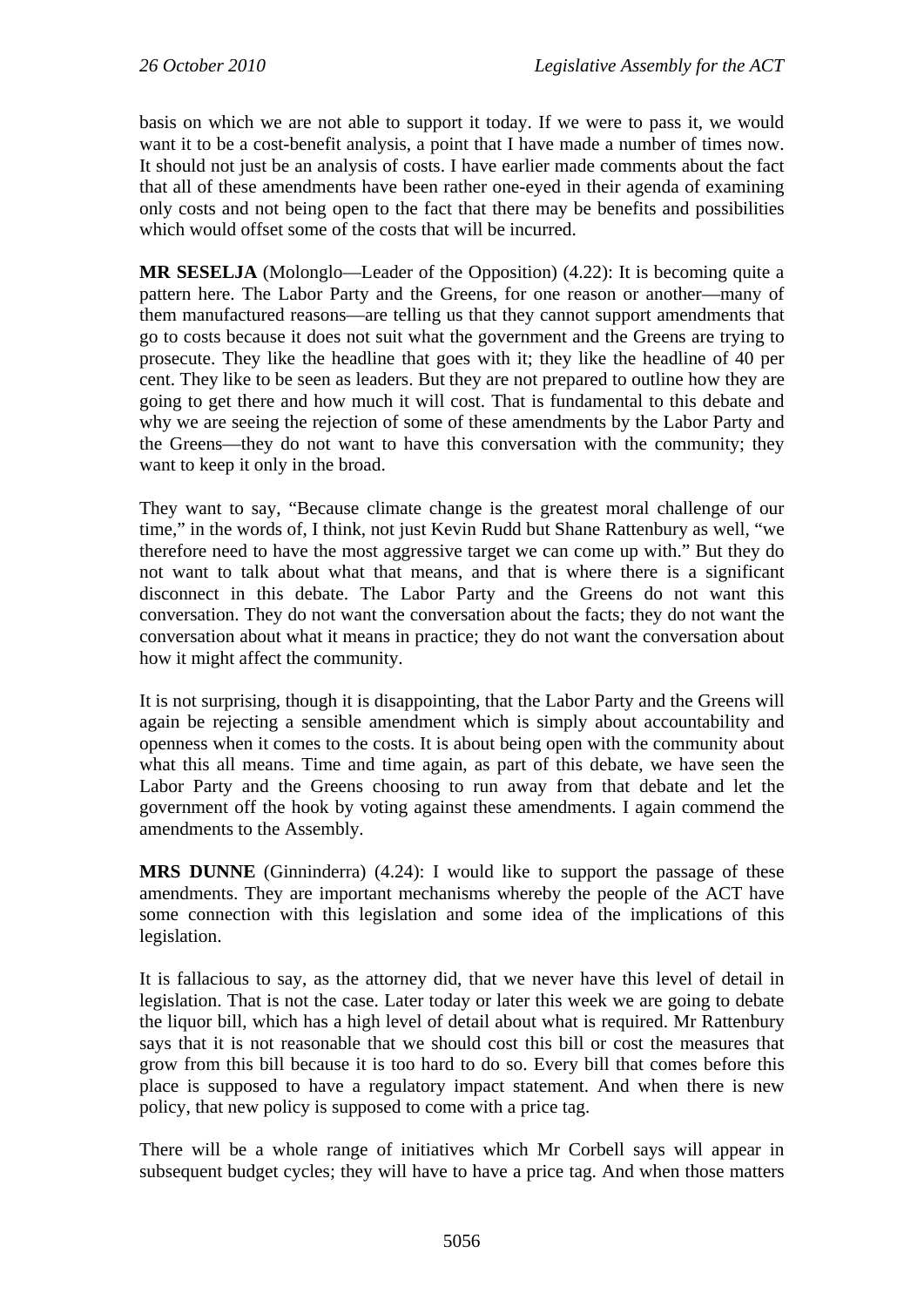basis on which we are not able to support it today. If we were to pass it, we would want it to be a cost-benefit analysis, a point that I have made a number of times now. It should not just be an analysis of costs. I have earlier made comments about the fact that all of these amendments have been rather one-eyed in their agenda of examining only costs and not being open to the fact that there may be benefits and possibilities which would offset some of the costs that will be incurred.

**MR SESELJA** (Molonglo—Leader of the Opposition) (4.22): It is becoming quite a pattern here. The Labor Party and the Greens, for one reason or another—many of them manufactured reasons—are telling us that they cannot support amendments that go to costs because it does not suit what the government and the Greens are trying to prosecute. They like the headline that goes with it; they like the headline of 40 per cent. They like to be seen as leaders. But they are not prepared to outline how they are going to get there and how much it will cost. That is fundamental to this debate and why we are seeing the rejection of some of these amendments by the Labor Party and the Greens—they do not want to have this conversation with the community; they want to keep it only in the broad.

They want to say, "Because climate change is the greatest moral challenge of our time," in the words of, I think, not just Kevin Rudd but Shane Rattenbury as well, "we therefore need to have the most aggressive target we can come up with." But they do not want to talk about what that means, and that is where there is a significant disconnect in this debate. The Labor Party and the Greens do not want this conversation. They do not want the conversation about the facts; they do not want the conversation about what it means in practice; they do not want the conversation about how it might affect the community.

It is not surprising, though it is disappointing, that the Labor Party and the Greens will again be rejecting a sensible amendment which is simply about accountability and openness when it comes to the costs. It is about being open with the community about what this all means. Time and time again, as part of this debate, we have seen the Labor Party and the Greens choosing to run away from that debate and let the government off the hook by voting against these amendments. I again commend the amendments to the Assembly.

**MRS DUNNE** (Ginninderra) (4.24): I would like to support the passage of these amendments. They are important mechanisms whereby the people of the ACT have some connection with this legislation and some idea of the implications of this legislation.

It is fallacious to say, as the attorney did, that we never have this level of detail in legislation. That is not the case. Later today or later this week we are going to debate the liquor bill, which has a high level of detail about what is required. Mr Rattenbury says that it is not reasonable that we should cost this bill or cost the measures that grow from this bill because it is too hard to do so. Every bill that comes before this place is supposed to have a regulatory impact statement. And when there is new policy, that new policy is supposed to come with a price tag.

There will be a whole range of initiatives which Mr Corbell says will appear in subsequent budget cycles; they will have to have a price tag. And when those matters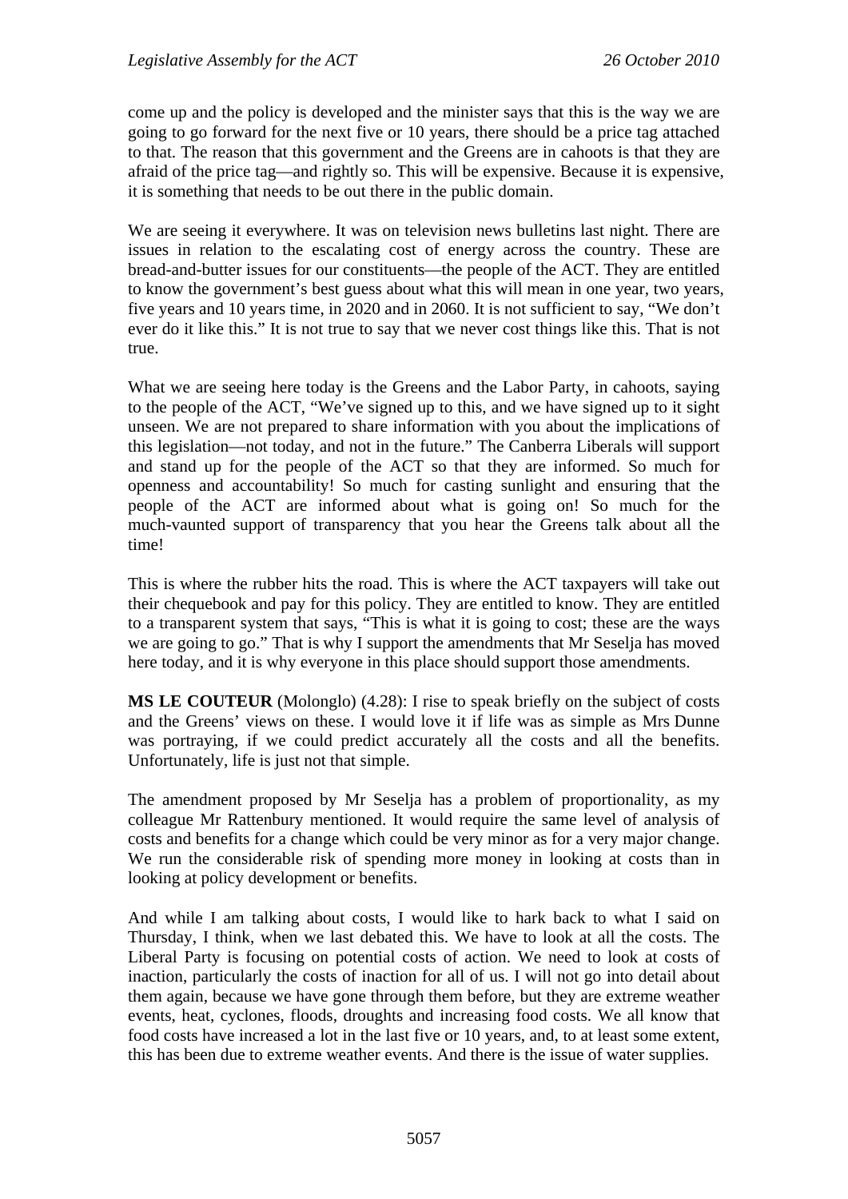come up and the policy is developed and the minister says that this is the way we are going to go forward for the next five or 10 years, there should be a price tag attached to that. The reason that this government and the Greens are in cahoots is that they are afraid of the price tag—and rightly so. This will be expensive. Because it is expensive, it is something that needs to be out there in the public domain.

We are seeing it everywhere. It was on television news bulletins last night. There are issues in relation to the escalating cost of energy across the country. These are bread-and-butter issues for our constituents—the people of the ACT. They are entitled to know the government's best guess about what this will mean in one year, two years, five years and 10 years time, in 2020 and in 2060. It is not sufficient to say, "We don't ever do it like this." It is not true to say that we never cost things like this. That is not true.

What we are seeing here today is the Greens and the Labor Party, in cahoots, saying to the people of the ACT, "We've signed up to this, and we have signed up to it sight unseen. We are not prepared to share information with you about the implications of this legislation—not today, and not in the future." The Canberra Liberals will support and stand up for the people of the ACT so that they are informed. So much for openness and accountability! So much for casting sunlight and ensuring that the people of the ACT are informed about what is going on! So much for the much-vaunted support of transparency that you hear the Greens talk about all the time!

This is where the rubber hits the road. This is where the ACT taxpayers will take out their chequebook and pay for this policy. They are entitled to know. They are entitled to a transparent system that says, "This is what it is going to cost; these are the ways we are going to go." That is why I support the amendments that Mr Seselja has moved here today, and it is why everyone in this place should support those amendments.

**MS LE COUTEUR** (Molonglo) (4.28): I rise to speak briefly on the subject of costs and the Greens' views on these. I would love it if life was as simple as Mrs Dunne was portraying, if we could predict accurately all the costs and all the benefits. Unfortunately, life is just not that simple.

The amendment proposed by Mr Seselja has a problem of proportionality, as my colleague Mr Rattenbury mentioned. It would require the same level of analysis of costs and benefits for a change which could be very minor as for a very major change. We run the considerable risk of spending more money in looking at costs than in looking at policy development or benefits.

And while I am talking about costs, I would like to hark back to what I said on Thursday, I think, when we last debated this. We have to look at all the costs. The Liberal Party is focusing on potential costs of action. We need to look at costs of inaction, particularly the costs of inaction for all of us. I will not go into detail about them again, because we have gone through them before, but they are extreme weather events, heat, cyclones, floods, droughts and increasing food costs. We all know that food costs have increased a lot in the last five or 10 years, and, to at least some extent, this has been due to extreme weather events. And there is the issue of water supplies.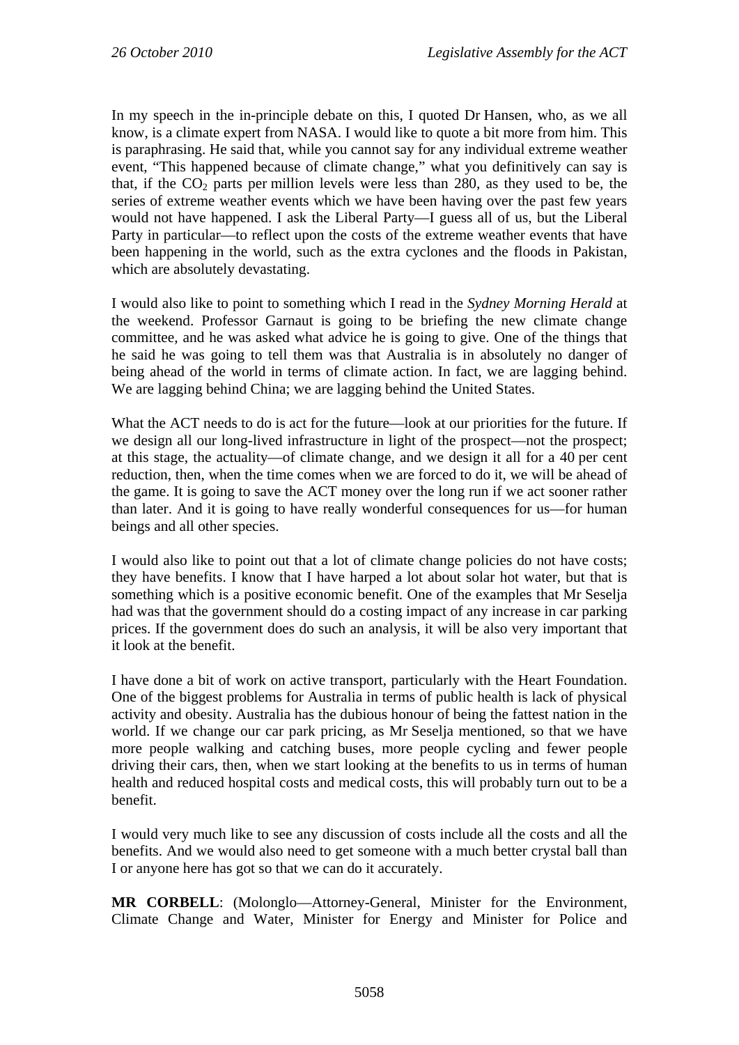In my speech in the in-principle debate on this, I quoted Dr Hansen, who, as we all know, is a climate expert from NASA. I would like to quote a bit more from him. This is paraphrasing. He said that, while you cannot say for any individual extreme weather event, "This happened because of climate change," what you definitively can say is that, if the $CO_2$ parts per million levels were less than 280, as they used to be, the series of extreme weather events which we have been having over the past few years would not have happened. I ask the Liberal Party—I guess all of us, but the Liberal Party in particular—to reflect upon the costs of the extreme weather events that have been happening in the world, such as the extra cyclones and the floods in Pakistan, which are absolutely devastating.

I would also like to point to something which I read in the *Sydney Morning Herald* at the weekend. Professor Garnaut is going to be briefing the new climate change committee, and he was asked what advice he is going to give. One of the things that he said he was going to tell them was that Australia is in absolutely no danger of being ahead of the world in terms of climate action. In fact, we are lagging behind. We are lagging behind China; we are lagging behind the United States.

What the ACT needs to do is act for the future—look at our priorities for the future. If we design all our long-lived infrastructure in light of the prospect—not the prospect; at this stage, the actuality—of climate change, and we design it all for a 40 per cent reduction, then, when the time comes when we are forced to do it, we will be ahead of the game. It is going to save the ACT money over the long run if we act sooner rather than later. And it is going to have really wonderful consequences for us—for human beings and all other species.

I would also like to point out that a lot of climate change policies do not have costs; they have benefits. I know that I have harped a lot about solar hot water, but that is something which is a positive economic benefit. One of the examples that Mr Seselja had was that the government should do a costing impact of any increase in car parking prices. If the government does do such an analysis, it will be also very important that it look at the benefit.

I have done a bit of work on active transport, particularly with the Heart Foundation. One of the biggest problems for Australia in terms of public health is lack of physical activity and obesity. Australia has the dubious honour of being the fattest nation in the world. If we change our car park pricing, as Mr Seselja mentioned, so that we have more people walking and catching buses, more people cycling and fewer people driving their cars, then, when we start looking at the benefits to us in terms of human health and reduced hospital costs and medical costs, this will probably turn out to be a benefit.

I would very much like to see any discussion of costs include all the costs and all the benefits. And we would also need to get someone with a much better crystal ball than I or anyone here has got so that we can do it accurately.

**MR CORBELL**: (Molonglo—Attorney-General, Minister for the Environment, Climate Change and Water, Minister for Energy and Minister for Police and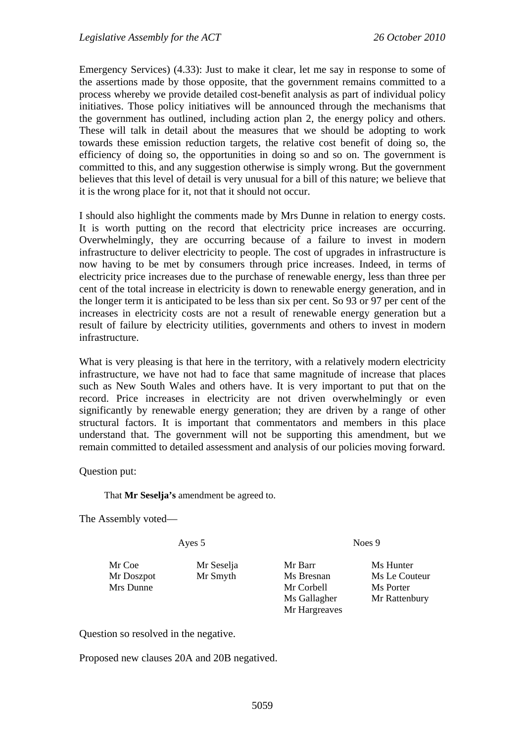Emergency Services) (4.33): Just to make it clear, let me say in response to some of the assertions made by those opposite, that the government remains committed to a process whereby we provide detailed cost-benefit analysis as part of individual policy initiatives. Those policy initiatives will be announced through the mechanisms that the government has outlined, including action plan 2, the energy policy and others. These will talk in detail about the measures that we should be adopting to work towards these emission reduction targets, the relative cost benefit of doing so, the efficiency of doing so, the opportunities in doing so and so on. The government is committed to this, and any suggestion otherwise is simply wrong. But the government believes that this level of detail is very unusual for a bill of this nature; we believe that it is the wrong place for it, not that it should not occur.

I should also highlight the comments made by Mrs Dunne in relation to energy costs. It is worth putting on the record that electricity price increases are occurring. Overwhelmingly, they are occurring because of a failure to invest in modern infrastructure to deliver electricity to people. The cost of upgrades in infrastructure is now having to be met by consumers through price increases. Indeed, in terms of electricity price increases due to the purchase of renewable energy, less than three per cent of the total increase in electricity is down to renewable energy generation, and in the longer term it is anticipated to be less than six per cent. So 93 or 97 per cent of the increases in electricity costs are not a result of renewable energy generation but a result of failure by electricity utilities, governments and others to invest in modern infrastructure.

What is very pleasing is that here in the territory, with a relatively modern electricity infrastructure, we have not had to face that same magnitude of increase that places such as New South Wales and others have. It is very important to put that on the record. Price increases in electricity are not driven overwhelmingly or even significantly by renewable energy generation; they are driven by a range of other structural factors. It is important that commentators and members in this place understand that. The government will not be supporting this amendment, but we remain committed to detailed assessment and analysis of our policies moving forward.

Question put:

> That **Mr Seselja's** amendment be agreed to.

The Assembly voted—

| Ayes 5 | | Noes 9 | |
|---|---|---|---|
| Mr Coe | Mr Seselja | Mr Barr | Ms Hunter |
| Mr Doszpot | Mr Smyth | Ms Bresnan | Ms Le Couteur |
| Mrs Dunne | | Mr Corbell | Ms Porter |
| | | Ms Gallagher | Mr Rattenbury |
| | | Mr Hargreaves | |

Question so resolved in the negative.

Proposed new clauses 20A and 20B negatived.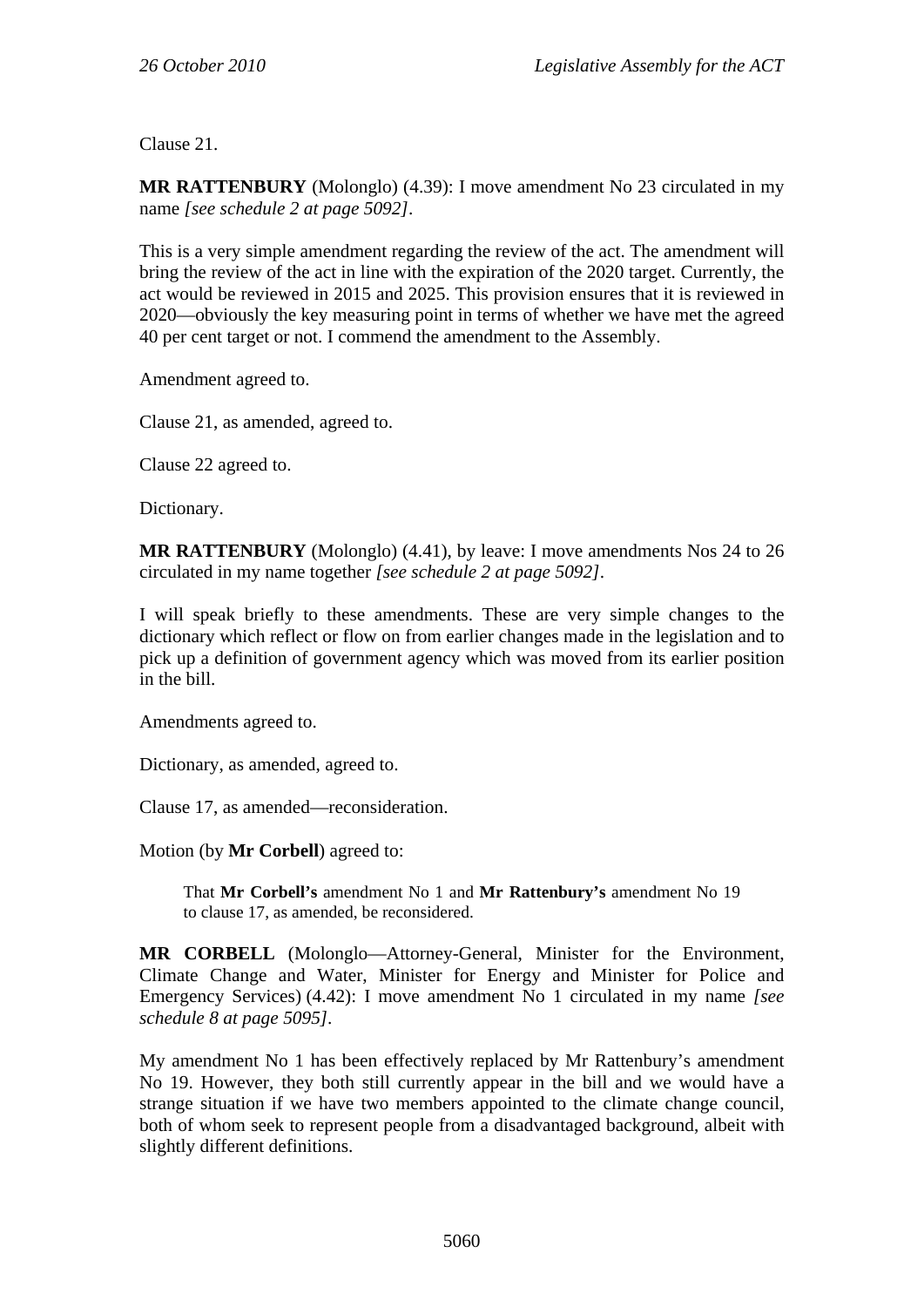Clause 21.

**MR RATTENBURY** (Molonglo) (4.39): I move amendment No 23 circulated in my name *[see schedule 2 at page 5092]*.

This is a very simple amendment regarding the review of the act. The amendment will bring the review of the act in line with the expiration of the 2020 target. Currently, the act would be reviewed in 2015 and 2025. This provision ensures that it is reviewed in 2020—obviously the key measuring point in terms of whether we have met the agreed 40 per cent target or not. I commend the amendment to the Assembly.

Amendment agreed to.

Clause 21, as amended, agreed to.

Clause 22 agreed to.

Dictionary.

**MR RATTENBURY** (Molonglo) (4.41), by leave: I move amendments Nos 24 to 26 circulated in my name together *[see schedule 2 at page 5092]*.

I will speak briefly to these amendments. These are very simple changes to the dictionary which reflect or flow on from earlier changes made in the legislation and to pick up a definition of government agency which was moved from its earlier position in the bill.

Amendments agreed to.

Dictionary, as amended, agreed to.

Clause 17, as amended—reconsideration.

Motion (by **Mr Corbell**) agreed to:

> That **Mr Corbell's** amendment No 1 and **Mr Rattenbury's** amendment No 19 to clause 17, as amended, be reconsidered.

**MR CORBELL** (Molonglo—Attorney-General, Minister for the Environment, Climate Change and Water, Minister for Energy and Minister for Police and Emergency Services) (4.42): I move amendment No 1 circulated in my name *[see schedule 8 at page 5095]*.

My amendment No 1 has been effectively replaced by Mr Rattenbury's amendment No 19. However, they both still currently appear in the bill and we would have a strange situation if we have two members appointed to the climate change council, both of whom seek to represent people from a disadvantaged background, albeit with slightly different definitions.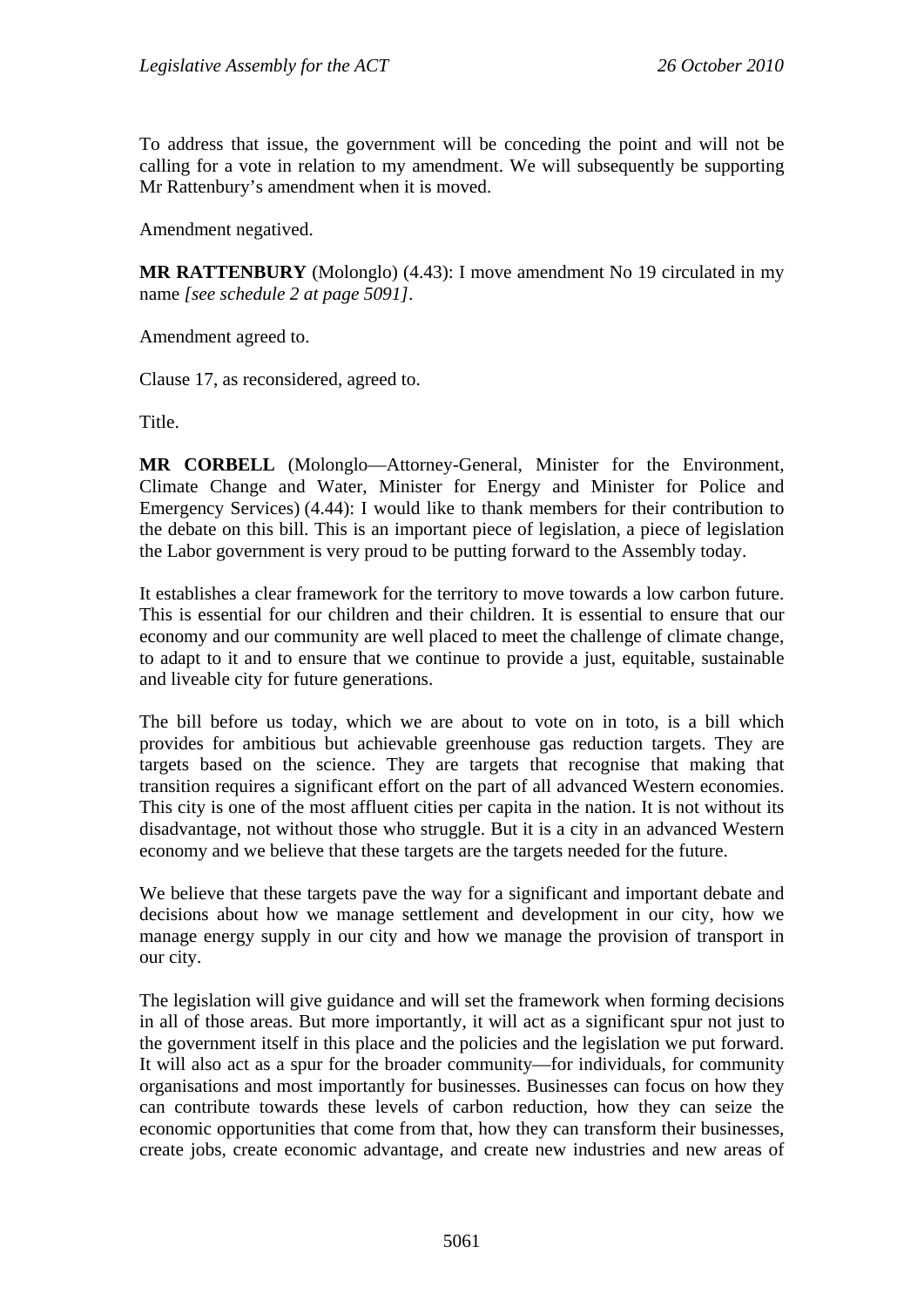To address that issue, the government will be conceding the point and will not be calling for a vote in relation to my amendment. We will subsequently be supporting Mr Rattenbury's amendment when it is moved.

Amendment negatived.

**MR RATTENBURY** (Molonglo) (4.43): I move amendment No 19 circulated in my name *[see schedule 2 at page 5091]*.

Amendment agreed to.

Clause 17, as reconsidered, agreed to.

Title.

**MR CORBELL** (Molonglo—Attorney-General, Minister for the Environment, Climate Change and Water, Minister for Energy and Minister for Police and Emergency Services) (4.44): I would like to thank members for their contribution to the debate on this bill. This is an important piece of legislation, a piece of legislation the Labor government is very proud to be putting forward to the Assembly today.

It establishes a clear framework for the territory to move towards a low carbon future. This is essential for our children and their children. It is essential to ensure that our economy and our community are well placed to meet the challenge of climate change, to adapt to it and to ensure that we continue to provide a just, equitable, sustainable and liveable city for future generations.

The bill before us today, which we are about to vote on in toto, is a bill which provides for ambitious but achievable greenhouse gas reduction targets. They are targets based on the science. They are targets that recognise that making that transition requires a significant effort on the part of all advanced Western economies. This city is one of the most affluent cities per capita in the nation. It is not without its disadvantage, not without those who struggle. But it is a city in an advanced Western economy and we believe that these targets are the targets needed for the future.

We believe that these targets pave the way for a significant and important debate and decisions about how we manage settlement and development in our city, how we manage energy supply in our city and how we manage the provision of transport in our city.

The legislation will give guidance and will set the framework when forming decisions in all of those areas. But more importantly, it will act as a significant spur not just to the government itself in this place and the policies and the legislation we put forward. It will also act as a spur for the broader community—for individuals, for community organisations and most importantly for businesses. Businesses can focus on how they can contribute towards these levels of carbon reduction, how they can seize the economic opportunities that come from that, how they can transform their businesses, create jobs, create economic advantage, and create new industries and new areas of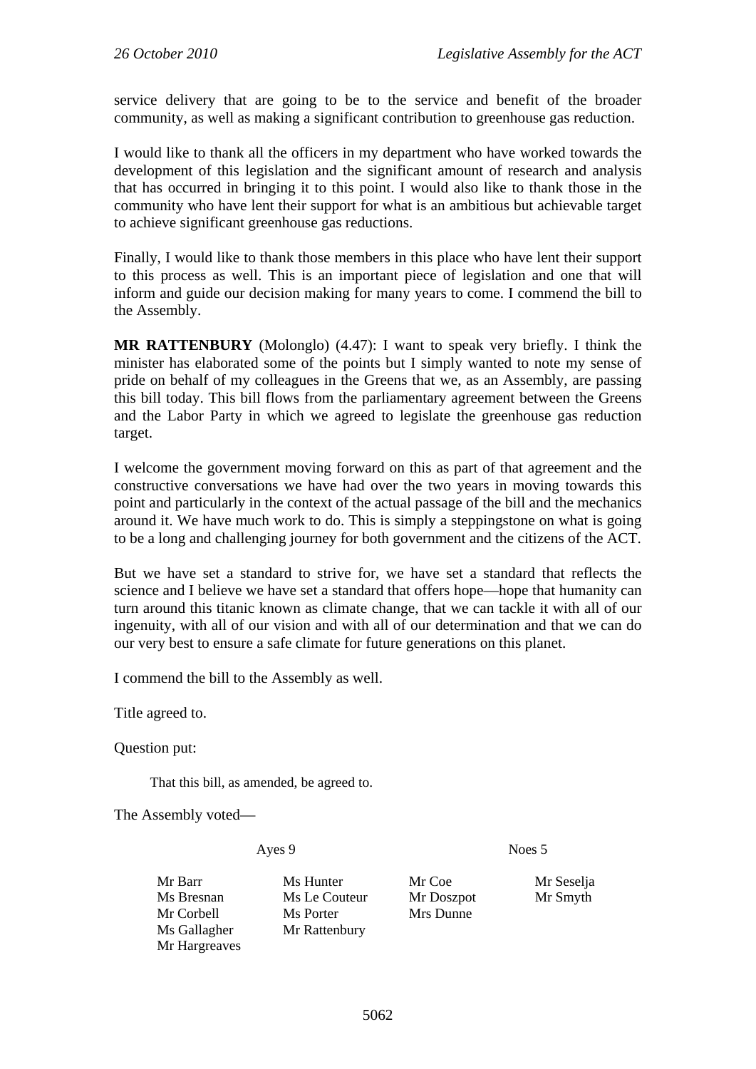service delivery that are going to be to the service and benefit of the broader community, as well as making a significant contribution to greenhouse gas reduction.

I would like to thank all the officers in my department who have worked towards the development of this legislation and the significant amount of research and analysis that has occurred in bringing it to this point. I would also like to thank those in the community who have lent their support for what is an ambitious but achievable target to achieve significant greenhouse gas reductions.

Finally, I would like to thank those members in this place who have lent their support to this process as well. This is an important piece of legislation and one that will inform and guide our decision making for many years to come. I commend the bill to the Assembly.

**MR RATTENBURY** (Molonglo) (4.47): I want to speak very briefly. I think the minister has elaborated some of the points but I simply wanted to note my sense of pride on behalf of my colleagues in the Greens that we, as an Assembly, are passing this bill today. This bill flows from the parliamentary agreement between the Greens and the Labor Party in which we agreed to legislate the greenhouse gas reduction target.

I welcome the government moving forward on this as part of that agreement and the constructive conversations we have had over the two years in moving towards this point and particularly in the context of the actual passage of the bill and the mechanics around it. We have much work to do. This is simply a steppingstone on what is going to be a long and challenging journey for both government and the citizens of the ACT.

But we have set a standard to strive for, we have set a standard that reflects the science and I believe we have set a standard that offers hope—hope that humanity can turn around this titanic known as climate change, that we can tackle it with all of our ingenuity, with all of our vision and with all of our determination and that we can do our very best to ensure a safe climate for future generations on this planet.

I commend the bill to the Assembly as well.

Title agreed to.

Question put:

> That this bill, as amended, be agreed to.

The Assembly voted—

| Ayes 9 | | Noes 5 | |
|---|---|---|---|
| Mr Barr | Ms Hunter | Mr Coe | Mr Seselja |
| Ms Bresnan | Ms Le Couteur | Mr Doszpot | Mr Smyth |
| Mr Corbell | Ms Porter | Mrs Dunne | |
| Ms Gallagher | Mr Rattenbury | | |
| Mr Hargreaves | | | |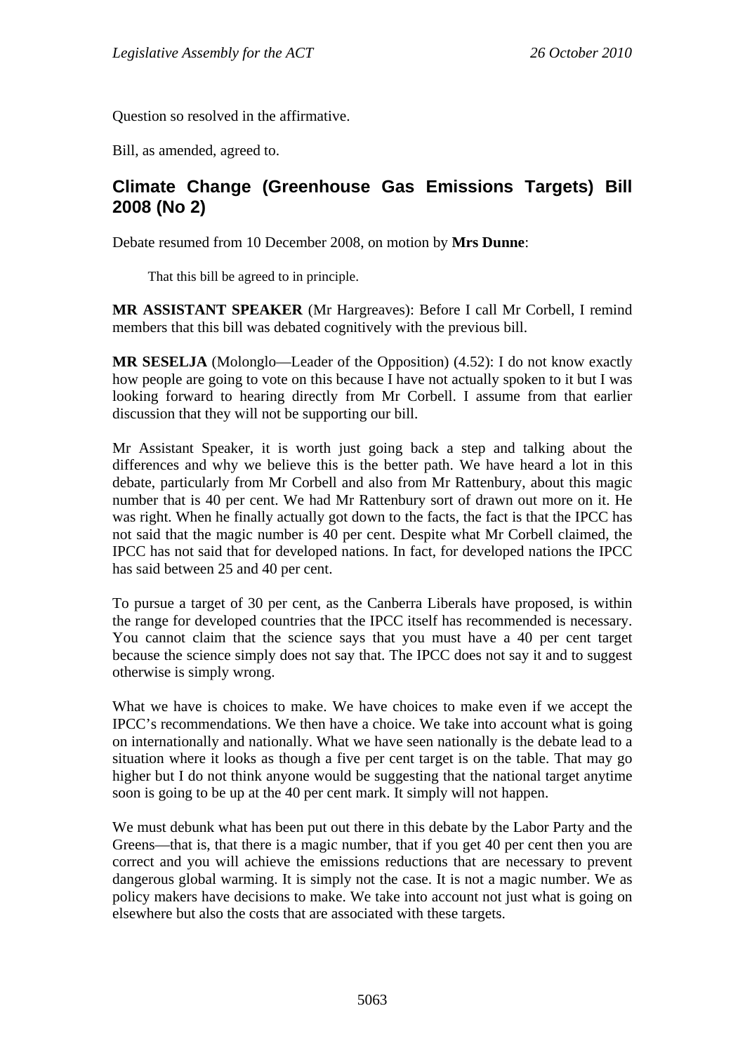Question so resolved in the affirmative.

Bill, as amended, agreed to.

## Climate Change (Greenhouse Gas Emissions Targets) Bill 2008 (No 2)

Debate resumed from 10 December 2008, on motion by **Mrs Dunne**:

> That this bill be agreed to in principle.

**MR ASSISTANT SPEAKER** (Mr Hargreaves): Before I call Mr Corbell, I remind members that this bill was debated cognitively with the previous bill.

**MR SESELJA** (Molonglo—Leader of the Opposition) (4.52): I do not know exactly how people are going to vote on this because I have not actually spoken to it but I was looking forward to hearing directly from Mr Corbell. I assume from that earlier discussion that they will not be supporting our bill.

Mr Assistant Speaker, it is worth just going back a step and talking about the differences and why we believe this is the better path. We have heard a lot in this debate, particularly from Mr Corbell and also from Mr Rattenbury, about this magic number that is 40 per cent. We had Mr Rattenbury sort of drawn out more on it. He was right. When he finally actually got down to the facts, the fact is that the IPCC has not said that the magic number is 40 per cent. Despite what Mr Corbell claimed, the IPCC has not said that for developed nations. In fact, for developed nations the IPCC has said between 25 and 40 per cent.

To pursue a target of 30 per cent, as the Canberra Liberals have proposed, is within the range for developed countries that the IPCC itself has recommended is necessary. You cannot claim that the science says that you must have a 40 per cent target because the science simply does not say that. The IPCC does not say it and to suggest otherwise is simply wrong.

What we have is choices to make. We have choices to make even if we accept the IPCC's recommendations. We then have a choice. We take into account what is going on internationally and nationally. What we have seen nationally is the debate lead to a situation where it looks as though a five per cent target is on the table. That may go higher but I do not think anyone would be suggesting that the national target anytime soon is going to be up at the 40 per cent mark. It simply will not happen.

We must debunk what has been put out there in this debate by the Labor Party and the Greens—that is, that there is a magic number, that if you get 40 per cent then you are correct and you will achieve the emissions reductions that are necessary to prevent dangerous global warming. It is simply not the case. It is not a magic number. We as policy makers have decisions to make. We take into account not just what is going on elsewhere but also the costs that are associated with these targets.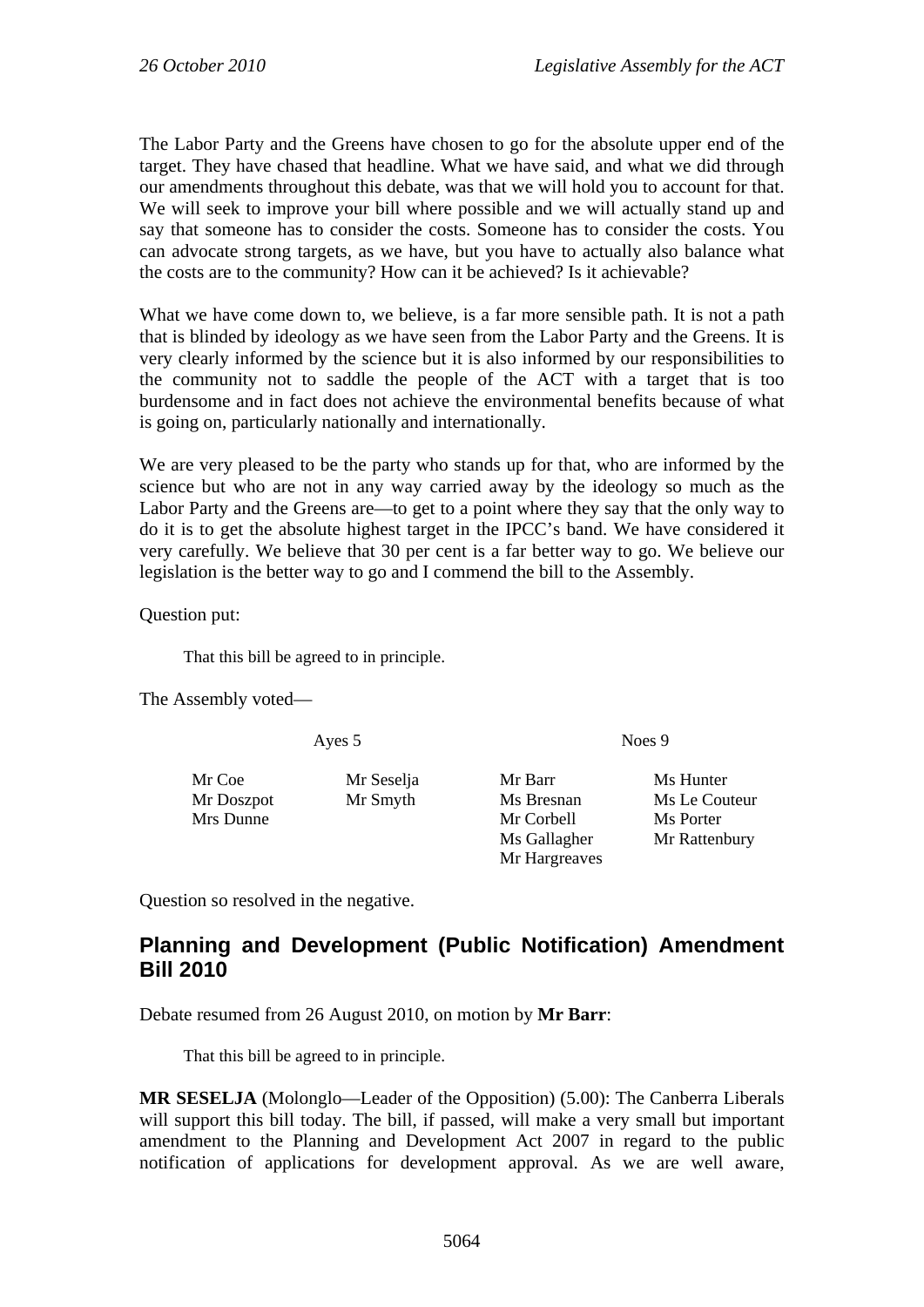The Labor Party and the Greens have chosen to go for the absolute upper end of the target. They have chased that headline. What we have said, and what we did through our amendments throughout this debate, was that we will hold you to account for that. We will seek to improve your bill where possible and we will actually stand up and say that someone has to consider the costs. Someone has to consider the costs. You can advocate strong targets, as we have, but you have to actually also balance what the costs are to the community? How can it be achieved? Is it achievable?

What we have come down to, we believe, is a far more sensible path. It is not a path that is blinded by ideology as we have seen from the Labor Party and the Greens. It is very clearly informed by the science but it is also informed by our responsibilities to the community not to saddle the people of the ACT with a target that is too burdensome and in fact does not achieve the environmental benefits because of what is going on, particularly nationally and internationally.

We are very pleased to be the party who stands up for that, who are informed by the science but who are not in any way carried away by the ideology so much as the Labor Party and the Greens are—to get to a point where they say that the only way to do it is to get the absolute highest target in the IPCC's band. We have considered it very carefully. We believe that 30 per cent is a far better way to go. We believe our legislation is the better way to go and I commend the bill to the Assembly.

Question put:

> That this bill be agreed to in principle.

The Assembly voted—

| Ayes 5 | | Noes 9 | |
|---|---|---|---|
| Mr Coe | Mr Seselja | Mr Barr | Ms Hunter |
| Mr Doszpot | Mr Smyth | Ms Bresnan | Ms Le Couteur |
| Mrs Dunne | | Mr Corbell | Ms Porter |
| | | Ms Gallagher | Mr Rattenbury |
| | | Mr Hargreaves | |

Question so resolved in the negative.

## Planning and Development (Public Notification) Amendment Bill 2010

Debate resumed from 26 August 2010, on motion by **Mr Barr**:

> That this bill be agreed to in principle.

**MR SESELJA** (Molonglo—Leader of the Opposition) (5.00): The Canberra Liberals will support this bill today. The bill, if passed, will make a very small but important amendment to the Planning and Development Act 2007 in regard to the public notification of applications for development approval. As we are well aware,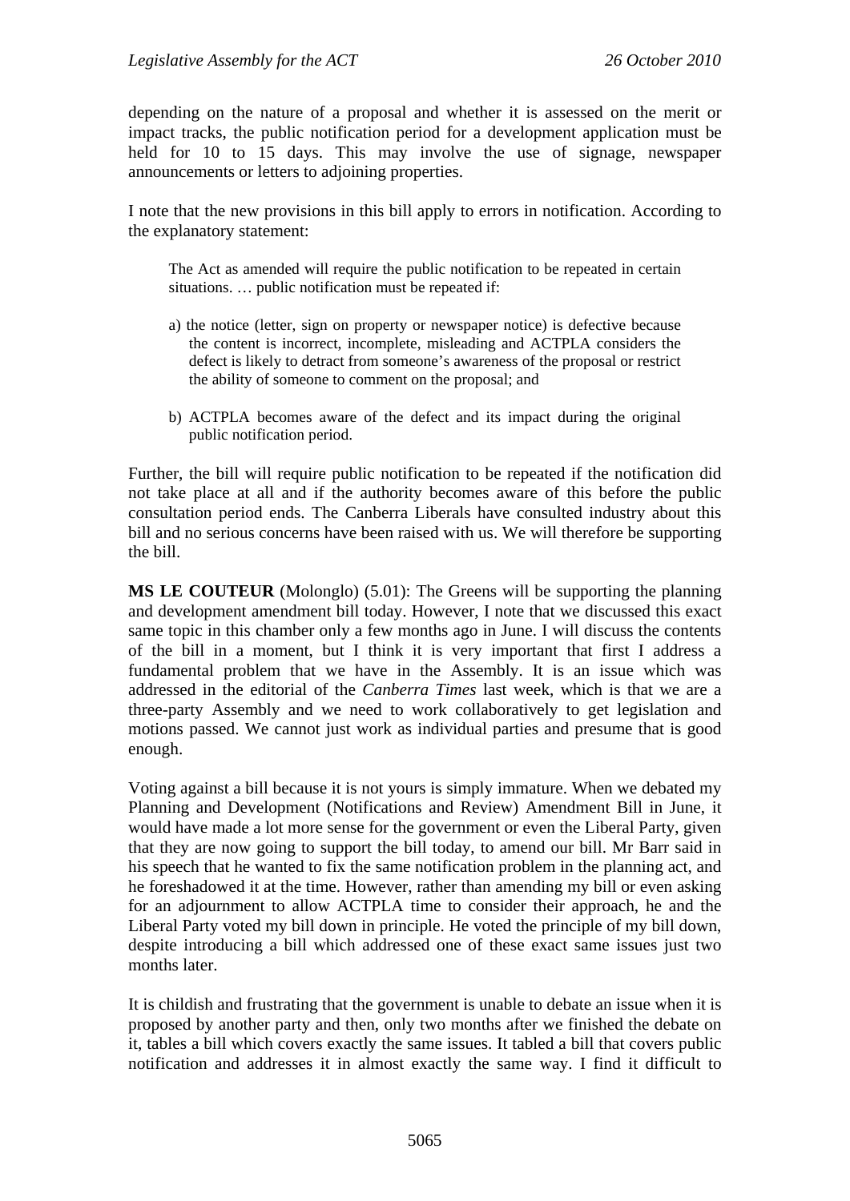depending on the nature of a proposal and whether it is assessed on the merit or impact tracks, the public notification period for a development application must be held for 10 to 15 days. This may involve the use of signage, newspaper announcements or letters to adjoining properties.

I note that the new provisions in this bill apply to errors in notification. According to the explanatory statement:

> The Act as amended will require the public notification to be repeated in certain situations. … public notification must be repeated if:
>
> a) the notice (letter, sign on property or newspaper notice) is defective because the content is incorrect, incomplete, misleading and ACTPLA considers the defect is likely to detract from someone's awareness of the proposal or restrict the ability of someone to comment on the proposal; and
>
> b) ACTPLA becomes aware of the defect and its impact during the original public notification period.

Further, the bill will require public notification to be repeated if the notification did not take place at all and if the authority becomes aware of this before the public consultation period ends. The Canberra Liberals have consulted industry about this bill and no serious concerns have been raised with us. We will therefore be supporting the bill.

**MS LE COUTEUR** (Molonglo) (5.01): The Greens will be supporting the planning and development amendment bill today. However, I note that we discussed this exact same topic in this chamber only a few months ago in June. I will discuss the contents of the bill in a moment, but I think it is very important that first I address a fundamental problem that we have in the Assembly. It is an issue which was addressed in the editorial of the *Canberra Times* last week, which is that we are a three-party Assembly and we need to work collaboratively to get legislation and motions passed. We cannot just work as individual parties and presume that is good enough.

Voting against a bill because it is not yours is simply immature. When we debated my Planning and Development (Notifications and Review) Amendment Bill in June, it would have made a lot more sense for the government or even the Liberal Party, given that they are now going to support the bill today, to amend our bill. Mr Barr said in his speech that he wanted to fix the same notification problem in the planning act, and he foreshadowed it at the time. However, rather than amending my bill or even asking for an adjournment to allow ACTPLA time to consider their approach, he and the Liberal Party voted my bill down in principle. He voted the principle of my bill down, despite introducing a bill which addressed one of these exact same issues just two months later.

It is childish and frustrating that the government is unable to debate an issue when it is proposed by another party and then, only two months after we finished the debate on it, tables a bill which covers exactly the same issues. It tabled a bill that covers public notification and addresses it in almost exactly the same way. I find it difficult to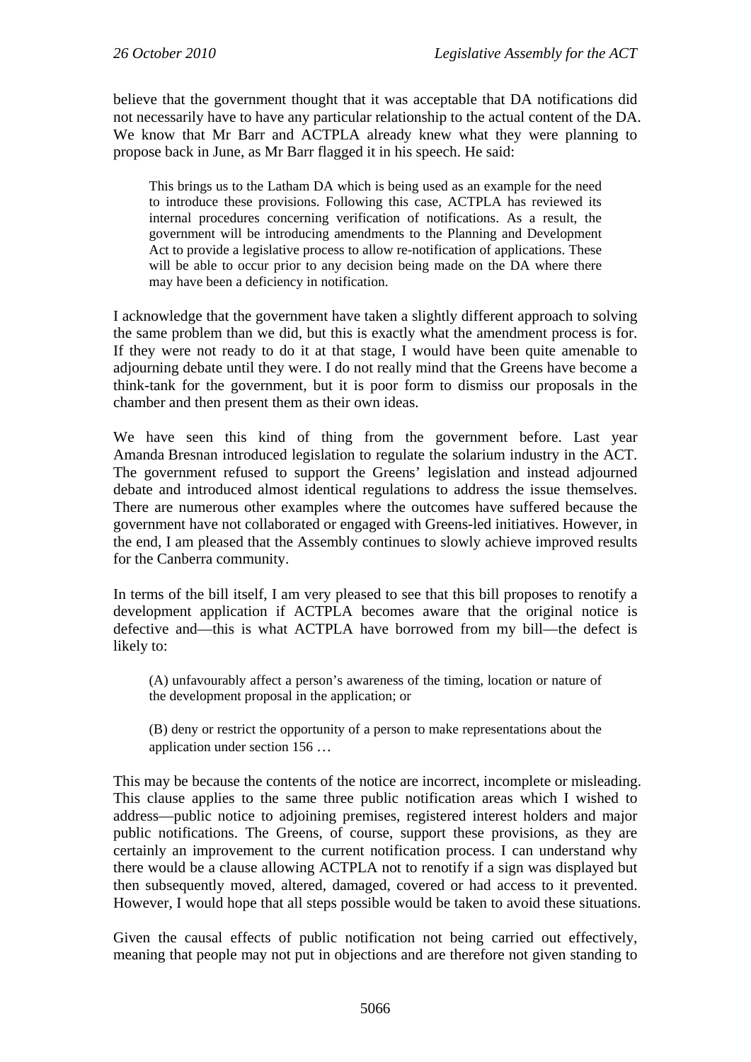believe that the government thought that it was acceptable that DA notifications did not necessarily have to have any particular relationship to the actual content of the DA. We know that Mr Barr and ACTPLA already knew what they were planning to propose back in June, as Mr Barr flagged it in his speech. He said:

> This brings us to the Latham DA which is being used as an example for the need to introduce these provisions. Following this case, ACTPLA has reviewed its internal procedures concerning verification of notifications. As a result, the government will be introducing amendments to the Planning and Development Act to provide a legislative process to allow re-notification of applications. These will be able to occur prior to any decision being made on the DA where there may have been a deficiency in notification.

I acknowledge that the government have taken a slightly different approach to solving the same problem than we did, but this is exactly what the amendment process is for. If they were not ready to do it at that stage, I would have been quite amenable to adjourning debate until they were. I do not really mind that the Greens have become a think-tank for the government, but it is poor form to dismiss our proposals in the chamber and then present them as their own ideas.

We have seen this kind of thing from the government before. Last year Amanda Bresnan introduced legislation to regulate the solarium industry in the ACT. The government refused to support the Greens' legislation and instead adjourned debate and introduced almost identical regulations to address the issue themselves. There are numerous other examples where the outcomes have suffered because the government have not collaborated or engaged with Greens-led initiatives. However, in the end, I am pleased that the Assembly continues to slowly achieve improved results for the Canberra community.

In terms of the bill itself, I am very pleased to see that this bill proposes to renotify a development application if ACTPLA becomes aware that the original notice is defective and—this is what ACTPLA have borrowed from my bill—the defect is likely to:

> (A) unfavourably affect a person's awareness of the timing, location or nature of the development proposal in the application; or
>
> (B) deny or restrict the opportunity of a person to make representations about the application under section 156 …

This may be because the contents of the notice are incorrect, incomplete or misleading. This clause applies to the same three public notification areas which I wished to address—public notice to adjoining premises, registered interest holders and major public notifications. The Greens, of course, support these provisions, as they are certainly an improvement to the current notification process. I can understand why there would be a clause allowing ACTPLA not to renotify if a sign was displayed but then subsequently moved, altered, damaged, covered or had access to it prevented. However, I would hope that all steps possible would be taken to avoid these situations.

Given the causal effects of public notification not being carried out effectively, meaning that people may not put in objections and are therefore not given standing to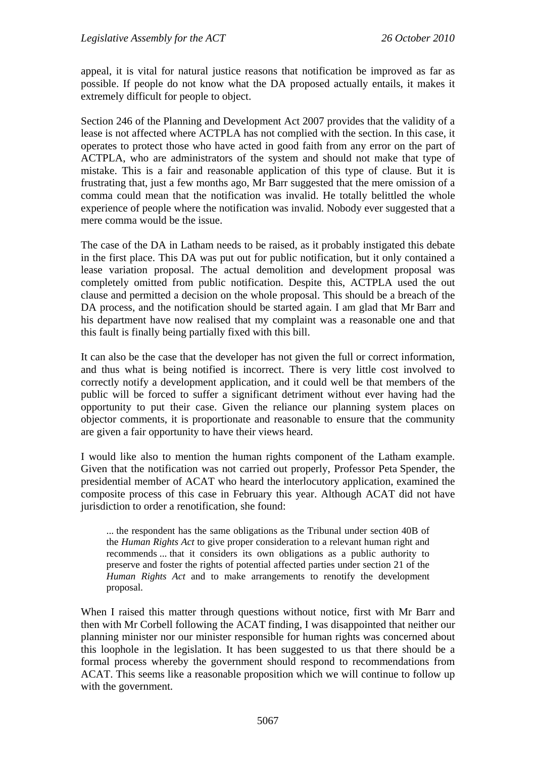appeal, it is vital for natural justice reasons that notification be improved as far as possible. If people do not know what the DA proposed actually entails, it makes it extremely difficult for people to object.

Section 246 of the Planning and Development Act 2007 provides that the validity of a lease is not affected where ACTPLA has not complied with the section. In this case, it operates to protect those who have acted in good faith from any error on the part of ACTPLA, who are administrators of the system and should not make that type of mistake. This is a fair and reasonable application of this type of clause. But it is frustrating that, just a few months ago, Mr Barr suggested that the mere omission of a comma could mean that the notification was invalid. He totally belittled the whole experience of people where the notification was invalid. Nobody ever suggested that a mere comma would be the issue.

The case of the DA in Latham needs to be raised, as it probably instigated this debate in the first place. This DA was put out for public notification, but it only contained a lease variation proposal. The actual demolition and development proposal was completely omitted from public notification. Despite this, ACTPLA used the out clause and permitted a decision on the whole proposal. This should be a breach of the DA process, and the notification should be started again. I am glad that Mr Barr and his department have now realised that my complaint was a reasonable one and that this fault is finally being partially fixed with this bill.

It can also be the case that the developer has not given the full or correct information, and thus what is being notified is incorrect. There is very little cost involved to correctly notify a development application, and it could well be that members of the public will be forced to suffer a significant detriment without ever having had the opportunity to put their case. Given the reliance our planning system places on objector comments, it is proportionate and reasonable to ensure that the community are given a fair opportunity to have their views heard.

I would like also to mention the human rights component of the Latham example. Given that the notification was not carried out properly, Professor Peta Spender, the presidential member of ACAT who heard the interlocutory application, examined the composite process of this case in February this year. Although ACAT did not have jurisdiction to order a renotification, she found:

> ... the respondent has the same obligations as the Tribunal under section 40B of the *Human Rights Act* to give proper consideration to a relevant human right and recommends ... that it considers its own obligations as a public authority to preserve and foster the rights of potential affected parties under section 21 of the *Human Rights Act* and to make arrangements to renotify the development proposal.

When I raised this matter through questions without notice, first with Mr Barr and then with Mr Corbell following the ACAT finding, I was disappointed that neither our planning minister nor our minister responsible for human rights was concerned about this loophole in the legislation. It has been suggested to us that there should be a formal process whereby the government should respond to recommendations from ACAT. This seems like a reasonable proposition which we will continue to follow up with the government.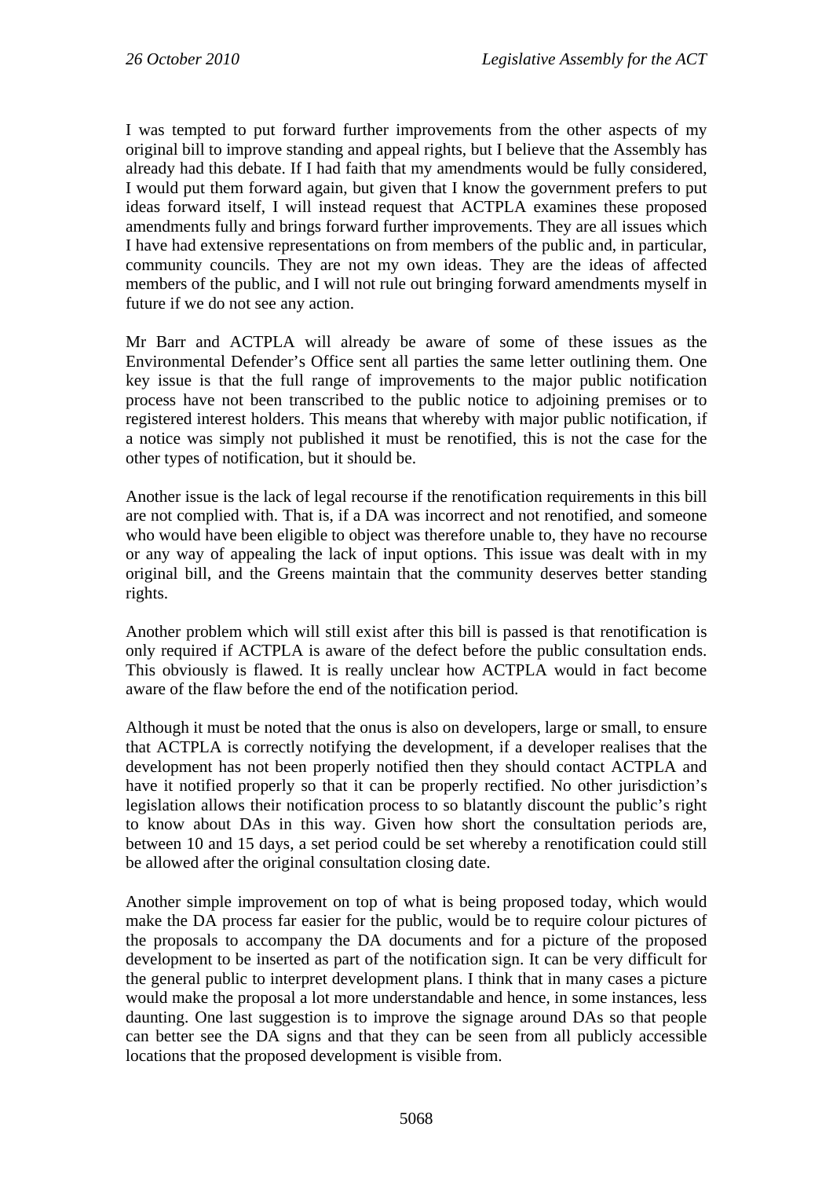I was tempted to put forward further improvements from the other aspects of my original bill to improve standing and appeal rights, but I believe that the Assembly has already had this debate. If I had faith that my amendments would be fully considered, I would put them forward again, but given that I know the government prefers to put ideas forward itself, I will instead request that ACTPLA examines these proposed amendments fully and brings forward further improvements. They are all issues which I have had extensive representations on from members of the public and, in particular, community councils. They are not my own ideas. They are the ideas of affected members of the public, and I will not rule out bringing forward amendments myself in future if we do not see any action.

Mr Barr and ACTPLA will already be aware of some of these issues as the Environmental Defender's Office sent all parties the same letter outlining them. One key issue is that the full range of improvements to the major public notification process have not been transcribed to the public notice to adjoining premises or to registered interest holders. This means that whereby with major public notification, if a notice was simply not published it must be renotified, this is not the case for the other types of notification, but it should be.

Another issue is the lack of legal recourse if the renotification requirements in this bill are not complied with. That is, if a DA was incorrect and not renotified, and someone who would have been eligible to object was therefore unable to, they have no recourse or any way of appealing the lack of input options. This issue was dealt with in my original bill, and the Greens maintain that the community deserves better standing rights.

Another problem which will still exist after this bill is passed is that renotification is only required if ACTPLA is aware of the defect before the public consultation ends. This obviously is flawed. It is really unclear how ACTPLA would in fact become aware of the flaw before the end of the notification period.

Although it must be noted that the onus is also on developers, large or small, to ensure that ACTPLA is correctly notifying the development, if a developer realises that the development has not been properly notified then they should contact ACTPLA and have it notified properly so that it can be properly rectified. No other jurisdiction's legislation allows their notification process to so blatantly discount the public's right to know about DAs in this way. Given how short the consultation periods are, between 10 and 15 days, a set period could be set whereby a renotification could still be allowed after the original consultation closing date.

Another simple improvement on top of what is being proposed today, which would make the DA process far easier for the public, would be to require colour pictures of the proposals to accompany the DA documents and for a picture of the proposed development to be inserted as part of the notification sign. It can be very difficult for the general public to interpret development plans. I think that in many cases a picture would make the proposal a lot more understandable and hence, in some instances, less daunting. One last suggestion is to improve the signage around DAs so that people can better see the DA signs and that they can be seen from all publicly accessible locations that the proposed development is visible from.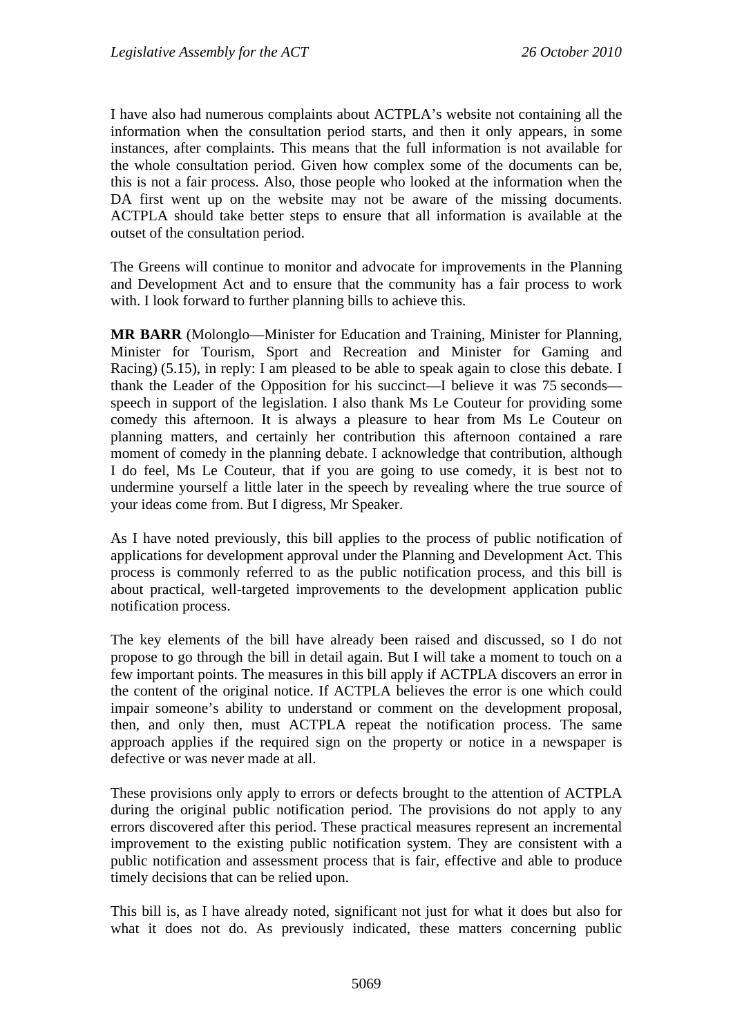I have also had numerous complaints about ACTPLA's website not containing all the information when the consultation period starts, and then it only appears, in some instances, after complaints. This means that the full information is not available for the whole consultation period. Given how complex some of the documents can be, this is not a fair process. Also, those people who looked at the information when the DA first went up on the website may not be aware of the missing documents. ACTPLA should take better steps to ensure that all information is available at the outset of the consultation period.

The Greens will continue to monitor and advocate for improvements in the Planning and Development Act and to ensure that the community has a fair process to work with. I look forward to further planning bills to achieve this.

**MR BARR** (Molonglo—Minister for Education and Training, Minister for Planning, Minister for Tourism, Sport and Recreation and Minister for Gaming and Racing) (5.15), in reply: I am pleased to be able to speak again to close this debate. I thank the Leader of the Opposition for his succinct—I believe it was 75 seconds—speech in support of the legislation. I also thank Ms Le Couteur for providing some comedy this afternoon. It is always a pleasure to hear from Ms Le Couteur on planning matters, and certainly her contribution this afternoon contained a rare moment of comedy in the planning debate. I acknowledge that contribution, although I do feel, Ms Le Couteur, that if you are going to use comedy, it is best not to undermine yourself a little later in the speech by revealing where the true source of your ideas come from. But I digress, Mr Speaker.

As I have noted previously, this bill applies to the process of public notification of applications for development approval under the Planning and Development Act. This process is commonly referred to as the public notification process, and this bill is about practical, well-targeted improvements to the development application public notification process.

The key elements of the bill have already been raised and discussed, so I do not propose to go through the bill in detail again. But I will take a moment to touch on a few important points. The measures in this bill apply if ACTPLA discovers an error in the content of the original notice. If ACTPLA believes the error is one which could impair someone's ability to understand or comment on the development proposal, then, and only then, must ACTPLA repeat the notification process. The same approach applies if the required sign on the property or notice in a newspaper is defective or was never made at all.

These provisions only apply to errors or defects brought to the attention of ACTPLA during the original public notification period. The provisions do not apply to any errors discovered after this period. These practical measures represent an incremental improvement to the existing public notification system. They are consistent with a public notification and assessment process that is fair, effective and able to produce timely decisions that can be relied upon.

This bill is, as I have already noted, significant not just for what it does but also for what it does not do. As previously indicated, these matters concerning public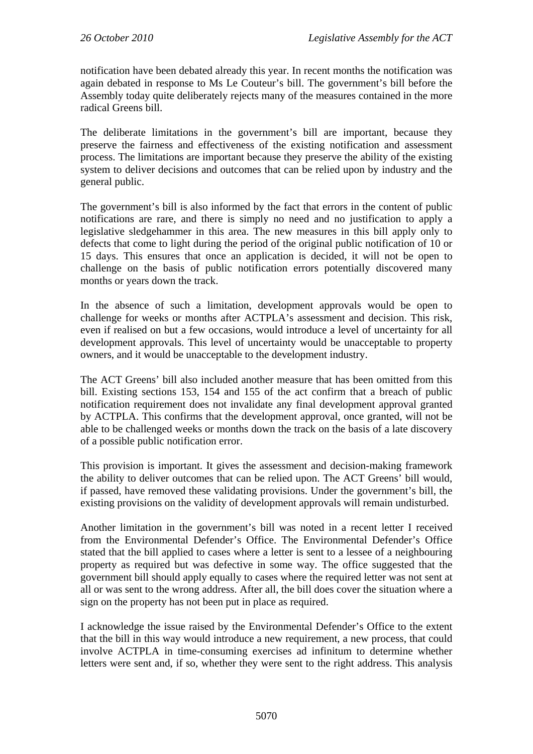notification have been debated already this year. In recent months the notification was again debated in response to Ms Le Couteur's bill. The government's bill before the Assembly today quite deliberately rejects many of the measures contained in the more radical Greens bill.

The deliberate limitations in the government's bill are important, because they preserve the fairness and effectiveness of the existing notification and assessment process. The limitations are important because they preserve the ability of the existing system to deliver decisions and outcomes that can be relied upon by industry and the general public.

The government's bill is also informed by the fact that errors in the content of public notifications are rare, and there is simply no need and no justification to apply a legislative sledgehammer in this area. The new measures in this bill apply only to defects that come to light during the period of the original public notification of 10 or 15 days. This ensures that once an application is decided, it will not be open to challenge on the basis of public notification errors potentially discovered many months or years down the track.

In the absence of such a limitation, development approvals would be open to challenge for weeks or months after ACTPLA's assessment and decision. This risk, even if realised on but a few occasions, would introduce a level of uncertainty for all development approvals. This level of uncertainty would be unacceptable to property owners, and it would be unacceptable to the development industry.

The ACT Greens' bill also included another measure that has been omitted from this bill. Existing sections 153, 154 and 155 of the act confirm that a breach of public notification requirement does not invalidate any final development approval granted by ACTPLA. This confirms that the development approval, once granted, will not be able to be challenged weeks or months down the track on the basis of a late discovery of a possible public notification error.

This provision is important. It gives the assessment and decision-making framework the ability to deliver outcomes that can be relied upon. The ACT Greens' bill would, if passed, have removed these validating provisions. Under the government's bill, the existing provisions on the validity of development approvals will remain undisturbed.

Another limitation in the government's bill was noted in a recent letter I received from the Environmental Defender's Office. The Environmental Defender's Office stated that the bill applied to cases where a letter is sent to a lessee of a neighbouring property as required but was defective in some way. The office suggested that the government bill should apply equally to cases where the required letter was not sent at all or was sent to the wrong address. After all, the bill does cover the situation where a sign on the property has not been put in place as required.

I acknowledge the issue raised by the Environmental Defender's Office to the extent that the bill in this way would introduce a new requirement, a new process, that could involve ACTPLA in time-consuming exercises ad infinitum to determine whether letters were sent and, if so, whether they were sent to the right address. This analysis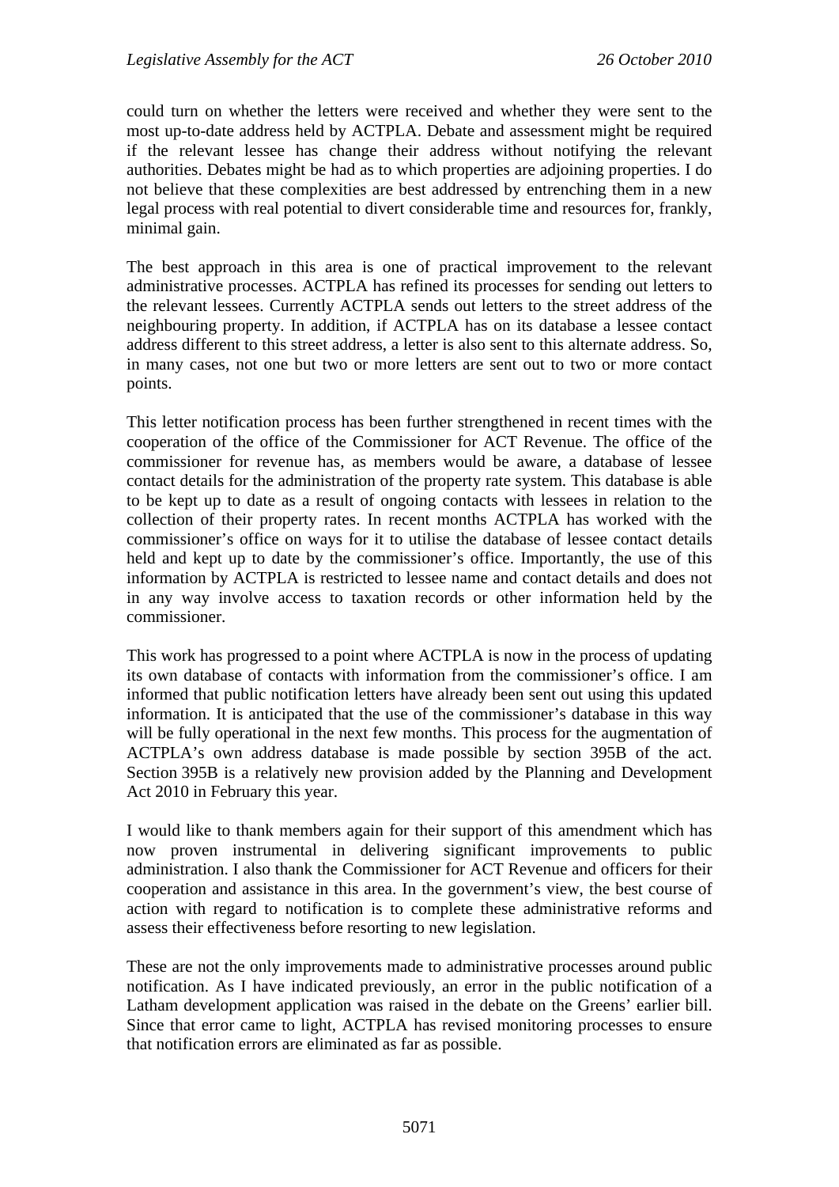could turn on whether the letters were received and whether they were sent to the most up-to-date address held by ACTPLA. Debate and assessment might be required if the relevant lessee has change their address without notifying the relevant authorities. Debates might be had as to which properties are adjoining properties. I do not believe that these complexities are best addressed by entrenching them in a new legal process with real potential to divert considerable time and resources for, frankly, minimal gain.

The best approach in this area is one of practical improvement to the relevant administrative processes. ACTPLA has refined its processes for sending out letters to the relevant lessees. Currently ACTPLA sends out letters to the street address of the neighbouring property. In addition, if ACTPLA has on its database a lessee contact address different to this street address, a letter is also sent to this alternate address. So, in many cases, not one but two or more letters are sent out to two or more contact points.

This letter notification process has been further strengthened in recent times with the cooperation of the office of the Commissioner for ACT Revenue. The office of the commissioner for revenue has, as members would be aware, a database of lessee contact details for the administration of the property rate system. This database is able to be kept up to date as a result of ongoing contacts with lessees in relation to the collection of their property rates. In recent months ACTPLA has worked with the commissioner's office on ways for it to utilise the database of lessee contact details held and kept up to date by the commissioner's office. Importantly, the use of this information by ACTPLA is restricted to lessee name and contact details and does not in any way involve access to taxation records or other information held by the commissioner.

This work has progressed to a point where ACTPLA is now in the process of updating its own database of contacts with information from the commissioner's office. I am informed that public notification letters have already been sent out using this updated information. It is anticipated that the use of the commissioner's database in this way will be fully operational in the next few months. This process for the augmentation of ACTPLA's own address database is made possible by section 395B of the act. Section 395B is a relatively new provision added by the Planning and Development Act 2010 in February this year.

I would like to thank members again for their support of this amendment which has now proven instrumental in delivering significant improvements to public administration. I also thank the Commissioner for ACT Revenue and officers for their cooperation and assistance in this area. In the government's view, the best course of action with regard to notification is to complete these administrative reforms and assess their effectiveness before resorting to new legislation.

These are not the only improvements made to administrative processes around public notification. As I have indicated previously, an error in the public notification of a Latham development application was raised in the debate on the Greens' earlier bill. Since that error came to light, ACTPLA has revised monitoring processes to ensure that notification errors are eliminated as far as possible.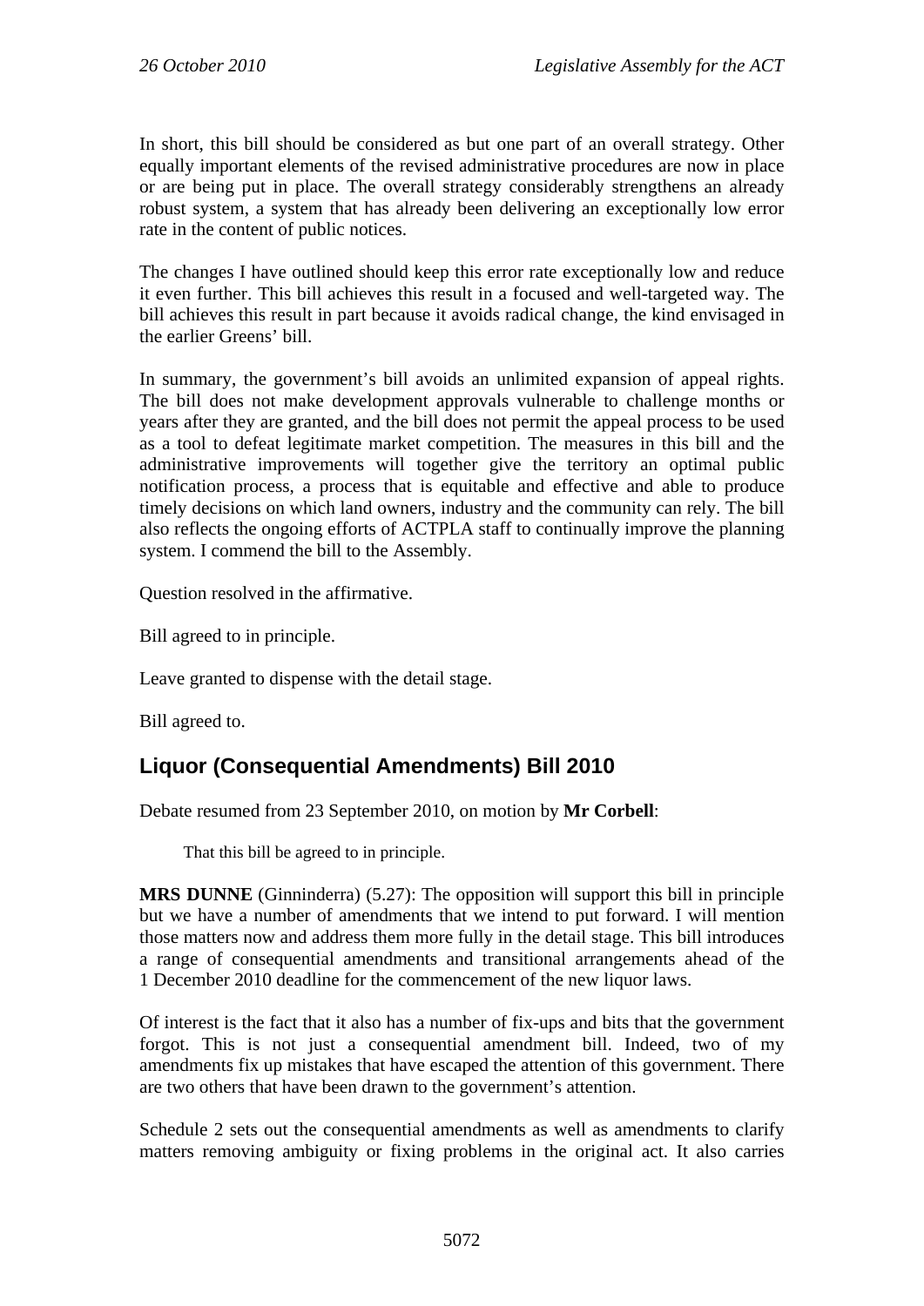In short, this bill should be considered as but one part of an overall strategy. Other equally important elements of the revised administrative procedures are now in place or are being put in place. The overall strategy considerably strengthens an already robust system, a system that has already been delivering an exceptionally low error rate in the content of public notices.

The changes I have outlined should keep this error rate exceptionally low and reduce it even further. This bill achieves this result in a focused and well-targeted way. The bill achieves this result in part because it avoids radical change, the kind envisaged in the earlier Greens' bill.

In summary, the government's bill avoids an unlimited expansion of appeal rights. The bill does not make development approvals vulnerable to challenge months or years after they are granted, and the bill does not permit the appeal process to be used as a tool to defeat legitimate market competition. The measures in this bill and the administrative improvements will together give the territory an optimal public notification process, a process that is equitable and effective and able to produce timely decisions on which land owners, industry and the community can rely. The bill also reflects the ongoing efforts of ACTPLA staff to continually improve the planning system. I commend the bill to the Assembly.

Question resolved in the affirmative.

Bill agreed to in principle.

Leave granted to dispense with the detail stage.

Bill agreed to.

## Liquor (Consequential Amendments) Bill 2010

Debate resumed from 23 September 2010, on motion by **Mr Corbell**:

> That this bill be agreed to in principle.

**MRS DUNNE** (Ginninderra) (5.27): The opposition will support this bill in principle but we have a number of amendments that we intend to put forward. I will mention those matters now and address them more fully in the detail stage. This bill introduces a range of consequential amendments and transitional arrangements ahead of the 1 December 2010 deadline for the commencement of the new liquor laws.

Of interest is the fact that it also has a number of fix-ups and bits that the government forgot. This is not just a consequential amendment bill. Indeed, two of my amendments fix up mistakes that have escaped the attention of this government. There are two others that have been drawn to the government's attention.

Schedule 2 sets out the consequential amendments as well as amendments to clarify matters removing ambiguity or fixing problems in the original act. It also carries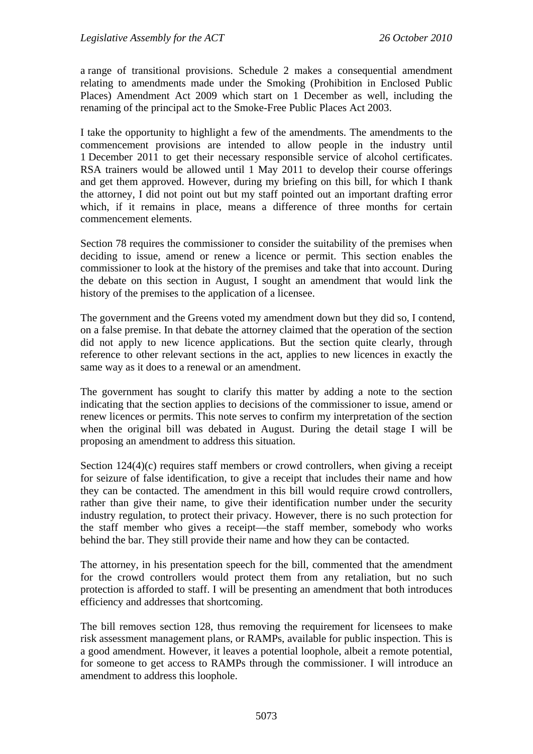a range of transitional provisions. Schedule 2 makes a consequential amendment relating to amendments made under the Smoking (Prohibition in Enclosed Public Places) Amendment Act 2009 which start on 1 December as well, including the renaming of the principal act to the Smoke-Free Public Places Act 2003.

I take the opportunity to highlight a few of the amendments. The amendments to the commencement provisions are intended to allow people in the industry until 1 December 2011 to get their necessary responsible service of alcohol certificates. RSA trainers would be allowed until 1 May 2011 to develop their course offerings and get them approved. However, during my briefing on this bill, for which I thank the attorney, I did not point out but my staff pointed out an important drafting error which, if it remains in place, means a difference of three months for certain commencement elements.

Section 78 requires the commissioner to consider the suitability of the premises when deciding to issue, amend or renew a licence or permit. This section enables the commissioner to look at the history of the premises and take that into account. During the debate on this section in August, I sought an amendment that would link the history of the premises to the application of a licensee.

The government and the Greens voted my amendment down but they did so, I contend, on a false premise. In that debate the attorney claimed that the operation of the section did not apply to new licence applications. But the section quite clearly, through reference to other relevant sections in the act, applies to new licences in exactly the same way as it does to a renewal or an amendment.

The government has sought to clarify this matter by adding a note to the section indicating that the section applies to decisions of the commissioner to issue, amend or renew licences or permits. This note serves to confirm my interpretation of the section when the original bill was debated in August. During the detail stage I will be proposing an amendment to address this situation.

Section 124(4)(c) requires staff members or crowd controllers, when giving a receipt for seizure of false identification, to give a receipt that includes their name and how they can be contacted. The amendment in this bill would require crowd controllers, rather than give their name, to give their identification number under the security industry regulation, to protect their privacy. However, there is no such protection for the staff member who gives a receipt—the staff member, somebody who works behind the bar. They still provide their name and how they can be contacted.

The attorney, in his presentation speech for the bill, commented that the amendment for the crowd controllers would protect them from any retaliation, but no such protection is afforded to staff. I will be presenting an amendment that both introduces efficiency and addresses that shortcoming.

The bill removes section 128, thus removing the requirement for licensees to make risk assessment management plans, or RAMPs, available for public inspection. This is a good amendment. However, it leaves a potential loophole, albeit a remote potential, for someone to get access to RAMPs through the commissioner. I will introduce an amendment to address this loophole.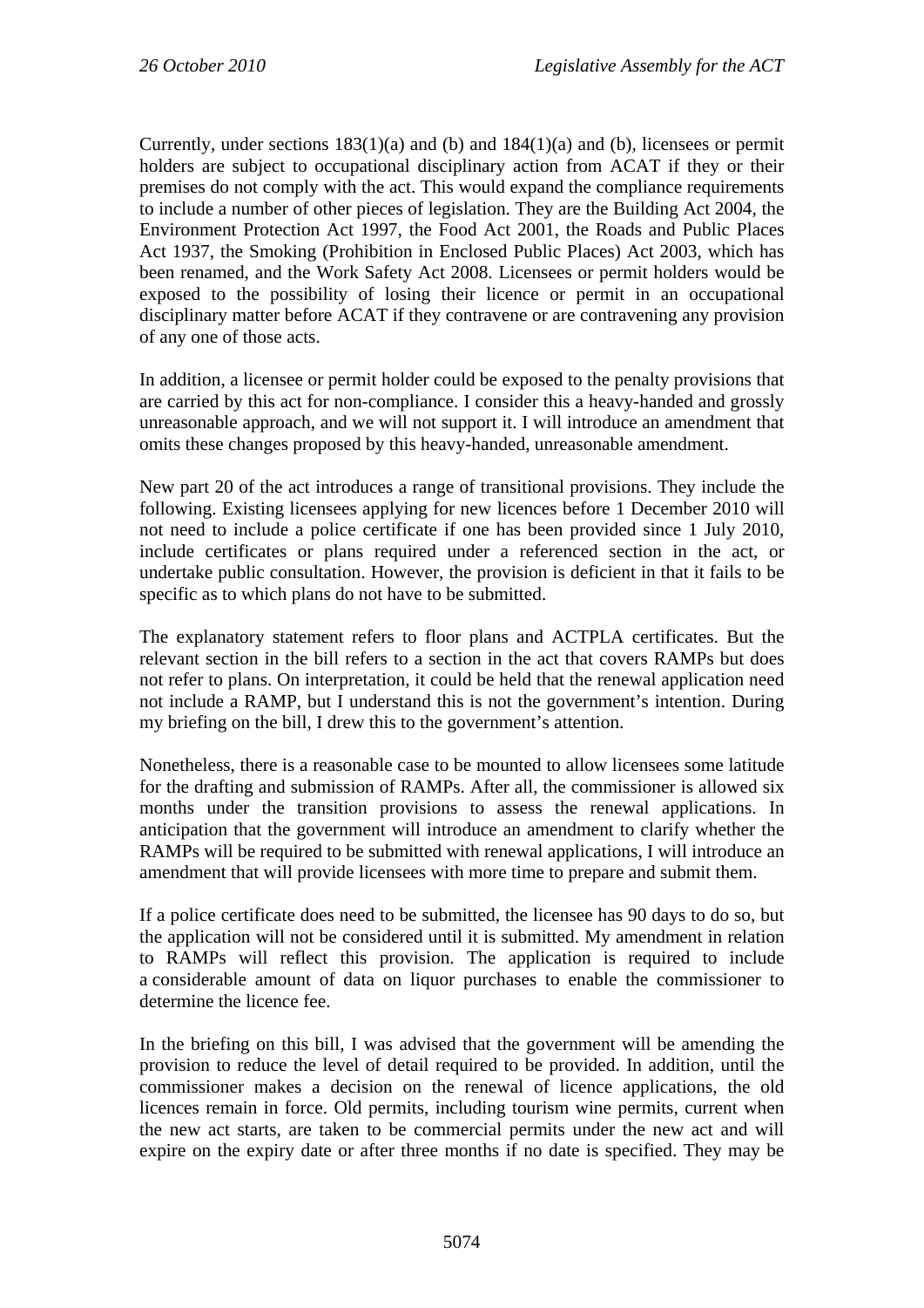Currently, under sections 183(1)(a) and (b) and 184(1)(a) and (b), licensees or permit holders are subject to occupational disciplinary action from ACAT if they or their premises do not comply with the act. This would expand the compliance requirements to include a number of other pieces of legislation. They are the Building Act 2004, the Environment Protection Act 1997, the Food Act 2001, the Roads and Public Places Act 1937, the Smoking (Prohibition in Enclosed Public Places) Act 2003, which has been renamed, and the Work Safety Act 2008. Licensees or permit holders would be exposed to the possibility of losing their licence or permit in an occupational disciplinary matter before ACAT if they contravene or are contravening any provision of any one of those acts.

In addition, a licensee or permit holder could be exposed to the penalty provisions that are carried by this act for non-compliance. I consider this a heavy-handed and grossly unreasonable approach, and we will not support it. I will introduce an amendment that omits these changes proposed by this heavy-handed, unreasonable amendment.

New part 20 of the act introduces a range of transitional provisions. They include the following. Existing licensees applying for new licences before 1 December 2010 will not need to include a police certificate if one has been provided since 1 July 2010, include certificates or plans required under a referenced section in the act, or undertake public consultation. However, the provision is deficient in that it fails to be specific as to which plans do not have to be submitted.

The explanatory statement refers to floor plans and ACTPLA certificates. But the relevant section in the bill refers to a section in the act that covers RAMPs but does not refer to plans. On interpretation, it could be held that the renewal application need not include a RAMP, but I understand this is not the government's intention. During my briefing on the bill, I drew this to the government's attention.

Nonetheless, there is a reasonable case to be mounted to allow licensees some latitude for the drafting and submission of RAMPs. After all, the commissioner is allowed six months under the transition provisions to assess the renewal applications. In anticipation that the government will introduce an amendment to clarify whether the RAMPs will be required to be submitted with renewal applications, I will introduce an amendment that will provide licensees with more time to prepare and submit them.

If a police certificate does need to be submitted, the licensee has 90 days to do so, but the application will not be considered until it is submitted. My amendment in relation to RAMPs will reflect this provision. The application is required to include a considerable amount of data on liquor purchases to enable the commissioner to determine the licence fee.

In the briefing on this bill, I was advised that the government will be amending the provision to reduce the level of detail required to be provided. In addition, until the commissioner makes a decision on the renewal of licence applications, the old licences remain in force. Old permits, including tourism wine permits, current when the new act starts, are taken to be commercial permits under the new act and will expire on the expiry date or after three months if no date is specified. They may be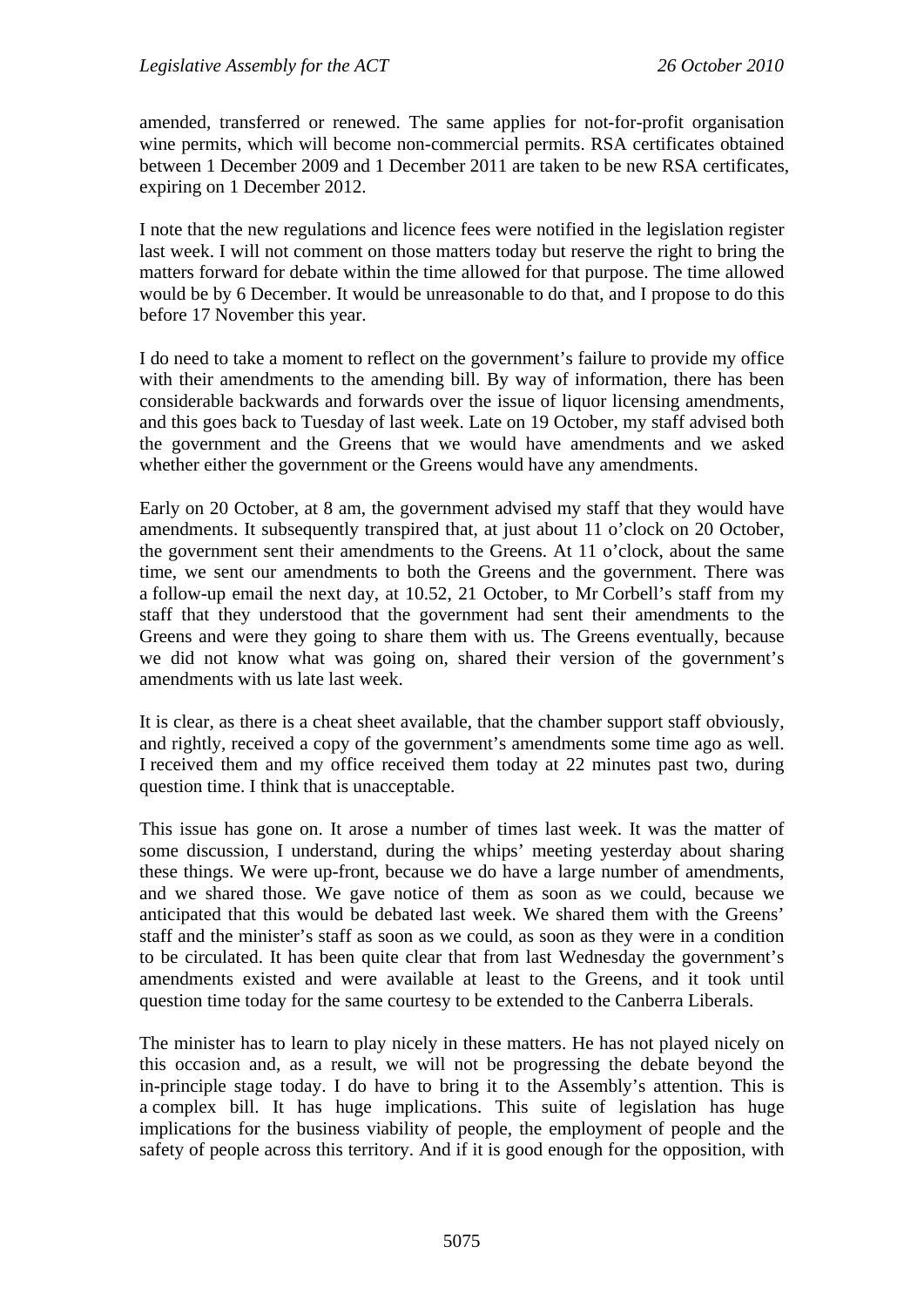amended, transferred or renewed. The same applies for not-for-profit organisation wine permits, which will become non-commercial permits. RSA certificates obtained between 1 December 2009 and 1 December 2011 are taken to be new RSA certificates, expiring on 1 December 2012.

I note that the new regulations and licence fees were notified in the legislation register last week. I will not comment on those matters today but reserve the right to bring the matters forward for debate within the time allowed for that purpose. The time allowed would be by 6 December. It would be unreasonable to do that, and I propose to do this before 17 November this year.

I do need to take a moment to reflect on the government's failure to provide my office with their amendments to the amending bill. By way of information, there has been considerable backwards and forwards over the issue of liquor licensing amendments, and this goes back to Tuesday of last week. Late on 19 October, my staff advised both the government and the Greens that we would have amendments and we asked whether either the government or the Greens would have any amendments.

Early on 20 October, at 8 am, the government advised my staff that they would have amendments. It subsequently transpired that, at just about 11 o'clock on 20 October, the government sent their amendments to the Greens. At 11 o'clock, about the same time, we sent our amendments to both the Greens and the government. There was a follow-up email the next day, at 10.52, 21 October, to Mr Corbell's staff from my staff that they understood that the government had sent their amendments to the Greens and were they going to share them with us. The Greens eventually, because we did not know what was going on, shared their version of the government's amendments with us late last week.

It is clear, as there is a cheat sheet available, that the chamber support staff obviously, and rightly, received a copy of the government's amendments some time ago as well. I received them and my office received them today at 22 minutes past two, during question time. I think that is unacceptable.

This issue has gone on. It arose a number of times last week. It was the matter of some discussion, I understand, during the whips' meeting yesterday about sharing these things. We were up-front, because we do have a large number of amendments, and we shared those. We gave notice of them as soon as we could, because we anticipated that this would be debated last week. We shared them with the Greens' staff and the minister's staff as soon as we could, as soon as they were in a condition to be circulated. It has been quite clear that from last Wednesday the government's amendments existed and were available at least to the Greens, and it took until question time today for the same courtesy to be extended to the Canberra Liberals.

The minister has to learn to play nicely in these matters. He has not played nicely on this occasion and, as a result, we will not be progressing the debate beyond the in-principle stage today. I do have to bring it to the Assembly's attention. This is a complex bill. It has huge implications. This suite of legislation has huge implications for the business viability of people, the employment of people and the safety of people across this territory. And if it is good enough for the opposition, with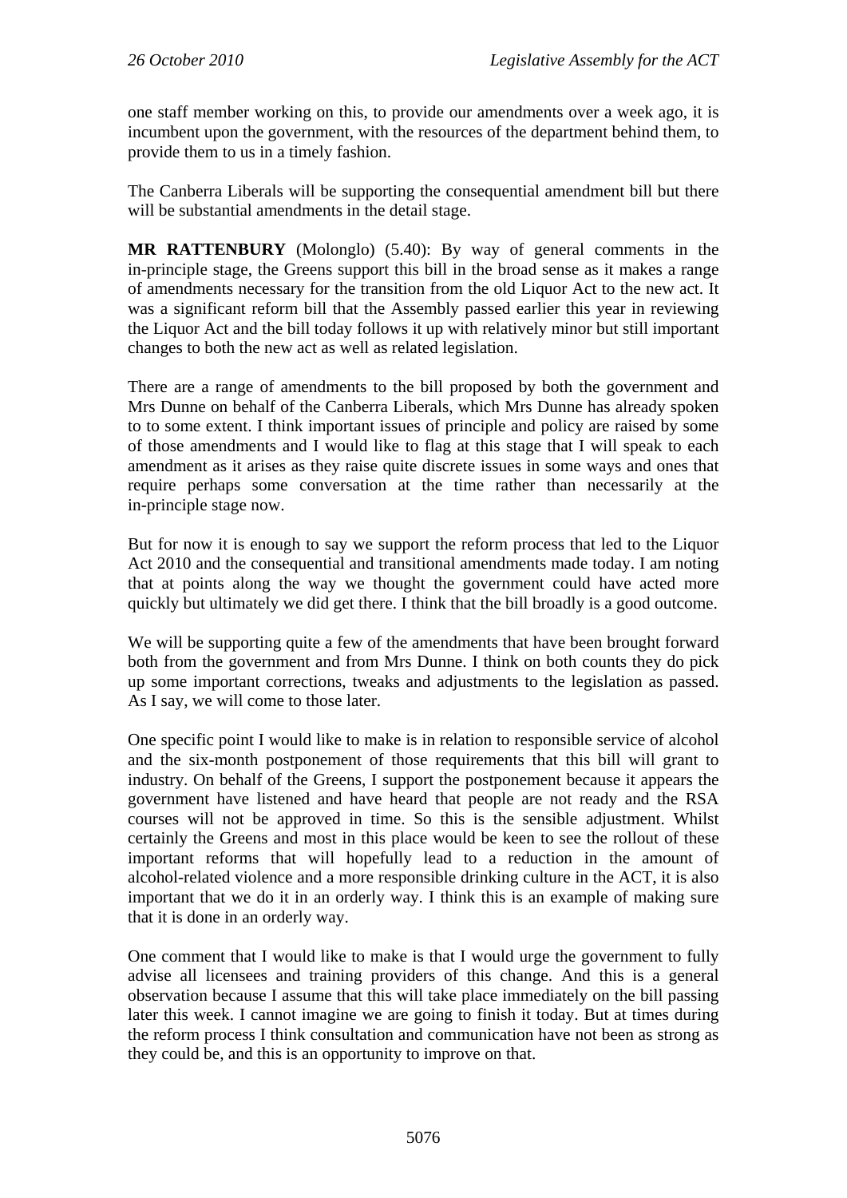one staff member working on this, to provide our amendments over a week ago, it is incumbent upon the government, with the resources of the department behind them, to provide them to us in a timely fashion.

The Canberra Liberals will be supporting the consequential amendment bill but there will be substantial amendments in the detail stage.

**MR RATTENBURY** (Molonglo) (5.40): By way of general comments in the in-principle stage, the Greens support this bill in the broad sense as it makes a range of amendments necessary for the transition from the old Liquor Act to the new act. It was a significant reform bill that the Assembly passed earlier this year in reviewing the Liquor Act and the bill today follows it up with relatively minor but still important changes to both the new act as well as related legislation.

There are a range of amendments to the bill proposed by both the government and Mrs Dunne on behalf of the Canberra Liberals, which Mrs Dunne has already spoken to to some extent. I think important issues of principle and policy are raised by some of those amendments and I would like to flag at this stage that I will speak to each amendment as it arises as they raise quite discrete issues in some ways and ones that require perhaps some conversation at the time rather than necessarily at the in-principle stage now.

But for now it is enough to say we support the reform process that led to the Liquor Act 2010 and the consequential and transitional amendments made today. I am noting that at points along the way we thought the government could have acted more quickly but ultimately we did get there. I think that the bill broadly is a good outcome.

We will be supporting quite a few of the amendments that have been brought forward both from the government and from Mrs Dunne. I think on both counts they do pick up some important corrections, tweaks and adjustments to the legislation as passed. As I say, we will come to those later.

One specific point I would like to make is in relation to responsible service of alcohol and the six-month postponement of those requirements that this bill will grant to industry. On behalf of the Greens, I support the postponement because it appears the government have listened and have heard that people are not ready and the RSA courses will not be approved in time. So this is the sensible adjustment. Whilst certainly the Greens and most in this place would be keen to see the rollout of these important reforms that will hopefully lead to a reduction in the amount of alcohol-related violence and a more responsible drinking culture in the ACT, it is also important that we do it in an orderly way. I think this is an example of making sure that it is done in an orderly way.

One comment that I would like to make is that I would urge the government to fully advise all licensees and training providers of this change. And this is a general observation because I assume that this will take place immediately on the bill passing later this week. I cannot imagine we are going to finish it today. But at times during the reform process I think consultation and communication have not been as strong as they could be, and this is an opportunity to improve on that.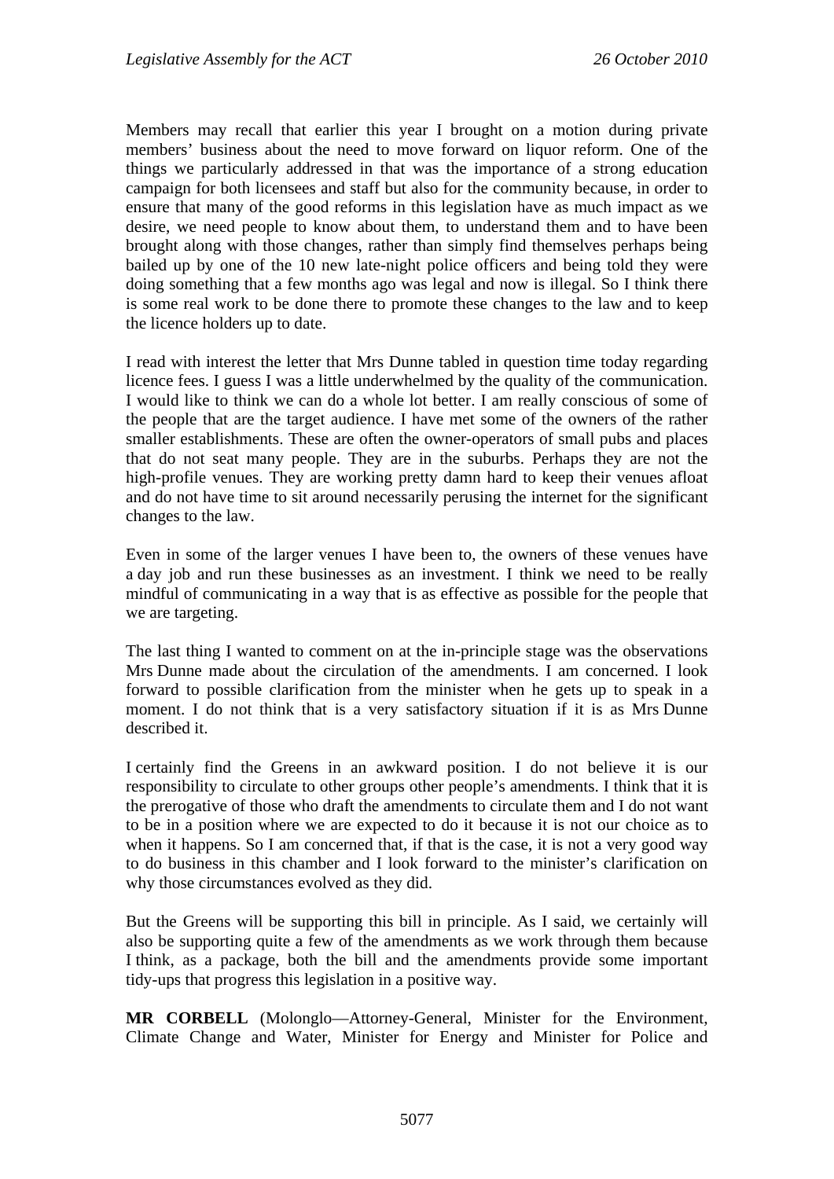Members may recall that earlier this year I brought on a motion during private members' business about the need to move forward on liquor reform. One of the things we particularly addressed in that was the importance of a strong education campaign for both licensees and staff but also for the community because, in order to ensure that many of the good reforms in this legislation have as much impact as we desire, we need people to know about them, to understand them and to have been brought along with those changes, rather than simply find themselves perhaps being bailed up by one of the 10 new late-night police officers and being told they were doing something that a few months ago was legal and now is illegal. So I think there is some real work to be done there to promote these changes to the law and to keep the licence holders up to date.

I read with interest the letter that Mrs Dunne tabled in question time today regarding licence fees. I guess I was a little underwhelmed by the quality of the communication. I would like to think we can do a whole lot better. I am really conscious of some of the people that are the target audience. I have met some of the owners of the rather smaller establishments. These are often the owner-operators of small pubs and places that do not seat many people. They are in the suburbs. Perhaps they are not the high-profile venues. They are working pretty damn hard to keep their venues afloat and do not have time to sit around necessarily perusing the internet for the significant changes to the law.

Even in some of the larger venues I have been to, the owners of these venues have a day job and run these businesses as an investment. I think we need to be really mindful of communicating in a way that is as effective as possible for the people that we are targeting.

The last thing I wanted to comment on at the in-principle stage was the observations Mrs Dunne made about the circulation of the amendments. I am concerned. I look forward to possible clarification from the minister when he gets up to speak in a moment. I do not think that is a very satisfactory situation if it is as Mrs Dunne described it.

I certainly find the Greens in an awkward position. I do not believe it is our responsibility to circulate to other groups other people's amendments. I think that it is the prerogative of those who draft the amendments to circulate them and I do not want to be in a position where we are expected to do it because it is not our choice as to when it happens. So I am concerned that, if that is the case, it is not a very good way to do business in this chamber and I look forward to the minister's clarification on why those circumstances evolved as they did.

But the Greens will be supporting this bill in principle. As I said, we certainly will also be supporting quite a few of the amendments as we work through them because I think, as a package, both the bill and the amendments provide some important tidy-ups that progress this legislation in a positive way.

**MR CORBELL** (Molonglo—Attorney-General, Minister for the Environment, Climate Change and Water, Minister for Energy and Minister for Police and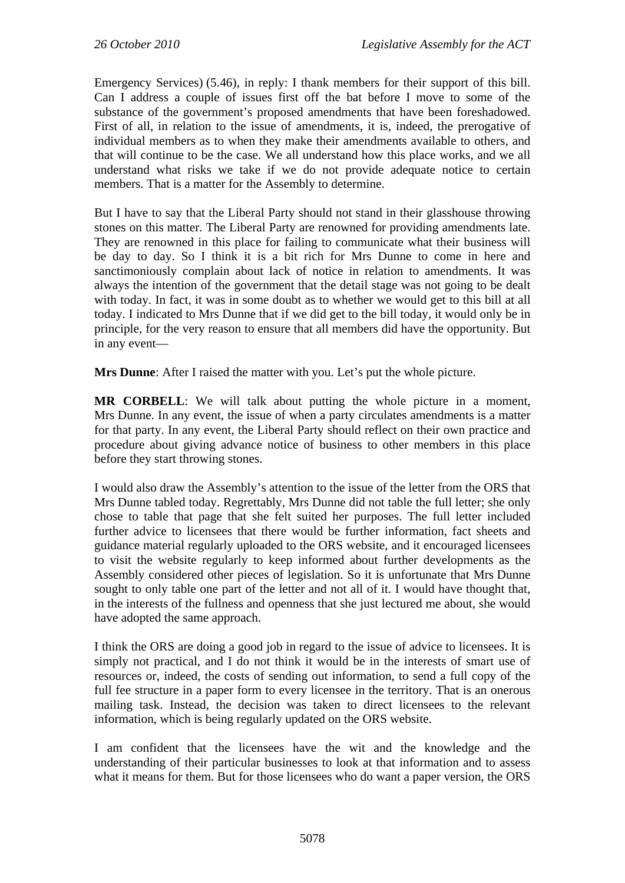Emergency Services) (5.46), in reply: I thank members for their support of this bill. Can I address a couple of issues first off the bat before I move to some of the substance of the government's proposed amendments that have been foreshadowed. First of all, in relation to the issue of amendments, it is, indeed, the prerogative of individual members as to when they make their amendments available to others, and that will continue to be the case. We all understand how this place works, and we all understand what risks we take if we do not provide adequate notice to certain members. That is a matter for the Assembly to determine.

But I have to say that the Liberal Party should not stand in their glasshouse throwing stones on this matter. The Liberal Party are renowned for providing amendments late. They are renowned in this place for failing to communicate what their business will be day to day. So I think it is a bit rich for Mrs Dunne to come in here and sanctimoniously complain about lack of notice in relation to amendments. It was always the intention of the government that the detail stage was not going to be dealt with today. In fact, it was in some doubt as to whether we would get to this bill at all today. I indicated to Mrs Dunne that if we did get to the bill today, it would only be in principle, for the very reason to ensure that all members did have the opportunity. But in any event—

**Mrs Dunne**: After I raised the matter with you. Let's put the whole picture.

**MR CORBELL**: We will talk about putting the whole picture in a moment, Mrs Dunne. In any event, the issue of when a party circulates amendments is a matter for that party. In any event, the Liberal Party should reflect on their own practice and procedure about giving advance notice of business to other members in this place before they start throwing stones.

I would also draw the Assembly's attention to the issue of the letter from the ORS that Mrs Dunne tabled today. Regrettably, Mrs Dunne did not table the full letter; she only chose to table that page that she felt suited her purposes. The full letter included further advice to licensees that there would be further information, fact sheets and guidance material regularly uploaded to the ORS website, and it encouraged licensees to visit the website regularly to keep informed about further developments as the Assembly considered other pieces of legislation. So it is unfortunate that Mrs Dunne sought to only table one part of the letter and not all of it. I would have thought that, in the interests of the fullness and openness that she just lectured me about, she would have adopted the same approach.

I think the ORS are doing a good job in regard to the issue of advice to licensees. It is simply not practical, and I do not think it would be in the interests of smart use of resources or, indeed, the costs of sending out information, to send a full copy of the full fee structure in a paper form to every licensee in the territory. That is an onerous mailing task. Instead, the decision was taken to direct licensees to the relevant information, which is being regularly updated on the ORS website.

I am confident that the licensees have the wit and the knowledge and the understanding of their particular businesses to look at that information and to assess what it means for them. But for those licensees who do want a paper version, the ORS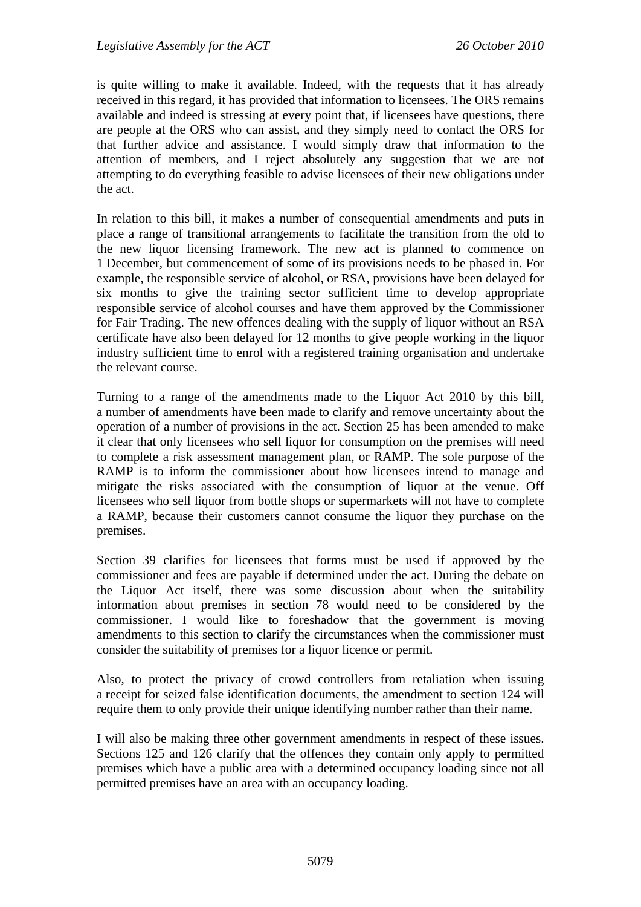is quite willing to make it available. Indeed, with the requests that it has already received in this regard, it has provided that information to licensees. The ORS remains available and indeed is stressing at every point that, if licensees have questions, there are people at the ORS who can assist, and they simply need to contact the ORS for that further advice and assistance. I would simply draw that information to the attention of members, and I reject absolutely any suggestion that we are not attempting to do everything feasible to advise licensees of their new obligations under the act.

In relation to this bill, it makes a number of consequential amendments and puts in place a range of transitional arrangements to facilitate the transition from the old to the new liquor licensing framework. The new act is planned to commence on 1 December, but commencement of some of its provisions needs to be phased in. For example, the responsible service of alcohol, or RSA, provisions have been delayed for six months to give the training sector sufficient time to develop appropriate responsible service of alcohol courses and have them approved by the Commissioner for Fair Trading. The new offences dealing with the supply of liquor without an RSA certificate have also been delayed for 12 months to give people working in the liquor industry sufficient time to enrol with a registered training organisation and undertake the relevant course.

Turning to a range of the amendments made to the Liquor Act 2010 by this bill, a number of amendments have been made to clarify and remove uncertainty about the operation of a number of provisions in the act. Section 25 has been amended to make it clear that only licensees who sell liquor for consumption on the premises will need to complete a risk assessment management plan, or RAMP. The sole purpose of the RAMP is to inform the commissioner about how licensees intend to manage and mitigate the risks associated with the consumption of liquor at the venue. Off licensees who sell liquor from bottle shops or supermarkets will not have to complete a RAMP, because their customers cannot consume the liquor they purchase on the premises.

Section 39 clarifies for licensees that forms must be used if approved by the commissioner and fees are payable if determined under the act. During the debate on the Liquor Act itself, there was some discussion about when the suitability information about premises in section 78 would need to be considered by the commissioner. I would like to foreshadow that the government is moving amendments to this section to clarify the circumstances when the commissioner must consider the suitability of premises for a liquor licence or permit.

Also, to protect the privacy of crowd controllers from retaliation when issuing a receipt for seized false identification documents, the amendment to section 124 will require them to only provide their unique identifying number rather than their name.

I will also be making three other government amendments in respect of these issues. Sections 125 and 126 clarify that the offences they contain only apply to permitted premises which have a public area with a determined occupancy loading since not all permitted premises have an area with an occupancy loading.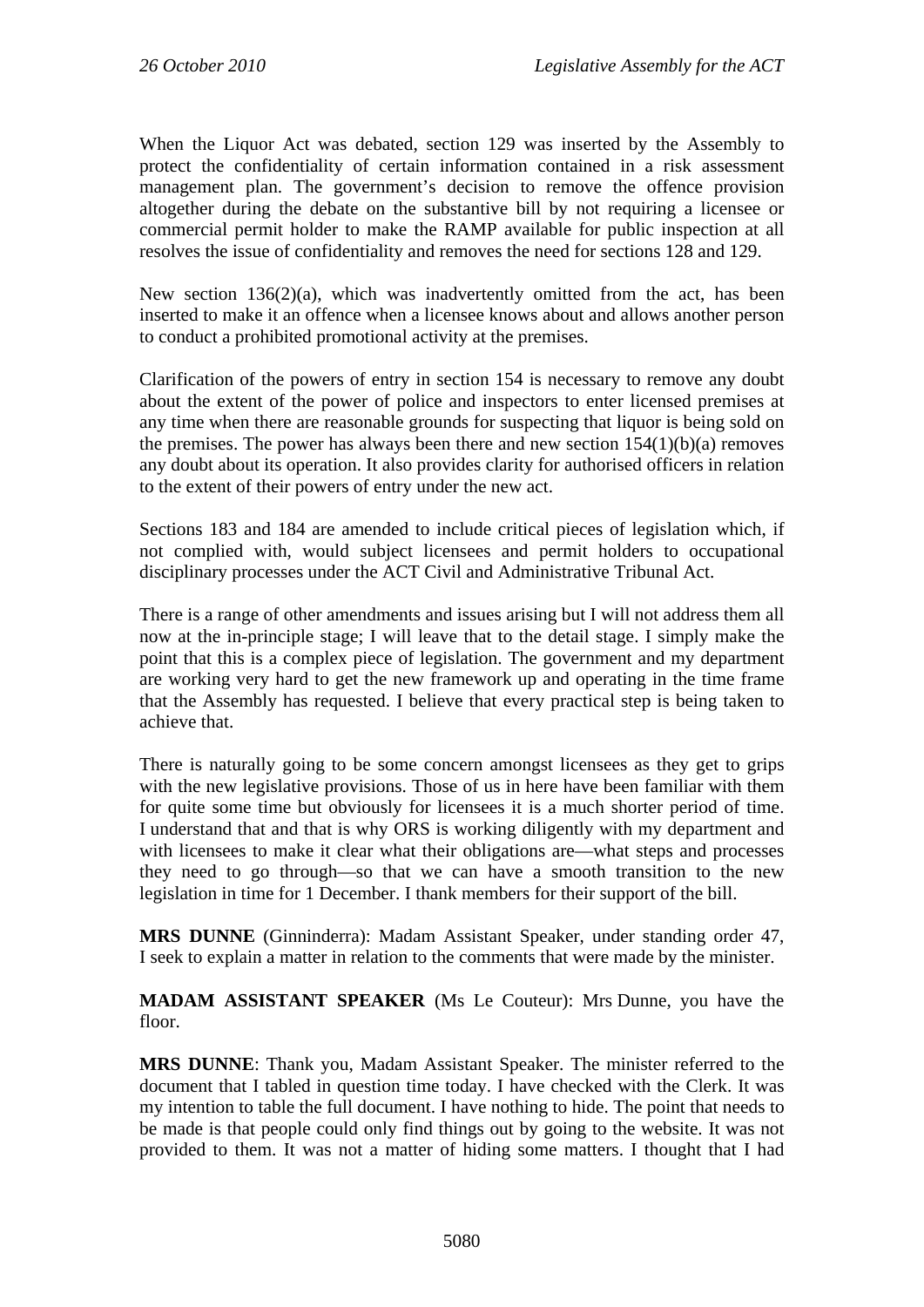When the Liquor Act was debated, section 129 was inserted by the Assembly to protect the confidentiality of certain information contained in a risk assessment management plan. The government's decision to remove the offence provision altogether during the debate on the substantive bill by not requiring a licensee or commercial permit holder to make the RAMP available for public inspection at all resolves the issue of confidentiality and removes the need for sections 128 and 129.

New section 136(2)(a), which was inadvertently omitted from the act, has been inserted to make it an offence when a licensee knows about and allows another person to conduct a prohibited promotional activity at the premises.

Clarification of the powers of entry in section 154 is necessary to remove any doubt about the extent of the power of police and inspectors to enter licensed premises at any time when there are reasonable grounds for suspecting that liquor is being sold on the premises. The power has always been there and new section 154(1)(b)(a) removes any doubt about its operation. It also provides clarity for authorised officers in relation to the extent of their powers of entry under the new act.

Sections 183 and 184 are amended to include critical pieces of legislation which, if not complied with, would subject licensees and permit holders to occupational disciplinary processes under the ACT Civil and Administrative Tribunal Act.

There is a range of other amendments and issues arising but I will not address them all now at the in-principle stage; I will leave that to the detail stage. I simply make the point that this is a complex piece of legislation. The government and my department are working very hard to get the new framework up and operating in the time frame that the Assembly has requested. I believe that every practical step is being taken to achieve that.

There is naturally going to be some concern amongst licensees as they get to grips with the new legislative provisions. Those of us in here have been familiar with them for quite some time but obviously for licensees it is a much shorter period of time. I understand that and that is why ORS is working diligently with my department and with licensees to make it clear what their obligations are—what steps and processes they need to go through—so that we can have a smooth transition to the new legislation in time for 1 December. I thank members for their support of the bill.

**MRS DUNNE** (Ginninderra): Madam Assistant Speaker, under standing order 47, I seek to explain a matter in relation to the comments that were made by the minister.

**MADAM ASSISTANT SPEAKER** (Ms Le Couteur): Mrs Dunne, you have the floor.

**MRS DUNNE**: Thank you, Madam Assistant Speaker. The minister referred to the document that I tabled in question time today. I have checked with the Clerk. It was my intention to table the full document. I have nothing to hide. The point that needs to be made is that people could only find things out by going to the website. It was not provided to them. It was not a matter of hiding some matters. I thought that I had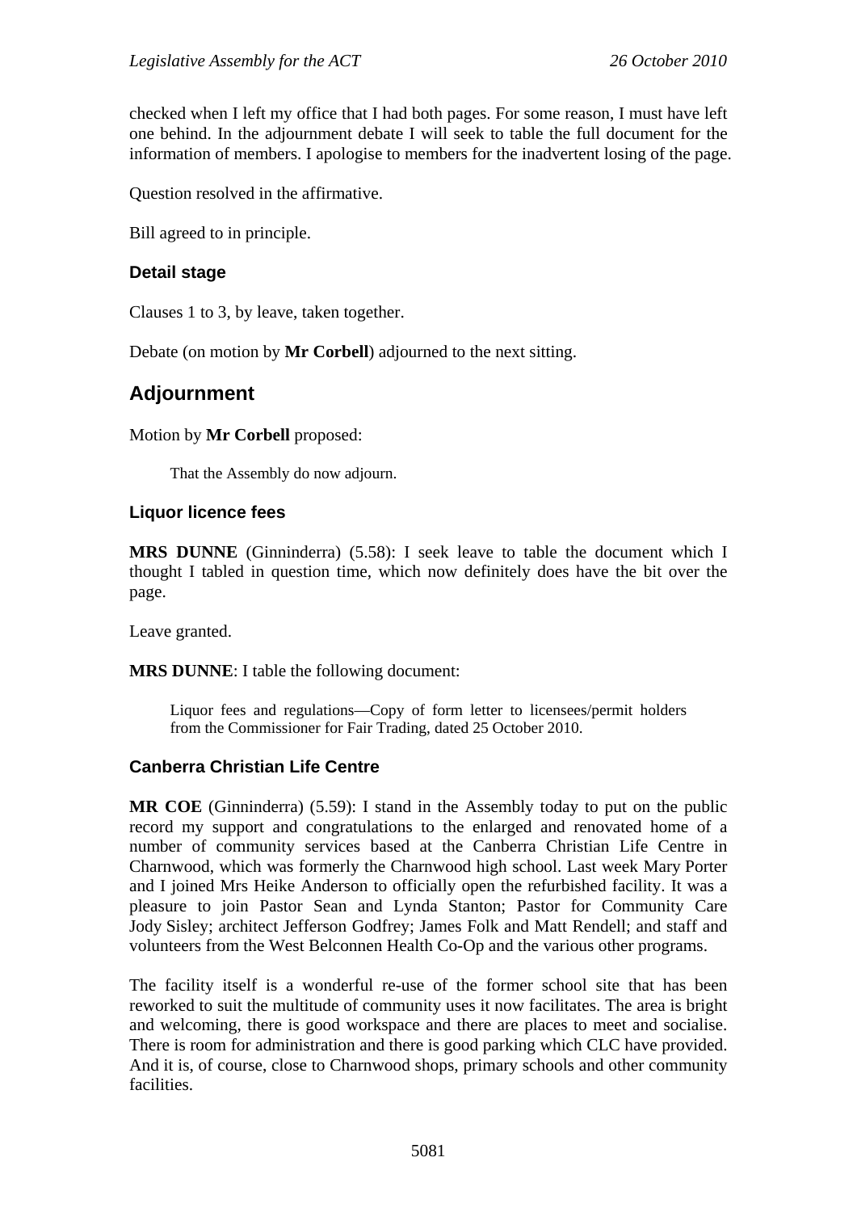checked when I left my office that I had both pages. For some reason, I must have left one behind. In the adjournment debate I will seek to table the full document for the information of members. I apologise to members for the inadvertent losing of the page.

Question resolved in the affirmative.

Bill agreed to in principle.

### Detail stage

Clauses 1 to 3, by leave, taken together.

Debate (on motion by **Mr Corbell**) adjourned to the next sitting.

## Adjournment

Motion by **Mr Corbell** proposed:

> That the Assembly do now adjourn.

### Liquor licence fees

**MRS DUNNE** (Ginninderra) (5.58): I seek leave to table the document which I thought I tabled in question time, which now definitely does have the bit over the page.

Leave granted.

**MRS DUNNE**: I table the following document:

> Liquor fees and regulations—Copy of form letter to licensees/permit holders from the Commissioner for Fair Trading, dated 25 October 2010.

### Canberra Christian Life Centre

**MR COE** (Ginninderra) (5.59): I stand in the Assembly today to put on the public record my support and congratulations to the enlarged and renovated home of a number of community services based at the Canberra Christian Life Centre in Charnwood, which was formerly the Charnwood high school. Last week Mary Porter and I joined Mrs Heike Anderson to officially open the refurbished facility. It was a pleasure to join Pastor Sean and Lynda Stanton; Pastor for Community Care Jody Sisley; architect Jefferson Godfrey; James Folk and Matt Rendell; and staff and volunteers from the West Belconnen Health Co-Op and the various other programs.

The facility itself is a wonderful re-use of the former school site that has been reworked to suit the multitude of community uses it now facilitates. The area is bright and welcoming, there is good workspace and there are places to meet and socialise. There is room for administration and there is good parking which CLC have provided. And it is, of course, close to Charnwood shops, primary schools and other community facilities.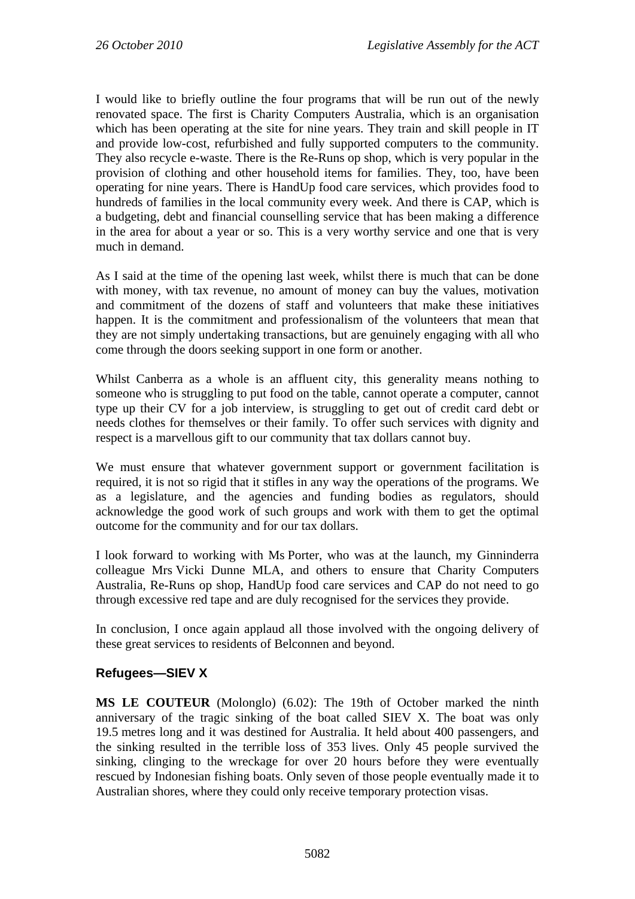I would like to briefly outline the four programs that will be run out of the newly renovated space. The first is Charity Computers Australia, which is an organisation which has been operating at the site for nine years. They train and skill people in IT and provide low-cost, refurbished and fully supported computers to the community. They also recycle e-waste. There is the Re-Runs op shop, which is very popular in the provision of clothing and other household items for families. They, too, have been operating for nine years. There is HandUp food care services, which provides food to hundreds of families in the local community every week. And there is CAP, which is a budgeting, debt and financial counselling service that has been making a difference in the area for about a year or so. This is a very worthy service and one that is very much in demand.

As I said at the time of the opening last week, whilst there is much that can be done with money, with tax revenue, no amount of money can buy the values, motivation and commitment of the dozens of staff and volunteers that make these initiatives happen. It is the commitment and professionalism of the volunteers that mean that they are not simply undertaking transactions, but are genuinely engaging with all who come through the doors seeking support in one form or another.

Whilst Canberra as a whole is an affluent city, this generality means nothing to someone who is struggling to put food on the table, cannot operate a computer, cannot type up their CV for a job interview, is struggling to get out of credit card debt or needs clothes for themselves or their family. To offer such services with dignity and respect is a marvellous gift to our community that tax dollars cannot buy.

We must ensure that whatever government support or government facilitation is required, it is not so rigid that it stifles in any way the operations of the programs. We as a legislature, and the agencies and funding bodies as regulators, should acknowledge the good work of such groups and work with them to get the optimal outcome for the community and for our tax dollars.

I look forward to working with Ms Porter, who was at the launch, my Ginninderra colleague Mrs Vicki Dunne MLA, and others to ensure that Charity Computers Australia, Re-Runs op shop, HandUp food care services and CAP do not need to go through excessive red tape and are duly recognised for the services they provide.

In conclusion, I once again applaud all those involved with the ongoing delivery of these great services to residents of Belconnen and beyond.

## Refugees—SIEV X

**MS LE COUTEUR** (Molonglo) (6.02): The 19th of October marked the ninth anniversary of the tragic sinking of the boat called SIEV X. The boat was only 19.5 metres long and it was destined for Australia. It held about 400 passengers, and the sinking resulted in the terrible loss of 353 lives. Only 45 people survived the sinking, clinging to the wreckage for over 20 hours before they were eventually rescued by Indonesian fishing boats. Only seven of those people eventually made it to Australian shores, where they could only receive temporary protection visas.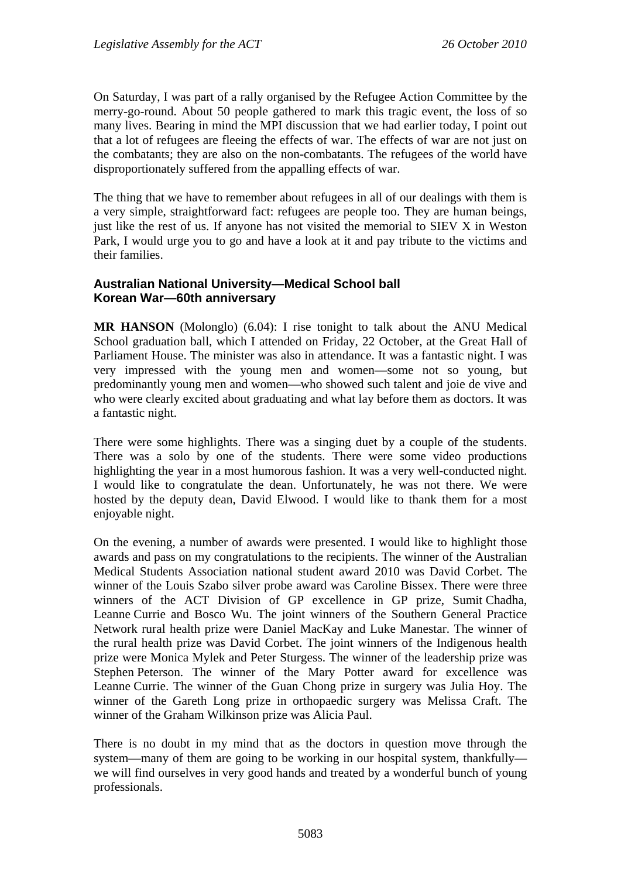On Saturday, I was part of a rally organised by the Refugee Action Committee by the merry-go-round. About 50 people gathered to mark this tragic event, the loss of so many lives. Bearing in mind the MPI discussion that we had earlier today, I point out that a lot of refugees are fleeing the effects of war. The effects of war are not just on the combatants; they are also on the non-combatants. The refugees of the world have disproportionately suffered from the appalling effects of war.

The thing that we have to remember about refugees in all of our dealings with them is a very simple, straightforward fact: refugees are people too. They are human beings, just like the rest of us. If anyone has not visited the memorial to SIEV X in Weston Park, I would urge you to go and have a look at it and pay tribute to the victims and their families.

### Australian National University—Medical School ball
### Korean War—60th anniversary

**MR HANSON** (Molonglo) (6.04): I rise tonight to talk about the ANU Medical School graduation ball, which I attended on Friday, 22 October, at the Great Hall of Parliament House. The minister was also in attendance. It was a fantastic night. I was very impressed with the young men and women—some not so young, but predominantly young men and women—who showed such talent and joie de vive and who were clearly excited about graduating and what lay before them as doctors. It was a fantastic night.

There were some highlights. There was a singing duet by a couple of the students. There was a solo by one of the students. There were some video productions highlighting the year in a most humorous fashion. It was a very well-conducted night. I would like to congratulate the dean. Unfortunately, he was not there. We were hosted by the deputy dean, David Elwood. I would like to thank them for a most enjoyable night.

On the evening, a number of awards were presented. I would like to highlight those awards and pass on my congratulations to the recipients. The winner of the Australian Medical Students Association national student award 2010 was David Corbet. The winner of the Louis Szabo silver probe award was Caroline Bissex. There were three winners of the ACT Division of GP excellence in GP prize, Sumit Chadha, Leanne Currie and Bosco Wu. The joint winners of the Southern General Practice Network rural health prize were Daniel MacKay and Luke Manestar. The winner of the rural health prize was David Corbet. The joint winners of the Indigenous health prize were Monica Mylek and Peter Sturgess. The winner of the leadership prize was Stephen Peterson. The winner of the Mary Potter award for excellence was Leanne Currie. The winner of the Guan Chong prize in surgery was Julia Hoy. The winner of the Gareth Long prize in orthopaedic surgery was Melissa Craft. The winner of the Graham Wilkinson prize was Alicia Paul.

There is no doubt in my mind that as the doctors in question move through the system—many of them are going to be working in our hospital system, thankfully—we will find ourselves in very good hands and treated by a wonderful bunch of young professionals.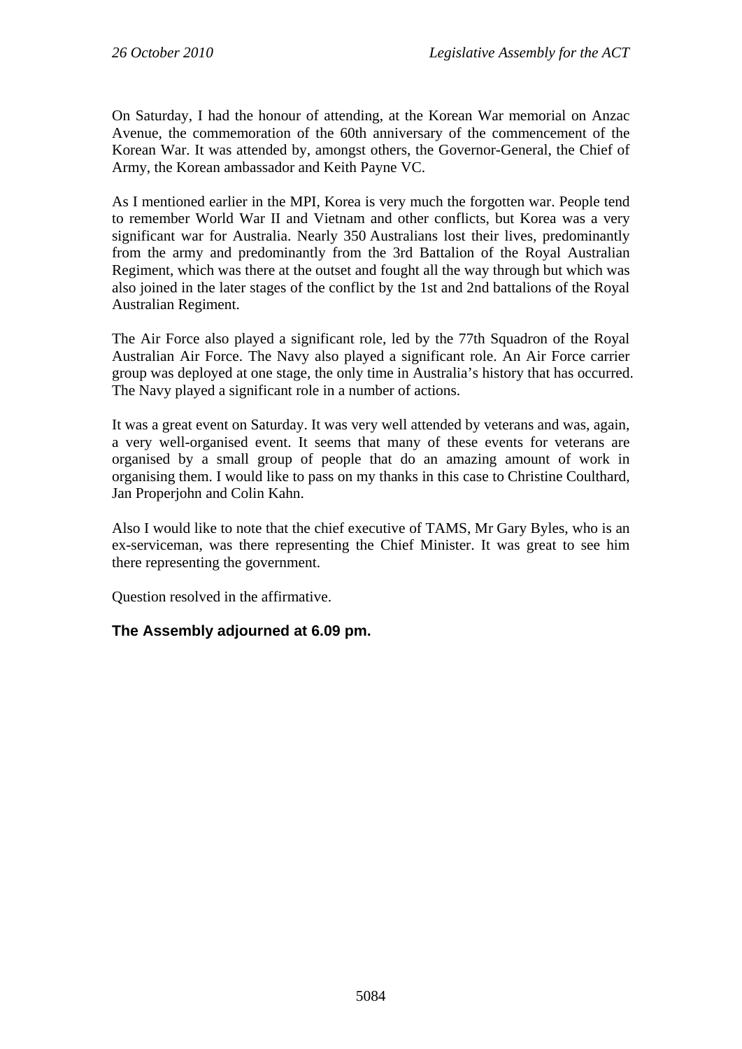On Saturday, I had the honour of attending, at the Korean War memorial on Anzac Avenue, the commemoration of the 60th anniversary of the commencement of the Korean War. It was attended by, amongst others, the Governor-General, the Chief of Army, the Korean ambassador and Keith Payne VC.

As I mentioned earlier in the MPI, Korea is very much the forgotten war. People tend to remember World War II and Vietnam and other conflicts, but Korea was a very significant war for Australia. Nearly 350 Australians lost their lives, predominantly from the army and predominantly from the 3rd Battalion of the Royal Australian Regiment, which was there at the outset and fought all the way through but which was also joined in the later stages of the conflict by the 1st and 2nd battalions of the Royal Australian Regiment.

The Air Force also played a significant role, led by the 77th Squadron of the Royal Australian Air Force. The Navy also played a significant role. An Air Force carrier group was deployed at one stage, the only time in Australia's history that has occurred. The Navy played a significant role in a number of actions.

It was a great event on Saturday. It was very well attended by veterans and was, again, a very well-organised event. It seems that many of these events for veterans are organised by a small group of people that do an amazing amount of work in organising them. I would like to pass on my thanks in this case to Christine Coulthard, Jan Properjohn and Colin Kahn.

Also I would like to note that the chief executive of TAMS, Mr Gary Byles, who is an ex-serviceman, was there representing the Chief Minister. It was great to see him there representing the government.

Question resolved in the affirmative.

**The Assembly adjourned at 6.09 pm.**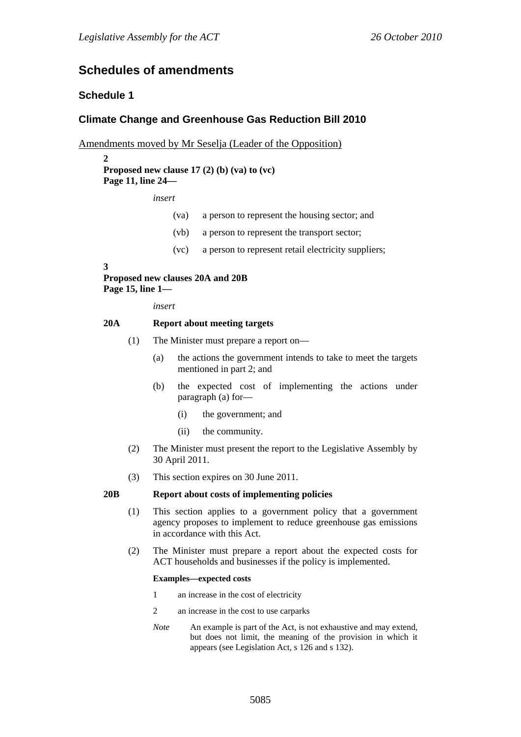## Schedules of amendments

### Schedule 1

### Climate Change and Greenhouse Gas Reduction Bill 2010

Amendments moved by Mr Seselja (Leader of the Opposition)

**2**
**Proposed new clause 17 (2) (b) (va) to (vc)**
**Page 11, line 24—**

*insert*

(va) a person to represent the housing sector; and

(vb) a person to represent the transport sector;

(vc) a person to represent retail electricity suppliers;

**3**
**Proposed new clauses 20A and 20B**
**Page 15, line 1—**

*insert*

**20A Report about meeting targets**

(1) The Minister must prepare a report on—

(a) the actions the government intends to take to meet the targets mentioned in part 2; and

(b) the expected cost of implementing the actions under paragraph (a) for—

(i) the government; and

(ii) the community.

(2) The Minister must present the report to the Legislative Assembly by 30 April 2011.

(3) This section expires on 30 June 2011.

**20B Report about costs of implementing policies**

(1) This section applies to a government policy that a government agency proposes to implement to reduce greenhouse gas emissions in accordance with this Act.

(2) The Minister must prepare a report about the expected costs for ACT households and businesses if the policy is implemented.

**Examples—expected costs**

1 an increase in the cost of electricity

2 an increase in the cost to use carparks

*Note* An example is part of the Act, is not exhaustive and may extend, but does not limit, the meaning of the provision in which it appears (see Legislation Act, s 126 and s 132).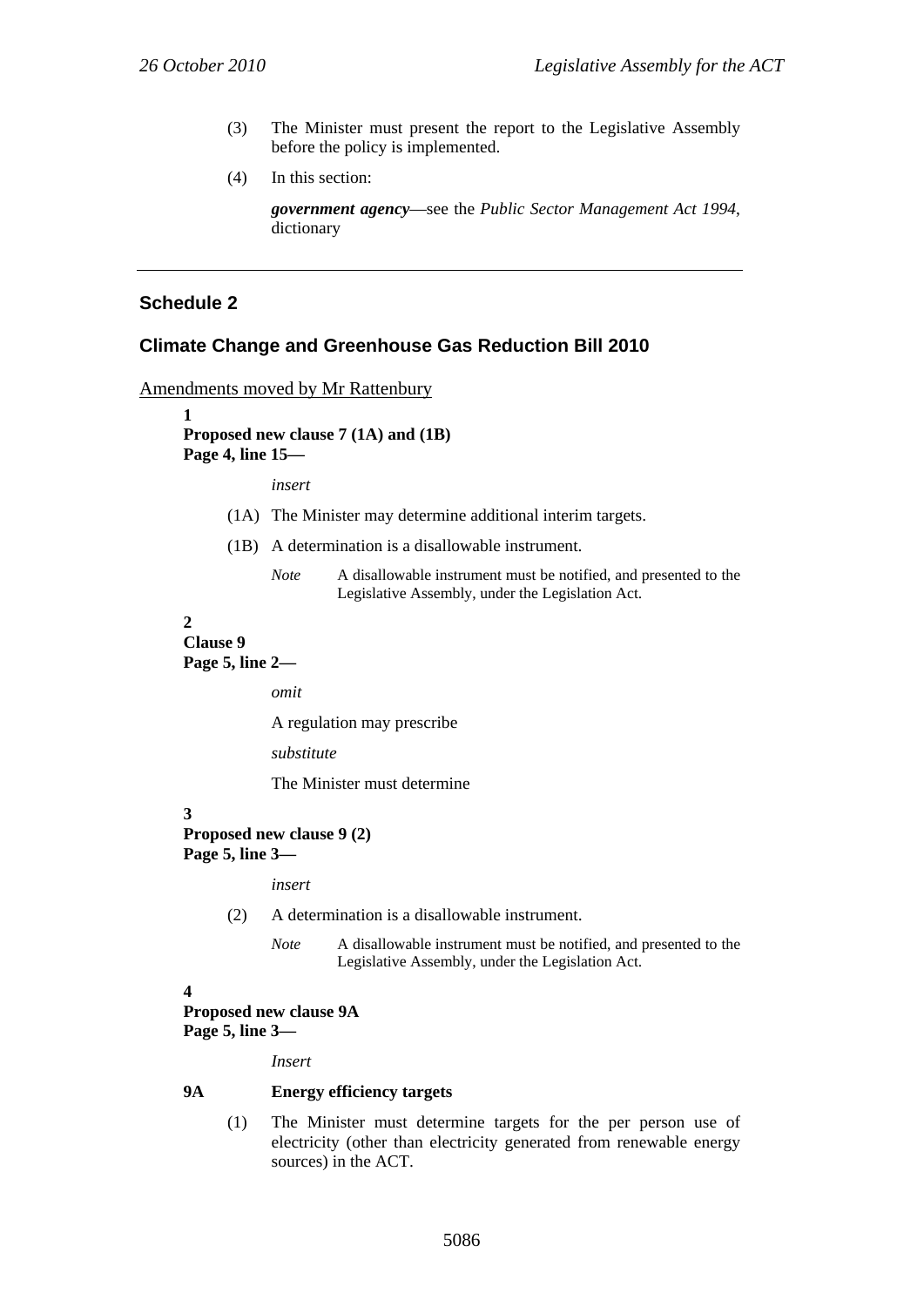(3) The Minister must present the report to the Legislative Assembly before the policy is implemented.

(4) In this section:

***government agency***—see the *Public Sector Management Act 1994*, dictionary

---

## Schedule 2

## Climate Change and Greenhouse Gas Reduction Bill 2010

Amendments moved by Mr Rattenbury

**1**
**Proposed new clause 7 (1A) and (1B)**
**Page 4, line 15—**

*insert*

(1A) The Minister may determine additional interim targets.

(1B) A determination is a disallowable instrument.

*Note* A disallowable instrument must be notified, and presented to the Legislative Assembly, under the Legislation Act.

**2**
**Clause 9**
**Page 5, line 2—**

*omit*

A regulation may prescribe

*substitute*

The Minister must determine

**3**
**Proposed new clause 9 (2)**
**Page 5, line 3—**

*insert*

(2) A determination is a disallowable instrument.

*Note* A disallowable instrument must be notified, and presented to the Legislative Assembly, under the Legislation Act.

**4**
**Proposed new clause 9A**
**Page 5, line 3—**

*Insert*

**9A Energy efficiency targets**

(1) The Minister must determine targets for the per person use of electricity (other than electricity generated from renewable energy sources) in the ACT.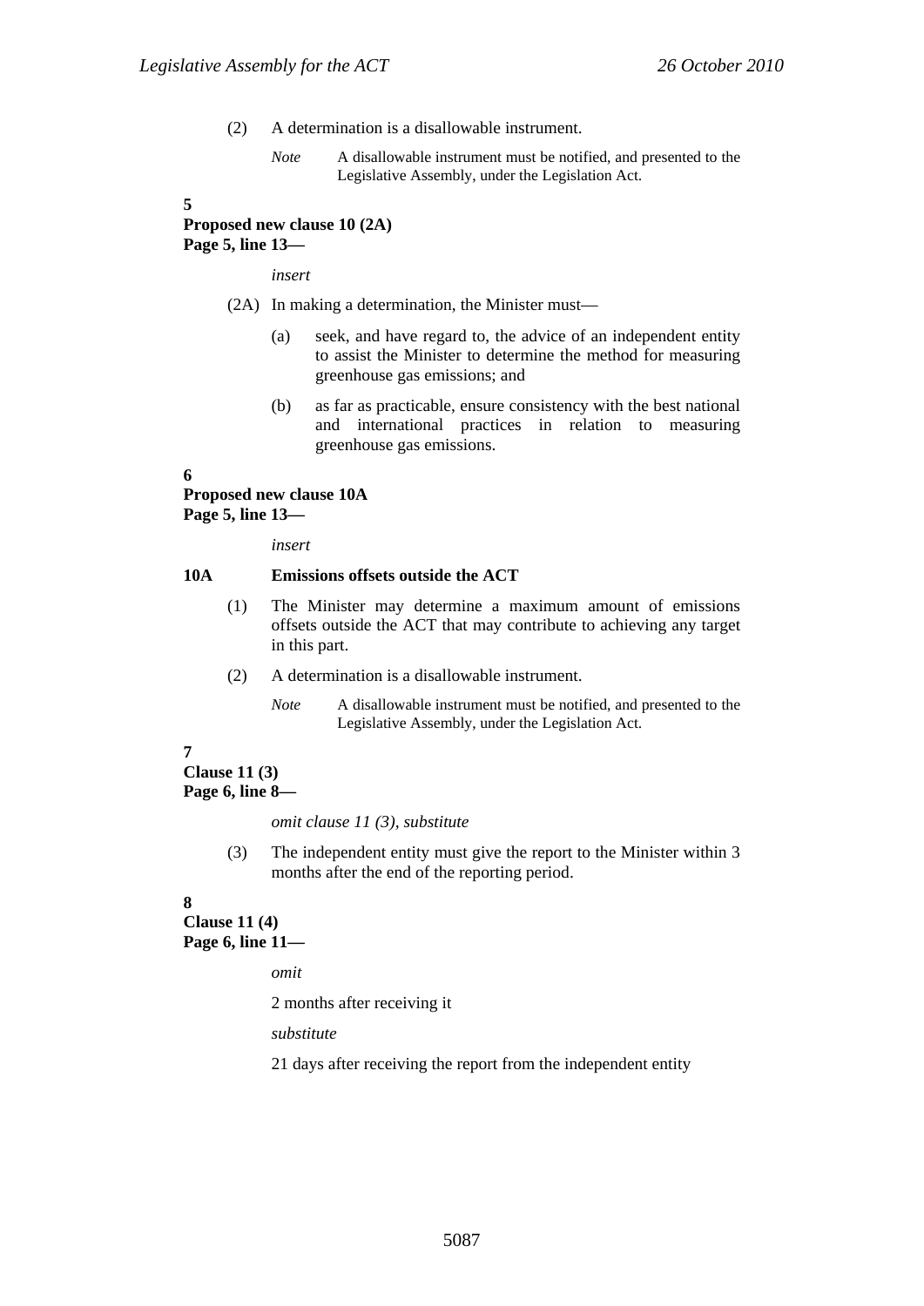(2) A determination is a disallowable instrument.

*Note* A disallowable instrument must be notified, and presented to the Legislative Assembly, under the Legislation Act.

**5**
**Proposed new clause 10 (2A)**
**Page 5, line 13—**

*insert*

(2A) In making a determination, the Minister must—

(a) seek, and have regard to, the advice of an independent entity to assist the Minister to determine the method for measuring greenhouse gas emissions; and

(b) as far as practicable, ensure consistency with the best national and international practices in relation to measuring greenhouse gas emissions.

**6**
**Proposed new clause 10A**
**Page 5, line 13—**

*insert*

**10A Emissions offsets outside the ACT**

(1) The Minister may determine a maximum amount of emissions offsets outside the ACT that may contribute to achieving any target in this part.

(2) A determination is a disallowable instrument.

*Note* A disallowable instrument must be notified, and presented to the Legislative Assembly, under the Legislation Act.

**7**
**Clause 11 (3)**
**Page 6, line 8—**

*omit clause 11 (3), substitute*

(3) The independent entity must give the report to the Minister within 3 months after the end of the reporting period.

**8**
**Clause 11 (4)**
**Page 6, line 11—**

*omit*

2 months after receiving it

*substitute*

21 days after receiving the report from the independent entity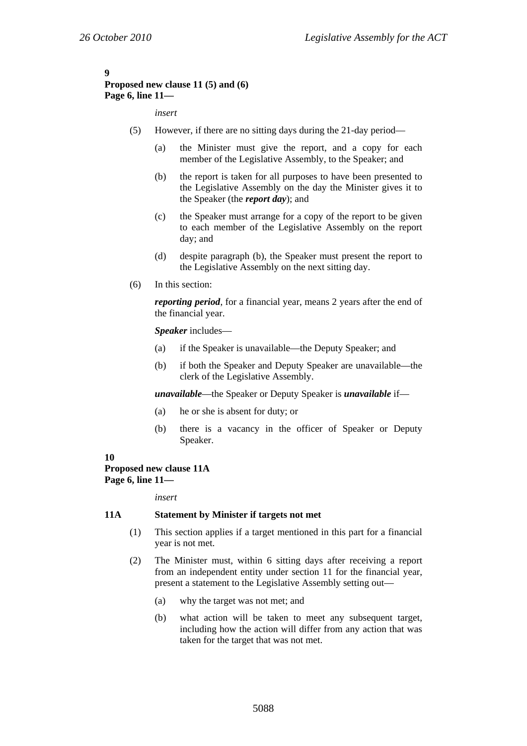**9**
**Proposed new clause 11 (5) and (6)**
**Page 6, line 11—**

*insert*

(5) However, if there are no sitting days during the 21-day period—

(a) the Minister must give the report, and a copy for each member of the Legislative Assembly, to the Speaker; and

(b) the report is taken for all purposes to have been presented to the Legislative Assembly on the day the Minister gives it to the Speaker (the ***report day***); and

(c) the Speaker must arrange for a copy of the report to be given to each member of the Legislative Assembly on the report day; and

(d) despite paragraph (b), the Speaker must present the report to the Legislative Assembly on the next sitting day.

(6) In this section:

***reporting period***, for a financial year, means 2 years after the end of the financial year.

***Speaker*** includes—

(a) if the Speaker is unavailable—the Deputy Speaker; and

(b) if both the Speaker and Deputy Speaker are unavailable—the clerk of the Legislative Assembly.

***unavailable***—the Speaker or Deputy Speaker is ***unavailable*** if—

(a) he or she is absent for duty; or

(b) there is a vacancy in the officer of Speaker or Deputy Speaker.

**10**
**Proposed new clause 11A**
**Page 6, line 11—**

*insert*

**11A Statement by Minister if targets not met**

(1) This section applies if a target mentioned in this part for a financial year is not met.

(2) The Minister must, within 6 sitting days after receiving a report from an independent entity under section 11 for the financial year, present a statement to the Legislative Assembly setting out—

(a) why the target was not met; and

(b) what action will be taken to meet any subsequent target, including how the action will differ from any action that was taken for the target that was not met.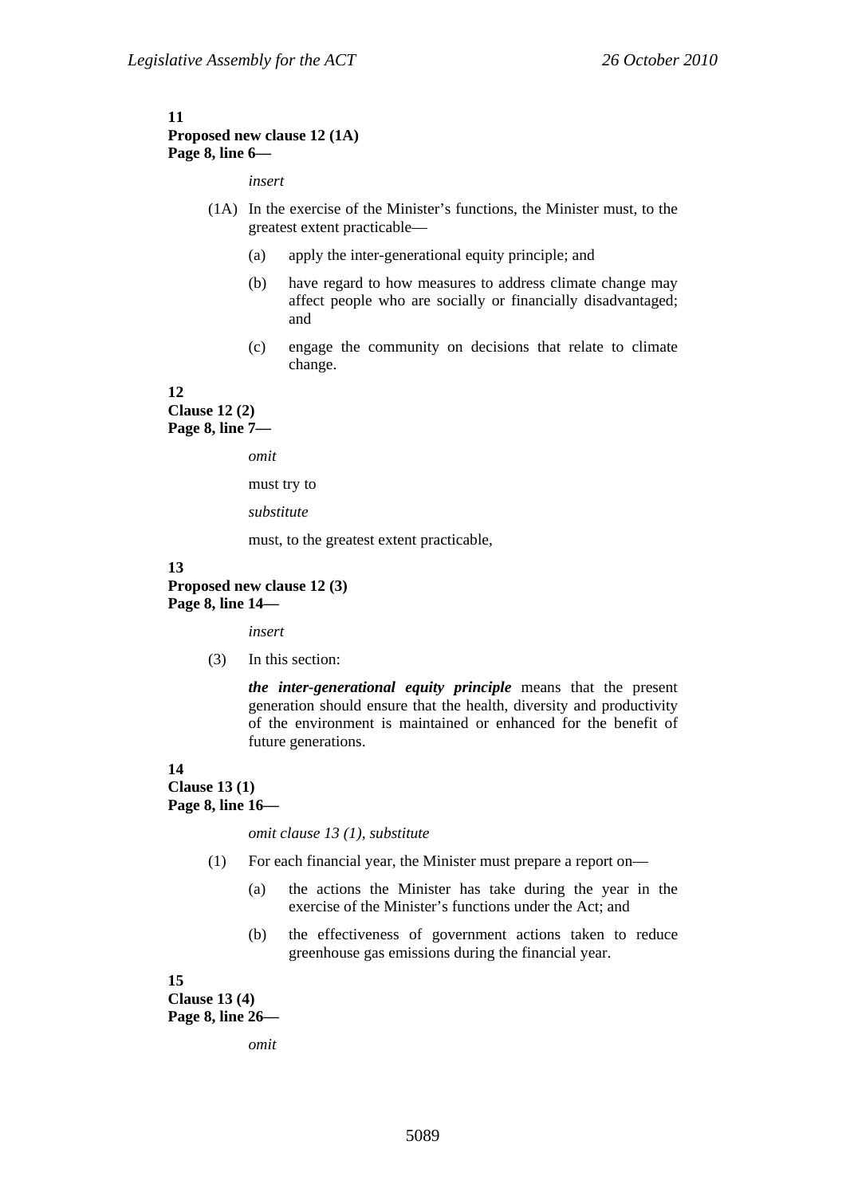**11**
**Proposed new clause 12 (1A)**
**Page 8, line 6—**

*insert*

(1A) In the exercise of the Minister's functions, the Minister must, to the greatest extent practicable—

(a) apply the inter-generational equity principle; and

(b) have regard to how measures to address climate change may affect people who are socially or financially disadvantaged; and

(c) engage the community on decisions that relate to climate change.

**12**
**Clause 12 (2)**
**Page 8, line 7—**

*omit*

must try to

*substitute*

must, to the greatest extent practicable,

**13**
**Proposed new clause 12 (3)**
**Page 8, line 14—**

*insert*

(3) In this section:

***the inter-generational equity principle*** means that the present generation should ensure that the health, diversity and productivity of the environment is maintained or enhanced for the benefit of future generations.

**14**
**Clause 13 (1)**
**Page 8, line 16—**

*omit clause 13 (1), substitute*

(1) For each financial year, the Minister must prepare a report on—

(a) the actions the Minister has take during the year in the exercise of the Minister's functions under the Act; and

(b) the effectiveness of government actions taken to reduce greenhouse gas emissions during the financial year.

**15**
**Clause 13 (4)**
**Page 8, line 26—**

*omit*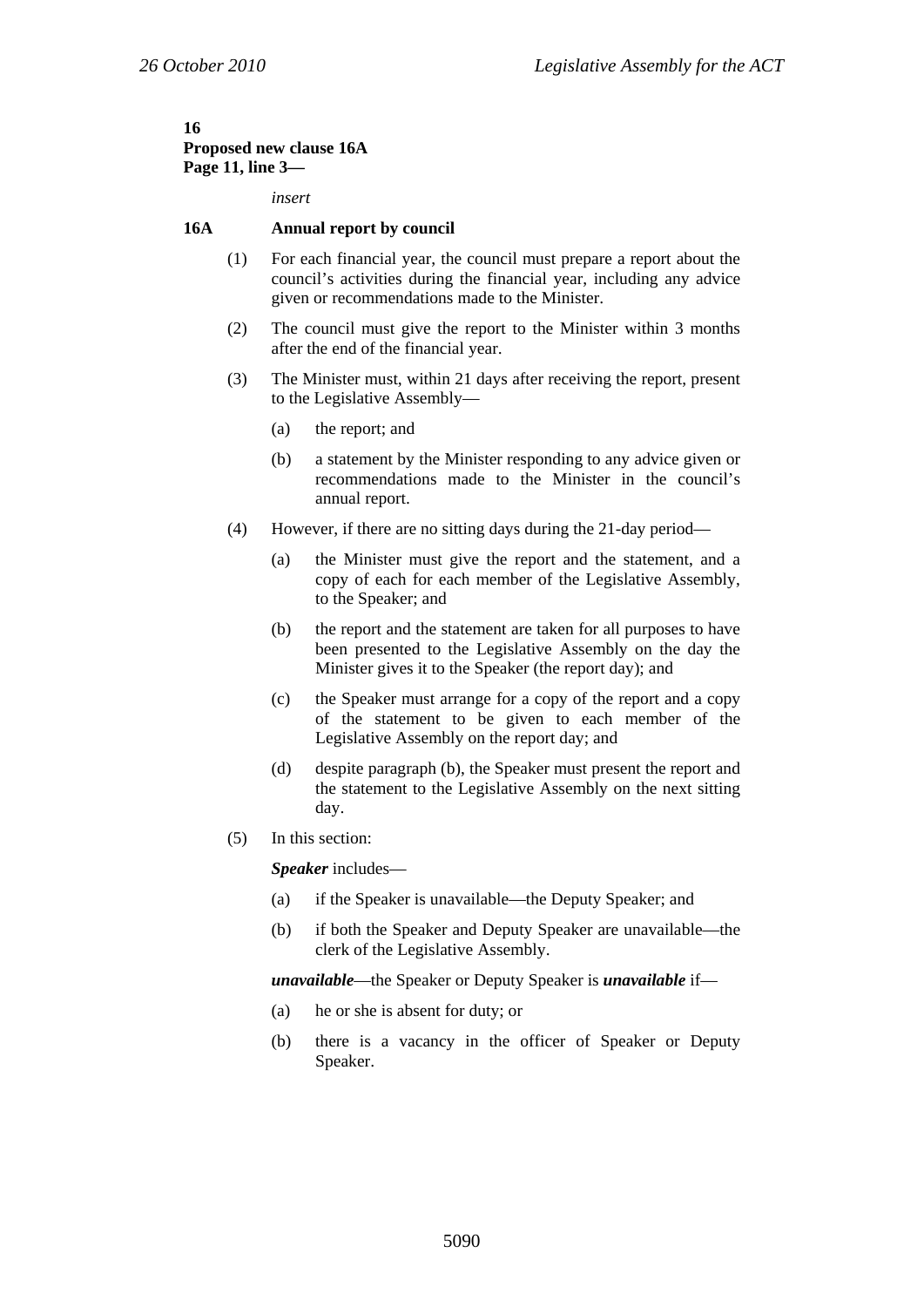**16**
**Proposed new clause 16A**
**Page 11, line 3—**

*insert*

**16A Annual report by council**

(1) For each financial year, the council must prepare a report about the council's activities during the financial year, including any advice given or recommendations made to the Minister.

(2) The council must give the report to the Minister within 3 months after the end of the financial year.

(3) The Minister must, within 21 days after receiving the report, present to the Legislative Assembly—

(a) the report; and

(b) a statement by the Minister responding to any advice given or recommendations made to the Minister in the council's annual report.

(4) However, if there are no sitting days during the 21-day period—

(a) the Minister must give the report and the statement, and a copy of each for each member of the Legislative Assembly, to the Speaker; and

(b) the report and the statement are taken for all purposes to have been presented to the Legislative Assembly on the day the Minister gives it to the Speaker (the report day); and

(c) the Speaker must arrange for a copy of the report and a copy of the statement to be given to each member of the Legislative Assembly on the report day; and

(d) despite paragraph (b), the Speaker must present the report and the statement to the Legislative Assembly on the next sitting day.

(5) In this section:

***Speaker*** includes—

(a) if the Speaker is unavailable—the Deputy Speaker; and

(b) if both the Speaker and Deputy Speaker are unavailable—the clerk of the Legislative Assembly.

***unavailable***—the Speaker or Deputy Speaker is ***unavailable*** if—

(a) he or she is absent for duty; or

(b) there is a vacancy in the officer of Speaker or Deputy Speaker.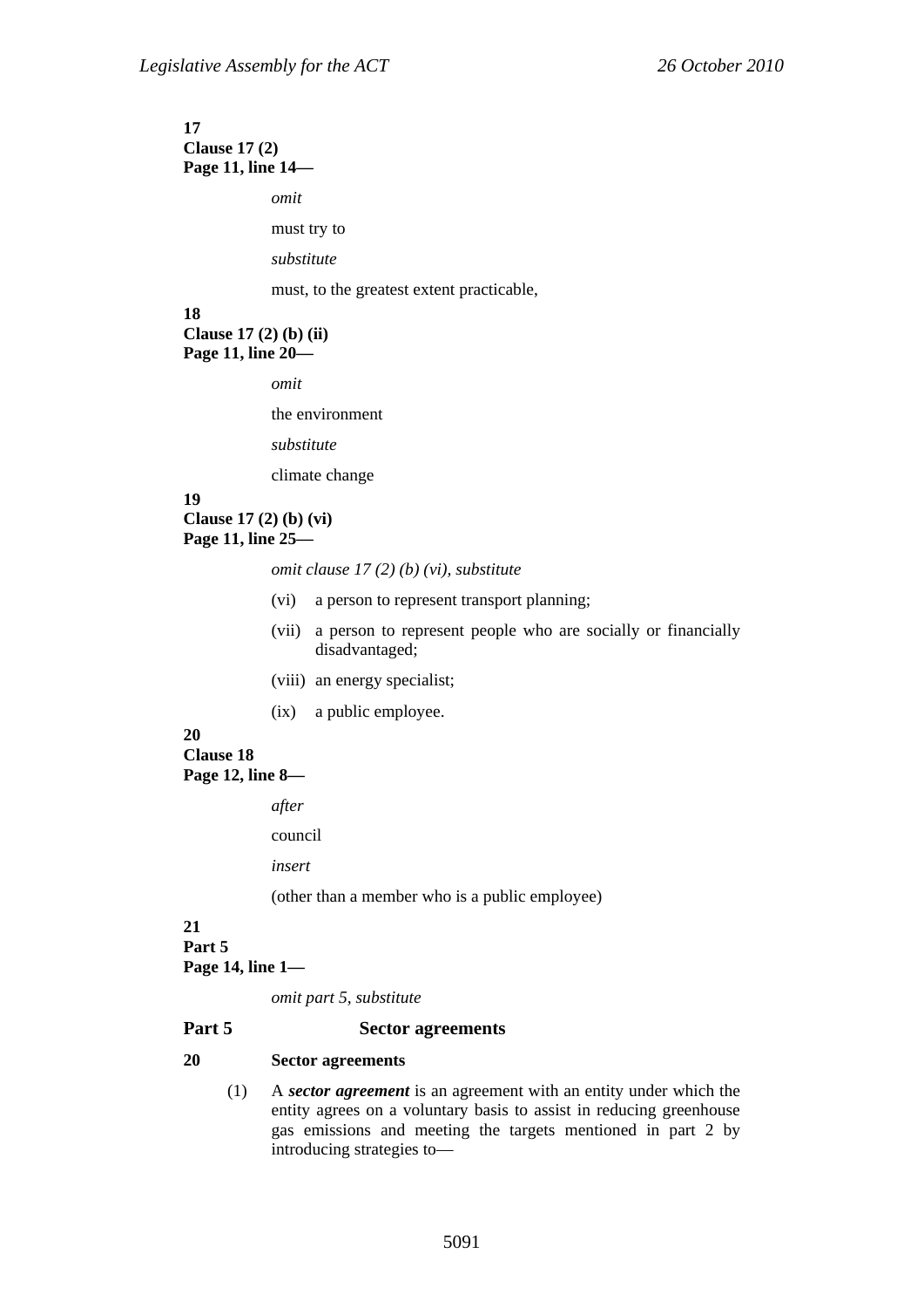**17**
**Clause 17 (2)**
**Page 11, line 14—**

*omit*

must try to

*substitute*

must, to the greatest extent practicable,

**18**
**Clause 17 (2) (b) (ii)**
**Page 11, line 20—**

*omit*

the environment

*substitute*

climate change

**19**
**Clause 17 (2) (b) (vi)**
**Page 11, line 25—**

*omit clause 17 (2) (b) (vi), substitute*

(vi) a person to represent transport planning;

(vii) a person to represent people who are socially or financially disadvantaged;

(viii) an energy specialist;

(ix) a public employee.

**20**
**Clause 18**
**Page 12, line 8—**

*after*

council

*insert*

(other than a member who is a public employee)

**21**
**Part 5**
**Page 14, line 1—**

*omit part 5, substitute*

## Part 5 Sector agreements

### 20 Sector agreements

(1) A ***sector agreement*** is an agreement with an entity under which the entity agrees on a voluntary basis to assist in reducing greenhouse gas emissions and meeting the targets mentioned in part 2 by introducing strategies to—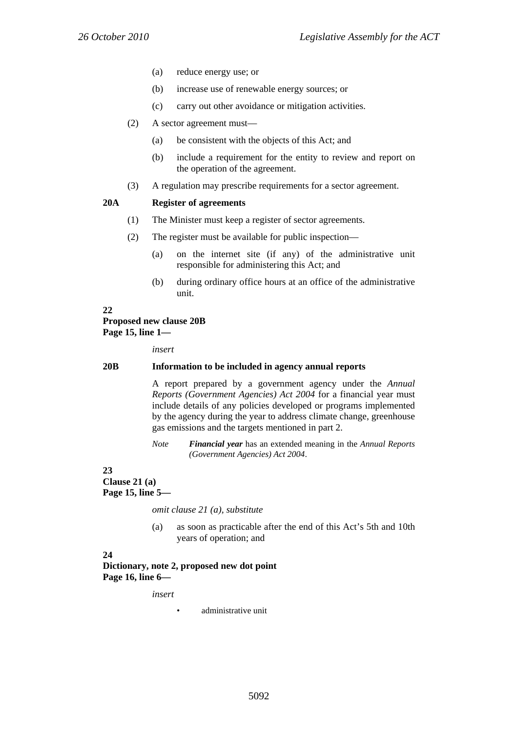(a) reduce energy use; or

(b) increase use of renewable energy sources; or

(c) carry out other avoidance or mitigation activities.

(2) A sector agreement must—

(a) be consistent with the objects of this Act; and

(b) include a requirement for the entity to review and report on the operation of the agreement.

(3) A regulation may prescribe requirements for a sector agreement.

**20A Register of agreements**

(1) The Minister must keep a register of sector agreements.

(2) The register must be available for public inspection—

(a) on the internet site (if any) of the administrative unit responsible for administering this Act; and

(b) during ordinary office hours at an office of the administrative unit.

**22**
**Proposed new clause 20B**
**Page 15, line 1—**

*insert*

**20B Information to be included in agency annual reports**

A report prepared by a government agency under the *Annual Reports (Government Agencies) Act 2004* for a financial year must include details of any policies developed or programs implemented by the agency during the year to address climate change, greenhouse gas emissions and the targets mentioned in part 2.

*Note* ***Financial year*** has an extended meaning in the *Annual Reports (Government Agencies) Act 2004*.

**23**
**Clause 21 (a)**
**Page 15, line 5—**

*omit clause 21 (a), substitute*

(a) as soon as practicable after the end of this Act's 5th and 10th years of operation; and

**24**
**Dictionary, note 2, proposed new dot point**
**Page 16, line 6—**

*insert*

- administrative unit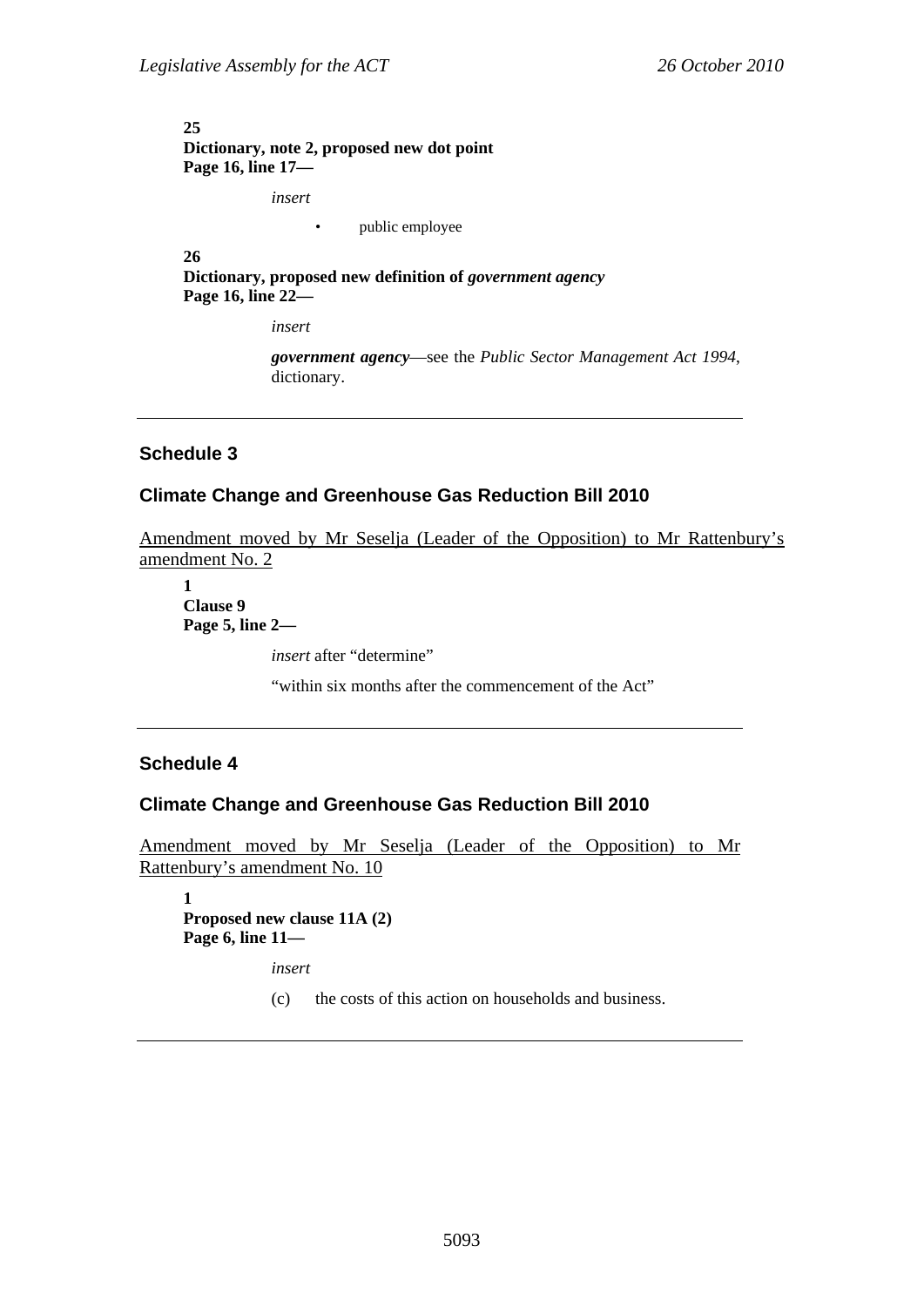**25**
**Dictionary, note 2, proposed new dot point**
**Page 16, line 17—**

*insert*

- public employee

**26**
**Dictionary, proposed new definition of *government agency***
**Page 16, line 22—**

*insert*

***government agency***—see the *Public Sector Management Act 1994*, dictionary.

---

## Schedule 3

## Climate Change and Greenhouse Gas Reduction Bill 2010

Amendment moved by Mr Seselja (Leader of the Opposition) to Mr Rattenbury's amendment No. 2

**1**
**Clause 9**
**Page 5, line 2—**

*insert* after "determine"

"within six months after the commencement of the Act"

---

## Schedule 4

## Climate Change and Greenhouse Gas Reduction Bill 2010

Amendment moved by Mr Seselja (Leader of the Opposition) to Mr Rattenbury's amendment No. 10

**1**
**Proposed new clause 11A (2)**
**Page 6, line 11—**

*insert*

(c) the costs of this action on households and business.

---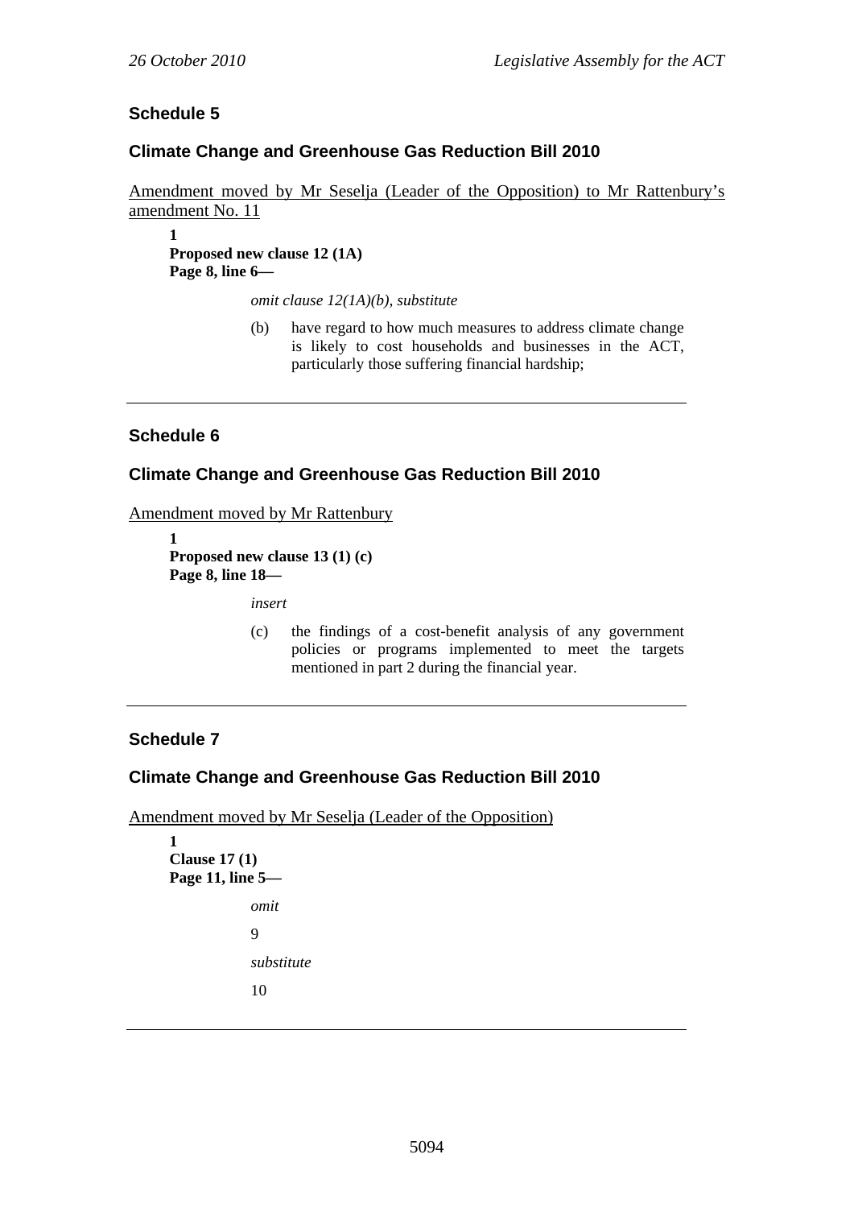## Schedule 5

### Climate Change and Greenhouse Gas Reduction Bill 2010

Amendment moved by Mr Seselja (Leader of the Opposition) to Mr Rattenbury's amendment No. 11

**1**
**Proposed new clause 12 (1A)**
**Page 8, line 6—**

*omit clause 12(1A)(b), substitute*

(b) have regard to how much measures to address climate change is likely to cost households and businesses in the ACT, particularly those suffering financial hardship;

---

## Schedule 6

### Climate Change and Greenhouse Gas Reduction Bill 2010

Amendment moved by Mr Rattenbury

**1**
**Proposed new clause 13 (1) (c)**
**Page 8, line 18—**

*insert*

(c) the findings of a cost-benefit analysis of any government policies or programs implemented to meet the targets mentioned in part 2 during the financial year.

---

## Schedule 7

### Climate Change and Greenhouse Gas Reduction Bill 2010

Amendment moved by Mr Seselja (Leader of the Opposition)

**1**
**Clause 17 (1)**
**Page 11, line 5—**

*omit*

9

*substitute*

10

---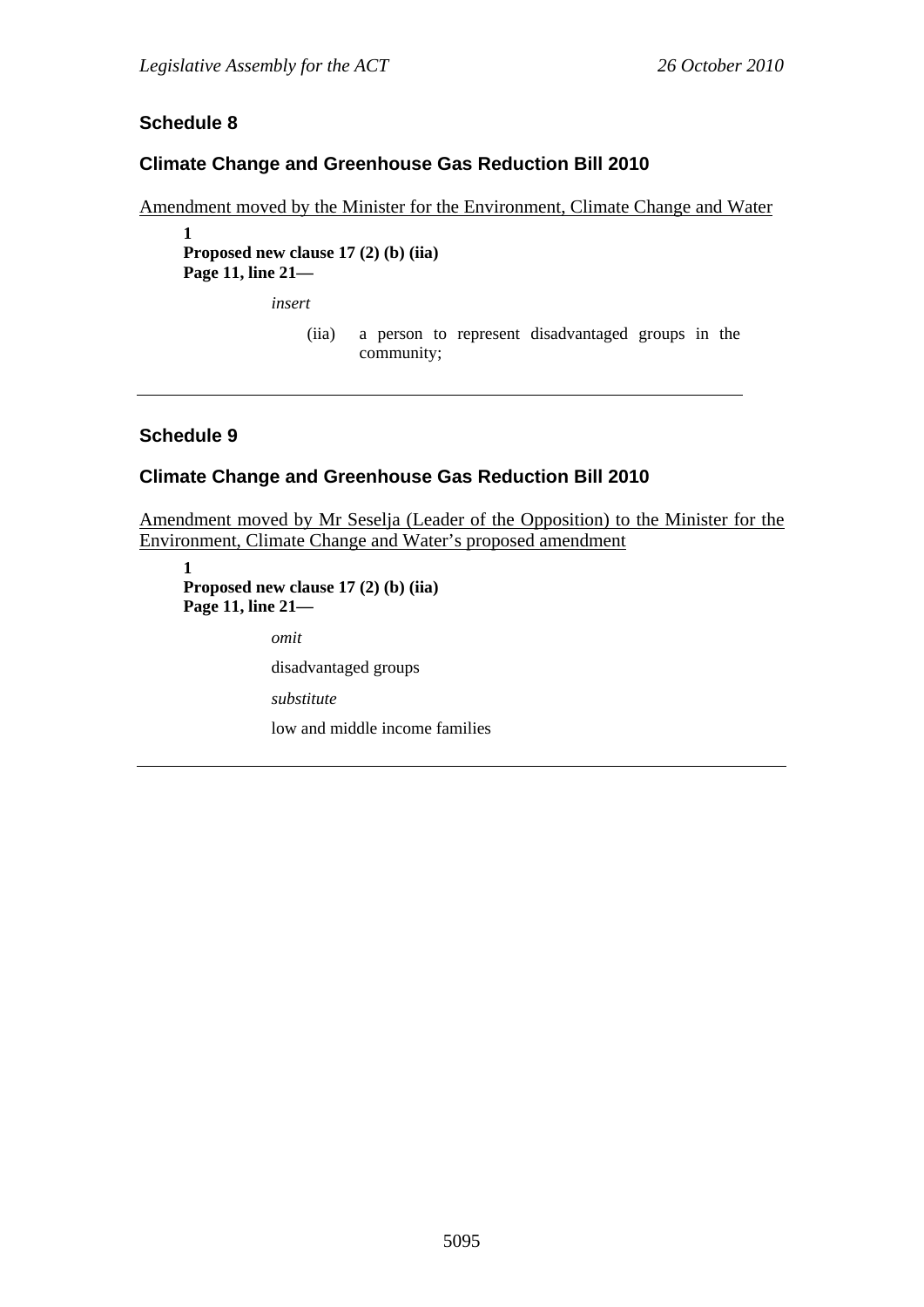## Schedule 8

### Climate Change and Greenhouse Gas Reduction Bill 2010

Amendment moved by the Minister for the Environment, Climate Change and Water

**1**
**Proposed new clause 17 (2) (b) (iia)**
**Page 11, line 21—**

*insert*

(iia) a person to represent disadvantaged groups in the community;

---

## Schedule 9

### Climate Change and Greenhouse Gas Reduction Bill 2010

Amendment moved by Mr Seselja (Leader of the Opposition) to the Minister for the Environment, Climate Change and Water's proposed amendment

**1**
**Proposed new clause 17 (2) (b) (iia)**
**Page 11, line 21—**

*omit*

disadvantaged groups

*substitute*

low and middle income families

---